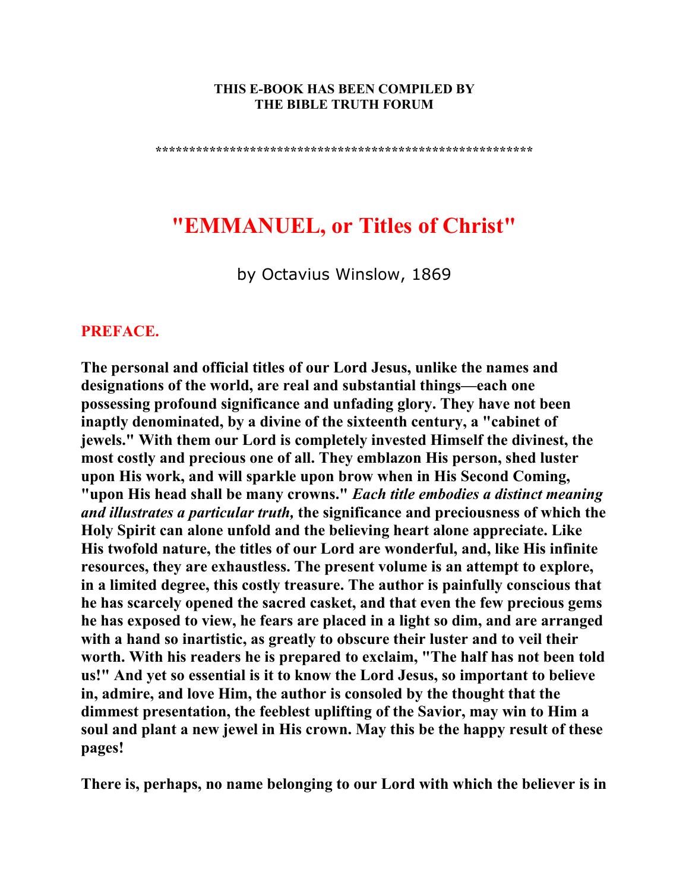**THIS E-BOOK HAS BEEN COMPILED BY**
**THE BIBLE TRUTH FORUM**

*******************************************************

# "EMMANUEL, or Titles of Christ"

by Octavius Winslow, 1869

## PREFACE.

**The personal and official titles of our Lord Jesus, unlike the names and designations of the world, are real and substantial things—each one possessing profound significance and unfading glory. They have not been inaptly denominated, by a divine of the sixteenth century, a "cabinet of jewels." With them our Lord is completely invested Himself the divinest, the most costly and precious one of all. They emblazon His person, shed luster upon His work, and will sparkle upon brow when in His Second Coming, "upon His head shall be many crowns."** ***Each title embodies a distinct meaning and illustrates a particular truth,*** **the significance and preciousness of which the Holy Spirit can alone unfold and the believing heart alone appreciate. Like His twofold nature, the titles of our Lord are wonderful, and, like His infinite resources, they are exhaustless. The present volume is an attempt to explore, in a limited degree, this costly treasure. The author is painfully conscious that he has scarcely opened the sacred casket, and that even the few precious gems he has exposed to view, he fears are placed in a light so dim, and are arranged with a hand so inartistic, as greatly to obscure their luster and to veil their worth. With his readers he is prepared to exclaim, "The half has not been told us!" And yet so essential is it to know the Lord Jesus, so important to believe in, admire, and love Him, the author is consoled by the thought that the dimmest presentation, the feeblest uplifting of the Savior, may win to Him a soul and plant a new jewel in His crown. May this be the happy result of these pages!**

**There is, perhaps, no name belonging to our Lord with which the believer is in**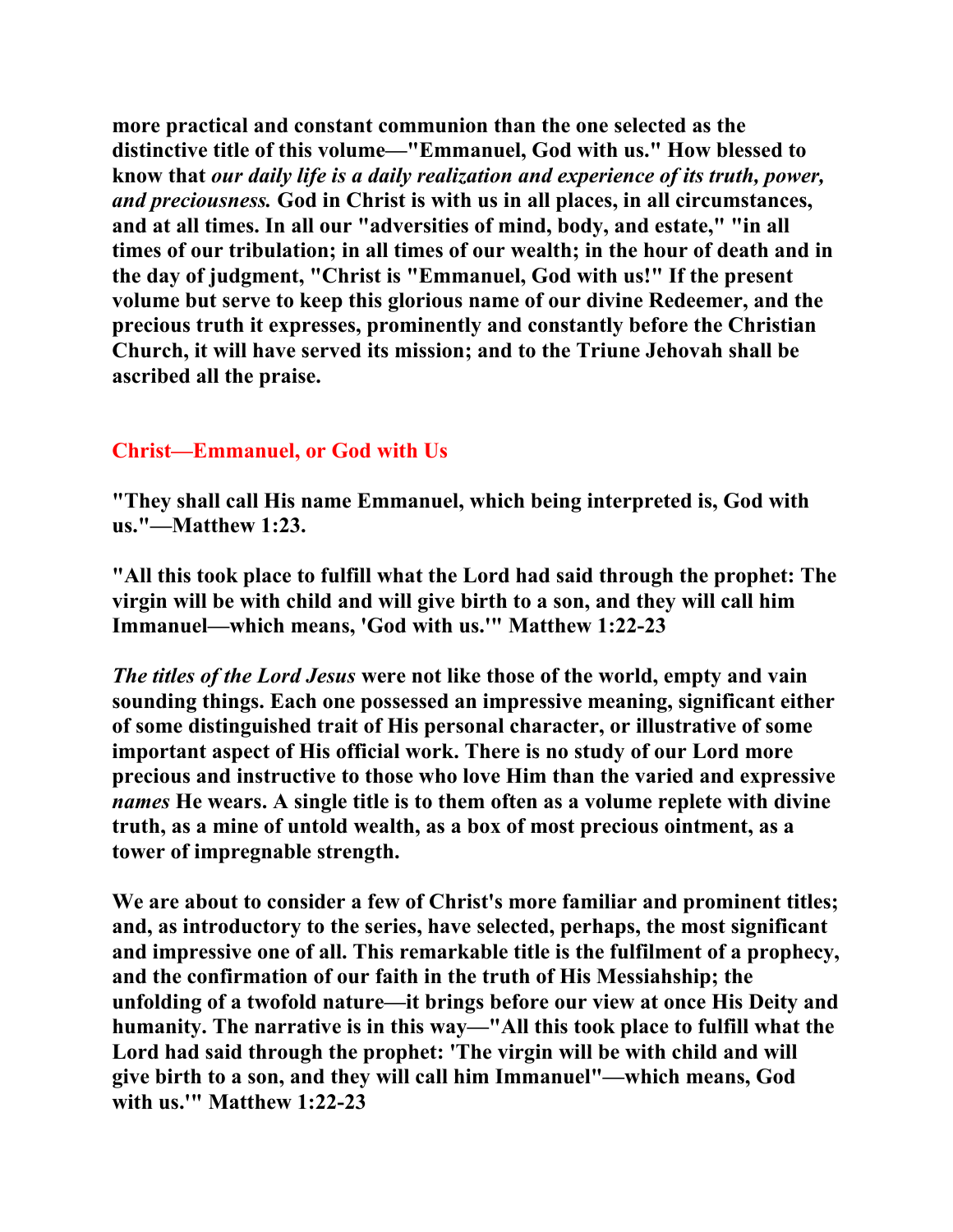**more practical and constant communion than the one selected as the distinctive title of this volume—"Emmanuel, God with us." How blessed to know that *our daily life is a daily realization and experience of its truth, power, and preciousness.* God in Christ is with us in all places, in all circumstances, and at all times. In all our "adversities of mind, body, and estate," "in all times of our tribulation; in all times of our wealth; in the hour of death and in the day of judgment, "Christ is "Emmanuel, God with us!" If the present volume but serve to keep this glorious name of our divine Redeemer, and the precious truth it expresses, prominently and constantly before the Christian Church, it will have served its mission; and to the Triune Jehovah shall be ascribed all the praise.**

## Christ—Emmanuel, or God with Us

**"They shall call His name Emmanuel, which being interpreted is, God with us."—Matthew 1:23.**

**"All this took place to fulfill what the Lord had said through the prophet: The virgin will be with child and will give birth to a son, and they will call him Immanuel—which means, 'God with us.'" Matthew 1:22-23**

***The titles of the Lord Jesus* were not like those of the world, empty and vain sounding things. Each one possessed an impressive meaning, significant either of some distinguished trait of His personal character, or illustrative of some important aspect of His official work. There is no study of our Lord more precious and instructive to those who love Him than the varied and expressive *names* He wears. A single title is to them often as a volume replete with divine truth, as a mine of untold wealth, as a box of most precious ointment, as a tower of impregnable strength.**

**We are about to consider a few of Christ's more familiar and prominent titles; and, as introductory to the series, have selected, perhaps, the most significant and impressive one of all. This remarkable title is the fulfilment of a prophecy, and the confirmation of our faith in the truth of His Messiahship; the unfolding of a twofold nature—it brings before our view at once His Deity and humanity. The narrative is in this way—"All this took place to fulfill what the Lord had said through the prophet: 'The virgin will be with child and will give birth to a son, and they will call him Immanuel"—which means, God with us.'" Matthew 1:22-23**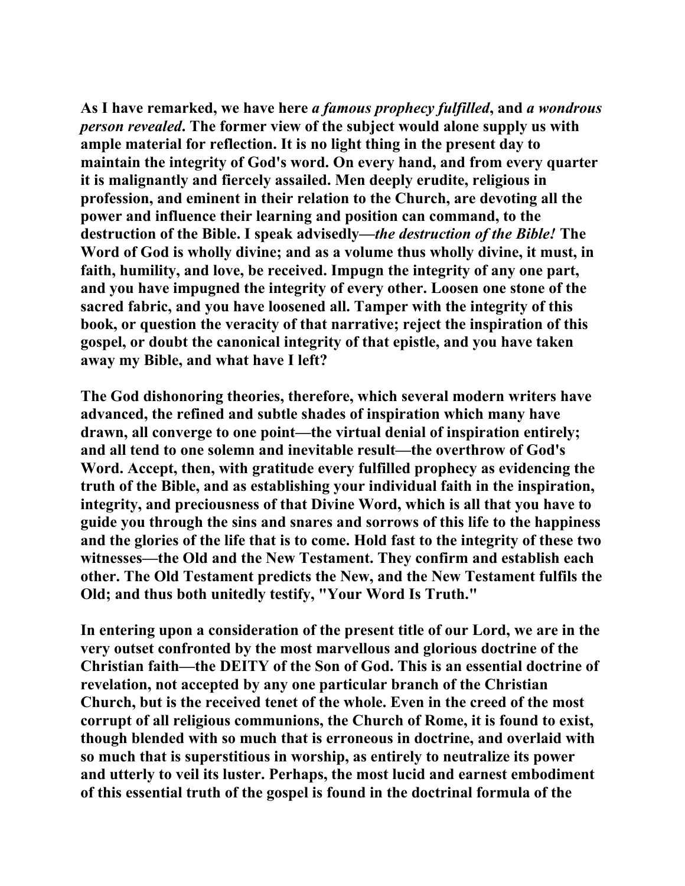As I have remarked, we have here *a famous prophecy fulfilled*, and *a wondrous person revealed*. The former view of the subject would alone supply us with ample material for reflection. It is no light thing in the present day to maintain the integrity of God's word. On every hand, and from every quarter it is malignantly and fiercely assailed. Men deeply erudite, religious in profession, and eminent in their relation to the Church, are devoting all the power and influence their learning and position can command, to the destruction of the Bible. I speak advisedly—*the destruction of the Bible!* The Word of God is wholly divine; and as a volume thus wholly divine, it must, in faith, humility, and love, be received. Impugn the integrity of any one part, and you have impugned the integrity of every other. Loosen one stone of the sacred fabric, and you have loosened all. Tamper with the integrity of this book, or question the veracity of that narrative; reject the inspiration of this gospel, or doubt the canonical integrity of that epistle, and you have taken away my Bible, and what have I left?

The God dishonoring theories, therefore, which several modern writers have advanced, the refined and subtle shades of inspiration which many have drawn, all converge to one point—the virtual denial of inspiration entirely; and all tend to one solemn and inevitable result—the overthrow of God's Word. Accept, then, with gratitude every fulfilled prophecy as evidencing the truth of the Bible, and as establishing your individual faith in the inspiration, integrity, and preciousness of that Divine Word, which is all that you have to guide you through the sins and snares and sorrows of this life to the happiness and the glories of the life that is to come. Hold fast to the integrity of these two witnesses—the Old and the New Testament. They confirm and establish each other. The Old Testament predicts the New, and the New Testament fulfils the Old; and thus both unitedly testify, "Your Word Is Truth."

In entering upon a consideration of the present title of our Lord, we are in the very outset confronted by the most marvellous and glorious doctrine of the Christian faith—the DEITY of the Son of God. This is an essential doctrine of revelation, not accepted by any one particular branch of the Christian Church, but is the received tenet of the whole. Even in the creed of the most corrupt of all religious communions, the Church of Rome, it is found to exist, though blended with so much that is erroneous in doctrine, and overlaid with so much that is superstitious in worship, as entirely to neutralize its power and utterly to veil its luster. Perhaps, the most lucid and earnest embodiment of this essential truth of the gospel is found in the doctrinal formula of the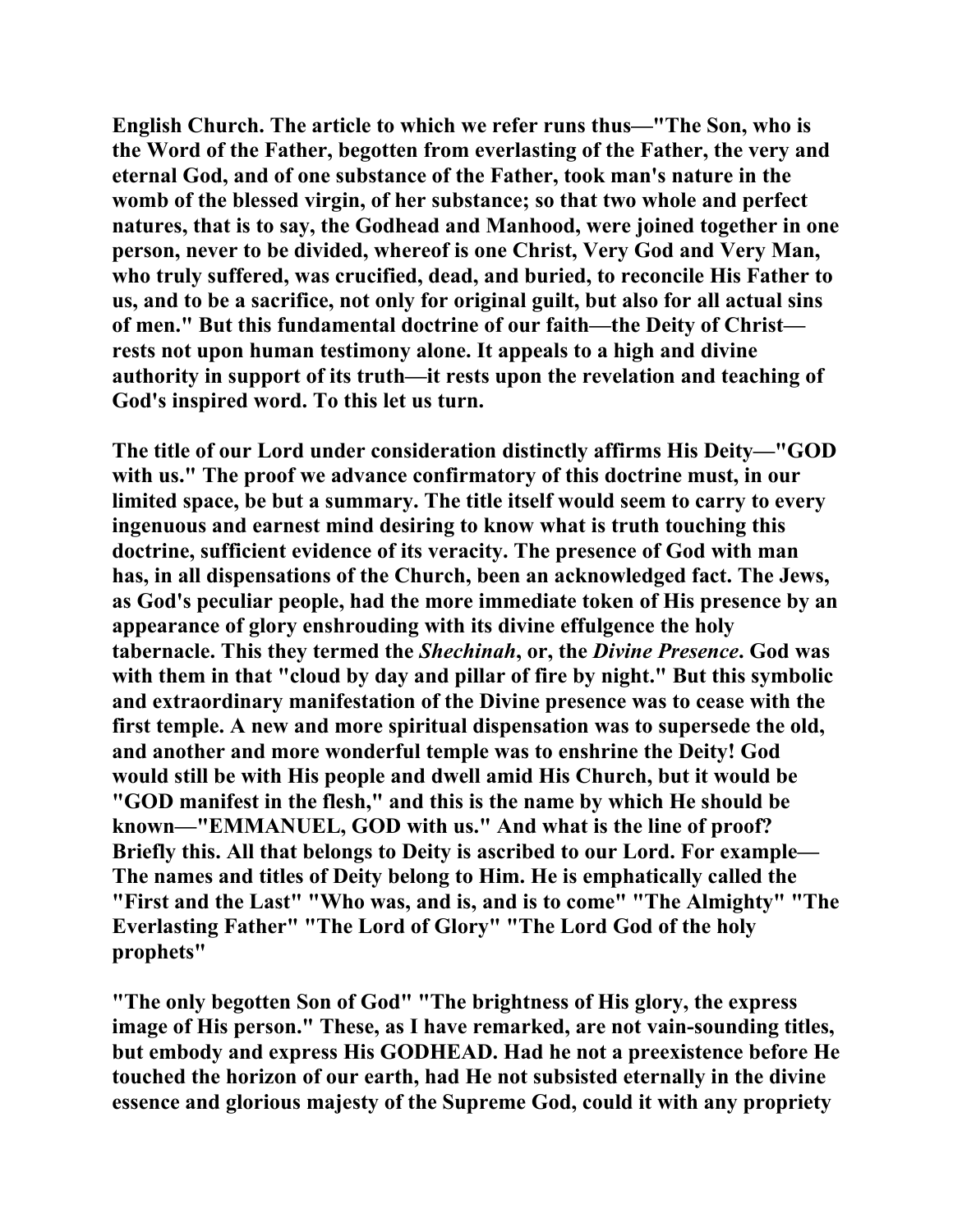English Church. The article to which we refer runs thus—"The Son, who is the Word of the Father, begotten from everlasting of the Father, the very and eternal God, and of one substance of the Father, took man's nature in the womb of the blessed virgin, of her substance; so that two whole and perfect natures, that is to say, the Godhead and Manhood, were joined together in one person, never to be divided, whereof is one Christ, Very God and Very Man, who truly suffered, was crucified, dead, and buried, to reconcile His Father to us, and to be a sacrifice, not only for original guilt, but also for all actual sins of men." But this fundamental doctrine of our faith—the Deity of Christ—rests not upon human testimony alone. It appeals to a high and divine authority in support of its truth—it rests upon the revelation and teaching of God's inspired word. To this let us turn.

The title of our Lord under consideration distinctly affirms His Deity—"GOD with us." The proof we advance confirmatory of this doctrine must, in our limited space, be but a summary. The title itself would seem to carry to every ingenuous and earnest mind desiring to know what is truth touching this doctrine, sufficient evidence of its veracity. The presence of God with man has, in all dispensations of the Church, been an acknowledged fact. The Jews, as God's peculiar people, had the more immediate token of His presence by an appearance of glory enshrouding with its divine effulgence the holy tabernacle. This they termed the ***Shechinah***, or, the ***Divine Presence***. God was with them in that "cloud by day and pillar of fire by night." But this symbolic and extraordinary manifestation of the Divine presence was to cease with the first temple. A new and more spiritual dispensation was to supersede the old, and another and more wonderful temple was to enshrine the Deity! God would still be with His people and dwell amid His Church, but it would be "GOD manifest in the flesh," and this is the name by which He should be known—"EMMANUEL, GOD with us." And what is the line of proof? Briefly this. All that belongs to Deity is ascribed to our Lord. For example—The names and titles of Deity belong to Him. He is emphatically called the "First and the Last" "Who was, and is, and is to come" "The Almighty" "The Everlasting Father" "The Lord of Glory" "The Lord God of the holy prophets"

"The only begotten Son of God" "The brightness of His glory, the express image of His person." These, as I have remarked, are not vain-sounding titles, but embody and express His GODHEAD. Had he not a preexistence before He touched the horizon of our earth, had He not subsisted eternally in the divine essence and glorious majesty of the Supreme God, could it with any propriety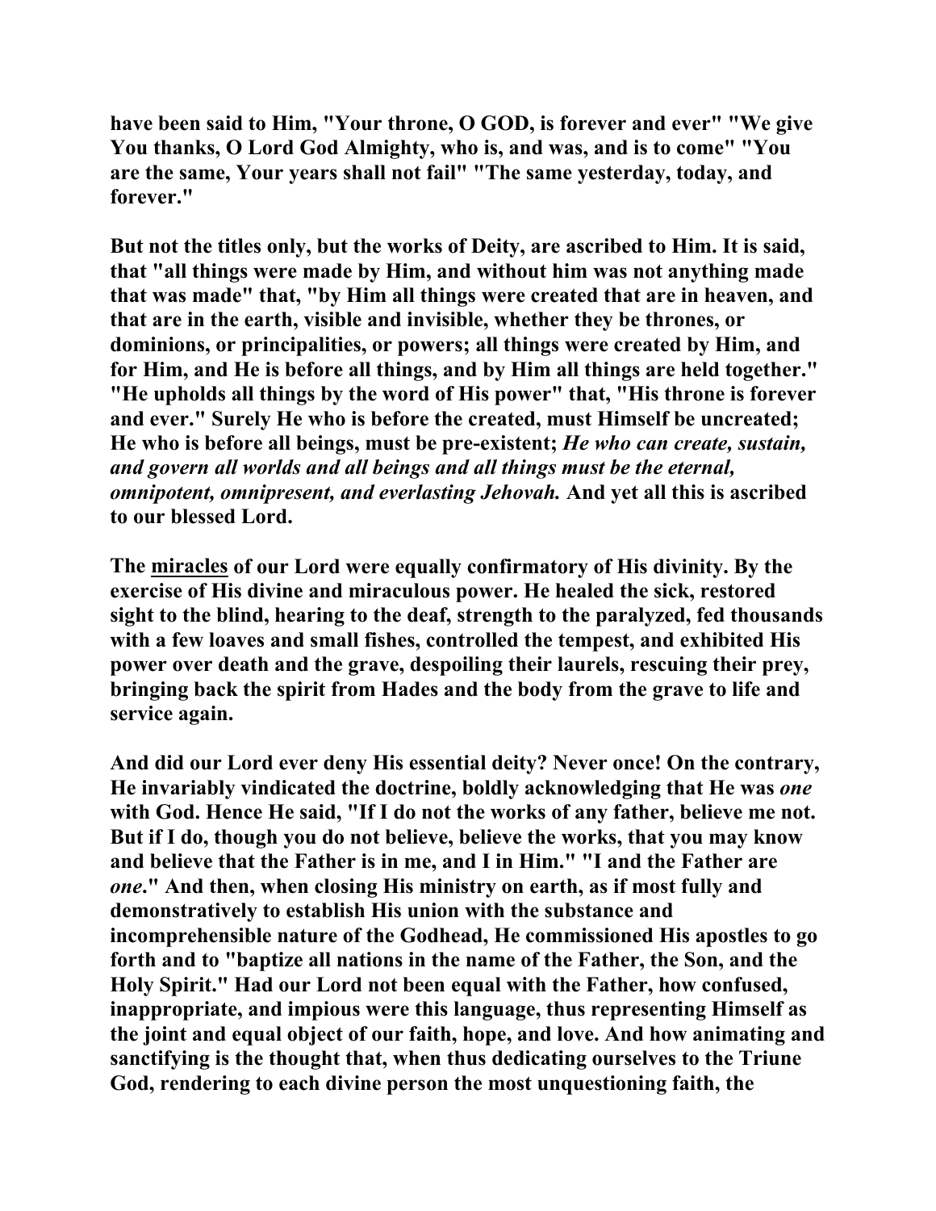**have been said to Him, "Your throne, O GOD, is forever and ever" "We give You thanks, O Lord God Almighty, who is, and was, and is to come" "You are the same, Your years shall not fail" "The same yesterday, today, and forever."**

**But not the titles only, but the works of Deity, are ascribed to Him. It is said, that "all things were made by Him, and without him was not anything made that was made" that, "by Him all things were created that are in heaven, and that are in the earth, visible and invisible, whether they be thrones, or dominions, or principalities, or powers; all things were created by Him, and for Him, and He is before all things, and by Him all things are held together." "He upholds all things by the word of His power" that, "His throne is forever and ever." Surely He who is before the created, must Himself be uncreated; He who is before all beings, must be pre-existent; *He who can create, sustain, and govern all worlds and all beings and all things must be the eternal, omnipotent, omnipresent, and everlasting Jehovah.* And yet all this is ascribed to our blessed Lord.**

**The <u>miracles</u> of our Lord were equally confirmatory of His divinity. By the exercise of His divine and miraculous power. He healed the sick, restored sight to the blind, hearing to the deaf, strength to the paralyzed, fed thousands with a few loaves and small fishes, controlled the tempest, and exhibited His power over death and the grave, despoiling their laurels, rescuing their prey, bringing back the spirit from Hades and the body from the grave to life and service again.**

**And did our Lord ever deny His essential deity? Never once! On the contrary, He invariably vindicated the doctrine, boldly acknowledging that He was *one* with God. Hence He said, "If I do not the works of any father, believe me not. But if I do, though you do not believe, believe the works, that you may know and believe that the Father is in me, and I in Him." "I and the Father are *one*." And then, when closing His ministry on earth, as if most fully and demonstratively to establish His union with the substance and incomprehensible nature of the Godhead, He commissioned His apostles to go forth and to "baptize all nations in the name of the Father, the Son, and the Holy Spirit." Had our Lord not been equal with the Father, how confused, inappropriate, and impious were this language, thus representing Himself as the joint and equal object of our faith, hope, and love. And how animating and sanctifying is the thought that, when thus dedicating ourselves to the Triune God, rendering to each divine person the most unquestioning faith, the**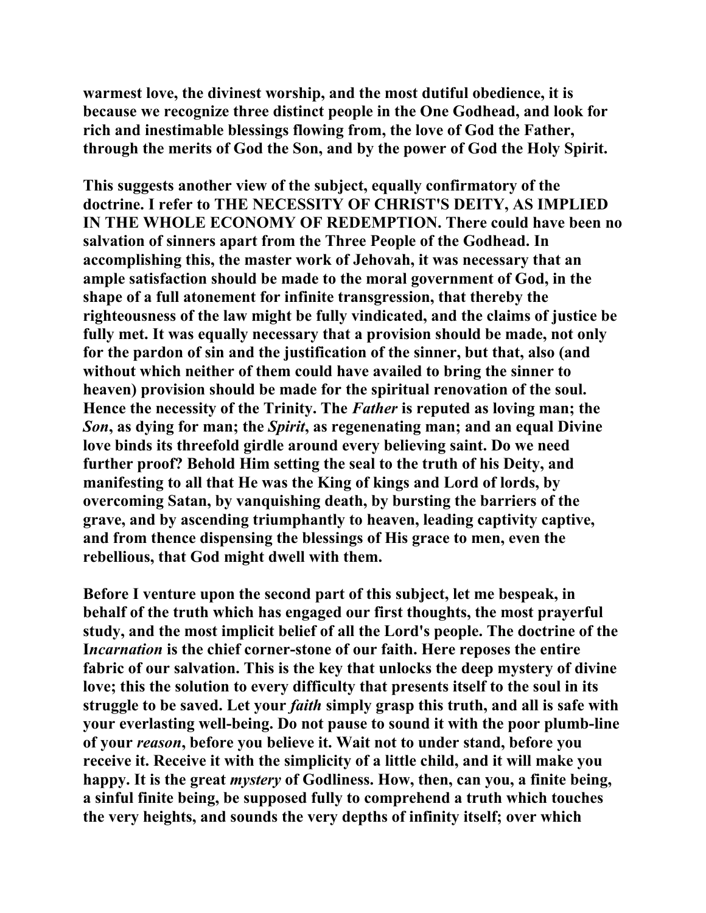**warmest love, the divinest worship, and the most dutiful obedience, it is because we recognize three distinct people in the One Godhead, and look for rich and inestimable blessings flowing from, the love of God the Father, through the merits of God the Son, and by the power of God the Holy Spirit.**

**This suggests another view of the subject, equally confirmatory of the doctrine. I refer to THE NECESSITY OF CHRIST'S DEITY, AS IMPLIED IN THE WHOLE ECONOMY OF REDEMPTION. There could have been no salvation of sinners apart from the Three People of the Godhead. In accomplishing this, the master work of Jehovah, it was necessary that an ample satisfaction should be made to the moral government of God, in the shape of a full atonement for infinite transgression, that thereby the righteousness of the law might be fully vindicated, and the claims of justice be fully met. It was equally necessary that a provision should be made, not only for the pardon of sin and the justification of the sinner, but that, also (and without which neither of them could have availed to bring the sinner to heaven) provision should be made for the spiritual renovation of the soul. Hence the necessity of the Trinity. The *Father* is reputed as loving man; the *Son*, as dying for man; the *Spirit*, as regenenating man; and an equal Divine love binds its threefold girdle around every believing saint. Do we need further proof? Behold Him setting the seal to the truth of his Deity, and manifesting to all that He was the King of kings and Lord of lords, by overcoming Satan, by vanquishing death, by bursting the barriers of the grave, and by ascending triumphantly to heaven, leading captivity captive, and from thence dispensing the blessings of His grace to men, even the rebellious, that God might dwell with them.**

**Before I venture upon the second part of this subject, let me bespeak, in behalf of the truth which has engaged our first thoughts, the most prayerful study, and the most implicit belief of all the Lord's people. The doctrine of the I*ncarnation* is the chief corner-stone of our faith. Here reposes the entire fabric of our salvation. This is the key that unlocks the deep mystery of divine love; this the solution to every difficulty that presents itself to the soul in its struggle to be saved. Let your *faith* simply grasp this truth, and all is safe with your everlasting well-being. Do not pause to sound it with the poor plumb-line of your *reason*, before you believe it. Wait not to under stand, before you receive it. Receive it with the simplicity of a little child, and it will make you happy. It is the great *mystery* of Godliness. How, then, can you, a finite being, a sinful finite being, be supposed fully to comprehend a truth which touches the very heights, and sounds the very depths of infinity itself; over which**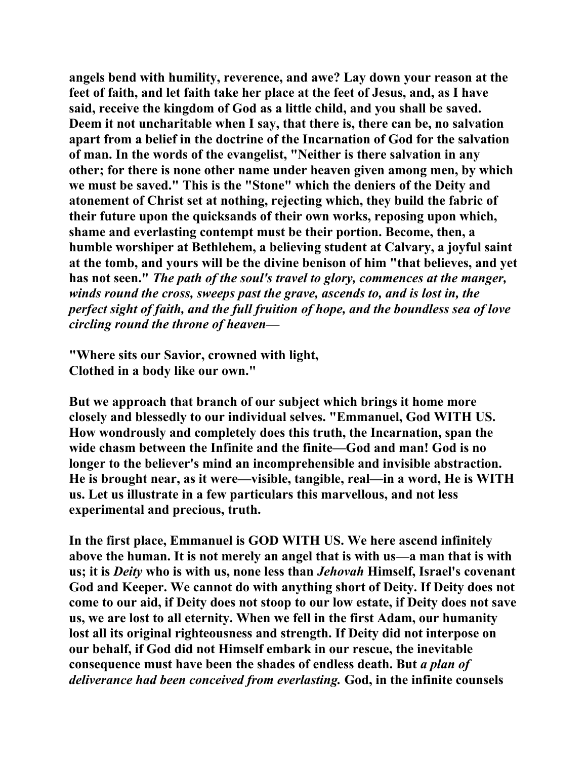angels bend with humility, reverence, and awe? Lay down your reason at the feet of faith, and let faith take her place at the feet of Jesus, and, as I have said, receive the kingdom of God as a little child, and you shall be saved. Deem it not uncharitable when I say, that there is, there can be, no salvation apart from a belief in the doctrine of the Incarnation of God for the salvation of man. In the words of the evangelist, "Neither is there salvation in any other; for there is none other name under heaven given among men, by which we must be saved." This is the "Stone" which the deniers of the Deity and atonement of Christ set at nothing, rejecting which, they build the fabric of their future upon the quicksands of their own works, reposing upon which, shame and everlasting contempt must be their portion. Become, then, a humble worshiper at Bethlehem, a believing student at Calvary, a joyful saint at the tomb, and yours will be the divine benison of him "that believes, and yet has not seen." *The path of the soul's travel to glory, commences at the manger, winds round the cross, sweeps past the grave, ascends to, and is lost in, the perfect sight of faith, and the full fruition of hope, and the boundless sea of love circling round the throne of heaven—*

"Where sits our Savior, crowned with light,
Clothed in a body like our own."

But we approach that branch of our subject which brings it home more closely and blessedly to our individual selves. "Emmanuel, God WITH US. How wondrously and completely does this truth, the Incarnation, span the wide chasm between the Infinite and the finite—God and man! God is no longer to the believer's mind an incomprehensible and invisible abstraction. He is brought near, as it were—visible, tangible, real—in a word, He is WITH us. Let us illustrate in a few particulars this marvellous, and not less experimental and precious, truth.

In the first place, Emmanuel is GOD WITH US. We here ascend infinitely above the human. It is not merely an angel that is with us—a man that is with us; it is *Deity* who is with us, none less than *Jehovah* Himself, Israel's covenant God and Keeper. We cannot do with anything short of Deity. If Deity does not come to our aid, if Deity does not stoop to our low estate, if Deity does not save us, we are lost to all eternity. When we fell in the first Adam, our humanity lost all its original righteousness and strength. If Deity did not interpose on our behalf, if God did not Himself embark in our rescue, the inevitable consequence must have been the shades of endless death. But *a plan of deliverance had been conceived from everlasting.* God, in the infinite counsels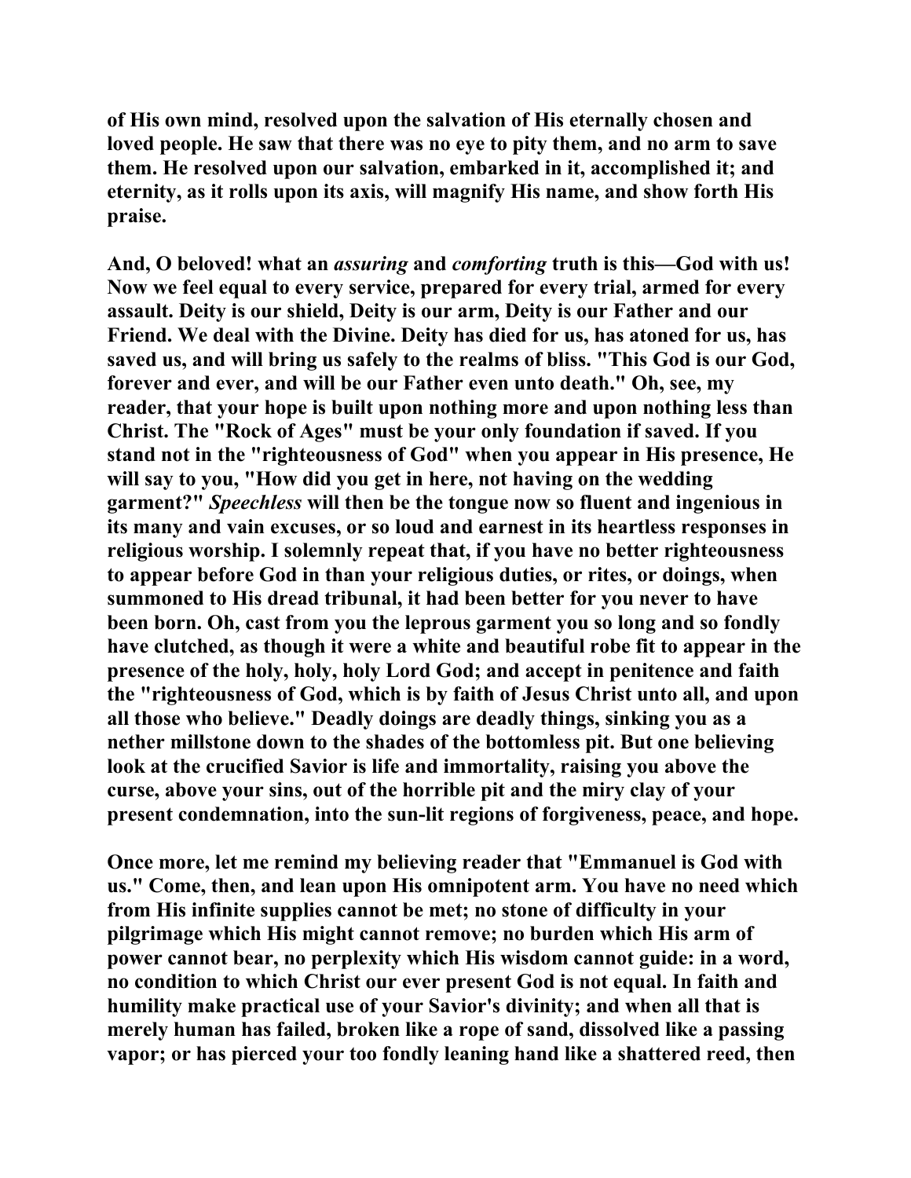of His own mind, resolved upon the salvation of His eternally chosen and loved people. He saw that there was no eye to pity them, and no arm to save them. He resolved upon our salvation, embarked in it, accomplished it; and eternity, as it rolls upon its axis, will magnify His name, and show forth His praise.

And, O beloved! what an *assuring* and *comforting* truth is this—God with us! Now we feel equal to every service, prepared for every trial, armed for every assault. Deity is our shield, Deity is our arm, Deity is our Father and our Friend. We deal with the Divine. Deity has died for us, has atoned for us, has saved us, and will bring us safely to the realms of bliss. "This God is our God, forever and ever, and will be our Father even unto death." Oh, see, my reader, that your hope is built upon nothing more and upon nothing less than Christ. The "Rock of Ages" must be your only foundation if saved. If you stand not in the "righteousness of God" when you appear in His presence, He will say to you, "How did you get in here, not having on the wedding garment?" *Speechless* will then be the tongue now so fluent and ingenious in its many and vain excuses, or so loud and earnest in its heartless responses in religious worship. I solemnly repeat that, if you have no better righteousness to appear before God in than your religious duties, or rites, or doings, when summoned to His dread tribunal, it had been better for you never to have been born. Oh, cast from you the leprous garment you so long and so fondly have clutched, as though it were a white and beautiful robe fit to appear in the presence of the holy, holy, holy Lord God; and accept in penitence and faith the "righteousness of God, which is by faith of Jesus Christ unto all, and upon all those who believe." Deadly doings are deadly things, sinking you as a nether millstone down to the shades of the bottomless pit. But one believing look at the crucified Savior is life and immortality, raising you above the curse, above your sins, out of the horrible pit and the miry clay of your present condemnation, into the sun-lit regions of forgiveness, peace, and hope.

Once more, let me remind my believing reader that "Emmanuel is God with us." Come, then, and lean upon His omnipotent arm. You have no need which from His infinite supplies cannot be met; no stone of difficulty in your pilgrimage which His might cannot remove; no burden which His arm of power cannot bear, no perplexity which His wisdom cannot guide: in a word, no condition to which Christ our ever present God is not equal. In faith and humility make practical use of your Savior's divinity; and when all that is merely human has failed, broken like a rope of sand, dissolved like a passing vapor; or has pierced your too fondly leaning hand like a shattered reed, then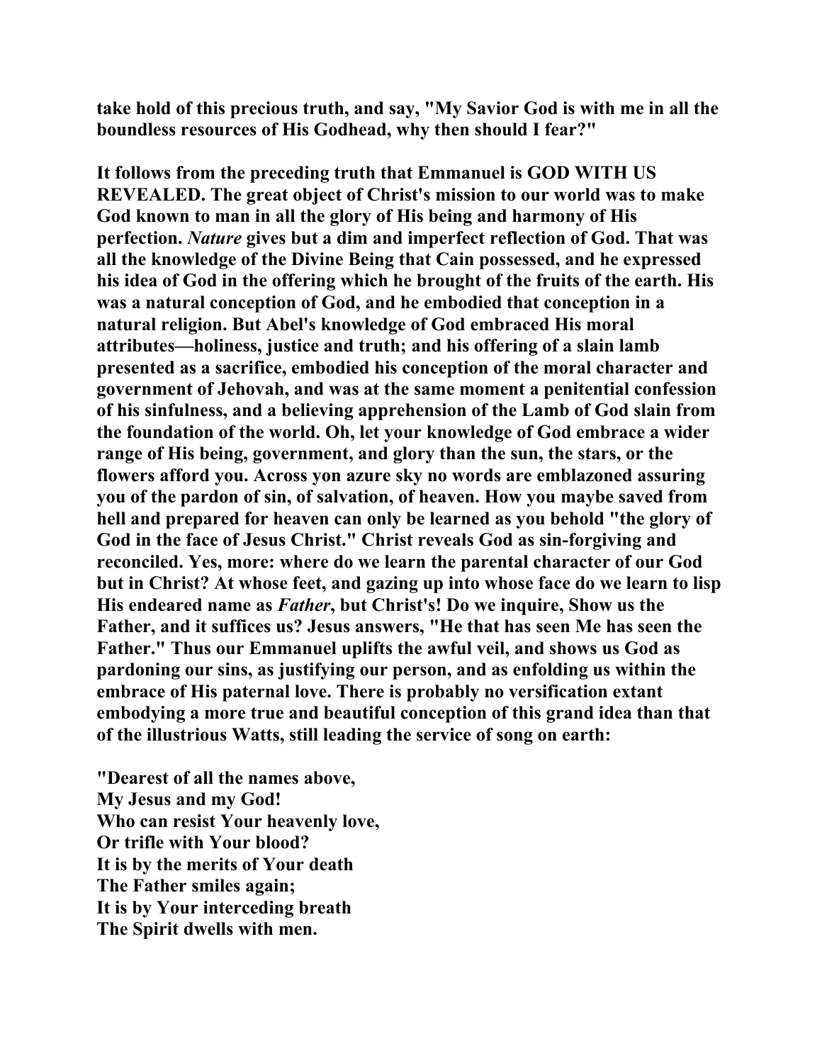**take hold of this precious truth, and say, "My Savior God is with me in all the boundless resources of His Godhead, why then should I fear?"**

**It follows from the preceding truth that Emmanuel is GOD WITH US REVEALED. The great object of Christ's mission to our world was to make God known to man in all the glory of His being and harmony of His perfection. *Nature* gives but a dim and imperfect reflection of God. That was all the knowledge of the Divine Being that Cain possessed, and he expressed his idea of God in the offering which he brought of the fruits of the earth. His was a natural conception of God, and he embodied that conception in a natural religion. But Abel's knowledge of God embraced His moral attributes—holiness, justice and truth; and his offering of a slain lamb presented as a sacrifice, embodied his conception of the moral character and government of Jehovah, and was at the same moment a penitential confession of his sinfulness, and a believing apprehension of the Lamb of God slain from the foundation of the world. Oh, let your knowledge of God embrace a wider range of His being, government, and glory than the sun, the stars, or the flowers afford you. Across yon azure sky no words are emblazoned assuring you of the pardon of sin, of salvation, of heaven. How you maybe saved from hell and prepared for heaven can only be learned as you behold "the glory of God in the face of Jesus Christ." Christ reveals God as sin-forgiving and reconciled. Yes, more: where do we learn the parental character of our God but in Christ? At whose feet, and gazing up into whose face do we learn to lisp His endeared name as *Father*, but Christ's! Do we inquire, Show us the Father, and it suffices us? Jesus answers, "He that has seen Me has seen the Father." Thus our Emmanuel uplifts the awful veil, and shows us God as pardoning our sins, as justifying our person, and as enfolding us within the embrace of His paternal love. There is probably no versification extant embodying a more true and beautiful conception of this grand idea than that of the illustrious Watts, still leading the service of song on earth:**

**"Dearest of all the names above,**
**My Jesus and my God!**
**Who can resist Your heavenly love,**
**Or trifle with Your blood?**
**It is by the merits of Your death**
**The Father smiles again;**
**It is by Your interceding breath**
**The Spirit dwells with men.**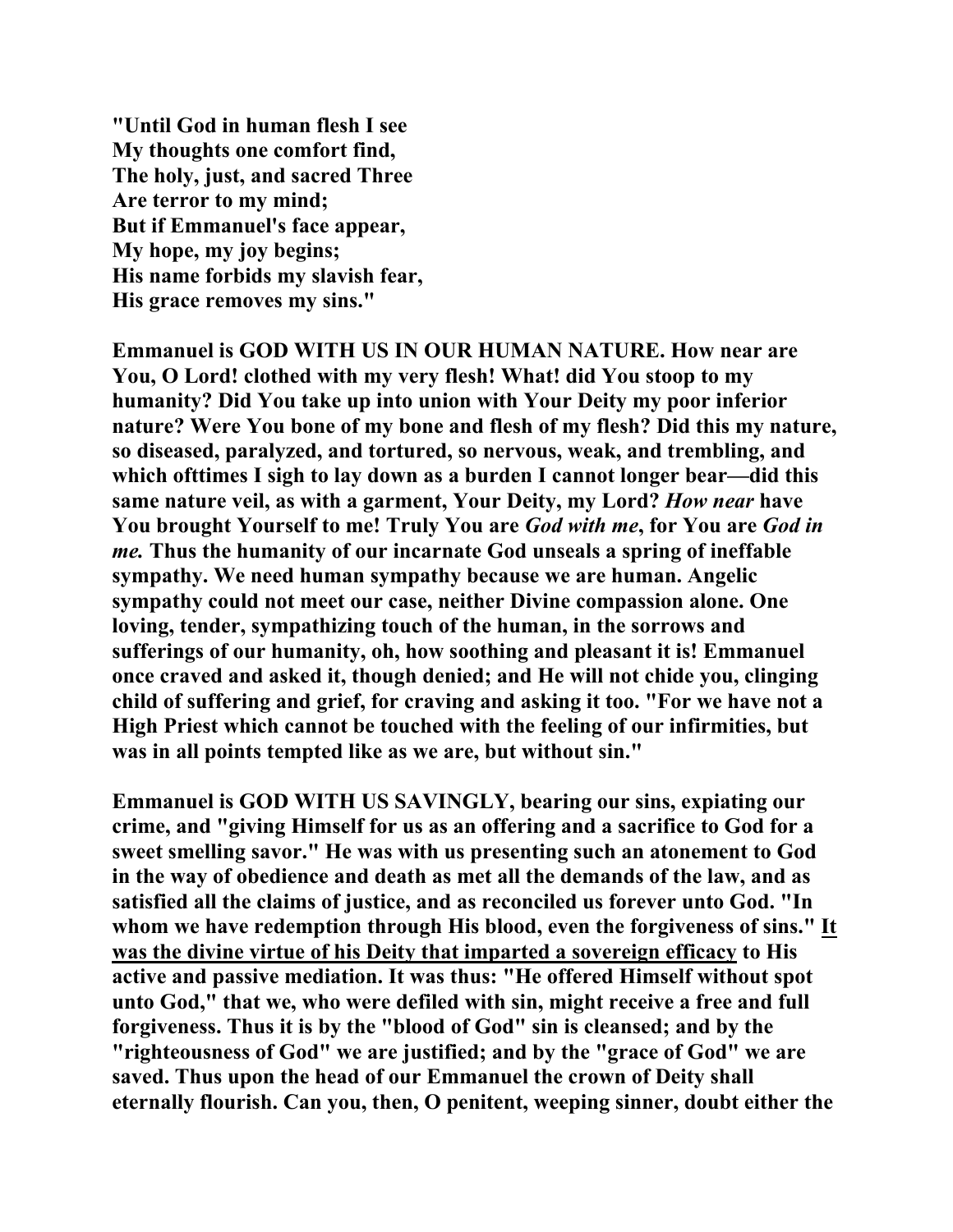**"Until God in human flesh I see**  
**My thoughts one comfort find,**  
**The holy, just, and sacred Three**  
**Are terror to my mind;**  
**But if Emmanuel's face appear,**  
**My hope, my joy begins;**  
**His name forbids my slavish fear,**  
**His grace removes my sins."**

**Emmanuel is GOD WITH US IN OUR HUMAN NATURE. How near are You, O Lord! clothed with my very flesh! What! did You stoop to my humanity? Did You take up into union with Your Deity my poor inferior nature? Were You bone of my bone and flesh of my flesh? Did this my nature, so diseased, paralyzed, and tortured, so nervous, weak, and trembling, and which ofttimes I sigh to lay down as a burden I cannot longer bear—did this same nature veil, as with a garment, Your Deity, my Lord? *How near* have You brought Yourself to me! Truly You are *God with me*, for You are *God in me.* Thus the humanity of our incarnate God unseals a spring of ineffable sympathy. We need human sympathy because we are human. Angelic sympathy could not meet our case, neither Divine compassion alone. One loving, tender, sympathizing touch of the human, in the sorrows and sufferings of our humanity, oh, how soothing and pleasant it is! Emmanuel once craved and asked it, though denied; and He will not chide you, clinging child of suffering and grief, for craving and asking it too. "For we have not a High Priest which cannot be touched with the feeling of our infirmities, but was in all points tempted like as we are, but without sin."**

**Emmanuel is GOD WITH US SAVINGLY, bearing our sins, expiating our crime, and "giving Himself for us as an offering and a sacrifice to God for a sweet smelling savor." He was with us presenting such an atonement to God in the way of obedience and death as met all the demands of the law, and as satisfied all the claims of justice, and as reconciled us forever unto God. "In whom we have redemption through His blood, even the forgiveness of sins." <u>It was the divine virtue of his Deity that imparted a sovereign efficacy</u> to His active and passive mediation. It was thus: "He offered Himself without spot unto God," that we, who were defiled with sin, might receive a free and full forgiveness. Thus it is by the "blood of God" sin is cleansed; and by the "righteousness of God" we are justified; and by the "grace of God" we are saved. Thus upon the head of our Emmanuel the crown of Deity shall eternally flourish. Can you, then, O penitent, weeping sinner, doubt either the**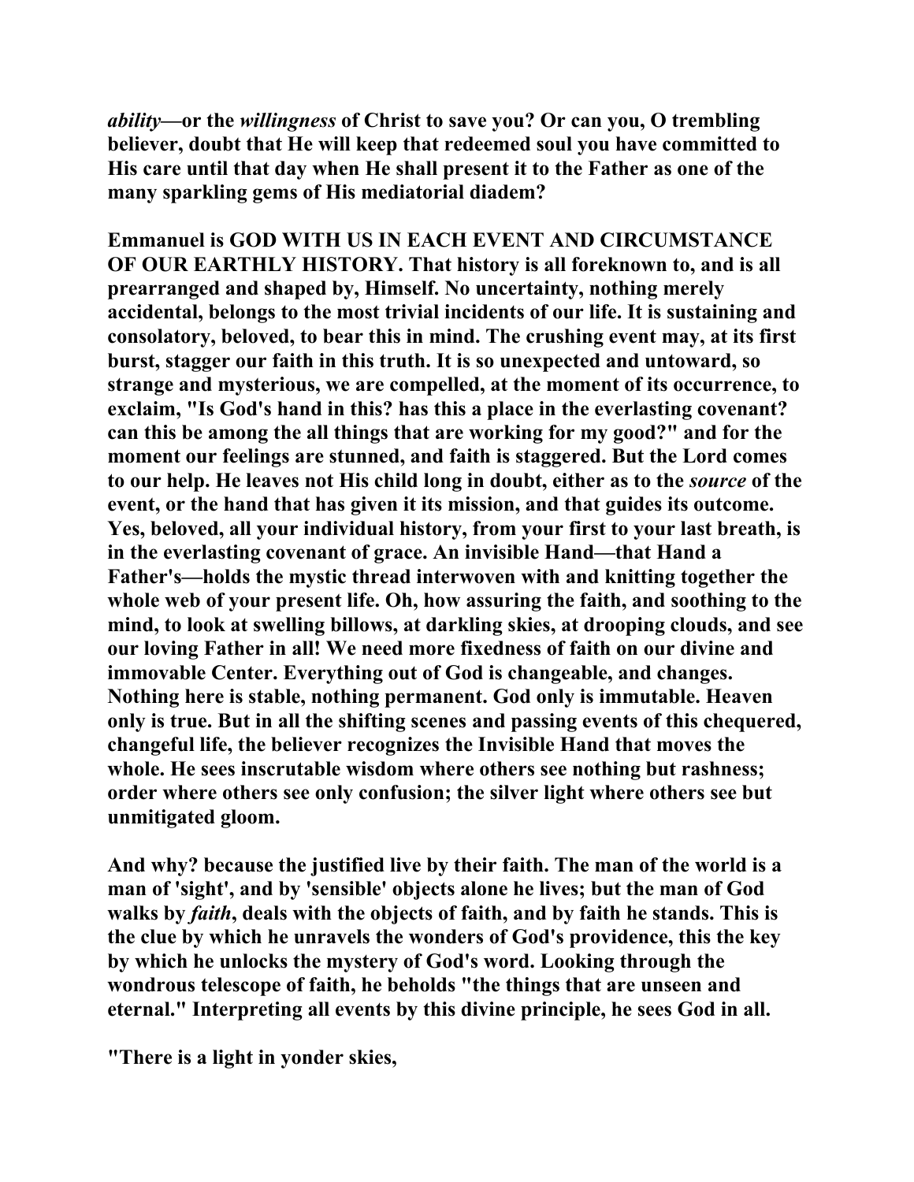*ability*—or the *willingness* of Christ to save you? Or can you, O trembling believer, doubt that He will keep that redeemed soul you have committed to His care until that day when He shall present it to the Father as one of the many sparkling gems of His mediatorial diadem?

Emmanuel is GOD WITH US IN EACH EVENT AND CIRCUMSTANCE OF OUR EARTHLY HISTORY. That history is all foreknown to, and is all prearranged and shaped by, Himself. No uncertainty, nothing merely accidental, belongs to the most trivial incidents of our life. It is sustaining and consolatory, beloved, to bear this in mind. The crushing event may, at its first burst, stagger our faith in this truth. It is so unexpected and untoward, so strange and mysterious, we are compelled, at the moment of its occurrence, to exclaim, "Is God's hand in this? has this a place in the everlasting covenant? can this be among the all things that are working for my good?" and for the moment our feelings are stunned, and faith is staggered. But the Lord comes to our help. He leaves not His child long in doubt, either as to the *source* of the event, or the hand that has given it its mission, and that guides its outcome. Yes, beloved, all your individual history, from your first to your last breath, is in the everlasting covenant of grace. An invisible Hand—that Hand a Father's—holds the mystic thread interwoven with and knitting together the whole web of your present life. Oh, how assuring the faith, and soothing to the mind, to look at swelling billows, at darkling skies, at drooping clouds, and see our loving Father in all! We need more fixedness of faith on our divine and immovable Center. Everything out of God is changeable, and changes. Nothing here is stable, nothing permanent. God only is immutable. Heaven only is true. But in all the shifting scenes and passing events of this chequered, changeful life, the believer recognizes the Invisible Hand that moves the whole. He sees inscrutable wisdom where others see nothing but rashness; order where others see only confusion; the silver light where others see but unmitigated gloom.

And why? because the justified live by their faith. The man of the world is a man of 'sight', and by 'sensible' objects alone he lives; but the man of God walks by *faith*, deals with the objects of faith, and by faith he stands. This is the clue by which he unravels the wonders of God's providence, this the key by which he unlocks the mystery of God's word. Looking through the wondrous telescope of faith, he beholds "the things that are unseen and eternal." Interpreting all events by this divine principle, he sees God in all.

"There is a light in yonder skies,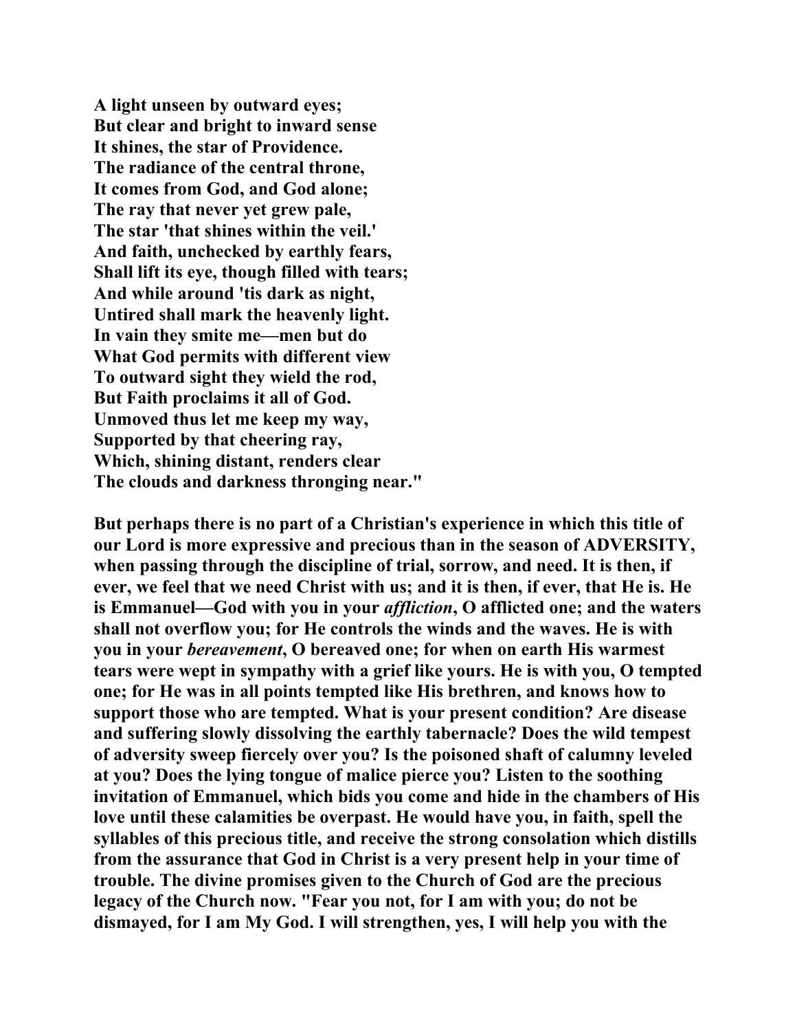**A light unseen by outward eyes;**
**But clear and bright to inward sense**
**It shines, the star of Providence.**
**The radiance of the central throne,**
**It comes from God, and God alone;**
**The ray that never yet grew pale,**
**The star 'that shines within the veil.'**
**And faith, unchecked by earthly fears,**
**Shall lift its eye, though filled with tears;**
**And while around 'tis dark as night,**
**Untired shall mark the heavenly light.**
**In vain they smite me—men but do**
**What God permits with different view**
**To outward sight they wield the rod,**
**But Faith proclaims it all of God.**
**Unmoved thus let me keep my way,**
**Supported by that cheering ray,**
**Which, shining distant, renders clear**
**The clouds and darkness thronging near."**

**But perhaps there is no part of a Christian's experience in which this title of our Lord is more expressive and precious than in the season of ADVERSITY, when passing through the discipline of trial, sorrow, and need. It is then, if ever, we feel that we need Christ with us; and it is then, if ever, that He is. He is Emmanuel—God with you in your *affliction*, O afflicted one; and the waters shall not overflow you; for He controls the winds and the waves. He is with you in your *bereavement*, O bereaved one; for when on earth His warmest tears were wept in sympathy with a grief like yours. He is with you, O tempted one; for He was in all points tempted like His brethren, and knows how to support those who are tempted. What is your present condition? Are disease and suffering slowly dissolving the earthly tabernacle? Does the wild tempest of adversity sweep fiercely over you? Is the poisoned shaft of calumny leveled at you? Does the lying tongue of malice pierce you? Listen to the soothing invitation of Emmanuel, which bids you come and hide in the chambers of His love until these calamities be overpast. He would have you, in faith, spell the syllables of this precious title, and receive the strong consolation which distills from the assurance that God in Christ is a very present help in your time of trouble. The divine promises given to the Church of God are the precious legacy of the Church now. "Fear you not, for I am with you; do not be dismayed, for I am My God. I will strengthen, yes, I will help you with the**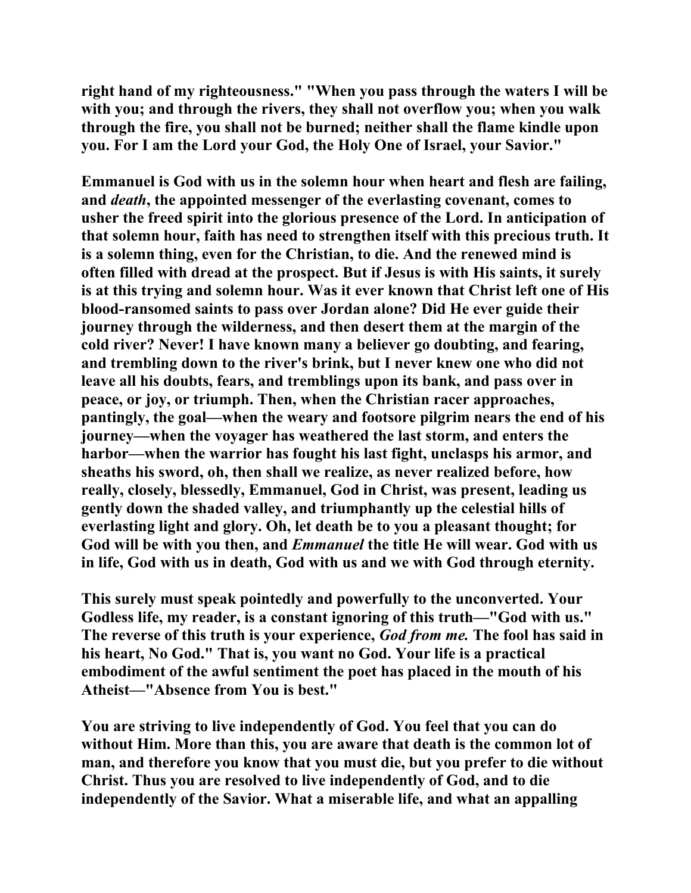right hand of my righteousness." "When you pass through the waters I will be with you; and through the rivers, they shall not overflow you; when you walk through the fire, you shall not be burned; neither shall the flame kindle upon you. For I am the Lord your God, the Holy One of Israel, your Savior."

Emmanuel is God with us in the solemn hour when heart and flesh are failing, and *death*, the appointed messenger of the everlasting covenant, comes to usher the freed spirit into the glorious presence of the Lord. In anticipation of that solemn hour, faith has need to strengthen itself with this precious truth. It is a solemn thing, even for the Christian, to die. And the renewed mind is often filled with dread at the prospect. But if Jesus is with His saints, it surely is at this trying and solemn hour. Was it ever known that Christ left one of His blood-ransomed saints to pass over Jordan alone? Did He ever guide their journey through the wilderness, and then desert them at the margin of the cold river? Never! I have known many a believer go doubting, and fearing, and trembling down to the river's brink, but I never knew one who did not leave all his doubts, fears, and tremblings upon its bank, and pass over in peace, or joy, or triumph. Then, when the Christian racer approaches, pantingly, the goal—when the weary and footsore pilgrim nears the end of his journey—when the voyager has weathered the last storm, and enters the harbor—when the warrior has fought his last fight, unclasps his armor, and sheaths his sword, oh, then shall we realize, as never realized before, how really, closely, blessedly, Emmanuel, God in Christ, was present, leading us gently down the shaded valley, and triumphantly up the celestial hills of everlasting light and glory. Oh, let death be to you a pleasant thought; for God will be with you then, and *Emmanuel* the title He will wear. God with us in life, God with us in death, God with us and we with God through eternity.

This surely must speak pointedly and powerfully to the unconverted. Your Godless life, my reader, is a constant ignoring of this truth—"God with us." The reverse of this truth is your experience, *God from me.* The fool has said in his heart, No God." That is, you want no God. Your life is a practical embodiment of the awful sentiment the poet has placed in the mouth of his Atheist—"Absence from You is best."

You are striving to live independently of God. You feel that you can do without Him. More than this, you are aware that death is the common lot of man, and therefore you know that you must die, but you prefer to die without Christ. Thus you are resolved to live independently of God, and to die independently of the Savior. What a miserable life, and what an appalling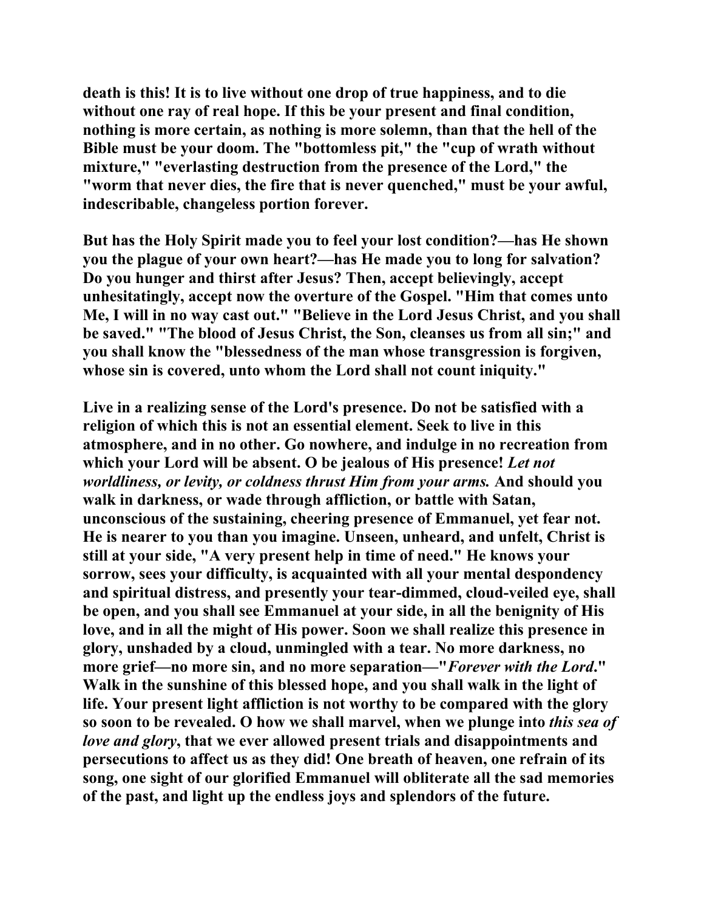death is this! It is to live without one drop of true happiness, and to die without one ray of real hope. If this be your present and final condition, nothing is more certain, as nothing is more solemn, than that the hell of the Bible must be your doom. The "bottomless pit," the "cup of wrath without mixture," "everlasting destruction from the presence of the Lord," the "worm that never dies, the fire that is never quenched," must be your awful, indescribable, changeless portion forever.

But has the Holy Spirit made you to feel your lost condition?—has He shown you the plague of your own heart?—has He made you to long for salvation? Do you hunger and thirst after Jesus? Then, accept believingly, accept unhesitatingly, accept now the overture of the Gospel. "Him that comes unto Me, I will in no way cast out." "Believe in the Lord Jesus Christ, and you shall be saved." "The blood of Jesus Christ, the Son, cleanses us from all sin;" and you shall know the "blessedness of the man whose transgression is forgiven, whose sin is covered, unto whom the Lord shall not count iniquity."

Live in a realizing sense of the Lord's presence. Do not be satisfied with a religion of which this is not an essential element. Seek to live in this atmosphere, and in no other. Go nowhere, and indulge in no recreation from which your Lord will be absent. O be jealous of His presence! *Let not worldliness, or levity, or coldness thrust Him from your arms.* And should you walk in darkness, or wade through affliction, or battle with Satan, unconscious of the sustaining, cheering presence of Emmanuel, yet fear not. He is nearer to you than you imagine. Unseen, unheard, and unfelt, Christ is still at your side, "A very present help in time of need." He knows your sorrow, sees your difficulty, is acquainted with all your mental despondency and spiritual distress, and presently your tear-dimmed, cloud-veiled eye, shall be open, and you shall see Emmanuel at your side, in all the benignity of His love, and in all the might of His power. Soon we shall realize this presence in glory, unshaded by a cloud, unmingled with a tear. No more darkness, no more grief—no more sin, and no more separation—"*Forever with the Lord*." Walk in the sunshine of this blessed hope, and you shall walk in the light of life. Your present light affliction is not worthy to be compared with the glory so soon to be revealed. O how we shall marvel, when we plunge into *this sea of love and glory*, that we ever allowed present trials and disappointments and persecutions to affect us as they did! One breath of heaven, one refrain of its song, one sight of our glorified Emmanuel will obliterate all the sad memories of the past, and light up the endless joys and splendors of the future.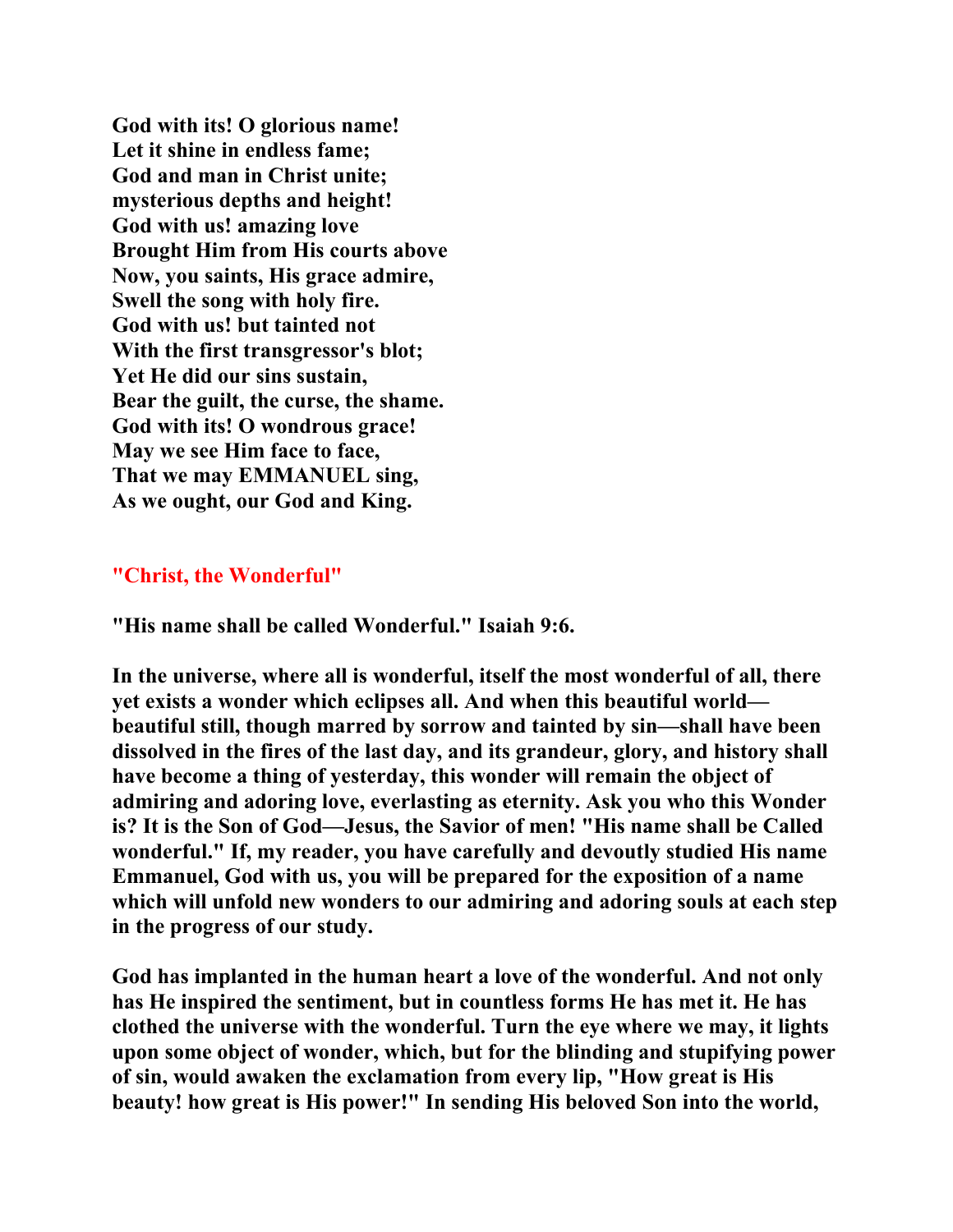**God with its! O glorious name!**
**Let it shine in endless fame;**
**God and man in Christ unite;**
**mysterious depths and height!**
**God with us! amazing love**
**Brought Him from His courts above**
**Now, you saints, His grace admire,**
**Swell the song with holy fire.**
**God with us! but tainted not**
**With the first transgressor's blot;**
**Yet He did our sins sustain,**
**Bear the guilt, the curse, the shame.**
**God with its! O wondrous grace!**
**May we see Him face to face,**
**That we may EMMANUEL sing,**
**As we ought, our God and King.**

## "Christ, the Wonderful"

**"His name shall be called Wonderful." Isaiah 9:6.**

**In the universe, where all is wonderful, itself the most wonderful of all, there yet exists a wonder which eclipses all. And when this beautiful world—beautiful still, though marred by sorrow and tainted by sin—shall have been dissolved in the fires of the last day, and its grandeur, glory, and history shall have become a thing of yesterday, this wonder will remain the object of admiring and adoring love, everlasting as eternity. Ask you who this Wonder is? It is the Son of God—Jesus, the Savior of men! "His name shall be Called wonderful." If, my reader, you have carefully and devoutly studied His name Emmanuel, God with us, you will be prepared for the exposition of a name which will unfold new wonders to our admiring and adoring souls at each step in the progress of our study.**

**God has implanted in the human heart a love of the wonderful. And not only has He inspired the sentiment, but in countless forms He has met it. He has clothed the universe with the wonderful. Turn the eye where we may, it lights upon some object of wonder, which, but for the blinding and stupifying power of sin, would awaken the exclamation from every lip, "How great is His beauty! how great is His power!" In sending His beloved Son into the world,**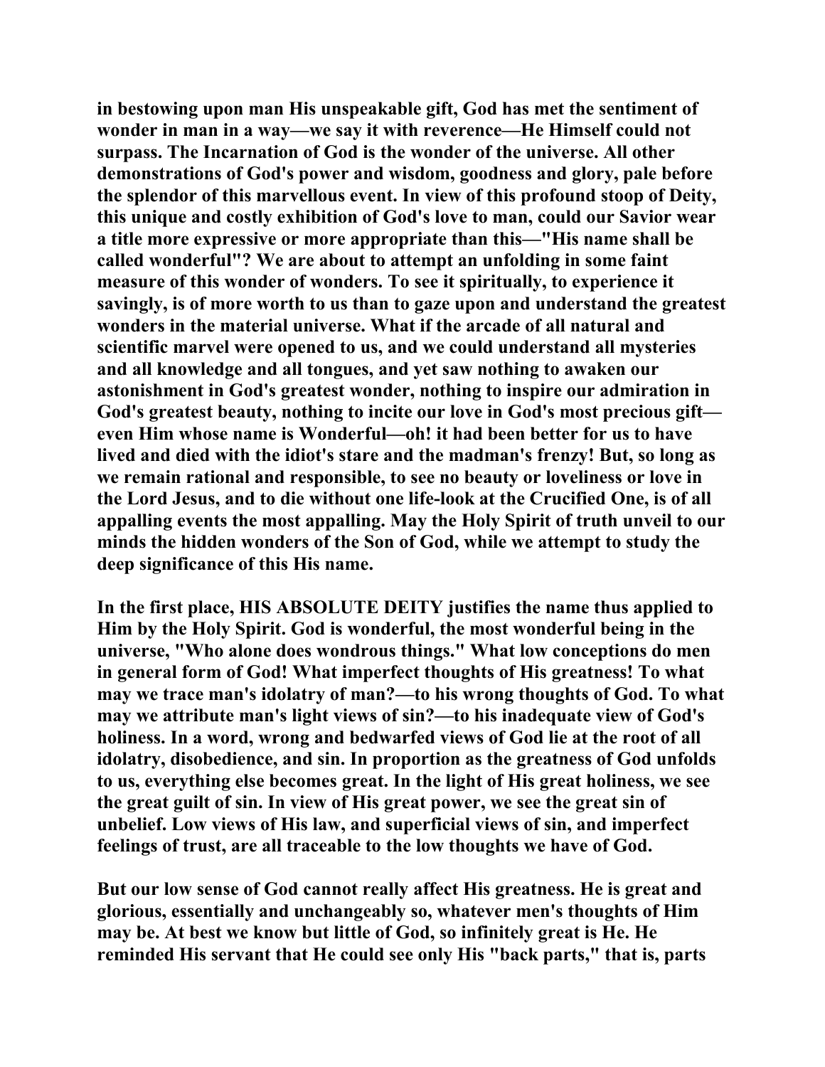in bestowing upon man His unspeakable gift, God has met the sentiment of wonder in man in a way—we say it with reverence—He Himself could not surpass. The Incarnation of God is the wonder of the universe. All other demonstrations of God's power and wisdom, goodness and glory, pale before the splendor of this marvellous event. In view of this profound stoop of Deity, this unique and costly exhibition of God's love to man, could our Savior wear a title more expressive or more appropriate than this—"His name shall be called wonderful"? We are about to attempt an unfolding in some faint measure of this wonder of wonders. To see it spiritually, to experience it savingly, is of more worth to us than to gaze upon and understand the greatest wonders in the material universe. What if the arcade of all natural and scientific marvel were opened to us, and we could understand all mysteries and all knowledge and all tongues, and yet saw nothing to awaken our astonishment in God's greatest wonder, nothing to inspire our admiration in God's greatest beauty, nothing to incite our love in God's most precious gift—even Him whose name is Wonderful—oh! it had been better for us to have lived and died with the idiot's stare and the madman's frenzy! But, so long as we remain rational and responsible, to see no beauty or loveliness or love in the Lord Jesus, and to die without one life-look at the Crucified One, is of all appalling events the most appalling. May the Holy Spirit of truth unveil to our minds the hidden wonders of the Son of God, while we attempt to study the deep significance of this His name.

In the first place, HIS ABSOLUTE DEITY justifies the name thus applied to Him by the Holy Spirit. God is wonderful, the most wonderful being in the universe, "Who alone does wondrous things." What low conceptions do men in general form of God! What imperfect thoughts of His greatness! To what may we trace man's idolatry of man?—to his wrong thoughts of God. To what may we attribute man's light views of sin?—to his inadequate view of God's holiness. In a word, wrong and bedwarfed views of God lie at the root of all idolatry, disobedience, and sin. In proportion as the greatness of God unfolds to us, everything else becomes great. In the light of His great holiness, we see the great guilt of sin. In view of His great power, we see the great sin of unbelief. Low views of His law, and superficial views of sin, and imperfect feelings of trust, are all traceable to the low thoughts we have of God.

But our low sense of God cannot really affect His greatness. He is great and glorious, essentially and unchangeably so, whatever men's thoughts of Him may be. At best we know but little of God, so infinitely great is He. He reminded His servant that He could see only His "back parts," that is, parts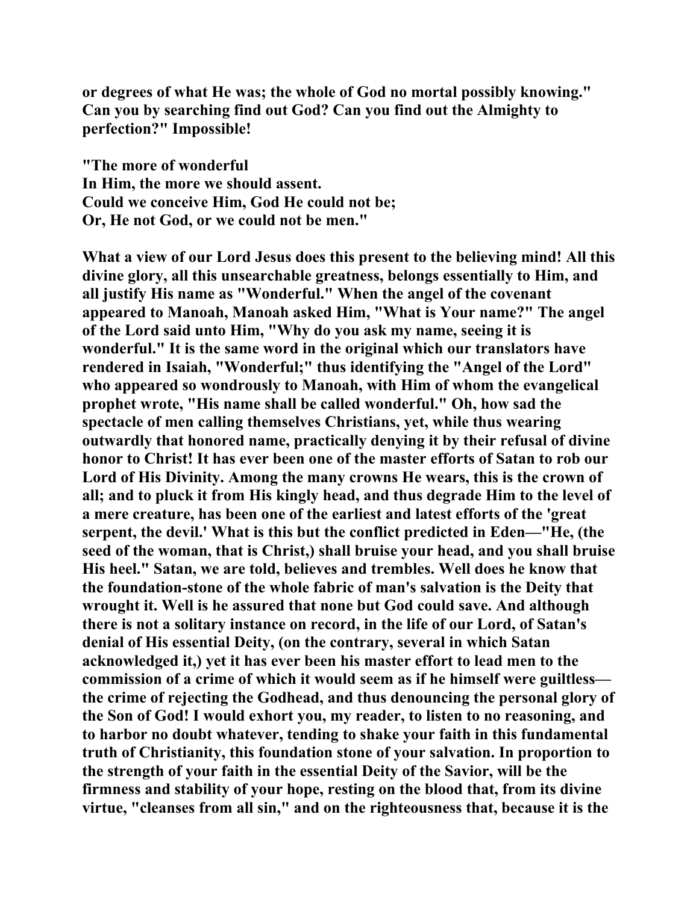**or degrees of what He was; the whole of God no mortal possibly knowing." Can you by searching find out God? Can you find out the Almighty to perfection?" Impossible!**

**"The more of wonderful**
**In Him, the more we should assent.**
**Could we conceive Him, God He could not be;**
**Or, He not God, or we could not be men."**

**What a view of our Lord Jesus does this present to the believing mind! All this divine glory, all this unsearchable greatness, belongs essentially to Him, and all justify His name as "Wonderful." When the angel of the covenant appeared to Manoah, Manoah asked Him, "What is Your name?" The angel of the Lord said unto Him, "Why do you ask my name, seeing it is wonderful." It is the same word in the original which our translators have rendered in Isaiah, "Wonderful;" thus identifying the "Angel of the Lord" who appeared so wondrously to Manoah, with Him of whom the evangelical prophet wrote, "His name shall be called wonderful." Oh, how sad the spectacle of men calling themselves Christians, yet, while thus wearing outwardly that honored name, practically denying it by their refusal of divine honor to Christ! It has ever been one of the master efforts of Satan to rob our Lord of His Divinity. Among the many crowns He wears, this is the crown of all; and to pluck it from His kingly head, and thus degrade Him to the level of a mere creature, has been one of the earliest and latest efforts of the 'great serpent, the devil.' What is this but the conflict predicted in Eden—"He, (the seed of the woman, that is Christ,) shall bruise your head, and you shall bruise His heel." Satan, we are told, believes and trembles. Well does he know that the foundation-stone of the whole fabric of man's salvation is the Deity that wrought it. Well is he assured that none but God could save. And although there is not a solitary instance on record, in the life of our Lord, of Satan's denial of His essential Deity, (on the contrary, several in which Satan acknowledged it,) yet it has ever been his master effort to lead men to the commission of a crime of which it would seem as if he himself were guiltless—the crime of rejecting the Godhead, and thus denouncing the personal glory of the Son of God! I would exhort you, my reader, to listen to no reasoning, and to harbor no doubt whatever, tending to shake your faith in this fundamental truth of Christianity, this foundation stone of your salvation. In proportion to the strength of your faith in the essential Deity of the Savior, will be the firmness and stability of your hope, resting on the blood that, from its divine virtue, "cleanses from all sin," and on the righteousness that, because it is the**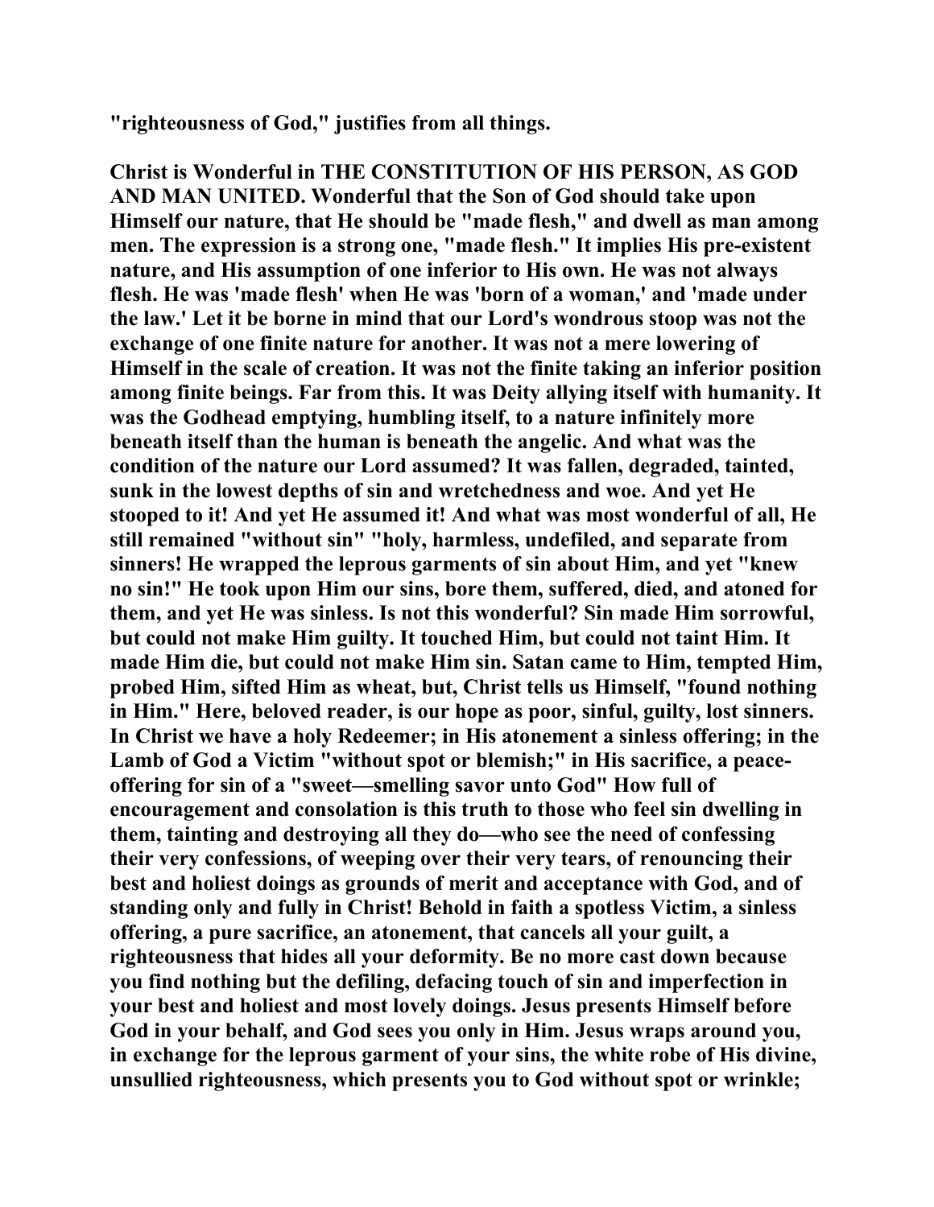"righteousness of God," justifies from all things.

Christ is Wonderful in THE CONSTITUTION OF HIS PERSON, AS GOD AND MAN UNITED. Wonderful that the Son of God should take upon Himself our nature, that He should be "made flesh," and dwell as man among men. The expression is a strong one, "made flesh." It implies His pre-existent nature, and His assumption of one inferior to His own. He was not always flesh. He was 'made flesh' when He was 'born of a woman,' and 'made under the law.' Let it be borne in mind that our Lord's wondrous stoop was not the exchange of one finite nature for another. It was not a mere lowering of Himself in the scale of creation. It was not the finite taking an inferior position among finite beings. Far from this. It was Deity allying itself with humanity. It was the Godhead emptying, humbling itself, to a nature infinitely more beneath itself than the human is beneath the angelic. And what was the condition of the nature our Lord assumed? It was fallen, degraded, tainted, sunk in the lowest depths of sin and wretchedness and woe. And yet He stooped to it! And yet He assumed it! And what was most wonderful of all, He still remained "without sin" "holy, harmless, undefiled, and separate from sinners! He wrapped the leprous garments of sin about Him, and yet "knew no sin!" He took upon Him our sins, bore them, suffered, died, and atoned for them, and yet He was sinless. Is not this wonderful? Sin made Him sorrowful, but could not make Him guilty. It touched Him, but could not taint Him. It made Him die, but could not make Him sin. Satan came to Him, tempted Him, probed Him, sifted Him as wheat, but, Christ tells us Himself, "found nothing in Him." Here, beloved reader, is our hope as poor, sinful, guilty, lost sinners. In Christ we have a holy Redeemer; in His atonement a sinless offering; in the Lamb of God a Victim "without spot or blemish;" in His sacrifice, a peace-offering for sin of a "sweet—smelling savor unto God" How full of encouragement and consolation is this truth to those who feel sin dwelling in them, tainting and destroying all they do—who see the need of confessing their very confessions, of weeping over their very tears, of renouncing their best and holiest doings as grounds of merit and acceptance with God, and of standing only and fully in Christ! Behold in faith a spotless Victim, a sinless offering, a pure sacrifice, an atonement, that cancels all your guilt, a righteousness that hides all your deformity. Be no more cast down because you find nothing but the defiling, defacing touch of sin and imperfection in your best and holiest and most lovely doings. Jesus presents Himself before God in your behalf, and God sees you only in Him. Jesus wraps around you, in exchange for the leprous garment of your sins, the white robe of His divine, unsullied righteousness, which presents you to God without spot or wrinkle;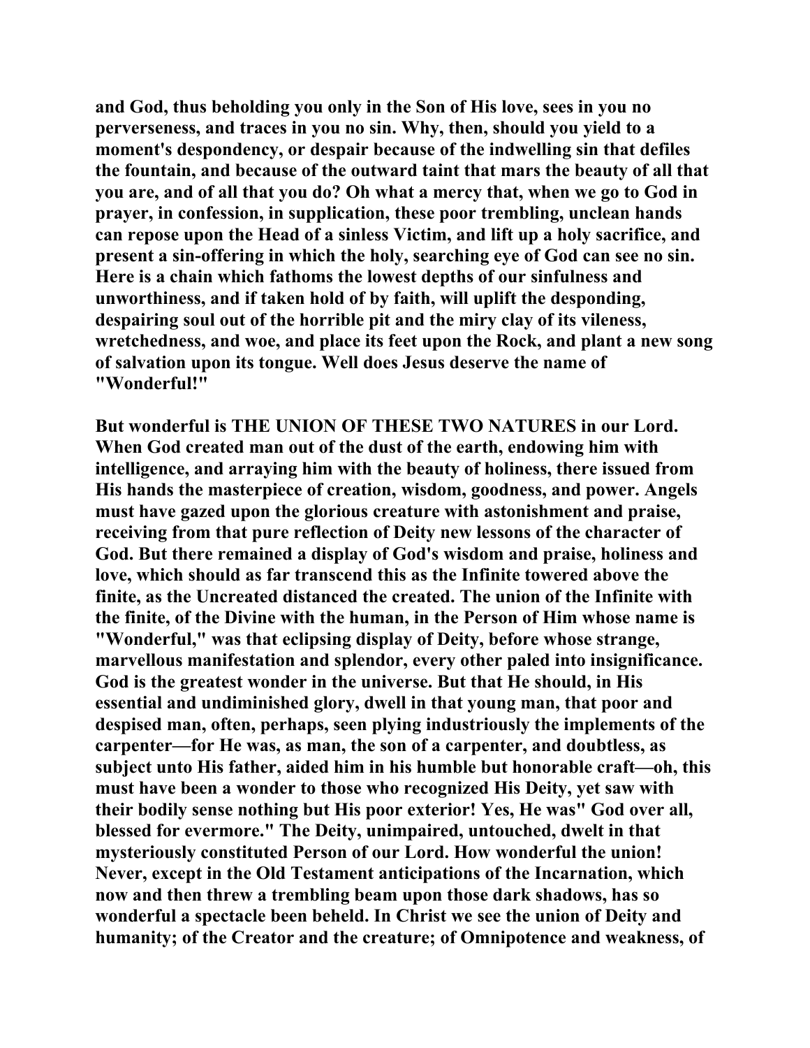**and God, thus beholding you only in the Son of His love, sees in you no perverseness, and traces in you no sin. Why, then, should you yield to a moment's despondency, or despair because of the indwelling sin that defiles the fountain, and because of the outward taint that mars the beauty of all that you are, and of all that you do? Oh what a mercy that, when we go to God in prayer, in confession, in supplication, these poor trembling, unclean hands can repose upon the Head of a sinless Victim, and lift up a holy sacrifice, and present a sin-offering in which the holy, searching eye of God can see no sin. Here is a chain which fathoms the lowest depths of our sinfulness and unworthiness, and if taken hold of by faith, will uplift the desponding, despairing soul out of the horrible pit and the miry clay of its vileness, wretchedness, and woe, and place its feet upon the Rock, and plant a new song of salvation upon its tongue. Well does Jesus deserve the name of "Wonderful!"**

**But wonderful is THE UNION OF THESE TWO NATURES in our Lord. When God created man out of the dust of the earth, endowing him with intelligence, and arraying him with the beauty of holiness, there issued from His hands the masterpiece of creation, wisdom, goodness, and power. Angels must have gazed upon the glorious creature with astonishment and praise, receiving from that pure reflection of Deity new lessons of the character of God. But there remained a display of God's wisdom and praise, holiness and love, which should as far transcend this as the Infinite towered above the finite, as the Uncreated distanced the created. The union of the Infinite with the finite, of the Divine with the human, in the Person of Him whose name is "Wonderful," was that eclipsing display of Deity, before whose strange, marvellous manifestation and splendor, every other paled into insignificance. God is the greatest wonder in the universe. But that He should, in His essential and undiminished glory, dwell in that young man, that poor and despised man, often, perhaps, seen plying industriously the implements of the carpenter—for He was, as man, the son of a carpenter, and doubtless, as subject unto His father, aided him in his humble but honorable craft—oh, this must have been a wonder to those who recognized His Deity, yet saw with their bodily sense nothing but His poor exterior! Yes, He was" God over all, blessed for evermore." The Deity, unimpaired, untouched, dwelt in that mysteriously constituted Person of our Lord. How wonderful the union! Never, except in the Old Testament anticipations of the Incarnation, which now and then threw a trembling beam upon those dark shadows, has so wonderful a spectacle been beheld. In Christ we see the union of Deity and humanity; of the Creator and the creature; of Omnipotence and weakness, of**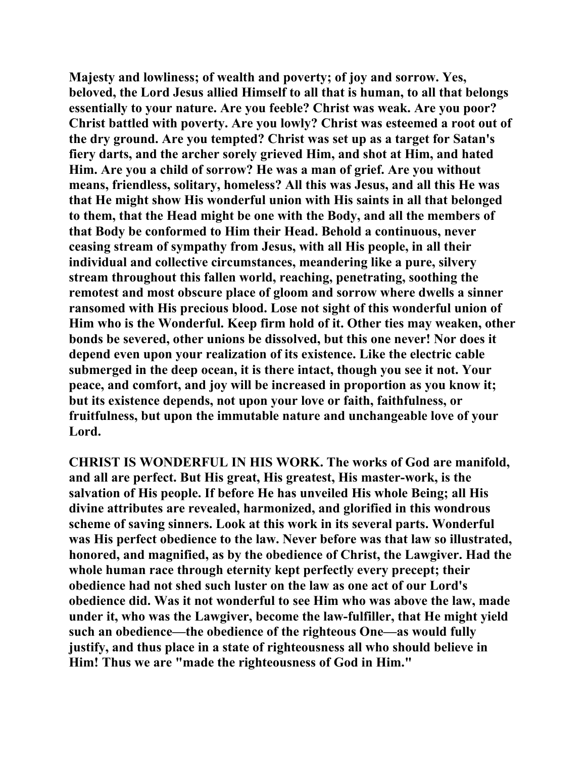**Majesty and lowliness; of wealth and poverty; of joy and sorrow. Yes, beloved, the Lord Jesus allied Himself to all that is human, to all that belongs essentially to your nature. Are you feeble? Christ was weak. Are you poor? Christ battled with poverty. Are you lowly? Christ was esteemed a root out of the dry ground. Are you tempted? Christ was set up as a target for Satan's fiery darts, and the archer sorely grieved Him, and shot at Him, and hated Him. Are you a child of sorrow? He was a man of grief. Are you without means, friendless, solitary, homeless? All this was Jesus, and all this He was that He might show His wonderful union with His saints in all that belonged to them, that the Head might be one with the Body, and all the members of that Body be conformed to Him their Head. Behold a continuous, never ceasing stream of sympathy from Jesus, with all His people, in all their individual and collective circumstances, meandering like a pure, silvery stream throughout this fallen world, reaching, penetrating, soothing the remotest and most obscure place of gloom and sorrow where dwells a sinner ransomed with His precious blood. Lose not sight of this wonderful union of Him who is the Wonderful. Keep firm hold of it. Other ties may weaken, other bonds be severed, other unions be dissolved, but this one never! Nor does it depend even upon your realization of its existence. Like the electric cable submerged in the deep ocean, it is there intact, though you see it not. Your peace, and comfort, and joy will be increased in proportion as you know it; but its existence depends, not upon your love or faith, faithfulness, or fruitfulness, but upon the immutable nature and unchangeable love of your Lord.**

**CHRIST IS WONDERFUL IN HIS WORK. The works of God are manifold, and all are perfect. But His great, His greatest, His master-work, is the salvation of His people. If before He has unveiled His whole Being; all His divine attributes are revealed, harmonized, and glorified in this wondrous scheme of saving sinners. Look at this work in its several parts. Wonderful was His perfect obedience to the law. Never before was that law so illustrated, honored, and magnified, as by the obedience of Christ, the Lawgiver. Had the whole human race through eternity kept perfectly every precept; their obedience had not shed such luster on the law as one act of our Lord's obedience did. Was it not wonderful to see Him who was above the law, made under it, who was the Lawgiver, become the law-fulfiller, that He might yield such an obedience—the obedience of the righteous One—as would fully justify, and thus place in a state of righteousness all who should believe in Him! Thus we are "made the righteousness of God in Him."**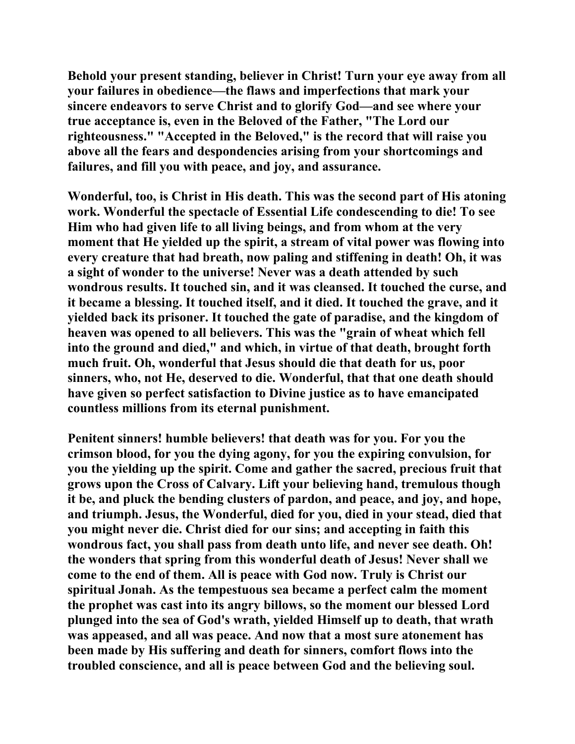**Behold your present standing, believer in Christ! Turn your eye away from all your failures in obedience—the flaws and imperfections that mark your sincere endeavors to serve Christ and to glorify God—and see where your true acceptance is, even in the Beloved of the Father, "The Lord our righteousness." "Accepted in the Beloved," is the record that will raise you above all the fears and despondencies arising from your shortcomings and failures, and fill you with peace, and joy, and assurance.**

**Wonderful, too, is Christ in His death. This was the second part of His atoning work. Wonderful the spectacle of Essential Life condescending to die! To see Him who had given life to all living beings, and from whom at the very moment that He yielded up the spirit, a stream of vital power was flowing into every creature that had breath, now paling and stiffening in death! Oh, it was a sight of wonder to the universe! Never was a death attended by such wondrous results. It touched sin, and it was cleansed. It touched the curse, and it became a blessing. It touched itself, and it died. It touched the grave, and it yielded back its prisoner. It touched the gate of paradise, and the kingdom of heaven was opened to all believers. This was the "grain of wheat which fell into the ground and died," and which, in virtue of that death, brought forth much fruit. Oh, wonderful that Jesus should die that death for us, poor sinners, who, not He, deserved to die. Wonderful, that that one death should have given so perfect satisfaction to Divine justice as to have emancipated countless millions from its eternal punishment.**

**Penitent sinners! humble believers! that death was for you. For you the crimson blood, for you the dying agony, for you the expiring convulsion, for you the yielding up the spirit. Come and gather the sacred, precious fruit that grows upon the Cross of Calvary. Lift your believing hand, tremulous though it be, and pluck the bending clusters of pardon, and peace, and joy, and hope, and triumph. Jesus, the Wonderful, died for you, died in your stead, died that you might never die. Christ died for our sins; and accepting in faith this wondrous fact, you shall pass from death unto life, and never see death. Oh! the wonders that spring from this wonderful death of Jesus! Never shall we come to the end of them. All is peace with God now. Truly is Christ our spiritual Jonah. As the tempestuous sea became a perfect calm the moment the prophet was cast into its angry billows, so the moment our blessed Lord plunged into the sea of God's wrath, yielded Himself up to death, that wrath was appeased, and all was peace. And now that a most sure atonement has been made by His suffering and death for sinners, comfort flows into the troubled conscience, and all is peace between God and the believing soul.**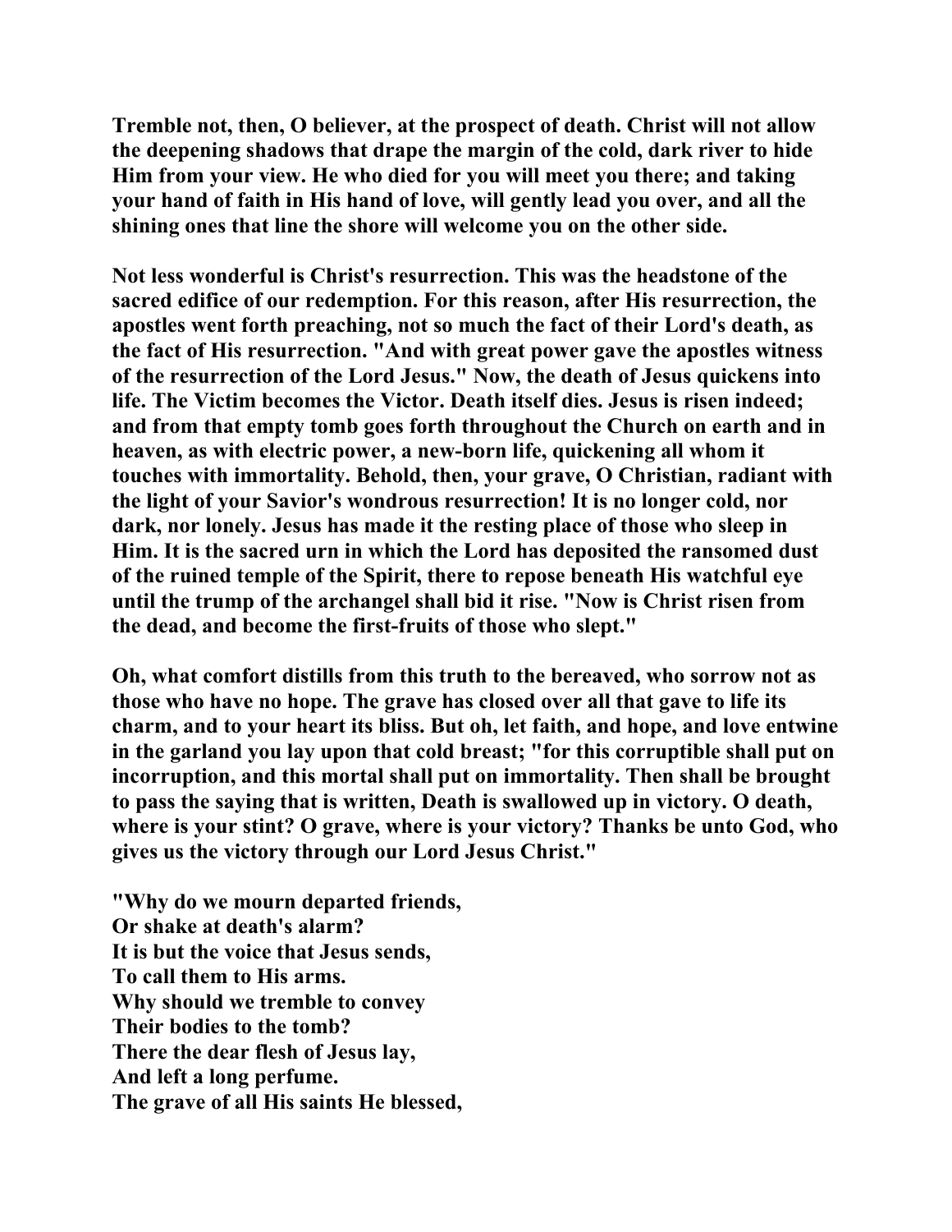**Tremble not, then, O believer, at the prospect of death. Christ will not allow the deepening shadows that drape the margin of the cold, dark river to hide Him from your view. He who died for you will meet you there; and taking your hand of faith in His hand of love, will gently lead you over, and all the shining ones that line the shore will welcome you on the other side.**

**Not less wonderful is Christ's resurrection. This was the headstone of the sacred edifice of our redemption. For this reason, after His resurrection, the apostles went forth preaching, not so much the fact of their Lord's death, as the fact of His resurrection. "And with great power gave the apostles witness of the resurrection of the Lord Jesus." Now, the death of Jesus quickens into life. The Victim becomes the Victor. Death itself dies. Jesus is risen indeed; and from that empty tomb goes forth throughout the Church on earth and in heaven, as with electric power, a new-born life, quickening all whom it touches with immortality. Behold, then, your grave, O Christian, radiant with the light of your Savior's wondrous resurrection! It is no longer cold, nor dark, nor lonely. Jesus has made it the resting place of those who sleep in Him. It is the sacred urn in which the Lord has deposited the ransomed dust of the ruined temple of the Spirit, there to repose beneath His watchful eye until the trump of the archangel shall bid it rise. "Now is Christ risen from the dead, and become the first-fruits of those who slept."**

**Oh, what comfort distills from this truth to the bereaved, who sorrow not as those who have no hope. The grave has closed over all that gave to life its charm, and to your heart its bliss. But oh, let faith, and hope, and love entwine in the garland you lay upon that cold breast; "for this corruptible shall put on incorruption, and this mortal shall put on immortality. Then shall be brought to pass the saying that is written, Death is swallowed up in victory. O death, where is your stint? O grave, where is your victory? Thanks be unto God, who gives us the victory through our Lord Jesus Christ."**

**"Why do we mourn departed friends,**
**Or shake at death's alarm?**
**It is but the voice that Jesus sends,**
**To call them to His arms.**
**Why should we tremble to convey**
**Their bodies to the tomb?**
**There the dear flesh of Jesus lay,**
**And left a long perfume.**
**The grave of all His saints He blessed,**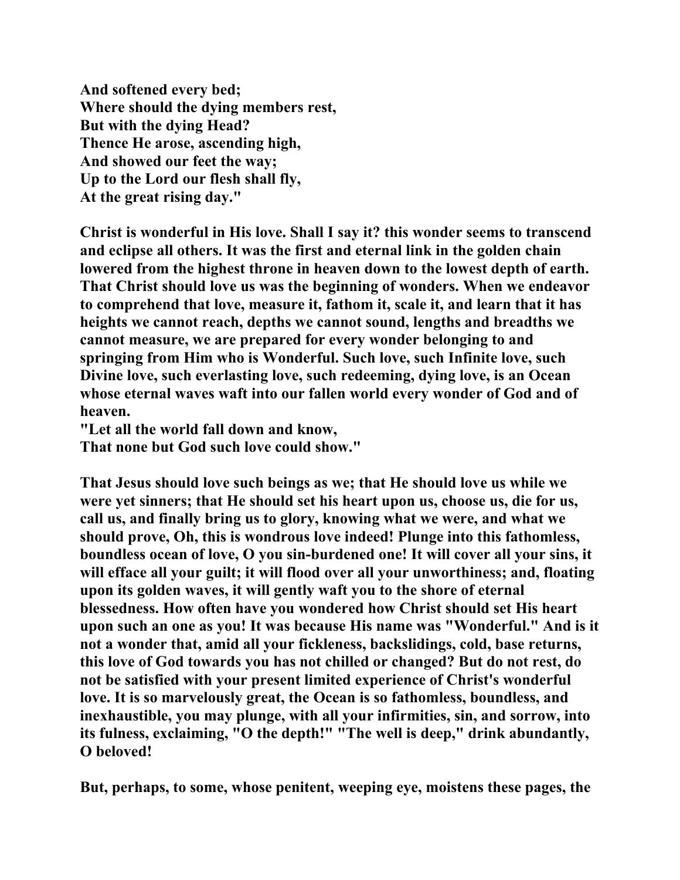**And softened every bed;**
**Where should the dying members rest,**
**But with the dying Head?**
**Thence He arose, ascending high,**
**And showed our feet the way;**
**Up to the Lord our flesh shall fly,**
**At the great rising day."**

**Christ is wonderful in His love. Shall I say it? this wonder seems to transcend and eclipse all others. It was the first and eternal link in the golden chain lowered from the highest throne in heaven down to the lowest depth of earth. That Christ should love us was the beginning of wonders. When we endeavor to comprehend that love, measure it, fathom it, scale it, and learn that it has heights we cannot reach, depths we cannot sound, lengths and breadths we cannot measure, we are prepared for every wonder belonging to and springing from Him who is Wonderful. Such love, such Infinite love, such Divine love, such everlasting love, such redeeming, dying love, is an Ocean whose eternal waves waft into our fallen world every wonder of God and of heaven.**
**"Let all the world fall down and know,**
**That none but God such love could show."**

**That Jesus should love such beings as we; that He should love us while we were yet sinners; that He should set his heart upon us, choose us, die for us, call us, and finally bring us to glory, knowing what we were, and what we should prove, Oh, this is wondrous love indeed! Plunge into this fathomless, boundless ocean of love, O you sin-burdened one! It will cover all your sins, it will efface all your guilt; it will flood over all your unworthiness; and, floating upon its golden waves, it will gently waft you to the shore of eternal blessedness. How often have you wondered how Christ should set His heart upon such an one as you! It was because His name was "Wonderful." And is it not a wonder that, amid all your fickleness, backslidings, cold, base returns, this love of God towards you has not chilled or changed? But do not rest, do not be satisfied with your present limited experience of Christ's wonderful love. It is so marvelously great, the Ocean is so fathomless, boundless, and inexhaustible, you may plunge, with all your infirmities, sin, and sorrow, into its fulness, exclaiming, "O the depth!" "The well is deep," drink abundantly, O beloved!**

**But, perhaps, to some, whose penitent, weeping eye, moistens these pages, the**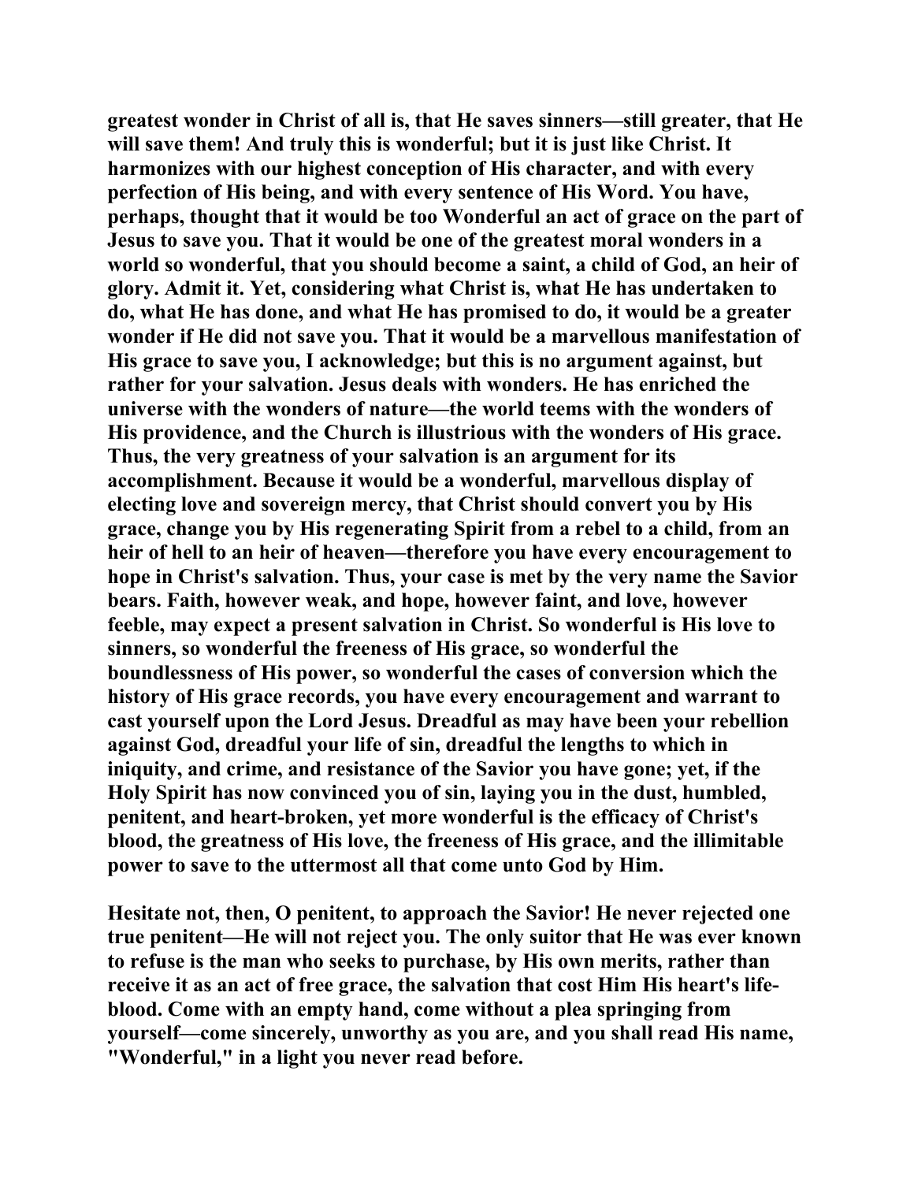greatest wonder in Christ of all is, that He saves sinners—still greater, that He will save them! And truly this is wonderful; but it is just like Christ. It harmonizes with our highest conception of His character, and with every perfection of His being, and with every sentence of His Word. You have, perhaps, thought that it would be too Wonderful an act of grace on the part of Jesus to save you. That it would be one of the greatest moral wonders in a world so wonderful, that you should become a saint, a child of God, an heir of glory. Admit it. Yet, considering what Christ is, what He has undertaken to do, what He has done, and what He has promised to do, it would be a greater wonder if He did not save you. That it would be a marvellous manifestation of His grace to save you, I acknowledge; but this is no argument against, but rather for your salvation. Jesus deals with wonders. He has enriched the universe with the wonders of nature—the world teems with the wonders of His providence, and the Church is illustrious with the wonders of His grace. Thus, the very greatness of your salvation is an argument for its accomplishment. Because it would be a wonderful, marvellous display of electing love and sovereign mercy, that Christ should convert you by His grace, change you by His regenerating Spirit from a rebel to a child, from an heir of hell to an heir of heaven—therefore you have every encouragement to hope in Christ's salvation. Thus, your case is met by the very name the Savior bears. Faith, however weak, and hope, however faint, and love, however feeble, may expect a present salvation in Christ. So wonderful is His love to sinners, so wonderful the freeness of His grace, so wonderful the boundlessness of His power, so wonderful the cases of conversion which the history of His grace records, you have every encouragement and warrant to cast yourself upon the Lord Jesus. Dreadful as may have been your rebellion against God, dreadful your life of sin, dreadful the lengths to which in iniquity, and crime, and resistance of the Savior you have gone; yet, if the Holy Spirit has now convinced you of sin, laying you in the dust, humbled, penitent, and heart-broken, yet more wonderful is the efficacy of Christ's blood, the greatness of His love, the freeness of His grace, and the illimitable power to save to the uttermost all that come unto God by Him.

Hesitate not, then, O penitent, to approach the Savior! He never rejected one true penitent—He will not reject you. The only suitor that He was ever known to refuse is the man who seeks to purchase, by His own merits, rather than receive it as an act of free grace, the salvation that cost Him His heart's life-blood. Come with an empty hand, come without a plea springing from yourself—come sincerely, unworthy as you are, and you shall read His name, "Wonderful," in a light you never read before.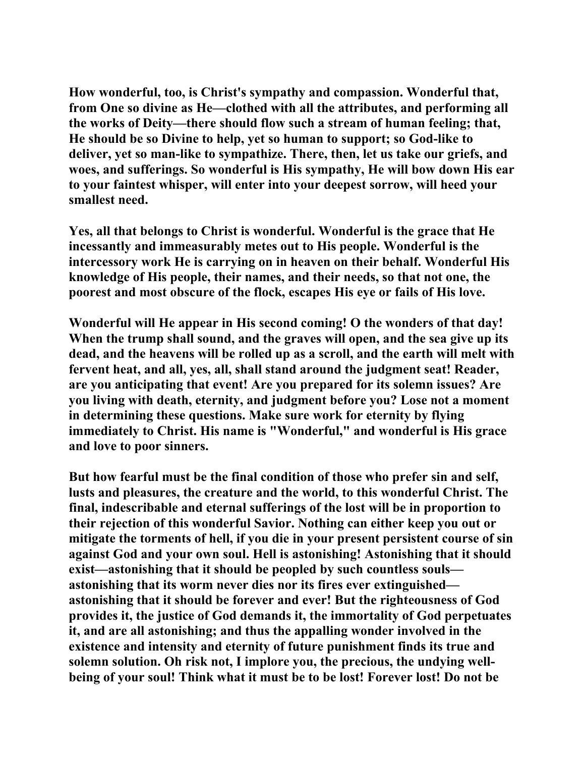How wonderful, too, is Christ's sympathy and compassion. Wonderful that, from One so divine as He—clothed with all the attributes, and performing all the works of Deity—there should flow such a stream of human feeling; that, He should be so Divine to help, yet so human to support; so God-like to deliver, yet so man-like to sympathize. There, then, let us take our griefs, and woes, and sufferings. So wonderful is His sympathy, He will bow down His ear to your faintest whisper, will enter into your deepest sorrow, will heed your smallest need.

Yes, all that belongs to Christ is wonderful. Wonderful is the grace that He incessantly and immeasurably metes out to His people. Wonderful is the intercessory work He is carrying on in heaven on their behalf. Wonderful His knowledge of His people, their names, and their needs, so that not one, the poorest and most obscure of the flock, escapes His eye or fails of His love.

Wonderful will He appear in His second coming! O the wonders of that day! When the trump shall sound, and the graves will open, and the sea give up its dead, and the heavens will be rolled up as a scroll, and the earth will melt with fervent heat, and all, yes, all, shall stand around the judgment seat! Reader, are you anticipating that event! Are you prepared for its solemn issues? Are you living with death, eternity, and judgment before you? Lose not a moment in determining these questions. Make sure work for eternity by flying immediately to Christ. His name is "Wonderful," and wonderful is His grace and love to poor sinners.

But how fearful must be the final condition of those who prefer sin and self, lusts and pleasures, the creature and the world, to this wonderful Christ. The final, indescribable and eternal sufferings of the lost will be in proportion to their rejection of this wonderful Savior. Nothing can either keep you out or mitigate the torments of hell, if you die in your present persistent course of sin against God and your own soul. Hell is astonishing! Astonishing that it should exist—astonishing that it should be peopled by such countless souls—astonishing that its worm never dies nor its fires ever extinguished—astonishing that it should be forever and ever! But the righteousness of God provides it, the justice of God demands it, the immortality of God perpetuates it, and are all astonishing; and thus the appalling wonder involved in the existence and intensity and eternity of future punishment finds its true and solemn solution. Oh risk not, I implore you, the precious, the undying well-being of your soul! Think what it must be to be lost! Forever lost! Do not be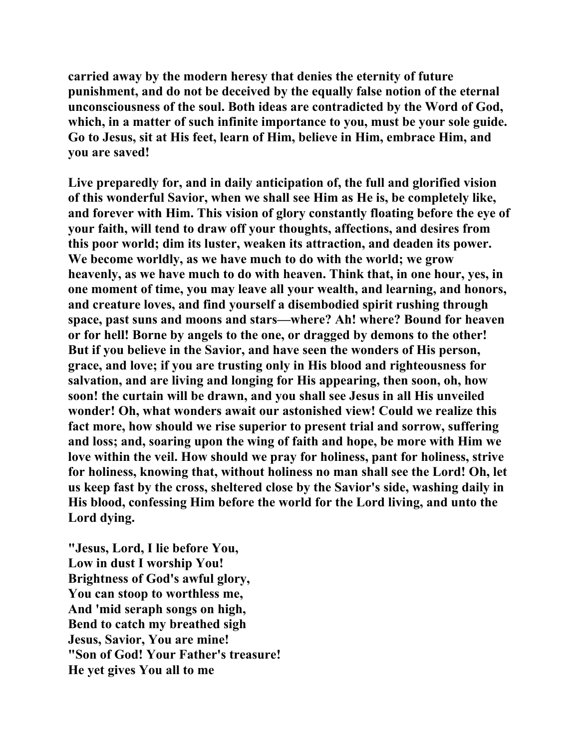**carried away by the modern heresy that denies the eternity of future punishment, and do not be deceived by the equally false notion of the eternal unconsciousness of the soul. Both ideas are contradicted by the Word of God, which, in a matter of such infinite importance to you, must be your sole guide. Go to Jesus, sit at His feet, learn of Him, believe in Him, embrace Him, and you are saved!**

**Live preparedly for, and in daily anticipation of, the full and glorified vision of this wonderful Savior, when we shall see Him as He is, be completely like, and forever with Him. This vision of glory constantly floating before the eye of your faith, will tend to draw off your thoughts, affections, and desires from this poor world; dim its luster, weaken its attraction, and deaden its power. We become worldly, as we have much to do with the world; we grow heavenly, as we have much to do with heaven. Think that, in one hour, yes, in one moment of time, you may leave all your wealth, and learning, and honors, and creature loves, and find yourself a disembodied spirit rushing through space, past suns and moons and stars—where? Ah! where? Bound for heaven or for hell! Borne by angels to the one, or dragged by demons to the other! But if you believe in the Savior, and have seen the wonders of His person, grace, and love; if you are trusting only in His blood and righteousness for salvation, and are living and longing for His appearing, then soon, oh, how soon! the curtain will be drawn, and you shall see Jesus in all His unveiled wonder! Oh, what wonders await our astonished view! Could we realize this fact more, how should we rise superior to present trial and sorrow, suffering and loss; and, soaring upon the wing of faith and hope, be more with Him we love within the veil. How should we pray for holiness, pant for holiness, strive for holiness, knowing that, without holiness no man shall see the Lord! Oh, let us keep fast by the cross, sheltered close by the Savior's side, washing daily in His blood, confessing Him before the world for the Lord living, and unto the Lord dying.**

**"Jesus, Lord, I lie before You,**
**Low in dust I worship You!**
**Brightness of God's awful glory,**
**You can stoop to worthless me,**
**And 'mid seraph songs on high,**
**Bend to catch my breathed sigh**
**Jesus, Savior, You are mine!**
**"Son of God! Your Father's treasure!**
**He yet gives You all to me**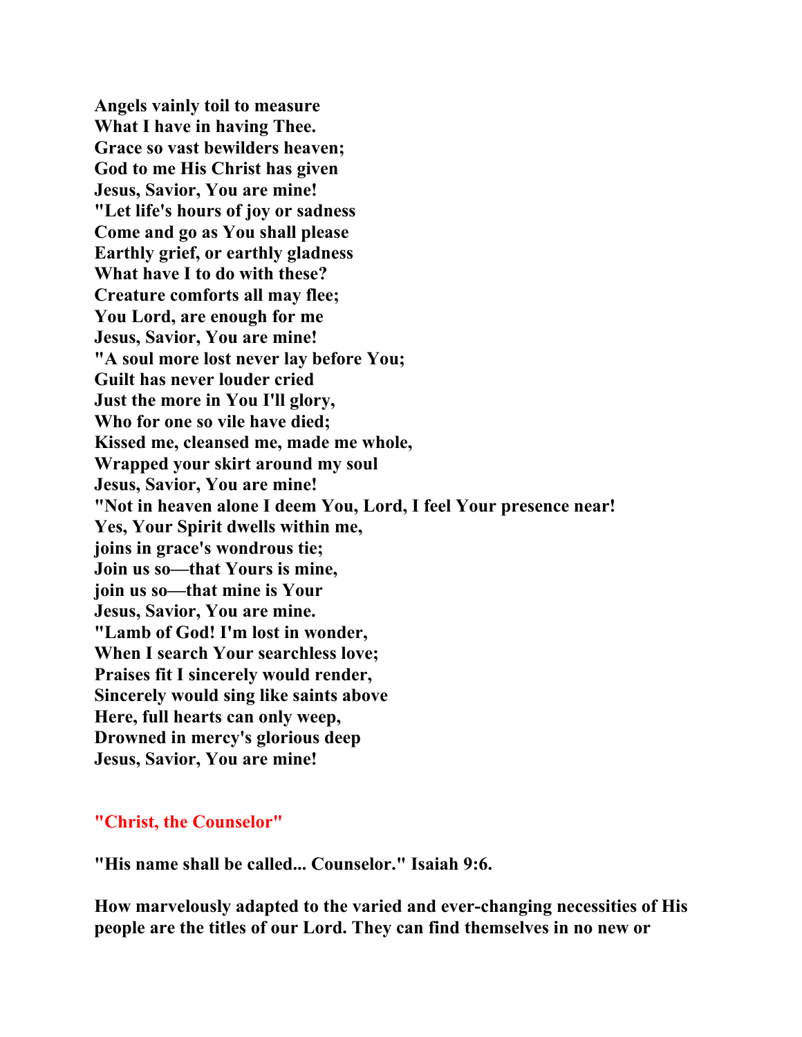**Angels vainly toil to measure**
**What I have in having Thee.**
**Grace so vast bewilders heaven;**
**God to me His Christ has given**
**Jesus, Savior, You are mine!**
**"Let life's hours of joy or sadness**
**Come and go as You shall please**
**Earthly grief, or earthly gladness**
**What have I to do with these?**
**Creature comforts all may flee;**
**You Lord, are enough for me**
**Jesus, Savior, You are mine!**
**"A soul more lost never lay before You;**
**Guilt has never louder cried**
**Just the more in You I'll glory,**
**Who for one so vile have died;**
**Kissed me, cleansed me, made me whole,**
**Wrapped your skirt around my soul**
**Jesus, Savior, You are mine!**
**"Not in heaven alone I deem You, Lord, I feel Your presence near!**
**Yes, Your Spirit dwells within me,**
**joins in grace's wondrous tie;**
**Join us so—that Yours is mine,**
**join us so—that mine is Your**
**Jesus, Savior, You are mine.**
**"Lamb of God! I'm lost in wonder,**
**When I search Your searchless love;**
**Praises fit I sincerely would render,**
**Sincerely would sing like saints above**
**Here, full hearts can only weep,**
**Drowned in mercy's glorious deep**
**Jesus, Savior, You are mine!**

## "Christ, the Counselor"

**"His name shall be called... Counselor." Isaiah 9:6.**

**How marvelously adapted to the varied and ever-changing necessities of His people are the titles of our Lord. They can find themselves in no new or**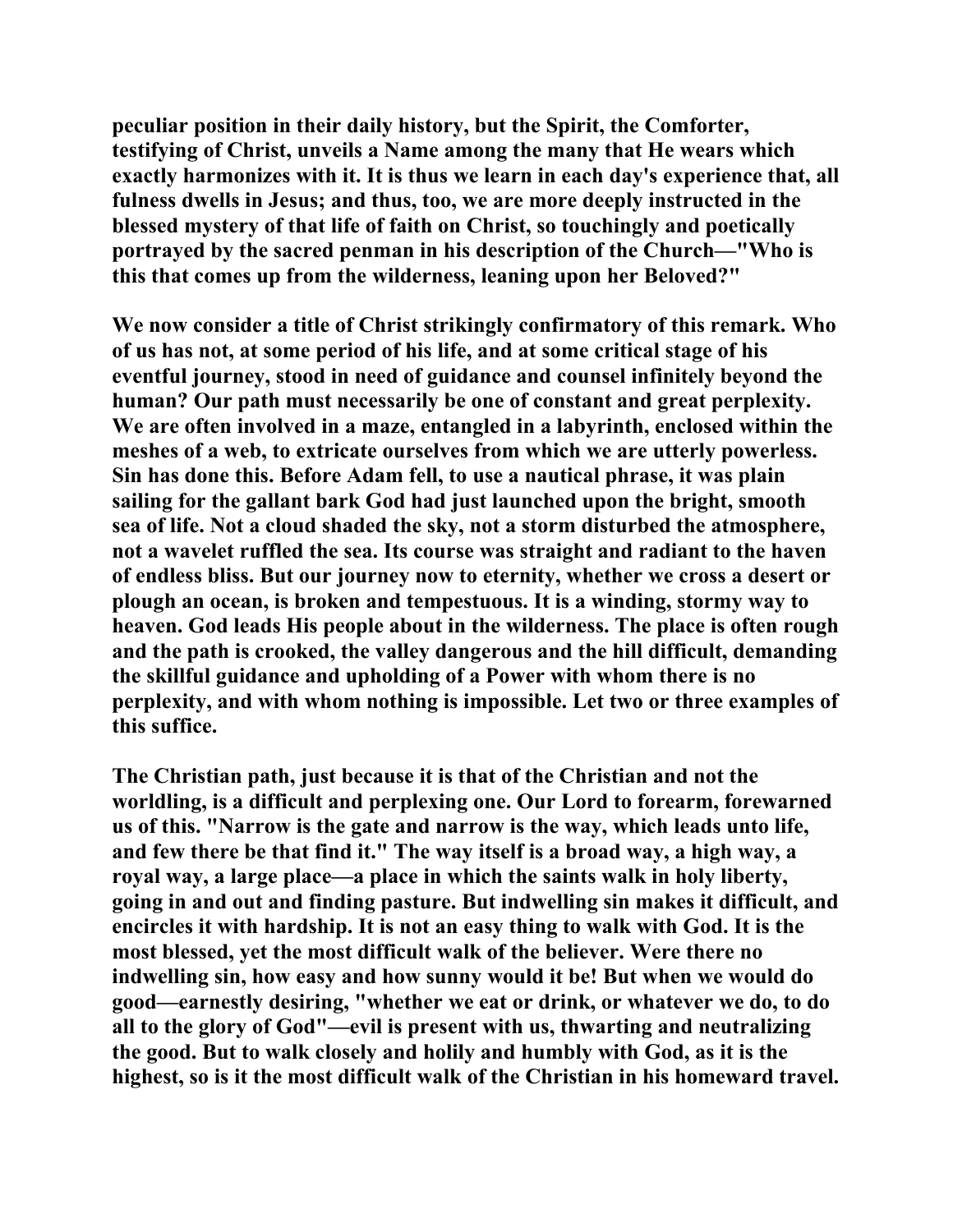peculiar position in their daily history, but the Spirit, the Comforter, testifying of Christ, unveils a Name among the many that He wears which exactly harmonizes with it. It is thus we learn in each day's experience that, all fulness dwells in Jesus; and thus, too, we are more deeply instructed in the blessed mystery of that life of faith on Christ, so touchingly and poetically portrayed by the sacred penman in his description of the Church—"Who is this that comes up from the wilderness, leaning upon her Beloved?"

We now consider a title of Christ strikingly confirmatory of this remark. Who of us has not, at some period of his life, and at some critical stage of his eventful journey, stood in need of guidance and counsel infinitely beyond the human? Our path must necessarily be one of constant and great perplexity. We are often involved in a maze, entangled in a labyrinth, enclosed within the meshes of a web, to extricate ourselves from which we are utterly powerless. Sin has done this. Before Adam fell, to use a nautical phrase, it was plain sailing for the gallant bark God had just launched upon the bright, smooth sea of life. Not a cloud shaded the sky, not a storm disturbed the atmosphere, not a wavelet ruffled the sea. Its course was straight and radiant to the haven of endless bliss. But our journey now to eternity, whether we cross a desert or plough an ocean, is broken and tempestuous. It is a winding, stormy way to heaven. God leads His people about in the wilderness. The place is often rough and the path is crooked, the valley dangerous and the hill difficult, demanding the skillful guidance and upholding of a Power with whom there is no perplexity, and with whom nothing is impossible. Let two or three examples of this suffice.

The Christian path, just because it is that of the Christian and not the worldling, is a difficult and perplexing one. Our Lord to forearm, forewarned us of this. "Narrow is the gate and narrow is the way, which leads unto life, and few there be that find it." The way itself is a broad way, a high way, a royal way, a large place—a place in which the saints walk in holy liberty, going in and out and finding pasture. But indwelling sin makes it difficult, and encircles it with hardship. It is not an easy thing to walk with God. It is the most blessed, yet the most difficult walk of the believer. Were there no indwelling sin, how easy and how sunny would it be! But when we would do good—earnestly desiring, "whether we eat or drink, or whatever we do, to do all to the glory of God"—evil is present with us, thwarting and neutralizing the good. But to walk closely and holily and humbly with God, as it is the highest, so is it the most difficult walk of the Christian in his homeward travel.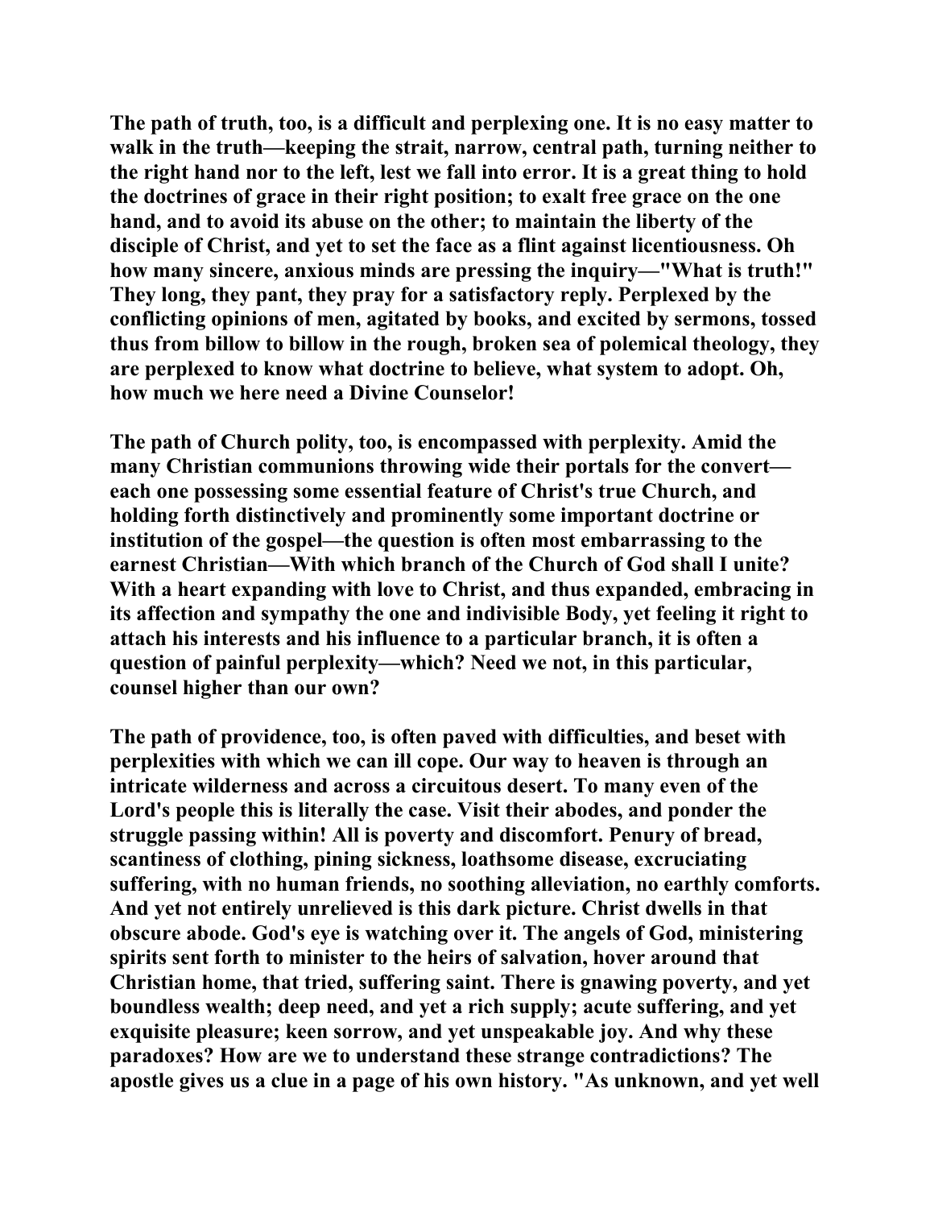The path of truth, too, is a difficult and perplexing one. It is no easy matter to walk in the truth—keeping the strait, narrow, central path, turning neither to the right hand nor to the left, lest we fall into error. It is a great thing to hold the doctrines of grace in their right position; to exalt free grace on the one hand, and to avoid its abuse on the other; to maintain the liberty of the disciple of Christ, and yet to set the face as a flint against licentiousness. Oh how many sincere, anxious minds are pressing the inquiry—"What is truth!" They long, they pant, they pray for a satisfactory reply. Perplexed by the conflicting opinions of men, agitated by books, and excited by sermons, tossed thus from billow to billow in the rough, broken sea of polemical theology, they are perplexed to know what doctrine to believe, what system to adopt. Oh, how much we here need a Divine Counselor!

The path of Church polity, too, is encompassed with perplexity. Amid the many Christian communions throwing wide their portals for the convert—each one possessing some essential feature of Christ's true Church, and holding forth distinctively and prominently some important doctrine or institution of the gospel—the question is often most embarrassing to the earnest Christian—With which branch of the Church of God shall I unite? With a heart expanding with love to Christ, and thus expanded, embracing in its affection and sympathy the one and indivisible Body, yet feeling it right to attach his interests and his influence to a particular branch, it is often a question of painful perplexity—which? Need we not, in this particular, counsel higher than our own?

The path of providence, too, is often paved with difficulties, and beset with perplexities with which we can ill cope. Our way to heaven is through an intricate wilderness and across a circuitous desert. To many even of the Lord's people this is literally the case. Visit their abodes, and ponder the struggle passing within! All is poverty and discomfort. Penury of bread, scantiness of clothing, pining sickness, loathsome disease, excruciating suffering, with no human friends, no soothing alleviation, no earthly comforts. And yet not entirely unrelieved is this dark picture. Christ dwells in that obscure abode. God's eye is watching over it. The angels of God, ministering spirits sent forth to minister to the heirs of salvation, hover around that Christian home, that tried, suffering saint. There is gnawing poverty, and yet boundless wealth; deep need, and yet a rich supply; acute suffering, and yet exquisite pleasure; keen sorrow, and yet unspeakable joy. And why these paradoxes? How are we to understand these strange contradictions? The apostle gives us a clue in a page of his own history. "As unknown, and yet well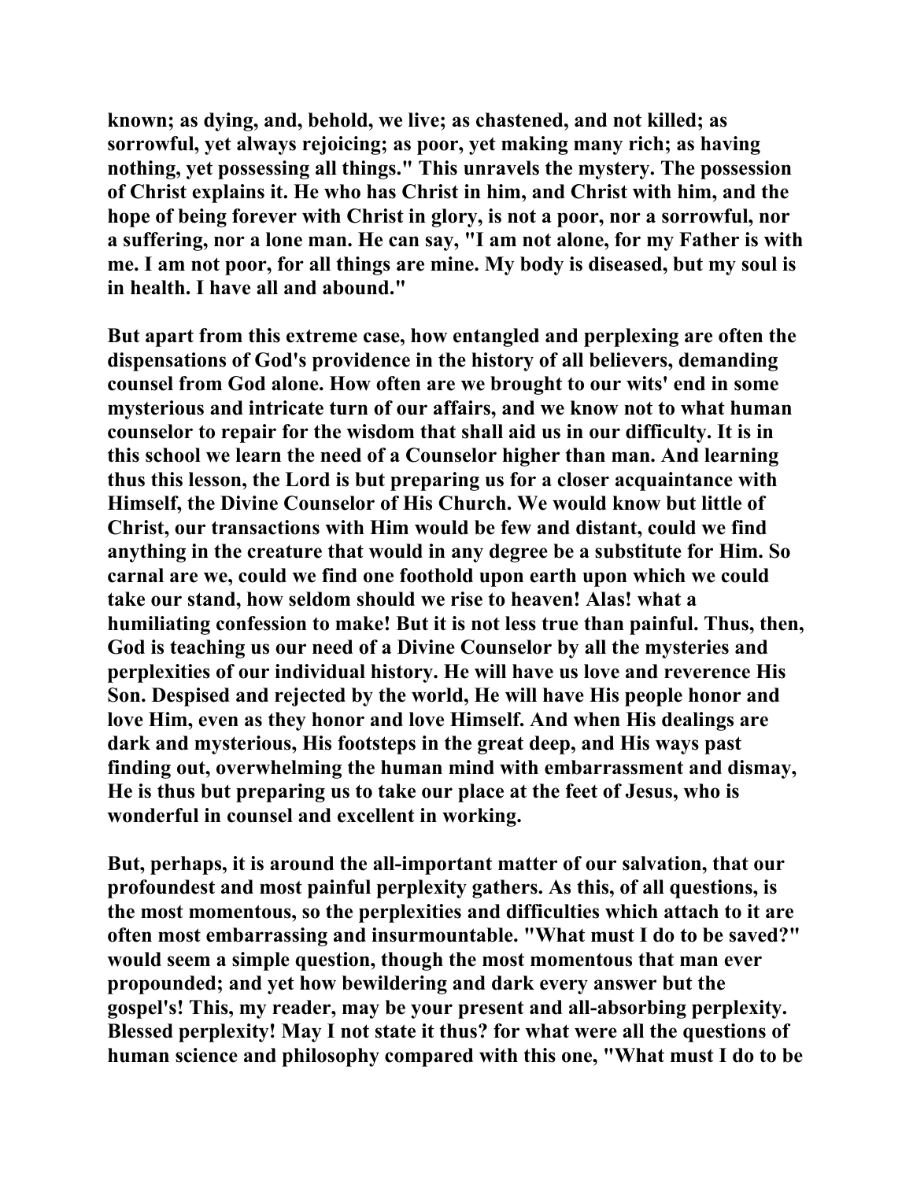**known; as dying, and, behold, we live; as chastened, and not killed; as sorrowful, yet always rejoicing; as poor, yet making many rich; as having nothing, yet possessing all things." This unravels the mystery. The possession of Christ explains it. He who has Christ in him, and Christ with him, and the hope of being forever with Christ in glory, is not a poor, nor a sorrowful, nor a suffering, nor a lone man. He can say, "I am not alone, for my Father is with me. I am not poor, for all things are mine. My body is diseased, but my soul is in health. I have all and abound."**

**But apart from this extreme case, how entangled and perplexing are often the dispensations of God's providence in the history of all believers, demanding counsel from God alone. How often are we brought to our wits' end in some mysterious and intricate turn of our affairs, and we know not to what human counselor to repair for the wisdom that shall aid us in our difficulty. It is in this school we learn the need of a Counselor higher than man. And learning thus this lesson, the Lord is but preparing us for a closer acquaintance with Himself, the Divine Counselor of His Church. We would know but little of Christ, our transactions with Him would be few and distant, could we find anything in the creature that would in any degree be a substitute for Him. So carnal are we, could we find one foothold upon earth upon which we could take our stand, how seldom should we rise to heaven! Alas! what a humiliating confession to make! But it is not less true than painful. Thus, then, God is teaching us our need of a Divine Counselor by all the mysteries and perplexities of our individual history. He will have us love and reverence His Son. Despised and rejected by the world, He will have His people honor and love Him, even as they honor and love Himself. And when His dealings are dark and mysterious, His footsteps in the great deep, and His ways past finding out, overwhelming the human mind with embarrassment and dismay, He is thus but preparing us to take our place at the feet of Jesus, who is wonderful in counsel and excellent in working.**

**But, perhaps, it is around the all-important matter of our salvation, that our profoundest and most painful perplexity gathers. As this, of all questions, is the most momentous, so the perplexities and difficulties which attach to it are often most embarrassing and insurmountable. "What must I do to be saved?" would seem a simple question, though the most momentous that man ever propounded; and yet how bewildering and dark every answer but the gospel's! This, my reader, may be your present and all-absorbing perplexity. Blessed perplexity! May I not state it thus? for what were all the questions of human science and philosophy compared with this one, "What must I do to be**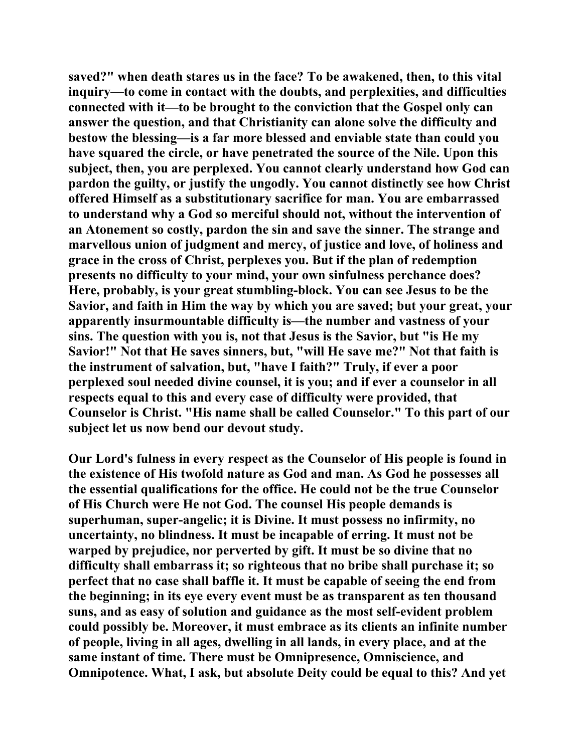**saved?" when death stares us in the face? To be awakened, then, to this vital inquiry—to come in contact with the doubts, and perplexities, and difficulties connected with it—to be brought to the conviction that the Gospel only can answer the question, and that Christianity can alone solve the difficulty and bestow the blessing—is a far more blessed and enviable state than could you have squared the circle, or have penetrated the source of the Nile. Upon this subject, then, you are perplexed. You cannot clearly understand how God can pardon the guilty, or justify the ungodly. You cannot distinctly see how Christ offered Himself as a substitutionary sacrifice for man. You are embarrassed to understand why a God so merciful should not, without the intervention of an Atonement so costly, pardon the sin and save the sinner. The strange and marvellous union of judgment and mercy, of justice and love, of holiness and grace in the cross of Christ, perplexes you. But if the plan of redemption presents no difficulty to your mind, your own sinfulness perchance does? Here, probably, is your great stumbling-block. You can see Jesus to be the Savior, and faith in Him the way by which you are saved; but your great, your apparently insurmountable difficulty is—the number and vastness of your sins. The question with you is, not that Jesus is the Savior, but "is He my Savior!" Not that He saves sinners, but, "will He save me?" Not that faith is the instrument of salvation, but, "have I faith?" Truly, if ever a poor perplexed soul needed divine counsel, it is you; and if ever a counselor in all respects equal to this and every case of difficulty were provided, that Counselor is Christ. "His name shall be called Counselor." To this part of our subject let us now bend our devout study.**

**Our Lord's fulness in every respect as the Counselor of His people is found in the existence of His twofold nature as God and man. As God he possesses all the essential qualifications for the office. He could not be the true Counselor of His Church were He not God. The counsel His people demands is superhuman, super-angelic; it is Divine. It must possess no infirmity, no uncertainty, no blindness. It must be incapable of erring. It must not be warped by prejudice, nor perverted by gift. It must be so divine that no difficulty shall embarrass it; so righteous that no bribe shall purchase it; so perfect that no case shall baffle it. It must be capable of seeing the end from the beginning; in its eye every event must be as transparent as ten thousand suns, and as easy of solution and guidance as the most self-evident problem could possibly be. Moreover, it must embrace as its clients an infinite number of people, living in all ages, dwelling in all lands, in every place, and at the same instant of time. There must be Omnipresence, Omniscience, and Omnipotence. What, I ask, but absolute Deity could be equal to this? And yet**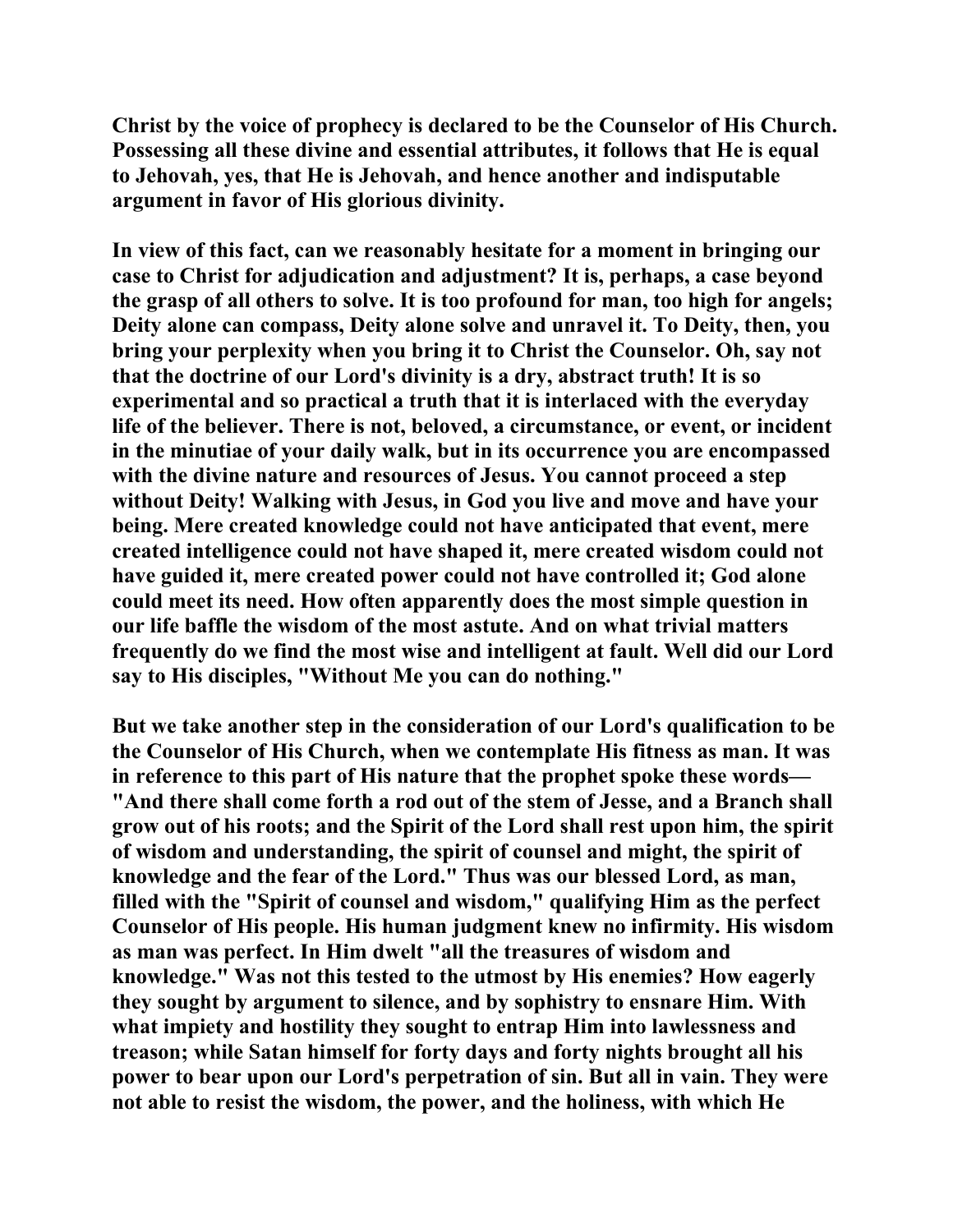Christ by the voice of prophecy is declared to be the Counselor of His Church. Possessing all these divine and essential attributes, it follows that He is equal to Jehovah, yes, that He is Jehovah, and hence another and indisputable argument in favor of His glorious divinity.

In view of this fact, can we reasonably hesitate for a moment in bringing our case to Christ for adjudication and adjustment? It is, perhaps, a case beyond the grasp of all others to solve. It is too profound for man, too high for angels; Deity alone can compass, Deity alone solve and unravel it. To Deity, then, you bring your perplexity when you bring it to Christ the Counselor. Oh, say not that the doctrine of our Lord's divinity is a dry, abstract truth! It is so experimental and so practical a truth that it is interlaced with the everyday life of the believer. There is not, beloved, a circumstance, or event, or incident in the minutiae of your daily walk, but in its occurrence you are encompassed with the divine nature and resources of Jesus. You cannot proceed a step without Deity! Walking with Jesus, in God you live and move and have your being. Mere created knowledge could not have anticipated that event, mere created intelligence could not have shaped it, mere created wisdom could not have guided it, mere created power could not have controlled it; God alone could meet its need. How often apparently does the most simple question in our life baffle the wisdom of the most astute. And on what trivial matters frequently do we find the most wise and intelligent at fault. Well did our Lord say to His disciples, "Without Me you can do nothing."

But we take another step in the consideration of our Lord's qualification to be the Counselor of His Church, when we contemplate His fitness as man. It was in reference to this part of His nature that the prophet spoke these words— "And there shall come forth a rod out of the stem of Jesse, and a Branch shall grow out of his roots; and the Spirit of the Lord shall rest upon him, the spirit of wisdom and understanding, the spirit of counsel and might, the spirit of knowledge and the fear of the Lord." Thus was our blessed Lord, as man, filled with the "Spirit of counsel and wisdom," qualifying Him as the perfect Counselor of His people. His human judgment knew no infirmity. His wisdom as man was perfect. In Him dwelt "all the treasures of wisdom and knowledge." Was not this tested to the utmost by His enemies? How eagerly they sought by argument to silence, and by sophistry to ensnare Him. With what impiety and hostility they sought to entrap Him into lawlessness and treason; while Satan himself for forty days and forty nights brought all his power to bear upon our Lord's perpetration of sin. But all in vain. They were not able to resist the wisdom, the power, and the holiness, with which He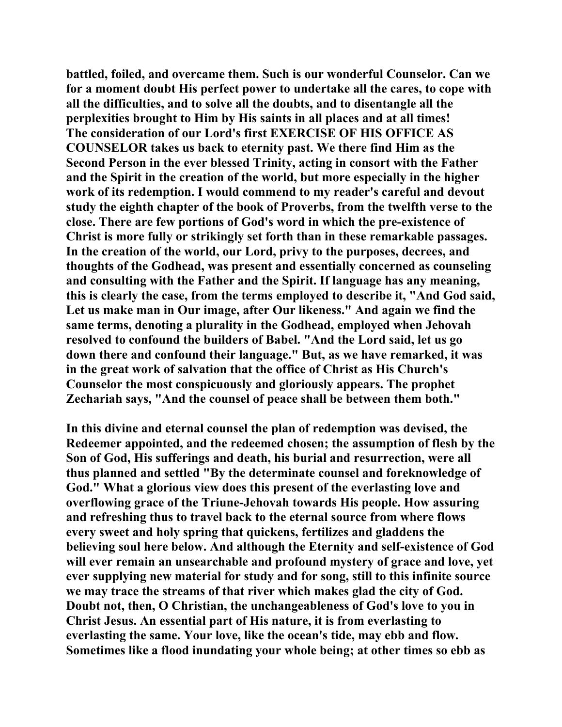**battled, foiled, and overcame them. Such is our wonderful Counselor. Can we for a moment doubt His perfect power to undertake all the cares, to cope with all the difficulties, and to solve all the doubts, and to disentangle all the perplexities brought to Him by His saints in all places and at all times!**

**The consideration of our Lord's first EXERCISE OF HIS OFFICE AS COUNSELOR takes us back to eternity past. We there find Him as the Second Person in the ever blessed Trinity, acting in consort with the Father and the Spirit in the creation of the world, but more especially in the higher work of its redemption. I would commend to my reader's careful and devout study the eighth chapter of the book of Proverbs, from the twelfth verse to the close. There are few portions of God's word in which the pre-existence of Christ is more fully or strikingly set forth than in these remarkable passages. In the creation of the world, our Lord, privy to the purposes, decrees, and thoughts of the Godhead, was present and essentially concerned as counseling and consulting with the Father and the Spirit. If language has any meaning, this is clearly the case, from the terms employed to describe it, "And God said, Let us make man in Our image, after Our likeness." And again we find the same terms, denoting a plurality in the Godhead, employed when Jehovah resolved to confound the builders of Babel. "And the Lord said, let us go down there and confound their language." But, as we have remarked, it was in the great work of salvation that the office of Christ as His Church's Counselor the most conspicuously and gloriously appears. The prophet Zechariah says, "And the counsel of peace shall be between them both."**

**In this divine and eternal counsel the plan of redemption was devised, the Redeemer appointed, and the redeemed chosen; the assumption of flesh by the Son of God, His sufferings and death, his burial and resurrection, were all thus planned and settled "By the determinate counsel and foreknowledge of God." What a glorious view does this present of the everlasting love and overflowing grace of the Triune-Jehovah towards His people. How assuring and refreshing thus to travel back to the eternal source from where flows every sweet and holy spring that quickens, fertilizes and gladdens the believing soul here below. And although the Eternity and self-existence of God will ever remain an unsearchable and profound mystery of grace and love, yet ever supplying new material for study and for song, still to this infinite source we may trace the streams of that river which makes glad the city of God. Doubt not, then, O Christian, the unchangeableness of God's love to you in Christ Jesus. An essential part of His nature, it is from everlasting to everlasting the same. Your love, like the ocean's tide, may ebb and flow. Sometimes like a flood inundating your whole being; at other times so ebb as**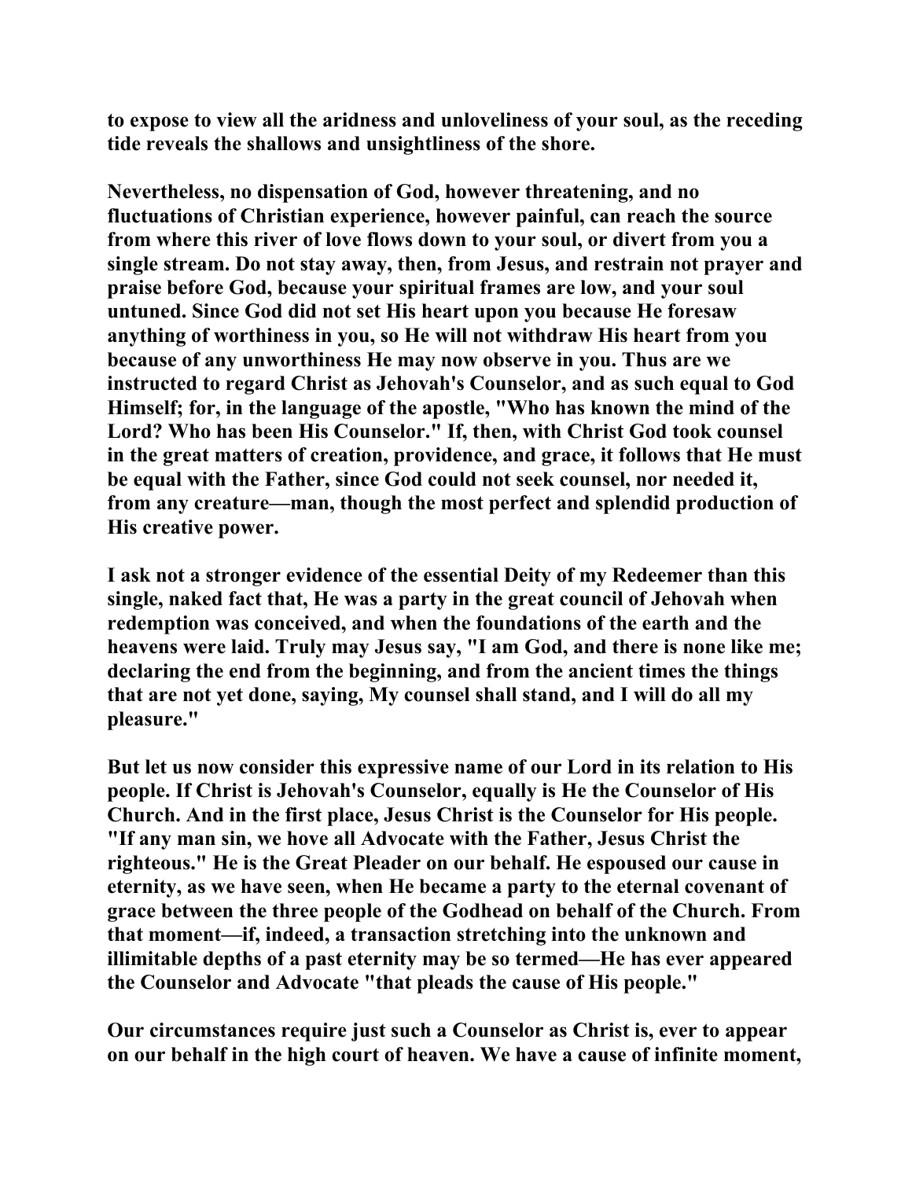to expose to view all the aridness and unloveliness of your soul, as the receding tide reveals the shallows and unsightliness of the shore.

Nevertheless, no dispensation of God, however threatening, and no fluctuations of Christian experience, however painful, can reach the source from where this river of love flows down to your soul, or divert from you a single stream. Do not stay away, then, from Jesus, and restrain not prayer and praise before God, because your spiritual frames are low, and your soul untuned. Since God did not set His heart upon you because He foresaw anything of worthiness in you, so He will not withdraw His heart from you because of any unworthiness He may now observe in you. Thus are we instructed to regard Christ as Jehovah's Counselor, and as such equal to God Himself; for, in the language of the apostle, "Who has known the mind of the Lord? Who has been His Counselor." If, then, with Christ God took counsel in the great matters of creation, providence, and grace, it follows that He must be equal with the Father, since God could not seek counsel, nor needed it, from any creature—man, though the most perfect and splendid production of His creative power.

I ask not a stronger evidence of the essential Deity of my Redeemer than this single, naked fact that, He was a party in the great council of Jehovah when redemption was conceived, and when the foundations of the earth and the heavens were laid. Truly may Jesus say, "I am God, and there is none like me; declaring the end from the beginning, and from the ancient times the things that are not yet done, saying, My counsel shall stand, and I will do all my pleasure."

But let us now consider this expressive name of our Lord in its relation to His people. If Christ is Jehovah's Counselor, equally is He the Counselor of His Church. And in the first place, Jesus Christ is the Counselor for His people. "If any man sin, we hove all Advocate with the Father, Jesus Christ the righteous." He is the Great Pleader on our behalf. He espoused our cause in eternity, as we have seen, when He became a party to the eternal covenant of grace between the three people of the Godhead on behalf of the Church. From that moment—if, indeed, a transaction stretching into the unknown and illimitable depths of a past eternity may be so termed—He has ever appeared the Counselor and Advocate "that pleads the cause of His people."

Our circumstances require just such a Counselor as Christ is, ever to appear on our behalf in the high court of heaven. We have a cause of infinite moment,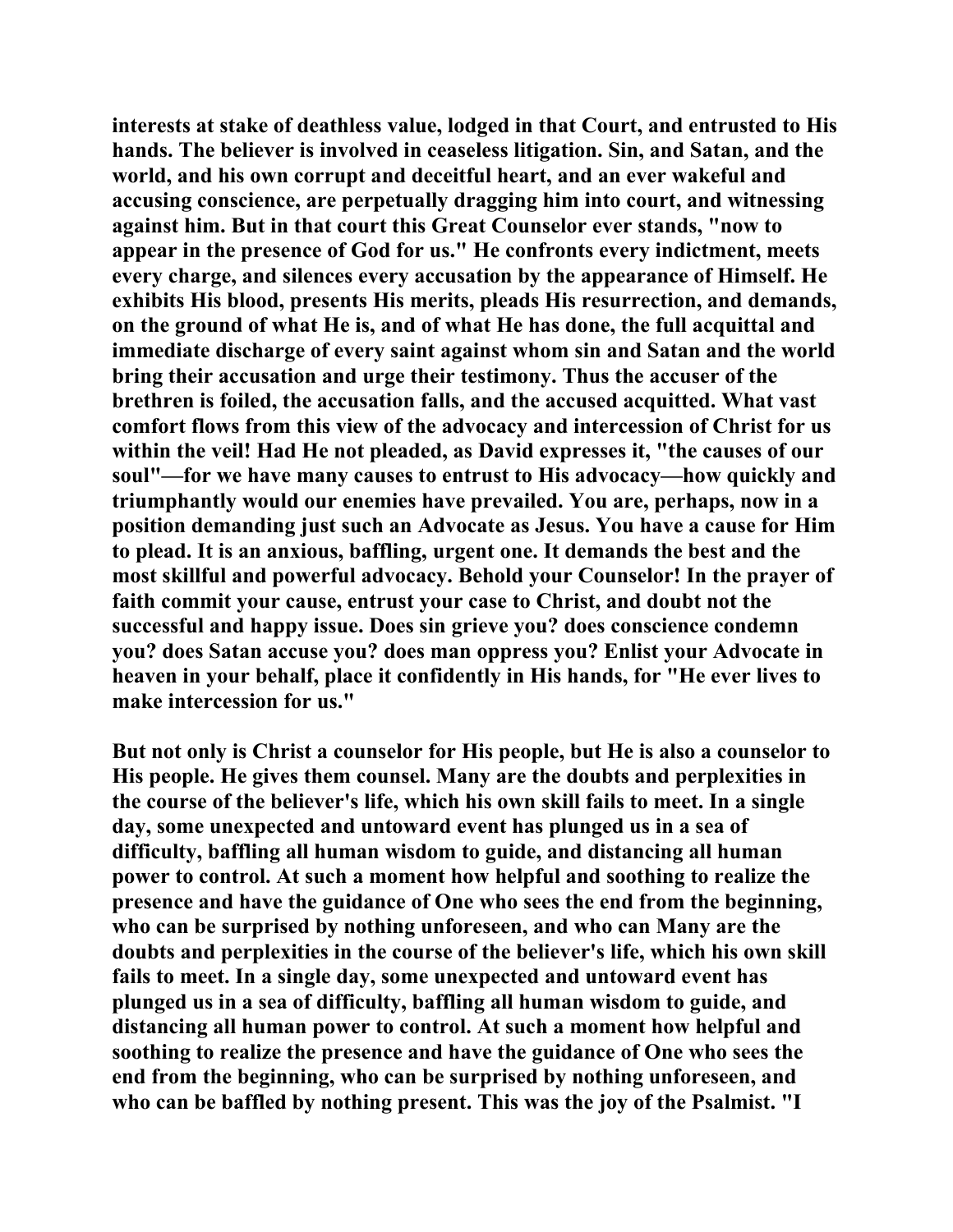**interests at stake of deathless value, lodged in that Court, and entrusted to His hands. The believer is involved in ceaseless litigation. Sin, and Satan, and the world, and his own corrupt and deceitful heart, and an ever wakeful and accusing conscience, are perpetually dragging him into court, and witnessing against him. But in that court this Great Counselor ever stands, "now to appear in the presence of God for us." He confronts every indictment, meets every charge, and silences every accusation by the appearance of Himself. He exhibits His blood, presents His merits, pleads His resurrection, and demands, on the ground of what He is, and of what He has done, the full acquittal and immediate discharge of every saint against whom sin and Satan and the world bring their accusation and urge their testimony. Thus the accuser of the brethren is foiled, the accusation falls, and the accused acquitted. What vast comfort flows from this view of the advocacy and intercession of Christ for us within the veil! Had He not pleaded, as David expresses it, "the causes of our soul"—for we have many causes to entrust to His advocacy—how quickly and triumphantly would our enemies have prevailed. You are, perhaps, now in a position demanding just such an Advocate as Jesus. You have a cause for Him to plead. It is an anxious, baffling, urgent one. It demands the best and the most skillful and powerful advocacy. Behold your Counselor! In the prayer of faith commit your cause, entrust your case to Christ, and doubt not the successful and happy issue. Does sin grieve you? does conscience condemn you? does Satan accuse you? does man oppress you? Enlist your Advocate in heaven in your behalf, place it confidently in His hands, for "He ever lives to make intercession for us."**

**But not only is Christ a counselor for His people, but He is also a counselor to His people. He gives them counsel. Many are the doubts and perplexities in the course of the believer's life, which his own skill fails to meet. In a single day, some unexpected and untoward event has plunged us in a sea of difficulty, baffling all human wisdom to guide, and distancing all human power to control. At such a moment how helpful and soothing to realize the presence and have the guidance of One who sees the end from the beginning, who can be surprised by nothing unforeseen, and who can Many are the doubts and perplexities in the course of the believer's life, which his own skill fails to meet. In a single day, some unexpected and untoward event has plunged us in a sea of difficulty, baffling all human wisdom to guide, and distancing all human power to control. At such a moment how helpful and soothing to realize the presence and have the guidance of One who sees the end from the beginning, who can be surprised by nothing unforeseen, and who can be baffled by nothing present. This was the joy of the Psalmist. "I**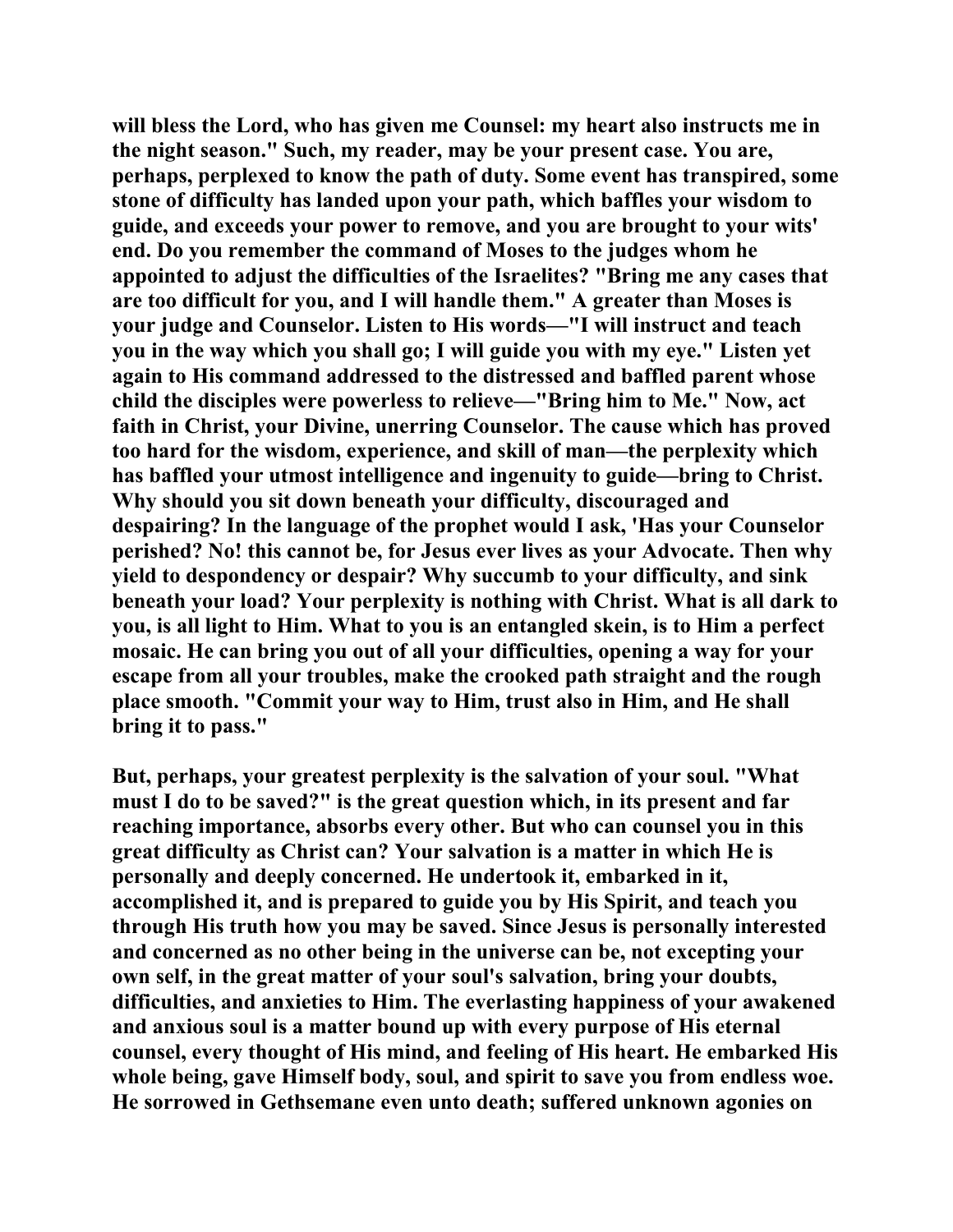will bless the Lord, who has given me Counsel: my heart also instructs me in the night season." Such, my reader, may be your present case. You are, perhaps, perplexed to know the path of duty. Some event has transpired, some stone of difficulty has landed upon your path, which baffles your wisdom to guide, and exceeds your power to remove, and you are brought to your wits' end. Do you remember the command of Moses to the judges whom he appointed to adjust the difficulties of the Israelites? "Bring me any cases that are too difficult for you, and I will handle them." A greater than Moses is your judge and Counselor. Listen to His words—"I will instruct and teach you in the way which you shall go; I will guide you with my eye." Listen yet again to His command addressed to the distressed and baffled parent whose child the disciples were powerless to relieve—"Bring him to Me." Now, act faith in Christ, your Divine, unerring Counselor. The cause which has proved too hard for the wisdom, experience, and skill of man—the perplexity which has baffled your utmost intelligence and ingenuity to guide—bring to Christ. Why should you sit down beneath your difficulty, discouraged and despairing? In the language of the prophet would I ask, 'Has your Counselor perished? No! this cannot be, for Jesus ever lives as your Advocate. Then why yield to despondency or despair? Why succumb to your difficulty, and sink beneath your load? Your perplexity is nothing with Christ. What is all dark to you, is all light to Him. What to you is an entangled skein, is to Him a perfect mosaic. He can bring you out of all your difficulties, opening a way for your escape from all your troubles, make the crooked path straight and the rough place smooth. "Commit your way to Him, trust also in Him, and He shall bring it to pass."

But, perhaps, your greatest perplexity is the salvation of your soul. "What must I do to be saved?" is the great question which, in its present and far reaching importance, absorbs every other. But who can counsel you in this great difficulty as Christ can? Your salvation is a matter in which He is personally and deeply concerned. He undertook it, embarked in it, accomplished it, and is prepared to guide you by His Spirit, and teach you through His truth how you may be saved. Since Jesus is personally interested and concerned as no other being in the universe can be, not excepting your own self, in the great matter of your soul's salvation, bring your doubts, difficulties, and anxieties to Him. The everlasting happiness of your awakened and anxious soul is a matter bound up with every purpose of His eternal counsel, every thought of His mind, and feeling of His heart. He embarked His whole being, gave Himself body, soul, and spirit to save you from endless woe. He sorrowed in Gethsemane even unto death; suffered unknown agonies on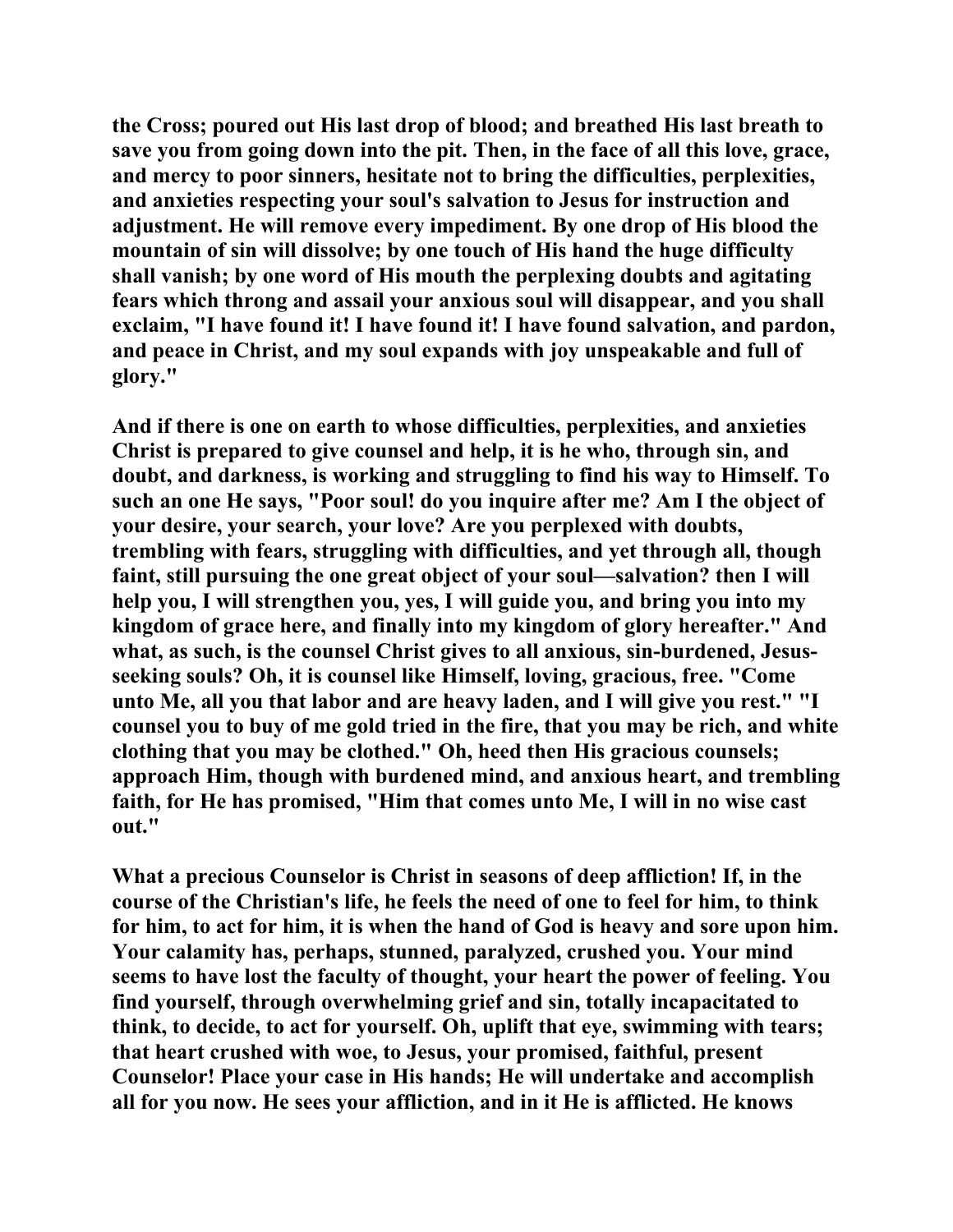**the Cross; poured out His last drop of blood; and breathed His last breath to save you from going down into the pit. Then, in the face of all this love, grace, and mercy to poor sinners, hesitate not to bring the difficulties, perplexities, and anxieties respecting your soul's salvation to Jesus for instruction and adjustment. He will remove every impediment. By one drop of His blood the mountain of sin will dissolve; by one touch of His hand the huge difficulty shall vanish; by one word of His mouth the perplexing doubts and agitating fears which throng and assail your anxious soul will disappear, and you shall exclaim, "I have found it! I have found it! I have found salvation, and pardon, and peace in Christ, and my soul expands with joy unspeakable and full of glory."**

**And if there is one on earth to whose difficulties, perplexities, and anxieties Christ is prepared to give counsel and help, it is he who, through sin, and doubt, and darkness, is working and struggling to find his way to Himself. To such an one He says, "Poor soul! do you inquire after me? Am I the object of your desire, your search, your love? Are you perplexed with doubts, trembling with fears, struggling with difficulties, and yet through all, though faint, still pursuing the one great object of your soul—salvation? then I will help you, I will strengthen you, yes, I will guide you, and bring you into my kingdom of grace here, and finally into my kingdom of glory hereafter." And what, as such, is the counsel Christ gives to all anxious, sin-burdened, Jesus-seeking souls? Oh, it is counsel like Himself, loving, gracious, free. "Come unto Me, all you that labor and are heavy laden, and I will give you rest." "I counsel you to buy of me gold tried in the fire, that you may be rich, and white clothing that you may be clothed." Oh, heed then His gracious counsels; approach Him, though with burdened mind, and anxious heart, and trembling faith, for He has promised, "Him that comes unto Me, I will in no wise cast out."**

**What a precious Counselor is Christ in seasons of deep affliction! If, in the course of the Christian's life, he feels the need of one to feel for him, to think for him, to act for him, it is when the hand of God is heavy and sore upon him. Your calamity has, perhaps, stunned, paralyzed, crushed you. Your mind seems to have lost the faculty of thought, your heart the power of feeling. You find yourself, through overwhelming grief and sin, totally incapacitated to think, to decide, to act for yourself. Oh, uplift that eye, swimming with tears; that heart crushed with woe, to Jesus, your promised, faithful, present Counselor! Place your case in His hands; He will undertake and accomplish all for you now. He sees your affliction, and in it He is afflicted. He knows**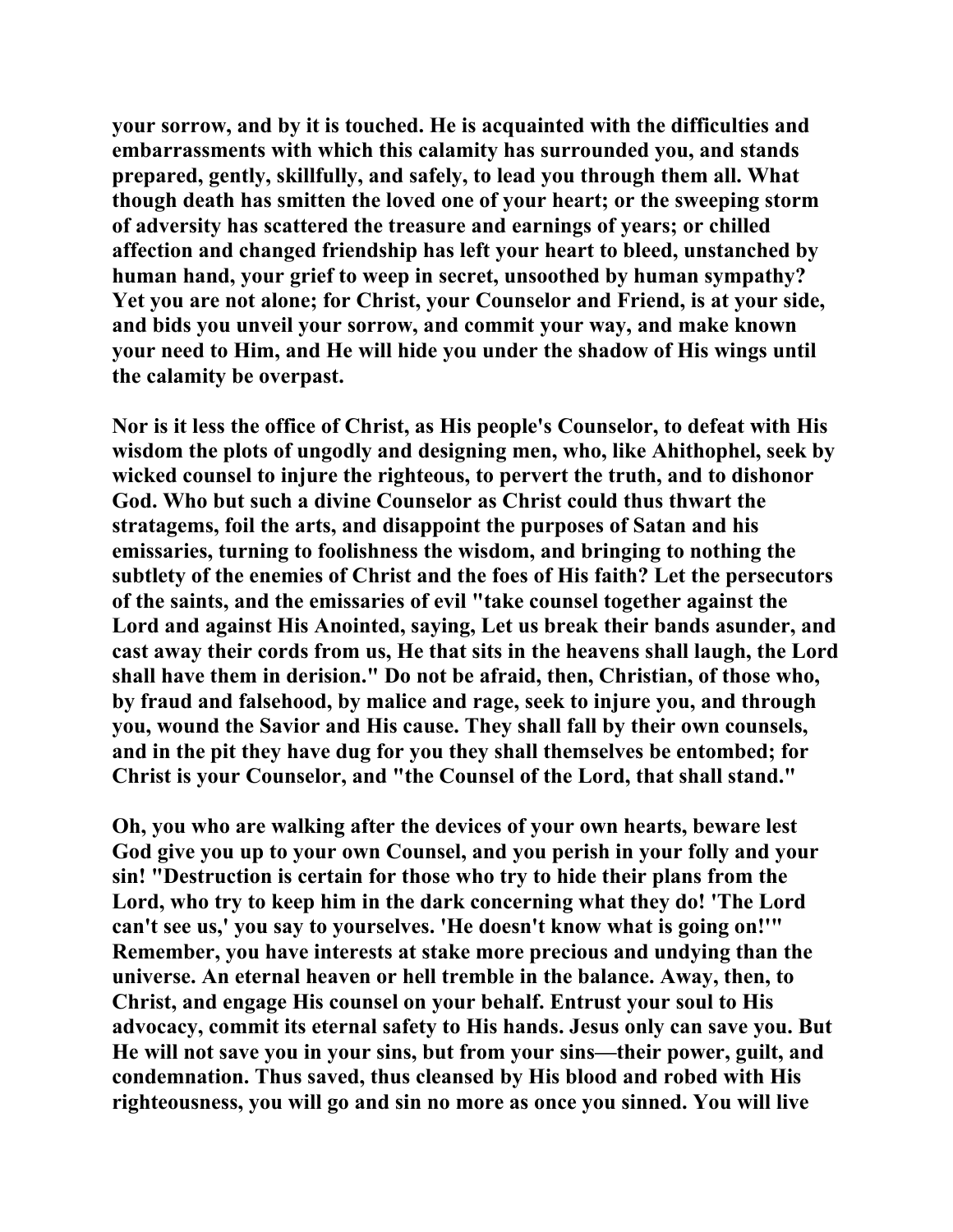your sorrow, and by it is touched. He is acquainted with the difficulties and embarrassments with which this calamity has surrounded you, and stands prepared, gently, skillfully, and safely, to lead you through them all. What though death has smitten the loved one of your heart; or the sweeping storm of adversity has scattered the treasure and earnings of years; or chilled affection and changed friendship has left your heart to bleed, unstanched by human hand, your grief to weep in secret, unsoothed by human sympathy? Yet you are not alone; for Christ, your Counselor and Friend, is at your side, and bids you unveil your sorrow, and commit your way, and make known your need to Him, and He will hide you under the shadow of His wings until the calamity be overpast.

Nor is it less the office of Christ, as His people's Counselor, to defeat with His wisdom the plots of ungodly and designing men, who, like Ahithophel, seek by wicked counsel to injure the righteous, to pervert the truth, and to dishonor God. Who but such a divine Counselor as Christ could thus thwart the stratagems, foil the arts, and disappoint the purposes of Satan and his emissaries, turning to foolishness the wisdom, and bringing to nothing the subtlety of the enemies of Christ and the foes of His faith? Let the persecutors of the saints, and the emissaries of evil "take counsel together against the Lord and against His Anointed, saying, Let us break their bands asunder, and cast away their cords from us, He that sits in the heavens shall laugh, the Lord shall have them in derision." Do not be afraid, then, Christian, of those who, by fraud and falsehood, by malice and rage, seek to injure you, and through you, wound the Savior and His cause. They shall fall by their own counsels, and in the pit they have dug for you they shall themselves be entombed; for Christ is your Counselor, and "the Counsel of the Lord, that shall stand."

Oh, you who are walking after the devices of your own hearts, beware lest God give you up to your own Counsel, and you perish in your folly and your sin! "Destruction is certain for those who try to hide their plans from the Lord, who try to keep him in the dark concerning what they do! 'The Lord can't see us,' you say to yourselves. 'He doesn't know what is going on!'" Remember, you have interests at stake more precious and undying than the universe. An eternal heaven or hell tremble in the balance. Away, then, to Christ, and engage His counsel on your behalf. Entrust your soul to His advocacy, commit its eternal safety to His hands. Jesus only can save you. But He will not save you in your sins, but from your sins—their power, guilt, and condemnation. Thus saved, thus cleansed by His blood and robed with His righteousness, you will go and sin no more as once you sinned. You will live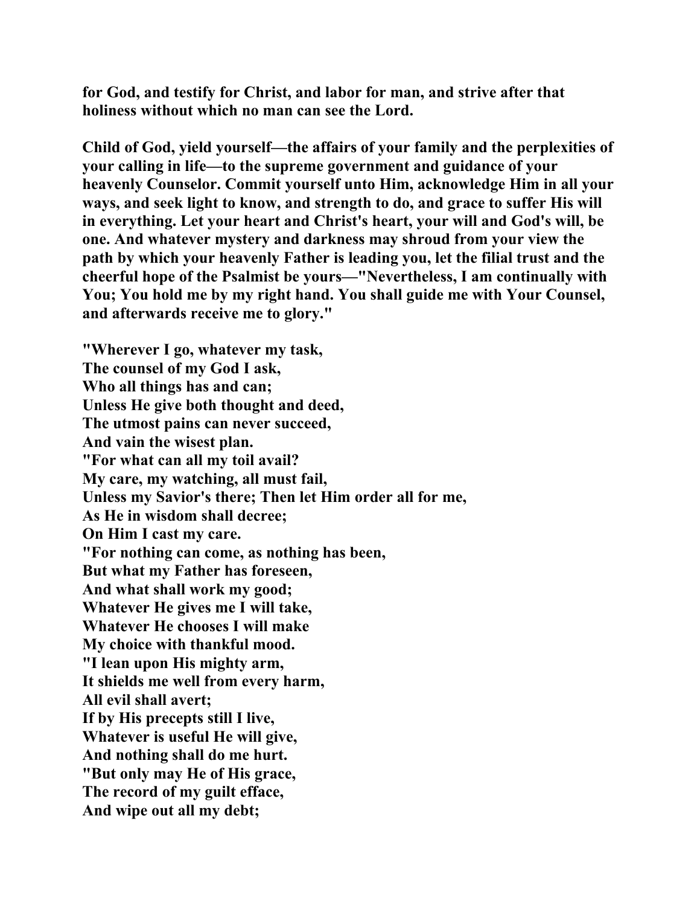**for God, and testify for Christ, and labor for man, and strive after that holiness without which no man can see the Lord.**

**Child of God, yield yourself—the affairs of your family and the perplexities of your calling in life—to the supreme government and guidance of your heavenly Counselor. Commit yourself unto Him, acknowledge Him in all your ways, and seek light to know, and strength to do, and grace to suffer His will in everything. Let your heart and Christ's heart, your will and God's will, be one. And whatever mystery and darkness may shroud from your view the path by which your heavenly Father is leading you, let the filial trust and the cheerful hope of the Psalmist be yours—"Nevertheless, I am continually with You; You hold me by my right hand. You shall guide me with Your Counsel, and afterwards receive me to glory."**

**"Wherever I go, whatever my task,**
**The counsel of my God I ask,**
**Who all things has and can;**
**Unless He give both thought and deed,**
**The utmost pains can never succeed,**
**And vain the wisest plan.**
**"For what can all my toil avail?**
**My care, my watching, all must fail,**
**Unless my Savior's there; Then let Him order all for me,**
**As He in wisdom shall decree;**
**On Him I cast my care.**
**"For nothing can come, as nothing has been,**
**But what my Father has foreseen,**
**And what shall work my good;**
**Whatever He gives me I will take,**
**Whatever He chooses I will make**
**My choice with thankful mood.**
**"I lean upon His mighty arm,**
**It shields me well from every harm,**
**All evil shall avert;**
**If by His precepts still I live,**
**Whatever is useful He will give,**
**And nothing shall do me hurt.**
**"But only may He of His grace,**
**The record of my guilt efface,**
**And wipe out all my debt;**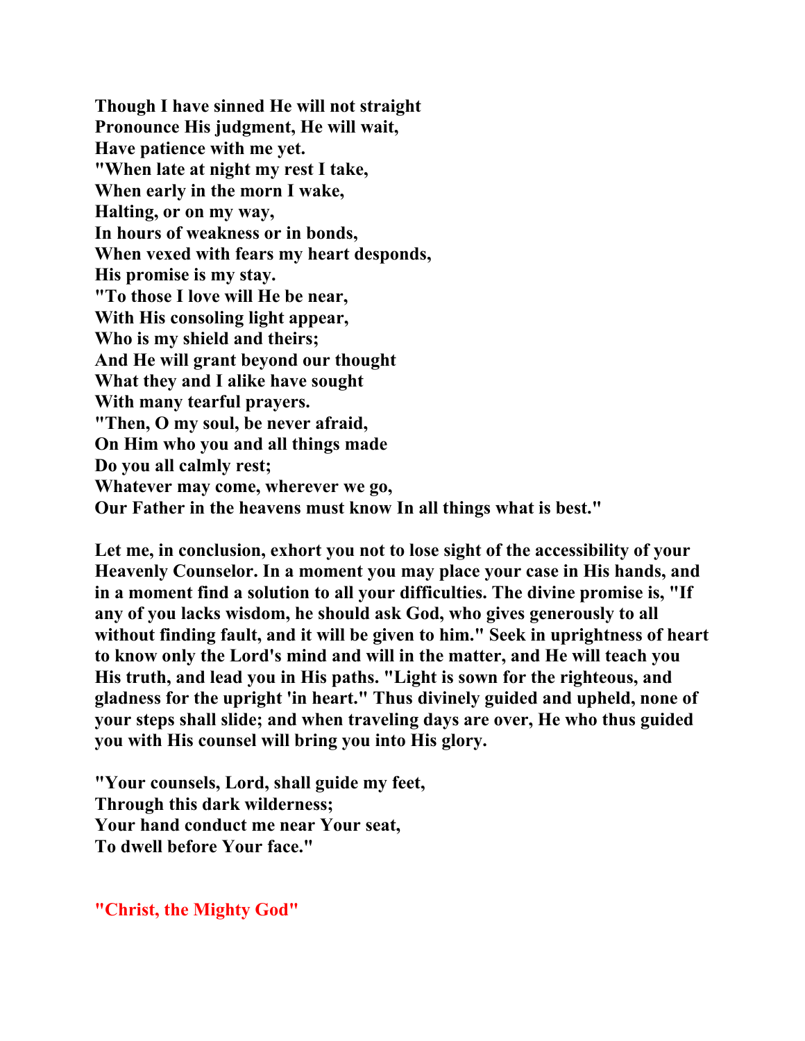**Though I have sinned He will not straight**
**Pronounce His judgment, He will wait,**
**Have patience with me yet.**
**"When late at night my rest I take,**
**When early in the morn I wake,**
**Halting, or on my way,**
**In hours of weakness or in bonds,**
**When vexed with fears my heart desponds,**
**His promise is my stay.**
**"To those I love will He be near,**
**With His consoling light appear,**
**Who is my shield and theirs;**
**And He will grant beyond our thought**
**What they and I alike have sought**
**With many tearful prayers.**
**"Then, O my soul, be never afraid,**
**On Him who you and all things made**
**Do you all calmly rest;**
**Whatever may come, wherever we go,**
**Our Father in the heavens must know In all things what is best."**

**Let me, in conclusion, exhort you not to lose sight of the accessibility of your Heavenly Counselor. In a moment you may place your case in His hands, and in a moment find a solution to all your difficulties. The divine promise is, "If any of you lacks wisdom, he should ask God, who gives generously to all without finding fault, and it will be given to him." Seek in uprightness of heart to know only the Lord's mind and will in the matter, and He will teach you His truth, and lead you in His paths. "Light is sown for the righteous, and gladness for the upright 'in heart." Thus divinely guided and upheld, none of your steps shall slide; and when traveling days are over, He who thus guided you with His counsel will bring you into His glory.**

**"Your counsels, Lord, shall guide my feet,**
**Through this dark wilderness;**
**Your hand conduct me near Your seat,**
**To dwell before Your face."**

## "Christ, the Mighty God"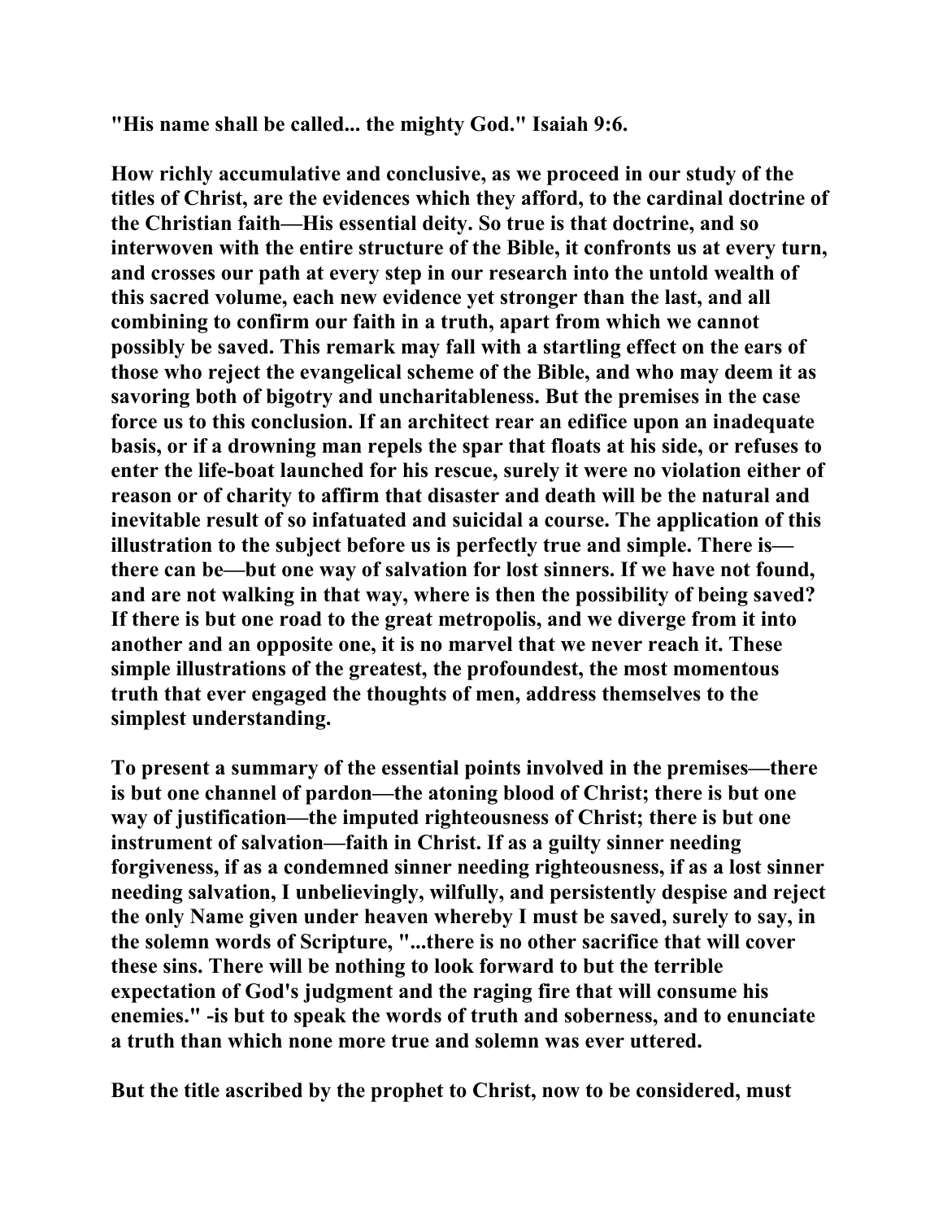**"His name shall be called... the mighty God." Isaiah 9:6.**

**How richly accumulative and conclusive, as we proceed in our study of the titles of Christ, are the evidences which they afford, to the cardinal doctrine of the Christian faith—His essential deity. So true is that doctrine, and so interwoven with the entire structure of the Bible, it confronts us at every turn, and crosses our path at every step in our research into the untold wealth of this sacred volume, each new evidence yet stronger than the last, and all combining to confirm our faith in a truth, apart from which we cannot possibly be saved. This remark may fall with a startling effect on the ears of those who reject the evangelical scheme of the Bible, and who may deem it as savoring both of bigotry and uncharitableness. But the premises in the case force us to this conclusion. If an architect rear an edifice upon an inadequate basis, or if a drowning man repels the spar that floats at his side, or refuses to enter the life-boat launched for his rescue, surely it were no violation either of reason or of charity to affirm that disaster and death will be the natural and inevitable result of so infatuated and suicidal a course. The application of this illustration to the subject before us is perfectly true and simple. There is—there can be—but one way of salvation for lost sinners. If we have not found, and are not walking in that way, where is then the possibility of being saved? If there is but one road to the great metropolis, and we diverge from it into another and an opposite one, it is no marvel that we never reach it. These simple illustrations of the greatest, the profoundest, the most momentous truth that ever engaged the thoughts of men, address themselves to the simplest understanding.**

**To present a summary of the essential points involved in the premises—there is but one channel of pardon—the atoning blood of Christ; there is but one way of justification—the imputed righteousness of Christ; there is but one instrument of salvation—faith in Christ. If as a guilty sinner needing forgiveness, if as a condemned sinner needing righteousness, if as a lost sinner needing salvation, I unbelievingly, wilfully, and persistently despise and reject the only Name given under heaven whereby I must be saved, surely to say, in the solemn words of Scripture, "...there is no other sacrifice that will cover these sins. There will be nothing to look forward to but the terrible expectation of God's judgment and the raging fire that will consume his enemies." -is but to speak the words of truth and soberness, and to enunciate a truth than which none more true and solemn was ever uttered.**

**But the title ascribed by the prophet to Christ, now to be considered, must**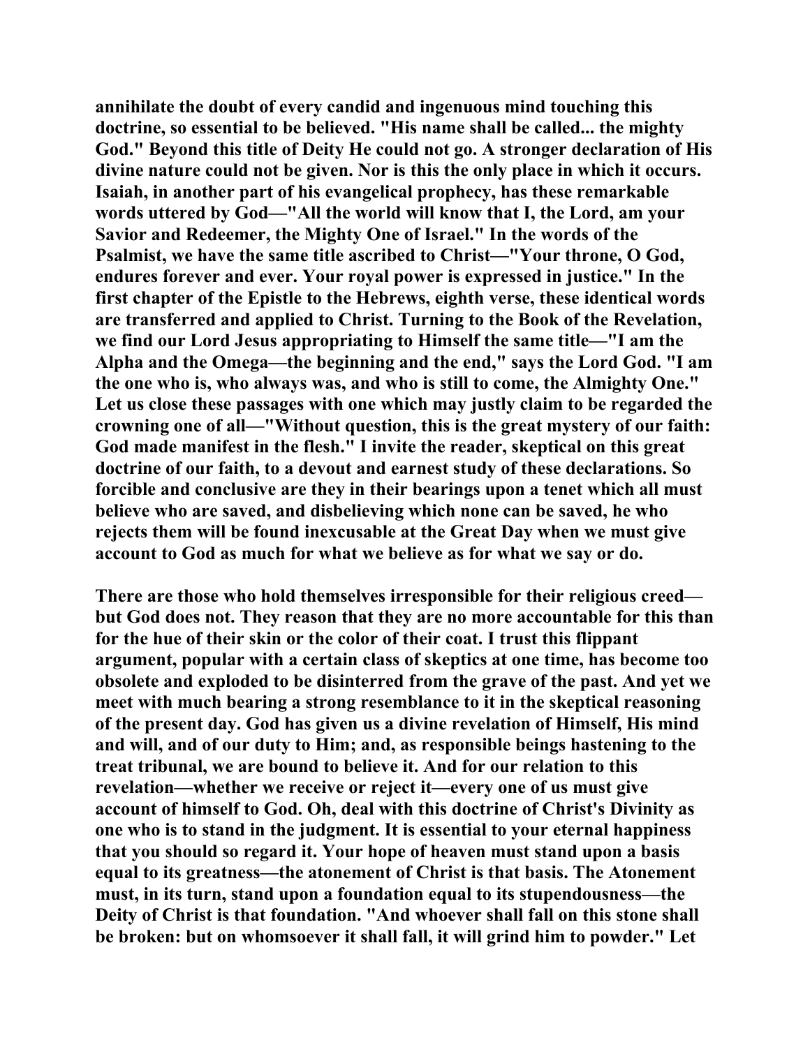**annihilate the doubt of every candid and ingenuous mind touching this doctrine, so essential to be believed. "His name shall be called... the mighty God." Beyond this title of Deity He could not go. A stronger declaration of His divine nature could not be given. Nor is this the only place in which it occurs. Isaiah, in another part of his evangelical prophecy, has these remarkable words uttered by God—"All the world will know that I, the Lord, am your Savior and Redeemer, the Mighty One of Israel." In the words of the Psalmist, we have the same title ascribed to Christ—"Your throne, O God, endures forever and ever. Your royal power is expressed in justice." In the first chapter of the Epistle to the Hebrews, eighth verse, these identical words are transferred and applied to Christ. Turning to the Book of the Revelation, we find our Lord Jesus appropriating to Himself the same title—"I am the Alpha and the Omega—the beginning and the end," says the Lord God. "I am the one who is, who always was, and who is still to come, the Almighty One." Let us close these passages with one which may justly claim to be regarded the crowning one of all—"Without question, this is the great mystery of our faith: God made manifest in the flesh." I invite the reader, skeptical on this great doctrine of our faith, to a devout and earnest study of these declarations. So forcible and conclusive are they in their bearings upon a tenet which all must believe who are saved, and disbelieving which none can be saved, he who rejects them will be found inexcusable at the Great Day when we must give account to God as much for what we believe as for what we say or do.**

**There are those who hold themselves irresponsible for their religious creed—but God does not. They reason that they are no more accountable for this than for the hue of their skin or the color of their coat. I trust this flippant argument, popular with a certain class of skeptics at one time, has become too obsolete and exploded to be disinterred from the grave of the past. And yet we meet with much bearing a strong resemblance to it in the skeptical reasoning of the present day. God has given us a divine revelation of Himself, His mind and will, and of our duty to Him; and, as responsible beings hastening to the treat tribunal, we are bound to believe it. And for our relation to this revelation—whether we receive or reject it—every one of us must give account of himself to God. Oh, deal with this doctrine of Christ's Divinity as one who is to stand in the judgment. It is essential to your eternal happiness that you should so regard it. Your hope of heaven must stand upon a basis equal to its greatness—the atonement of Christ is that basis. The Atonement must, in its turn, stand upon a foundation equal to its stupendousness—the Deity of Christ is that foundation. "And whoever shall fall on this stone shall be broken: but on whomsoever it shall fall, it will grind him to powder." Let**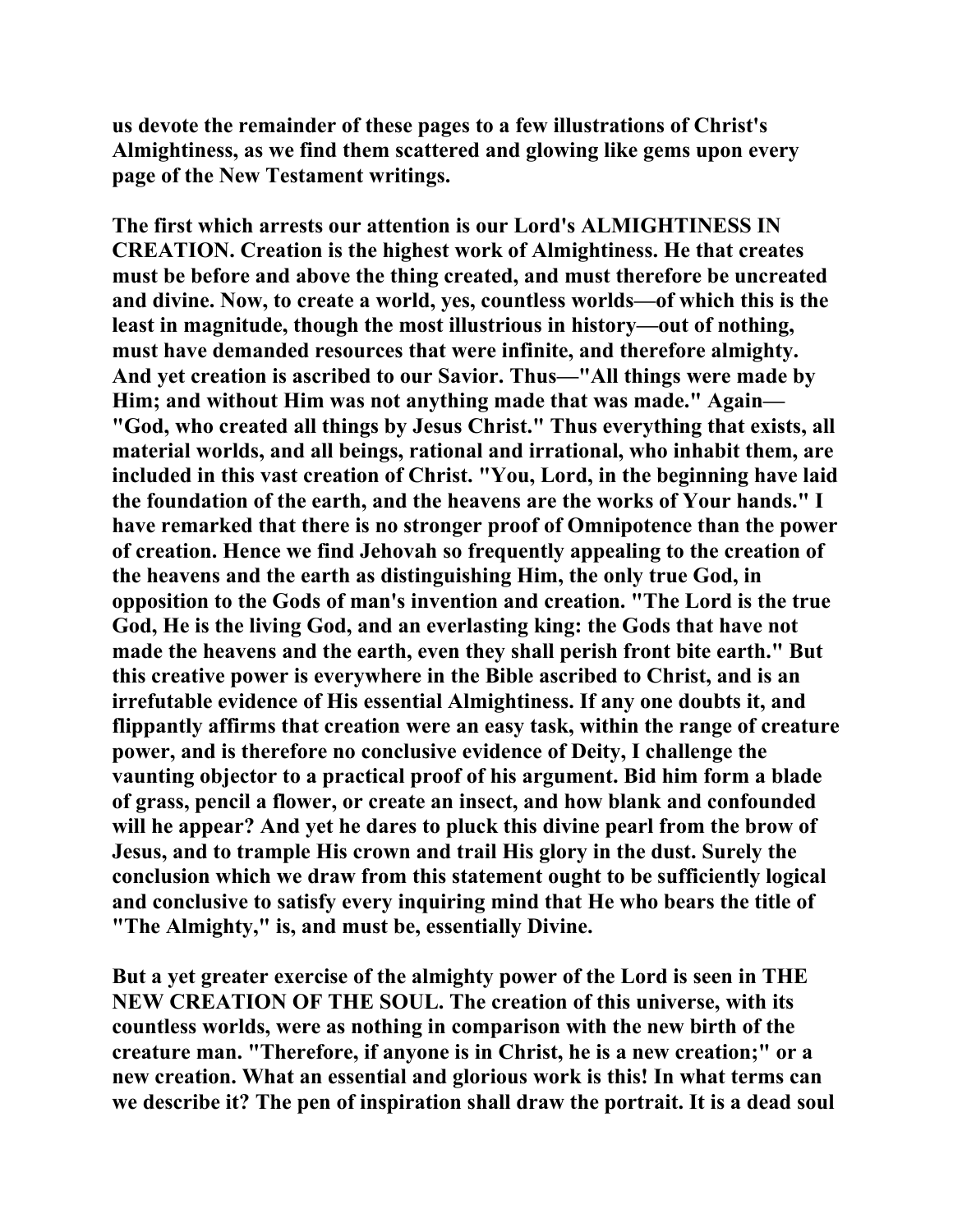**us devote the remainder of these pages to a few illustrations of Christ's Almightiness, as we find them scattered and glowing like gems upon every page of the New Testament writings.**

**The first which arrests our attention is our Lord's ALMIGHTINESS IN CREATION. Creation is the highest work of Almightiness. He that creates must be before and above the thing created, and must therefore be uncreated and divine. Now, to create a world, yes, countless worlds—of which this is the least in magnitude, though the most illustrious in history—out of nothing, must have demanded resources that were infinite, and therefore almighty. And yet creation is ascribed to our Savior. Thus—"All things were made by Him; and without Him was not anything made that was made." Again—"God, who created all things by Jesus Christ." Thus everything that exists, all material worlds, and all beings, rational and irrational, who inhabit them, are included in this vast creation of Christ. "You, Lord, in the beginning have laid the foundation of the earth, and the heavens are the works of Your hands." I have remarked that there is no stronger proof of Omnipotence than the power of creation. Hence we find Jehovah so frequently appealing to the creation of the heavens and the earth as distinguishing Him, the only true God, in opposition to the Gods of man's invention and creation. "The Lord is the true God, He is the living God, and an everlasting king: the Gods that have not made the heavens and the earth, even they shall perish front bite earth." But this creative power is everywhere in the Bible ascribed to Christ, and is an irrefutable evidence of His essential Almightiness. If any one doubts it, and flippantly affirms that creation were an easy task, within the range of creature power, and is therefore no conclusive evidence of Deity, I challenge the vaunting objector to a practical proof of his argument. Bid him form a blade of grass, pencil a flower, or create an insect, and how blank and confounded will he appear? And yet he dares to pluck this divine pearl from the brow of Jesus, and to trample His crown and trail His glory in the dust. Surely the conclusion which we draw from this statement ought to be sufficiently logical and conclusive to satisfy every inquiring mind that He who bears the title of "The Almighty," is, and must be, essentially Divine.**

**But a yet greater exercise of the almighty power of the Lord is seen in THE NEW CREATION OF THE SOUL. The creation of this universe, with its countless worlds, were as nothing in comparison with the new birth of the creature man. "Therefore, if anyone is in Christ, he is a new creation;" or a new creation. What an essential and glorious work is this! In what terms can we describe it? The pen of inspiration shall draw the portrait. It is a dead soul**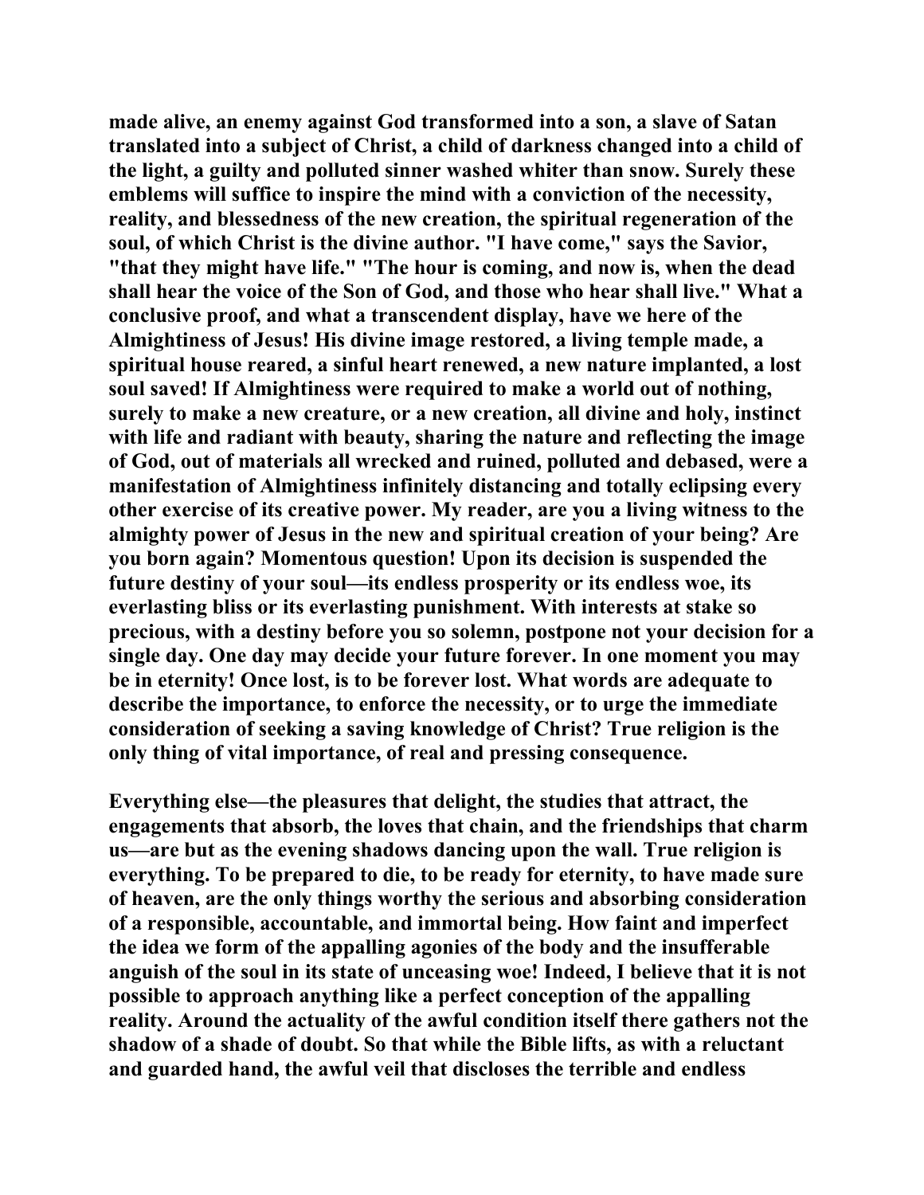**made alive, an enemy against God transformed into a son, a slave of Satan translated into a subject of Christ, a child of darkness changed into a child of the light, a guilty and polluted sinner washed whiter than snow. Surely these emblems will suffice to inspire the mind with a conviction of the necessity, reality, and blessedness of the new creation, the spiritual regeneration of the soul, of which Christ is the divine author. "I have come," says the Savior, "that they might have life." "The hour is coming, and now is, when the dead shall hear the voice of the Son of God, and those who hear shall live." What a conclusive proof, and what a transcendent display, have we here of the Almightiness of Jesus! His divine image restored, a living temple made, a spiritual house reared, a sinful heart renewed, a new nature implanted, a lost soul saved! If Almightiness were required to make a world out of nothing, surely to make a new creature, or a new creation, all divine and holy, instinct with life and radiant with beauty, sharing the nature and reflecting the image of God, out of materials all wrecked and ruined, polluted and debased, were a manifestation of Almightiness infinitely distancing and totally eclipsing every other exercise of its creative power. My reader, are you a living witness to the almighty power of Jesus in the new and spiritual creation of your being? Are you born again? Momentous question! Upon its decision is suspended the future destiny of your soul—its endless prosperity or its endless woe, its everlasting bliss or its everlasting punishment. With interests at stake so precious, with a destiny before you so solemn, postpone not your decision for a single day. One day may decide your future forever. In one moment you may be in eternity! Once lost, is to be forever lost. What words are adequate to describe the importance, to enforce the necessity, or to urge the immediate consideration of seeking a saving knowledge of Christ? True religion is the only thing of vital importance, of real and pressing consequence.**

**Everything else—the pleasures that delight, the studies that attract, the engagements that absorb, the loves that chain, and the friendships that charm us—are but as the evening shadows dancing upon the wall. True religion is everything. To be prepared to die, to be ready for eternity, to have made sure of heaven, are the only things worthy the serious and absorbing consideration of a responsible, accountable, and immortal being. How faint and imperfect the idea we form of the appalling agonies of the body and the insufferable anguish of the soul in its state of unceasing woe! Indeed, I believe that it is not possible to approach anything like a perfect conception of the appalling reality. Around the actuality of the awful condition itself there gathers not the shadow of a shade of doubt. So that while the Bible lifts, as with a reluctant and guarded hand, the awful veil that discloses the terrible and endless**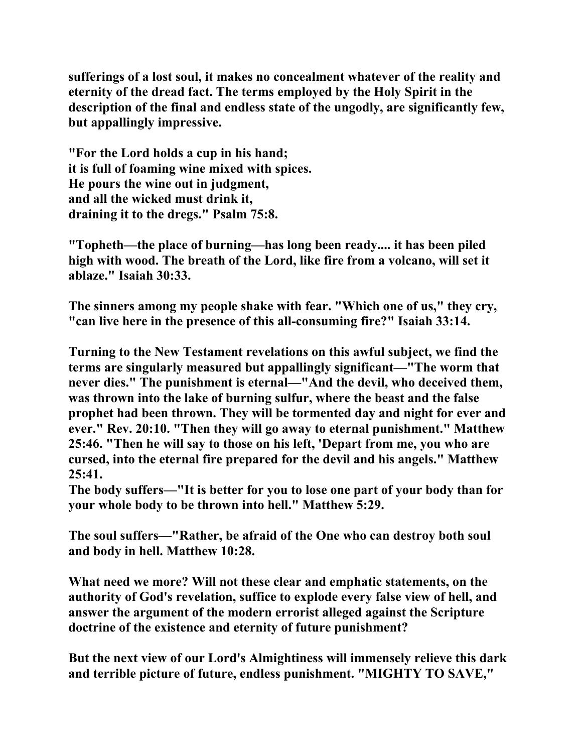**sufferings of a lost soul, it makes no concealment whatever of the reality and eternity of the dread fact. The terms employed by the Holy Spirit in the description of the final and endless state of the ungodly, are significantly few, but appallingly impressive.**

**"For the Lord holds a cup in his hand;**
**it is full of foaming wine mixed with spices.**
**He pours the wine out in judgment,**
**and all the wicked must drink it,**
**draining it to the dregs." Psalm 75:8.**

**"Topheth—the place of burning—has long been ready.... it has been piled high with wood. The breath of the Lord, like fire from a volcano, will set it ablaze." Isaiah 30:33.**

**The sinners among my people shake with fear. "Which one of us," they cry, "can live here in the presence of this all-consuming fire?" Isaiah 33:14.**

**Turning to the New Testament revelations on this awful subject, we find the terms are singularly measured but appallingly significant—"The worm that never dies." The punishment is eternal—"And the devil, who deceived them, was thrown into the lake of burning sulfur, where the beast and the false prophet had been thrown. They will be tormented day and night for ever and ever." Rev. 20:10. "Then they will go away to eternal punishment." Matthew 25:46. "Then he will say to those on his left, 'Depart from me, you who are cursed, into the eternal fire prepared for the devil and his angels." Matthew 25:41.**
**The body suffers—"It is better for you to lose one part of your body than for your whole body to be thrown into hell." Matthew 5:29.**

**The soul suffers—"Rather, be afraid of the One who can destroy both soul and body in hell. Matthew 10:28.**

**What need we more? Will not these clear and emphatic statements, on the authority of God's revelation, suffice to explode every false view of hell, and answer the argument of the modern errorist alleged against the Scripture doctrine of the existence and eternity of future punishment?**

**But the next view of our Lord's Almightiness will immensely relieve this dark and terrible picture of future, endless punishment. "MIGHTY TO SAVE,"**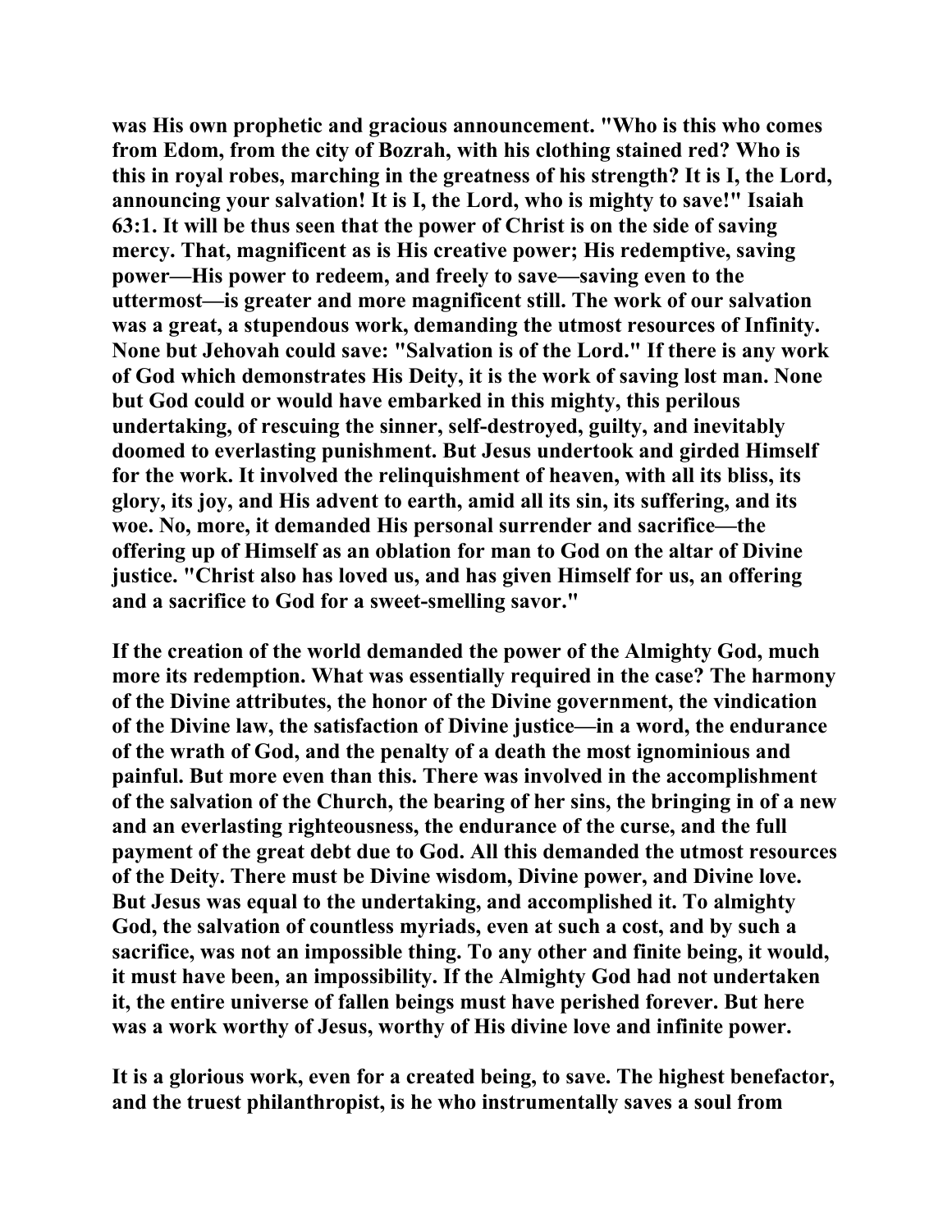was His own prophetic and gracious announcement. "Who is this who comes from Edom, from the city of Bozrah, with his clothing stained red? Who is this in royal robes, marching in the greatness of his strength? It is I, the Lord, announcing your salvation! It is I, the Lord, who is mighty to save!" Isaiah 63:1. It will be thus seen that the power of Christ is on the side of saving mercy. That, magnificent as is His creative power; His redemptive, saving power—His power to redeem, and freely to save—saving even to the uttermost—is greater and more magnificent still. The work of our salvation was a great, a stupendous work, demanding the utmost resources of Infinity. None but Jehovah could save: "Salvation is of the Lord." If there is any work of God which demonstrates His Deity, it is the work of saving lost man. None but God could or would have embarked in this mighty, this perilous undertaking, of rescuing the sinner, self-destroyed, guilty, and inevitably doomed to everlasting punishment. But Jesus undertook and girded Himself for the work. It involved the relinquishment of heaven, with all its bliss, its glory, its joy, and His advent to earth, amid all its sin, its suffering, and its woe. No, more, it demanded His personal surrender and sacrifice—the offering up of Himself as an oblation for man to God on the altar of Divine justice. "Christ also has loved us, and has given Himself for us, an offering and a sacrifice to God for a sweet-smelling savor."

If the creation of the world demanded the power of the Almighty God, much more its redemption. What was essentially required in the case? The harmony of the Divine attributes, the honor of the Divine government, the vindication of the Divine law, the satisfaction of Divine justice—in a word, the endurance of the wrath of God, and the penalty of a death the most ignominious and painful. But more even than this. There was involved in the accomplishment of the salvation of the Church, the bearing of her sins, the bringing in of a new and an everlasting righteousness, the endurance of the curse, and the full payment of the great debt due to God. All this demanded the utmost resources of the Deity. There must be Divine wisdom, Divine power, and Divine love. But Jesus was equal to the undertaking, and accomplished it. To almighty God, the salvation of countless myriads, even at such a cost, and by such a sacrifice, was not an impossible thing. To any other and finite being, it would, it must have been, an impossibility. If the Almighty God had not undertaken it, the entire universe of fallen beings must have perished forever. But here was a work worthy of Jesus, worthy of His divine love and infinite power.

It is a glorious work, even for a created being, to save. The highest benefactor, and the truest philanthropist, is he who instrumentally saves a soul from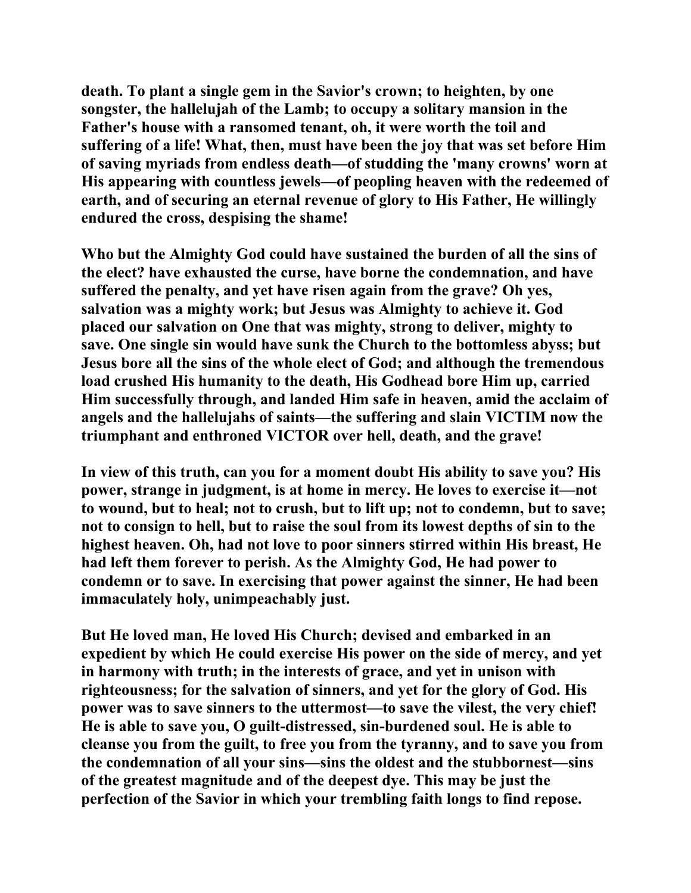death. To plant a single gem in the Savior's crown; to heighten, by one songster, the hallelujah of the Lamb; to occupy a solitary mansion in the Father's house with a ransomed tenant, oh, it were worth the toil and suffering of a life! What, then, must have been the joy that was set before Him of saving myriads from endless death—of studding the 'many crowns' worn at His appearing with countless jewels—of peopling heaven with the redeemed of earth, and of securing an eternal revenue of glory to His Father, He willingly endured the cross, despising the shame!

Who but the Almighty God could have sustained the burden of all the sins of the elect? have exhausted the curse, have borne the condemnation, and have suffered the penalty, and yet have risen again from the grave? Oh yes, salvation was a mighty work; but Jesus was Almighty to achieve it. God placed our salvation on One that was mighty, strong to deliver, mighty to save. One single sin would have sunk the Church to the bottomless abyss; but Jesus bore all the sins of the whole elect of God; and although the tremendous load crushed His humanity to the death, His Godhead bore Him up, carried Him successfully through, and landed Him safe in heaven, amid the acclaim of angels and the hallelujahs of saints—the suffering and slain VICTIM now the triumphant and enthroned VICTOR over hell, death, and the grave!

In view of this truth, can you for a moment doubt His ability to save you? His power, strange in judgment, is at home in mercy. He loves to exercise it—not to wound, but to heal; not to crush, but to lift up; not to condemn, but to save; not to consign to hell, but to raise the soul from its lowest depths of sin to the highest heaven. Oh, had not love to poor sinners stirred within His breast, He had left them forever to perish. As the Almighty God, He had power to condemn or to save. In exercising that power against the sinner, He had been immaculately holy, unimpeachably just.

But He loved man, He loved His Church; devised and embarked in an expedient by which He could exercise His power on the side of mercy, and yet in harmony with truth; in the interests of grace, and yet in unison with righteousness; for the salvation of sinners, and yet for the glory of God. His power was to save sinners to the uttermost—to save the vilest, the very chief! He is able to save you, O guilt-distressed, sin-burdened soul. He is able to cleanse you from the guilt, to free you from the tyranny, and to save you from the condemnation of all your sins—sins the oldest and the stubbornest—sins of the greatest magnitude and of the deepest dye. This may be just the perfection of the Savior in which your trembling faith longs to find repose.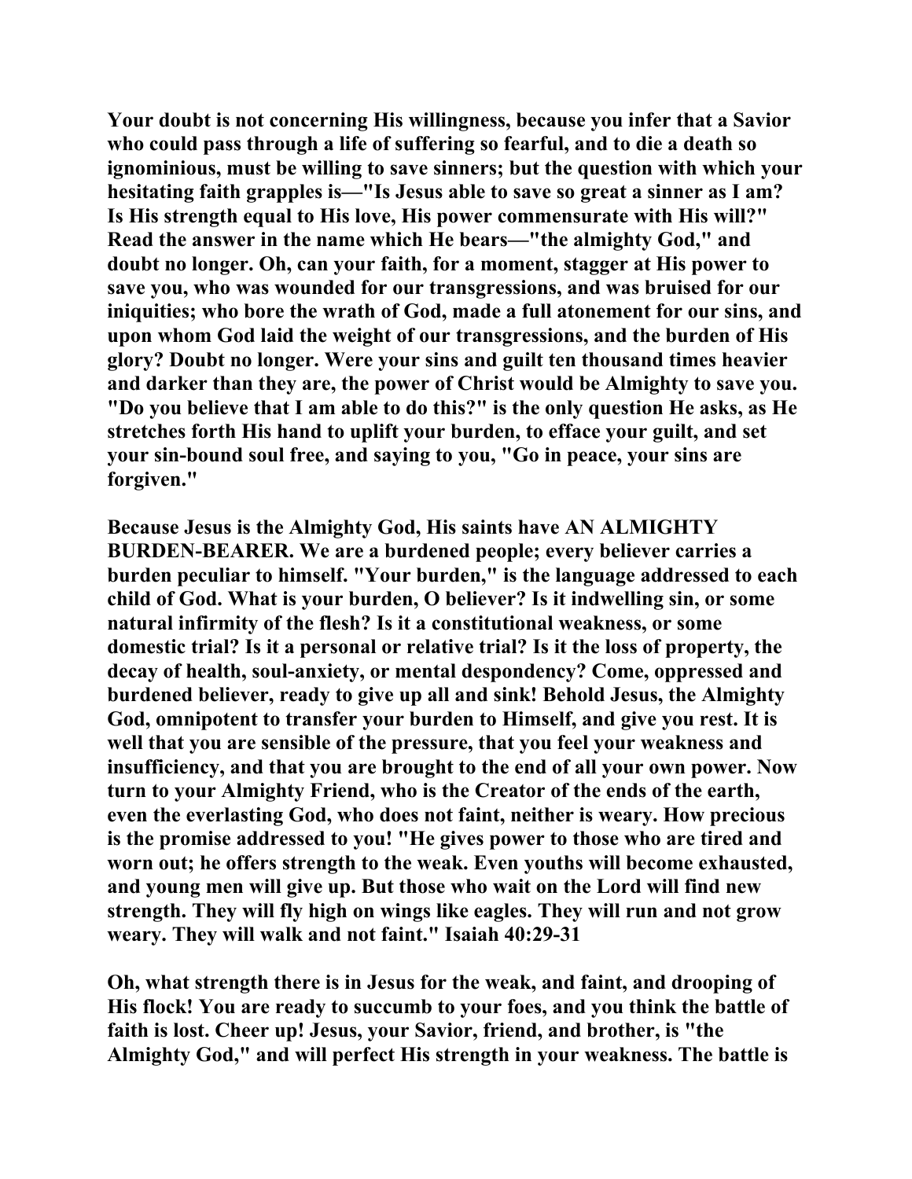Your doubt is not concerning His willingness, because you infer that a Savior who could pass through a life of suffering so fearful, and to die a death so ignominious, must be willing to save sinners; but the question with which your hesitating faith grapples is—"Is Jesus able to save so great a sinner as I am? Is His strength equal to His love, His power commensurate with His will?" Read the answer in the name which He bears—"the almighty God," and doubt no longer. Oh, can your faith, for a moment, stagger at His power to save you, who was wounded for our transgressions, and was bruised for our iniquities; who bore the wrath of God, made a full atonement for our sins, and upon whom God laid the weight of our transgressions, and the burden of His glory? Doubt no longer. Were your sins and guilt ten thousand times heavier and darker than they are, the power of Christ would be Almighty to save you. "Do you believe that I am able to do this?" is the only question He asks, as He stretches forth His hand to uplift your burden, to efface your guilt, and set your sin-bound soul free, and saying to you, "Go in peace, your sins are forgiven."

Because Jesus is the Almighty God, His saints have AN ALMIGHTY BURDEN-BEARER. We are a burdened people; every believer carries a burden peculiar to himself. "Your burden," is the language addressed to each child of God. What is your burden, O believer? Is it indwelling sin, or some natural infirmity of the flesh? Is it a constitutional weakness, or some domestic trial? Is it a personal or relative trial? Is it the loss of property, the decay of health, soul-anxiety, or mental despondency? Come, oppressed and burdened believer, ready to give up all and sink! Behold Jesus, the Almighty God, omnipotent to transfer your burden to Himself, and give you rest. It is well that you are sensible of the pressure, that you feel your weakness and insufficiency, and that you are brought to the end of all your own power. Now turn to your Almighty Friend, who is the Creator of the ends of the earth, even the everlasting God, who does not faint, neither is weary. How precious is the promise addressed to you! "He gives power to those who are tired and worn out; he offers strength to the weak. Even youths will become exhausted, and young men will give up. But those who wait on the Lord will find new strength. They will fly high on wings like eagles. They will run and not grow weary. They will walk and not faint." Isaiah 40:29-31

Oh, what strength there is in Jesus for the weak, and faint, and drooping of His flock! You are ready to succumb to your foes, and you think the battle of faith is lost. Cheer up! Jesus, your Savior, friend, and brother, is "the Almighty God," and will perfect His strength in your weakness. The battle is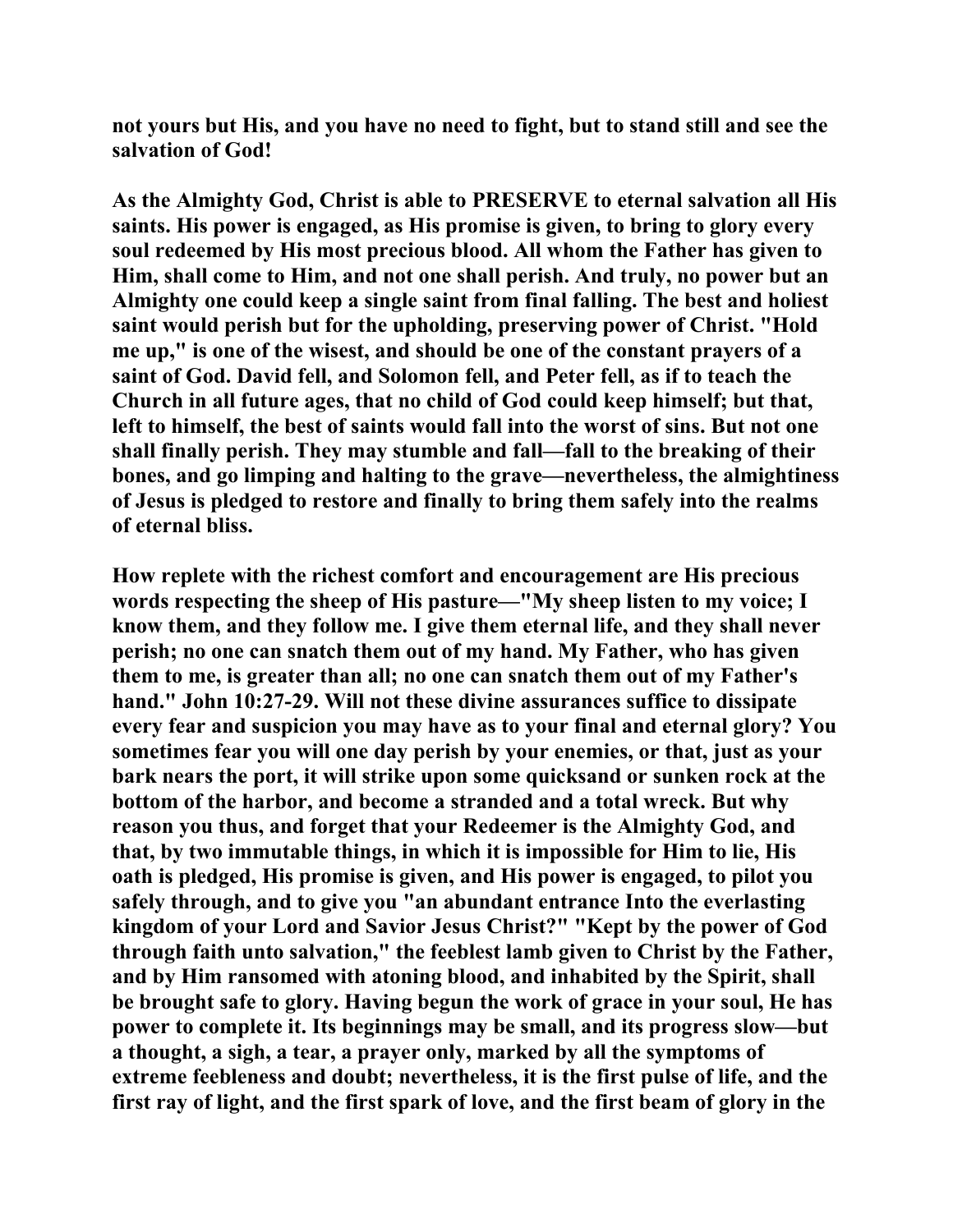**not yours but His, and you have no need to fight, but to stand still and see the salvation of God!**

**As the Almighty God, Christ is able to PRESERVE to eternal salvation all His saints. His power is engaged, as His promise is given, to bring to glory every soul redeemed by His most precious blood. All whom the Father has given to Him, shall come to Him, and not one shall perish. And truly, no power but an Almighty one could keep a single saint from final falling. The best and holiest saint would perish but for the upholding, preserving power of Christ. "Hold me up," is one of the wisest, and should be one of the constant prayers of a saint of God. David fell, and Solomon fell, and Peter fell, as if to teach the Church in all future ages, that no child of God could keep himself; but that, left to himself, the best of saints would fall into the worst of sins. But not one shall finally perish. They may stumble and fall—fall to the breaking of their bones, and go limping and halting to the grave—nevertheless, the almightiness of Jesus is pledged to restore and finally to bring them safely into the realms of eternal bliss.**

**How replete with the richest comfort and encouragement are His precious words respecting the sheep of His pasture—"My sheep listen to my voice; I know them, and they follow me. I give them eternal life, and they shall never perish; no one can snatch them out of my hand. My Father, who has given them to me, is greater than all; no one can snatch them out of my Father's hand." John 10:27-29. Will not these divine assurances suffice to dissipate every fear and suspicion you may have as to your final and eternal glory? You sometimes fear you will one day perish by your enemies, or that, just as your bark nears the port, it will strike upon some quicksand or sunken rock at the bottom of the harbor, and become a stranded and a total wreck. But why reason you thus, and forget that your Redeemer is the Almighty God, and that, by two immutable things, in which it is impossible for Him to lie, His oath is pledged, His promise is given, and His power is engaged, to pilot you safely through, and to give you "an abundant entrance Into the everlasting kingdom of your Lord and Savior Jesus Christ?" "Kept by the power of God through faith unto salvation," the feeblest lamb given to Christ by the Father, and by Him ransomed with atoning blood, and inhabited by the Spirit, shall be brought safe to glory. Having begun the work of grace in your soul, He has power to complete it. Its beginnings may be small, and its progress slow—but a thought, a sigh, a tear, a prayer only, marked by all the symptoms of extreme feebleness and doubt; nevertheless, it is the first pulse of life, and the first ray of light, and the first spark of love, and the first beam of glory in the**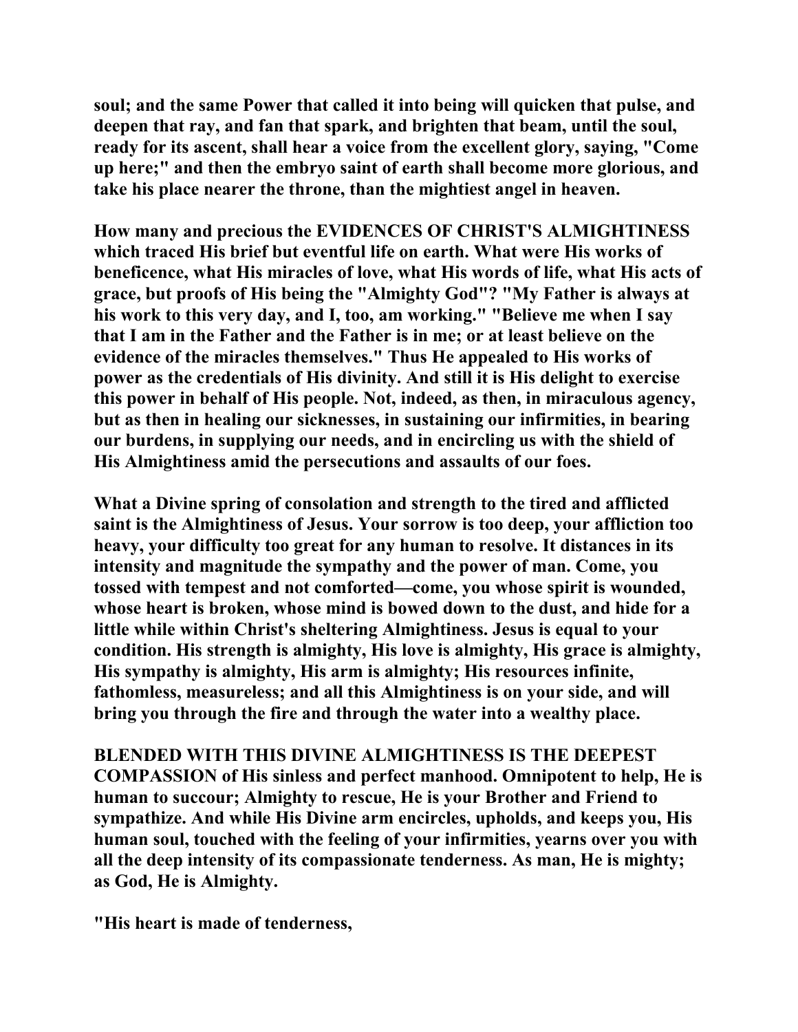**soul; and the same Power that called it into being will quicken that pulse, and deepen that ray, and fan that spark, and brighten that beam, until the soul, ready for its ascent, shall hear a voice from the excellent glory, saying, "Come up here;" and then the embryo saint of earth shall become more glorious, and take his place nearer the throne, than the mightiest angel in heaven.**

**How many and precious the EVIDENCES OF CHRIST'S ALMIGHTINESS which traced His brief but eventful life on earth. What were His works of beneficence, what His miracles of love, what His words of life, what His acts of grace, but proofs of His being the "Almighty God"? "My Father is always at his work to this very day, and I, too, am working." "Believe me when I say that I am in the Father and the Father is in me; or at least believe on the evidence of the miracles themselves." Thus He appealed to His works of power as the credentials of His divinity. And still it is His delight to exercise this power in behalf of His people. Not, indeed, as then, in miraculous agency, but as then in healing our sicknesses, in sustaining our infirmities, in bearing our burdens, in supplying our needs, and in encircling us with the shield of His Almightiness amid the persecutions and assaults of our foes.**

**What a Divine spring of consolation and strength to the tired and afflicted saint is the Almightiness of Jesus. Your sorrow is too deep, your affliction too heavy, your difficulty too great for any human to resolve. It distances in its intensity and magnitude the sympathy and the power of man. Come, you tossed with tempest and not comforted—come, you whose spirit is wounded, whose heart is broken, whose mind is bowed down to the dust, and hide for a little while within Christ's sheltering Almightiness. Jesus is equal to your condition. His strength is almighty, His love is almighty, His grace is almighty, His sympathy is almighty, His arm is almighty; His resources infinite, fathomless, measureless; and all this Almightiness is on your side, and will bring you through the fire and through the water into a wealthy place.**

**BLENDED WITH THIS DIVINE ALMIGHTINESS IS THE DEEPEST COMPASSION of His sinless and perfect manhood. Omnipotent to help, He is human to succour; Almighty to rescue, He is your Brother and Friend to sympathize. And while His Divine arm encircles, upholds, and keeps you, His human soul, touched with the feeling of your infirmities, yearns over you with all the deep intensity of its compassionate tenderness. As man, He is mighty; as God, He is Almighty.**

**"His heart is made of tenderness,**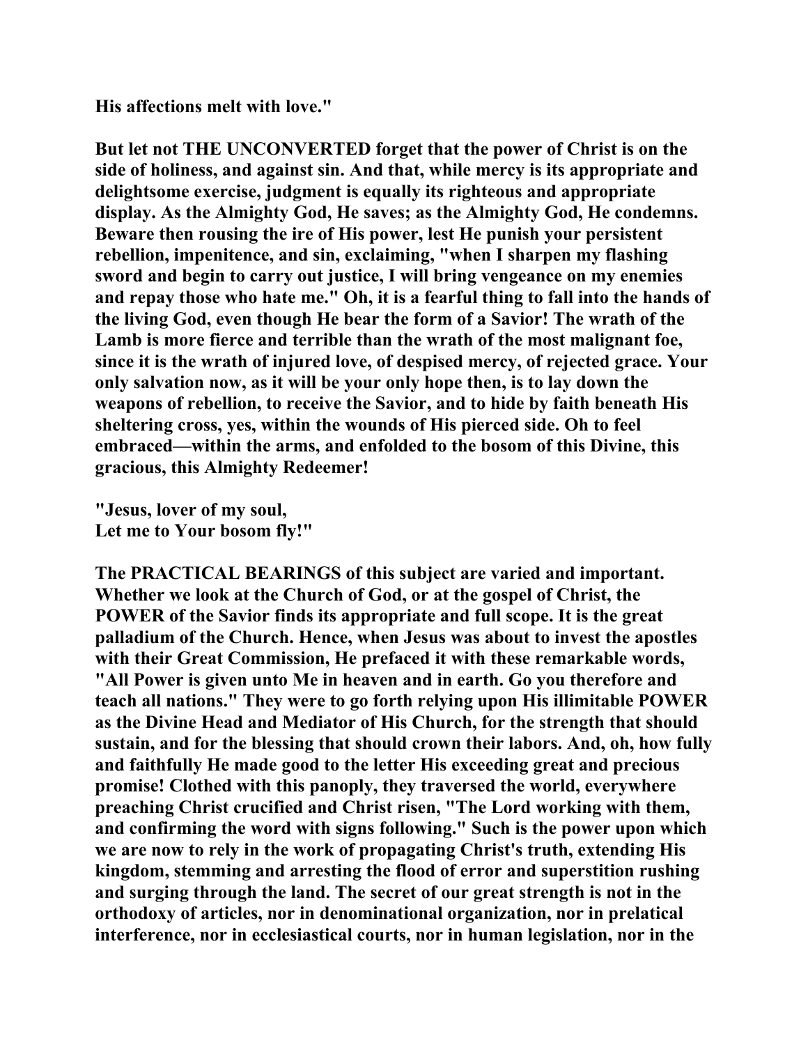**His affections melt with love."**

**But let not THE UNCONVERTED forget that the power of Christ is on the side of holiness, and against sin. And that, while mercy is its appropriate and delightsome exercise, judgment is equally its righteous and appropriate display. As the Almighty God, He saves; as the Almighty God, He condemns. Beware then rousing the ire of His power, lest He punish your persistent rebellion, impenitence, and sin, exclaiming, "when I sharpen my flashing sword and begin to carry out justice, I will bring vengeance on my enemies and repay those who hate me." Oh, it is a fearful thing to fall into the hands of the living God, even though He bear the form of a Savior! The wrath of the Lamb is more fierce and terrible than the wrath of the most malignant foe, since it is the wrath of injured love, of despised mercy, of rejected grace. Your only salvation now, as it will be your only hope then, is to lay down the weapons of rebellion, to receive the Savior, and to hide by faith beneath His sheltering cross, yes, within the wounds of His pierced side. Oh to feel embraced—within the arms, and enfolded to the bosom of this Divine, this gracious, this Almighty Redeemer!**

**"Jesus, lover of my soul,**
**Let me to Your bosom fly!"**

**The PRACTICAL BEARINGS of this subject are varied and important. Whether we look at the Church of God, or at the gospel of Christ, the POWER of the Savior finds its appropriate and full scope. It is the great palladium of the Church. Hence, when Jesus was about to invest the apostles with their Great Commission, He prefaced it with these remarkable words, "All Power is given unto Me in heaven and in earth. Go you therefore and teach all nations." They were to go forth relying upon His illimitable POWER as the Divine Head and Mediator of His Church, for the strength that should sustain, and for the blessing that should crown their labors. And, oh, how fully and faithfully He made good to the letter His exceeding great and precious promise! Clothed with this panoply, they traversed the world, everywhere preaching Christ crucified and Christ risen, "The Lord working with them, and confirming the word with signs following." Such is the power upon which we are now to rely in the work of propagating Christ's truth, extending His kingdom, stemming and arresting the flood of error and superstition rushing and surging through the land. The secret of our great strength is not in the orthodoxy of articles, nor in denominational organization, nor in prelatical interference, nor in ecclesiastical courts, nor in human legislation, nor in the**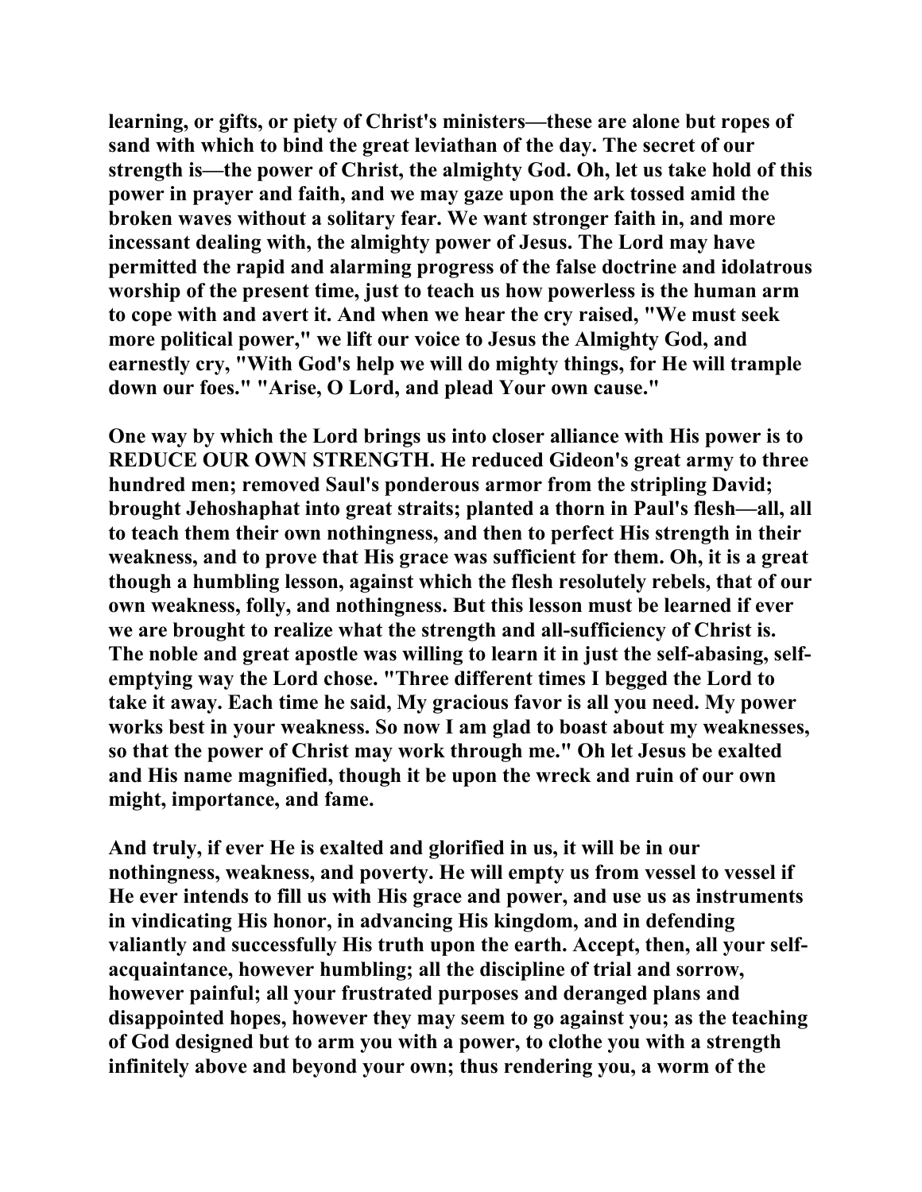**learning, or gifts, or piety of Christ's ministers—these are alone but ropes of sand with which to bind the great leviathan of the day. The secret of our strength is—the power of Christ, the almighty God. Oh, let us take hold of this power in prayer and faith, and we may gaze upon the ark tossed amid the broken waves without a solitary fear. We want stronger faith in, and more incessant dealing with, the almighty power of Jesus. The Lord may have permitted the rapid and alarming progress of the false doctrine and idolatrous worship of the present time, just to teach us how powerless is the human arm to cope with and avert it. And when we hear the cry raised, "We must seek more political power," we lift our voice to Jesus the Almighty God, and earnestly cry, "With God's help we will do mighty things, for He will trample down our foes." "Arise, O Lord, and plead Your own cause."**

**One way by which the Lord brings us into closer alliance with His power is to REDUCE OUR OWN STRENGTH. He reduced Gideon's great army to three hundred men; removed Saul's ponderous armor from the stripling David; brought Jehoshaphat into great straits; planted a thorn in Paul's flesh—all, all to teach them their own nothingness, and then to perfect His strength in their weakness, and to prove that His grace was sufficient for them. Oh, it is a great though a humbling lesson, against which the flesh resolutely rebels, that of our own weakness, folly, and nothingness. But this lesson must be learned if ever we are brought to realize what the strength and all-sufficiency of Christ is. The noble and great apostle was willing to learn it in just the self-abasing, self-emptying way the Lord chose. "Three different times I begged the Lord to take it away. Each time he said, My gracious favor is all you need. My power works best in your weakness. So now I am glad to boast about my weaknesses, so that the power of Christ may work through me." Oh let Jesus be exalted and His name magnified, though it be upon the wreck and ruin of our own might, importance, and fame.**

**And truly, if ever He is exalted and glorified in us, it will be in our nothingness, weakness, and poverty. He will empty us from vessel to vessel if He ever intends to fill us with His grace and power, and use us as instruments in vindicating His honor, in advancing His kingdom, and in defending valiantly and successfully His truth upon the earth. Accept, then, all your self-acquaintance, however humbling; all the discipline of trial and sorrow, however painful; all your frustrated purposes and deranged plans and disappointed hopes, however they may seem to go against you; as the teaching of God designed but to arm you with a power, to clothe you with a strength infinitely above and beyond your own; thus rendering you, a worm of the**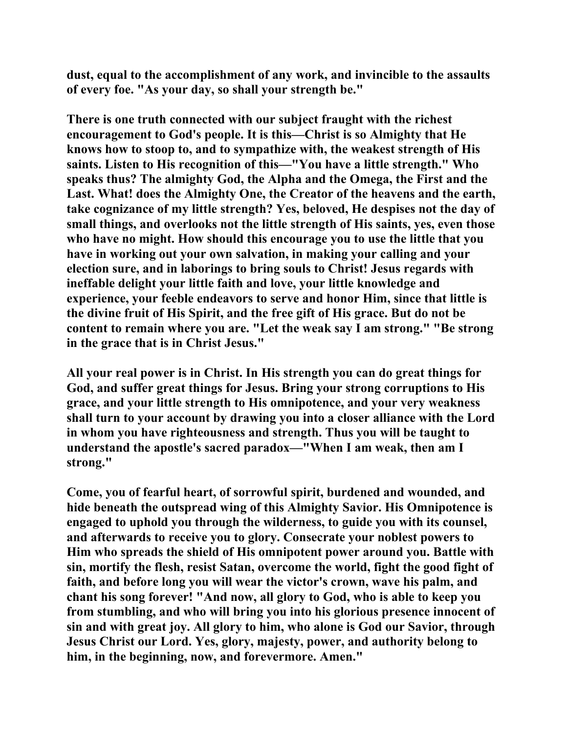**dust, equal to the accomplishment of any work, and invincible to the assaults of every foe. "As your day, so shall your strength be."**

**There is one truth connected with our subject fraught with the richest encouragement to God's people. It is this—Christ is so Almighty that He knows how to stoop to, and to sympathize with, the weakest strength of His saints. Listen to His recognition of this—"You have a little strength." Who speaks thus? The almighty God, the Alpha and the Omega, the First and the Last. What! does the Almighty One, the Creator of the heavens and the earth, take cognizance of my little strength? Yes, beloved, He despises not the day of small things, and overlooks not the little strength of His saints, yes, even those who have no might. How should this encourage you to use the little that you have in working out your own salvation, in making your calling and your election sure, and in laborings to bring souls to Christ! Jesus regards with ineffable delight your little faith and love, your little knowledge and experience, your feeble endeavors to serve and honor Him, since that little is the divine fruit of His Spirit, and the free gift of His grace. But do not be content to remain where you are. "Let the weak say I am strong." "Be strong in the grace that is in Christ Jesus."**

**All your real power is in Christ. In His strength you can do great things for God, and suffer great things for Jesus. Bring your strong corruptions to His grace, and your little strength to His omnipotence, and your very weakness shall turn to your account by drawing you into a closer alliance with the Lord in whom you have righteousness and strength. Thus you will be taught to understand the apostle's sacred paradox—"When I am weak, then am I strong."**

**Come, you of fearful heart, of sorrowful spirit, burdened and wounded, and hide beneath the outspread wing of this Almighty Savior. His Omnipotence is engaged to uphold you through the wilderness, to guide you with its counsel, and afterwards to receive you to glory. Consecrate your noblest powers to Him who spreads the shield of His omnipotent power around you. Battle with sin, mortify the flesh, resist Satan, overcome the world, fight the good fight of faith, and before long you will wear the victor's crown, wave his palm, and chant his song forever! "And now, all glory to God, who is able to keep you from stumbling, and who will bring you into his glorious presence innocent of sin and with great joy. All glory to him, who alone is God our Savior, through Jesus Christ our Lord. Yes, glory, majesty, power, and authority belong to him, in the beginning, now, and forevermore. Amen."**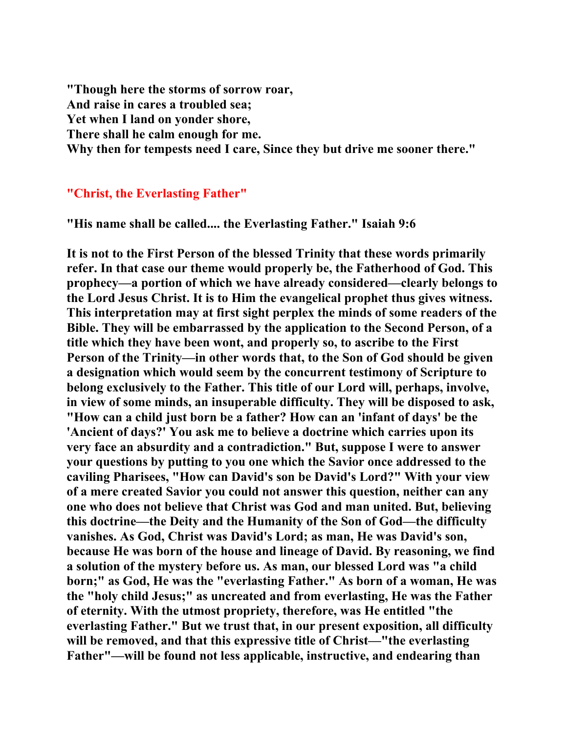**"Though here the storms of sorrow roar,**
**And raise in cares a troubled sea;**
**Yet when I land on yonder shore,**
**There shall he calm enough for me.**
**Why then for tempests need I care, Since they but drive me sooner there."**

## "Christ, the Everlasting Father"

**"His name shall be called.... the Everlasting Father." Isaiah 9:6**

**It is not to the First Person of the blessed Trinity that these words primarily refer. In that case our theme would properly be, the Fatherhood of God. This prophecy—a portion of which we have already considered—clearly belongs to the Lord Jesus Christ. It is to Him the evangelical prophet thus gives witness. This interpretation may at first sight perplex the minds of some readers of the Bible. They will be embarrassed by the application to the Second Person, of a title which they have been wont, and properly so, to ascribe to the First Person of the Trinity—in other words that, to the Son of God should be given a designation which would seem by the concurrent testimony of Scripture to belong exclusively to the Father. This title of our Lord will, perhaps, involve, in view of some minds, an insuperable difficulty. They will be disposed to ask, "How can a child just born be a father? How can an 'infant of days' be the 'Ancient of days?' You ask me to believe a doctrine which carries upon its very face an absurdity and a contradiction." But, suppose I were to answer your questions by putting to you one which the Savior once addressed to the caviling Pharisees, "How can David's son be David's Lord?" With your view of a mere created Savior you could not answer this question, neither can any one who does not believe that Christ was God and man united. But, believing this doctrine—the Deity and the Humanity of the Son of God—the difficulty vanishes. As God, Christ was David's Lord; as man, He was David's son, because He was born of the house and lineage of David. By reasoning, we find a solution of the mystery before us. As man, our blessed Lord was "a child born;" as God, He was the "everlasting Father." As born of a woman, He was the "holy child Jesus;" as uncreated and from everlasting, He was the Father of eternity. With the utmost propriety, therefore, was He entitled "the everlasting Father." But we trust that, in our present exposition, all difficulty will be removed, and that this expressive title of Christ—"the everlasting Father"—will be found not less applicable, instructive, and endearing than**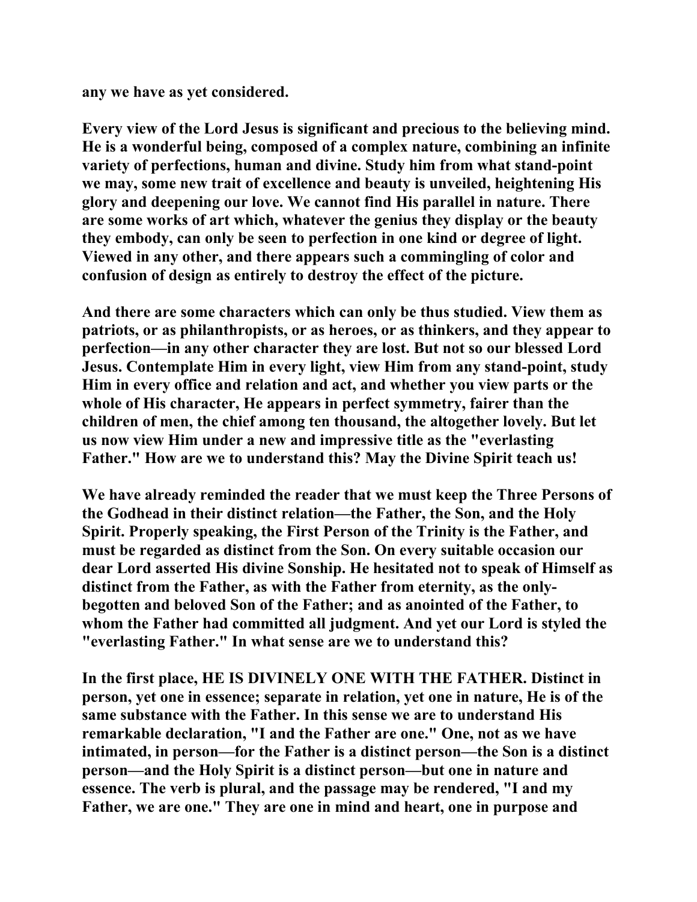any we have as yet considered.

Every view of the Lord Jesus is significant and precious to the believing mind. He is a wonderful being, composed of a complex nature, combining an infinite variety of perfections, human and divine. Study him from what stand-point we may, some new trait of excellence and beauty is unveiled, heightening His glory and deepening our love. We cannot find His parallel in nature. There are some works of art which, whatever the genius they display or the beauty they embody, can only be seen to perfection in one kind or degree of light. Viewed in any other, and there appears such a commingling of color and confusion of design as entirely to destroy the effect of the picture.

And there are some characters which can only be thus studied. View them as patriots, or as philanthropists, or as heroes, or as thinkers, and they appear to perfection—in any other character they are lost. But not so our blessed Lord Jesus. Contemplate Him in every light, view Him from any stand-point, study Him in every office and relation and act, and whether you view parts or the whole of His character, He appears in perfect symmetry, fairer than the children of men, the chief among ten thousand, the altogether lovely. But let us now view Him under a new and impressive title as the "everlasting Father." How are we to understand this? May the Divine Spirit teach us!

We have already reminded the reader that we must keep the Three Persons of the Godhead in their distinct relation—the Father, the Son, and the Holy Spirit. Properly speaking, the First Person of the Trinity is the Father, and must be regarded as distinct from the Son. On every suitable occasion our dear Lord asserted His divine Sonship. He hesitated not to speak of Himself as distinct from the Father, as with the Father from eternity, as the only-begotten and beloved Son of the Father; and as anointed of the Father, to whom the Father had committed all judgment. And yet our Lord is styled the "everlasting Father." In what sense are we to understand this?

In the first place, HE IS DIVINELY ONE WITH THE FATHER. Distinct in person, yet one in essence; separate in relation, yet one in nature, He is of the same substance with the Father. In this sense we are to understand His remarkable declaration, "I and the Father are one." One, not as we have intimated, in person—for the Father is a distinct person—the Son is a distinct person—and the Holy Spirit is a distinct person—but one in nature and essence. The verb is plural, and the passage may be rendered, "I and my Father, we are one." They are one in mind and heart, one in purpose and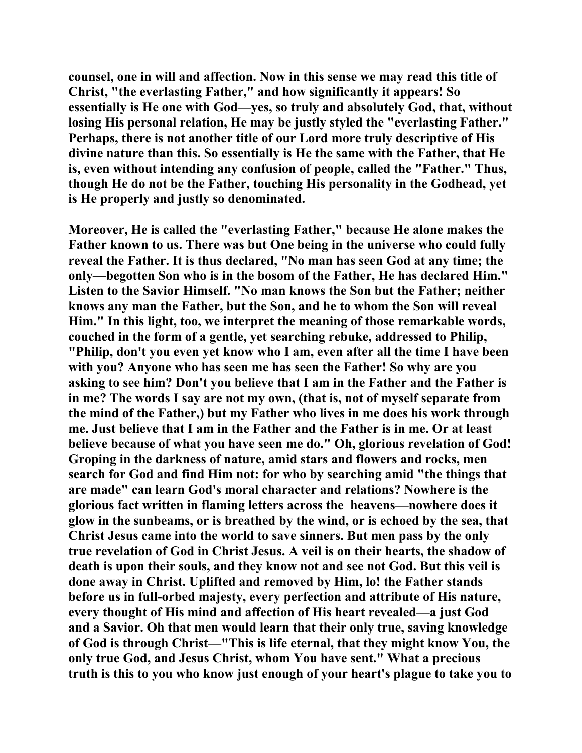**counsel, one in will and affection. Now in this sense we may read this title of Christ, "the everlasting Father," and how significantly it appears! So essentially is He one with God—yes, so truly and absolutely God, that, without losing His personal relation, He may be justly styled the "everlasting Father." Perhaps, there is not another title of our Lord more truly descriptive of His divine nature than this. So essentially is He the same with the Father, that He is, even without intending any confusion of people, called the "Father." Thus, though He do not be the Father, touching His personality in the Godhead, yet is He properly and justly so denominated.**

**Moreover, He is called the "everlasting Father," because He alone makes the Father known to us. There was but One being in the universe who could fully reveal the Father. It is thus declared, "No man has seen God at any time; the only—begotten Son who is in the bosom of the Father, He has declared Him." Listen to the Savior Himself. "No man knows the Son but the Father; neither knows any man the Father, but the Son, and he to whom the Son will reveal Him." In this light, too, we interpret the meaning of those remarkable words, couched in the form of a gentle, yet searching rebuke, addressed to Philip, "Philip, don't you even yet know who I am, even after all the time I have been with you? Anyone who has seen me has seen the Father! So why are you asking to see him? Don't you believe that I am in the Father and the Father is in me? The words I say are not my own, (that is, not of myself separate from the mind of the Father,) but my Father who lives in me does his work through me. Just believe that I am in the Father and the Father is in me. Or at least believe because of what you have seen me do." Oh, glorious revelation of God! Groping in the darkness of nature, amid stars and flowers and rocks, men search for God and find Him not: for who by searching amid "the things that are made" can learn God's moral character and relations? Nowhere is the glorious fact written in flaming letters across the heavens—nowhere does it glow in the sunbeams, or is breathed by the wind, or is echoed by the sea, that Christ Jesus came into the world to save sinners. But men pass by the only true revelation of God in Christ Jesus. A veil is on their hearts, the shadow of death is upon their souls, and they know not and see not God. But this veil is done away in Christ. Uplifted and removed by Him, lo! the Father stands before us in full-orbed majesty, every perfection and attribute of His nature, every thought of His mind and affection of His heart revealed—a just God and a Savior. Oh that men would learn that their only true, saving knowledge of God is through Christ—"This is life eternal, that they might know You, the only true God, and Jesus Christ, whom You have sent." What a precious truth is this to you who know just enough of your heart's plague to take you to**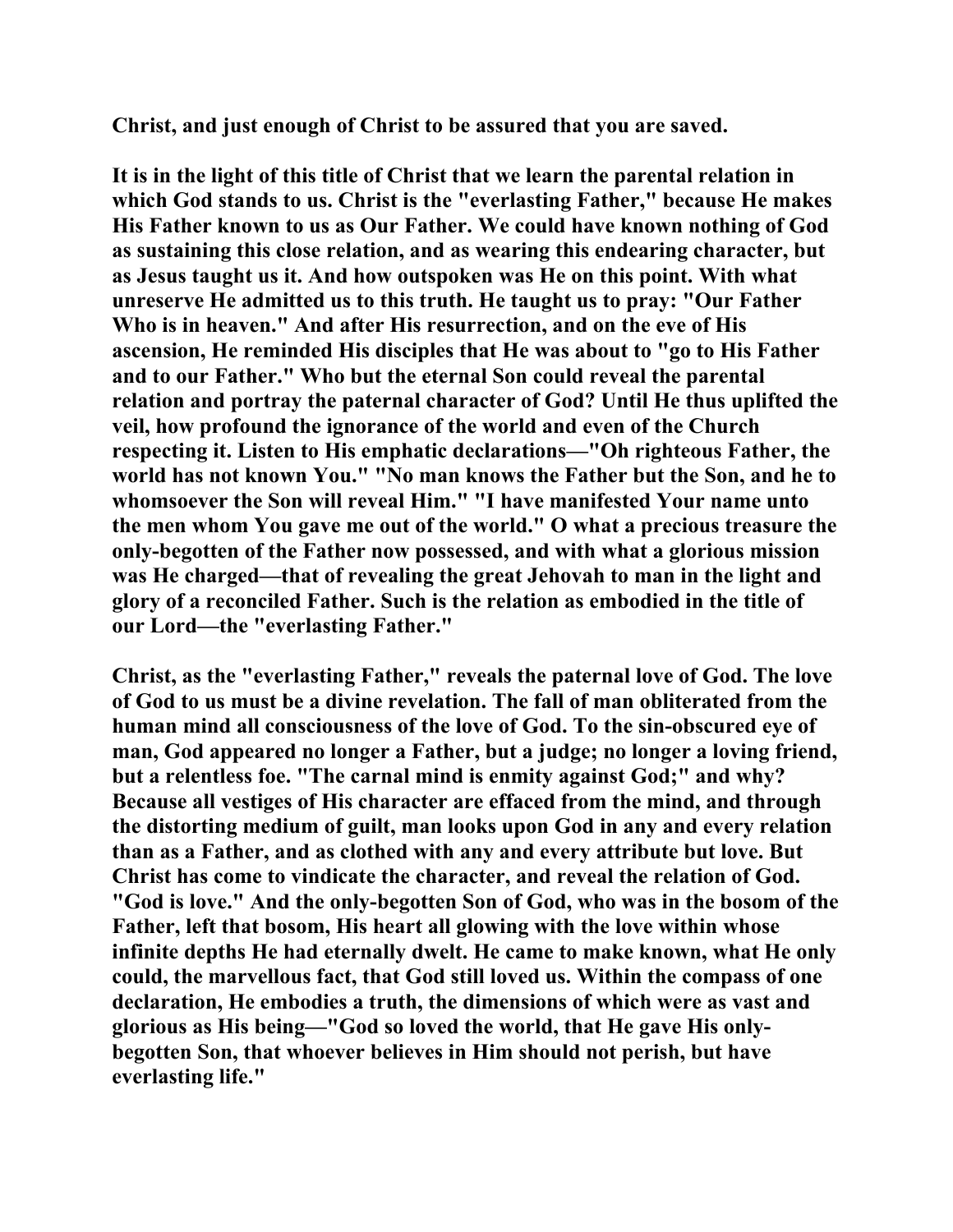Christ, and just enough of Christ to be assured that you are saved.

It is in the light of this title of Christ that we learn the parental relation in which God stands to us. Christ is the "everlasting Father," because He makes His Father known to us as Our Father. We could have known nothing of God as sustaining this close relation, and as wearing this endearing character, but as Jesus taught us it. And how outspoken was He on this point. With what unreserve He admitted us to this truth. He taught us to pray: "Our Father Who is in heaven." And after His resurrection, and on the eve of His ascension, He reminded His disciples that He was about to "go to His Father and to our Father." Who but the eternal Son could reveal the parental relation and portray the paternal character of God? Until He thus uplifted the veil, how profound the ignorance of the world and even of the Church respecting it. Listen to His emphatic declarations—"Oh righteous Father, the world has not known You." "No man knows the Father but the Son, and he to whomsoever the Son will reveal Him." "I have manifested Your name unto the men whom You gave me out of the world." O what a precious treasure the only-begotten of the Father now possessed, and with what a glorious mission was He charged—that of revealing the great Jehovah to man in the light and glory of a reconciled Father. Such is the relation as embodied in the title of our Lord—the "everlasting Father."

Christ, as the "everlasting Father," reveals the paternal love of God. The love of God to us must be a divine revelation. The fall of man obliterated from the human mind all consciousness of the love of God. To the sin-obscured eye of man, God appeared no longer a Father, but a judge; no longer a loving friend, but a relentless foe. "The carnal mind is enmity against God;" and why? Because all vestiges of His character are effaced from the mind, and through the distorting medium of guilt, man looks upon God in any and every relation than as a Father, and as clothed with any and every attribute but love. But Christ has come to vindicate the character, and reveal the relation of God. "God is love." And the only-begotten Son of God, who was in the bosom of the Father, left that bosom, His heart all glowing with the love within whose infinite depths He had eternally dwelt. He came to make known, what He only could, the marvellous fact, that God still loved us. Within the compass of one declaration, He embodies a truth, the dimensions of which were as vast and glorious as His being—"God so loved the world, that He gave His only-begotten Son, that whoever believes in Him should not perish, but have everlasting life."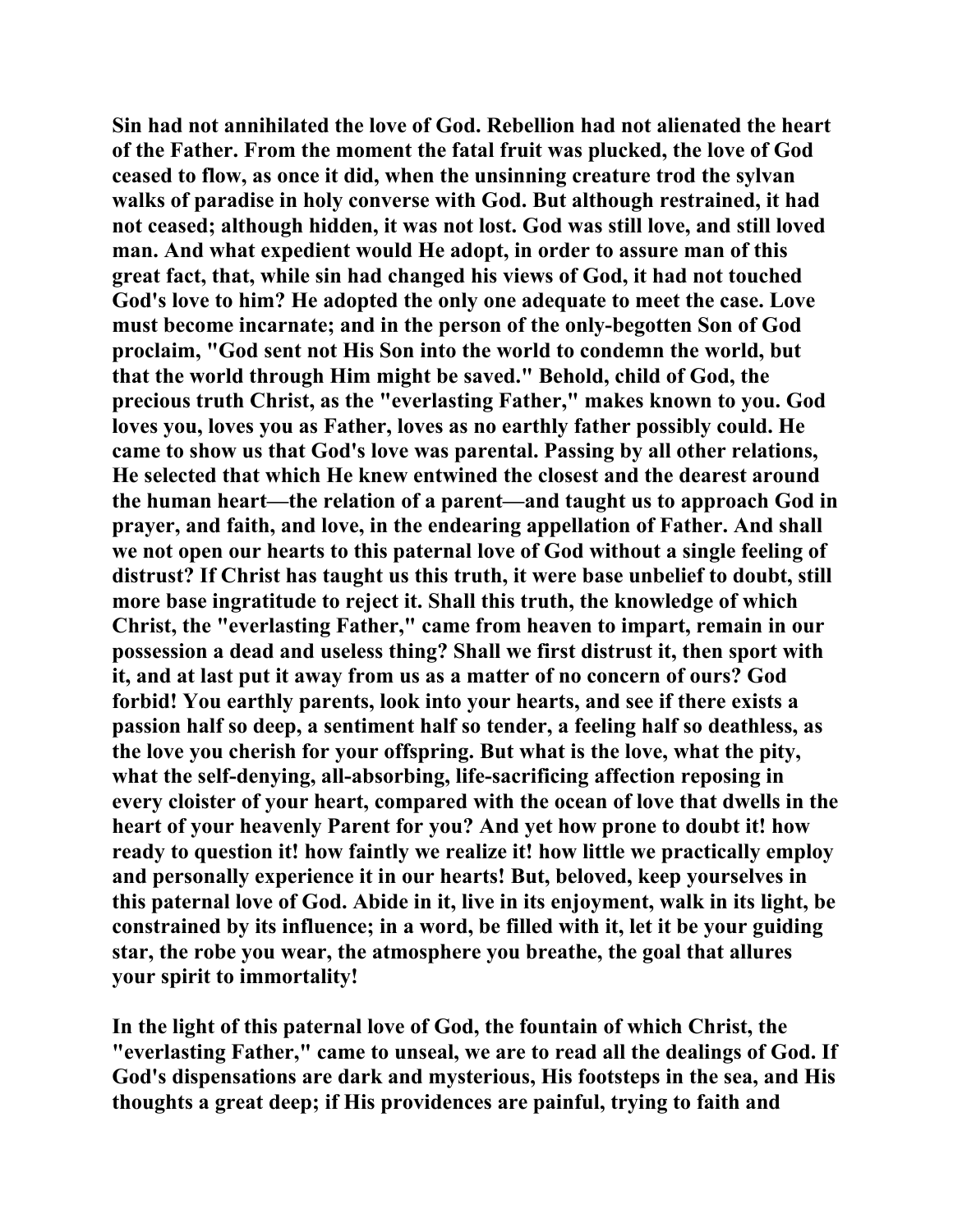Sin had not annihilated the love of God. Rebellion had not alienated the heart of the Father. From the moment the fatal fruit was plucked, the love of God ceased to flow, as once it did, when the unsinning creature trod the sylvan walks of paradise in holy converse with God. But although restrained, it had not ceased; although hidden, it was not lost. God was still love, and still loved man. And what expedient would He adopt, in order to assure man of this great fact, that, while sin had changed his views of God, it had not touched God's love to him? He adopted the only one adequate to meet the case. Love must become incarnate; and in the person of the only-begotten Son of God proclaim, "God sent not His Son into the world to condemn the world, but that the world through Him might be saved." Behold, child of God, the precious truth Christ, as the "everlasting Father," makes known to you. God loves you, loves you as Father, loves as no earthly father possibly could. He came to show us that God's love was parental. Passing by all other relations, He selected that which He knew entwined the closest and the dearest around the human heart—the relation of a parent—and taught us to approach God in prayer, and faith, and love, in the endearing appellation of Father. And shall we not open our hearts to this paternal love of God without a single feeling of distrust? If Christ has taught us this truth, it were base unbelief to doubt, still more base ingratitude to reject it. Shall this truth, the knowledge of which Christ, the "everlasting Father," came from heaven to impart, remain in our possession a dead and useless thing? Shall we first distrust it, then sport with it, and at last put it away from us as a matter of no concern of ours? God forbid! You earthly parents, look into your hearts, and see if there exists a passion half so deep, a sentiment half so tender, a feeling half so deathless, as the love you cherish for your offspring. But what is the love, what the pity, what the self-denying, all-absorbing, life-sacrificing affection reposing in every cloister of your heart, compared with the ocean of love that dwells in the heart of your heavenly Parent for you? And yet how prone to doubt it! how ready to question it! how faintly we realize it! how little we practically employ and personally experience it in our hearts! But, beloved, keep yourselves in this paternal love of God. Abide in it, live in its enjoyment, walk in its light, be constrained by its influence; in a word, be filled with it, let it be your guiding star, the robe you wear, the atmosphere you breathe, the goal that allures your spirit to immortality!

In the light of this paternal love of God, the fountain of which Christ, the "everlasting Father," came to unseal, we are to read all the dealings of God. If God's dispensations are dark and mysterious, His footsteps in the sea, and His thoughts a great deep; if His providences are painful, trying to faith and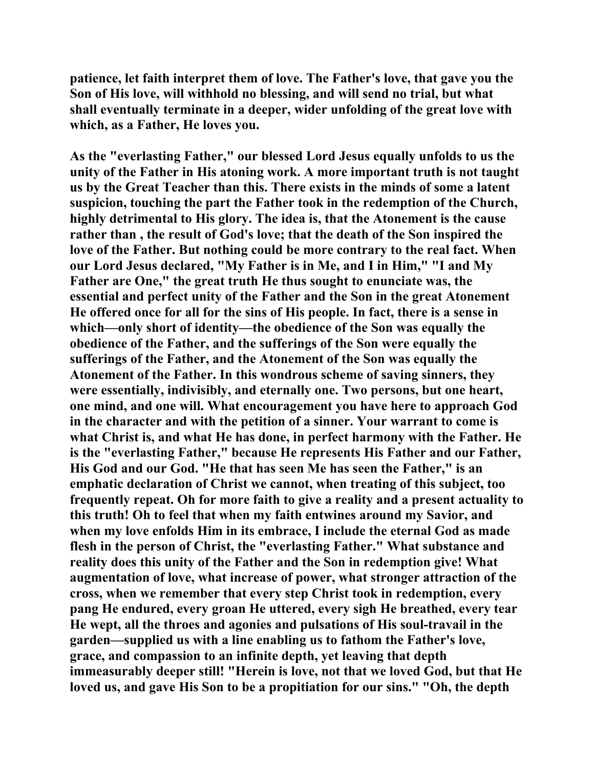**patience, let faith interpret them of love. The Father's love, that gave you the Son of His love, will withhold no blessing, and will send no trial, but what shall eventually terminate in a deeper, wider unfolding of the great love with which, as a Father, He loves you.**

**As the "everlasting Father," our blessed Lord Jesus equally unfolds to us the unity of the Father in His atoning work. A more important truth is not taught us by the Great Teacher than this. There exists in the minds of some a latent suspicion, touching the part the Father took in the redemption of the Church, highly detrimental to His glory. The idea is, that the Atonement is the cause rather than , the result of God's love; that the death of the Son inspired the love of the Father. But nothing could be more contrary to the real fact. When our Lord Jesus declared, "My Father is in Me, and I in Him," "I and My Father are One," the great truth He thus sought to enunciate was, the essential and perfect unity of the Father and the Son in the great Atonement He offered once for all for the sins of His people. In fact, there is a sense in which—only short of identity—the obedience of the Son was equally the obedience of the Father, and the sufferings of the Son were equally the sufferings of the Father, and the Atonement of the Son was equally the Atonement of the Father. In this wondrous scheme of saving sinners, they were essentially, indivisibly, and eternally one. Two persons, but one heart, one mind, and one will. What encouragement you have here to approach God in the character and with the petition of a sinner. Your warrant to come is what Christ is, and what He has done, in perfect harmony with the Father. He is the "everlasting Father," because He represents His Father and our Father, His God and our God. "He that has seen Me has seen the Father," is an emphatic declaration of Christ we cannot, when treating of this subject, too frequently repeat. Oh for more faith to give a reality and a present actuality to this truth! Oh to feel that when my faith entwines around my Savior, and when my love enfolds Him in its embrace, I include the eternal God as made flesh in the person of Christ, the "everlasting Father." What substance and reality does this unity of the Father and the Son in redemption give! What augmentation of love, what increase of power, what stronger attraction of the cross, when we remember that every step Christ took in redemption, every pang He endured, every groan He uttered, every sigh He breathed, every tear He wept, all the throes and agonies and pulsations of His soul-travail in the garden—supplied us with a line enabling us to fathom the Father's love, grace, and compassion to an infinite depth, yet leaving that depth immeasurably deeper still! "Herein is love, not that we loved God, but that He loved us, and gave His Son to be a propitiation for our sins." "Oh, the depth**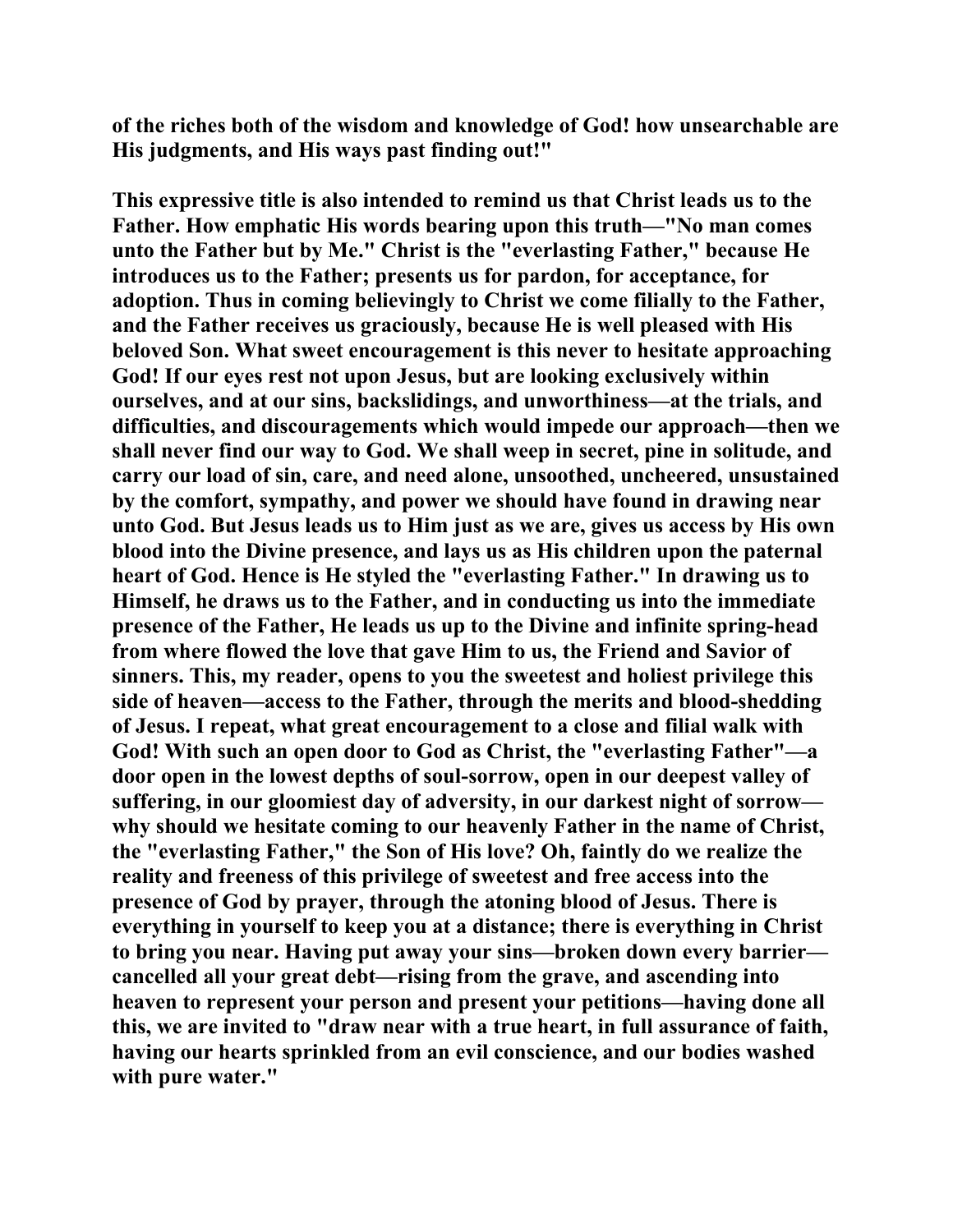**of the riches both of the wisdom and knowledge of God! how unsearchable are His judgments, and His ways past finding out!"**

**This expressive title is also intended to remind us that Christ leads us to the Father. How emphatic His words bearing upon this truth—"No man comes unto the Father but by Me." Christ is the "everlasting Father," because He introduces us to the Father; presents us for pardon, for acceptance, for adoption. Thus in coming believingly to Christ we come filially to the Father, and the Father receives us graciously, because He is well pleased with His beloved Son. What sweet encouragement is this never to hesitate approaching God! If our eyes rest not upon Jesus, but are looking exclusively within ourselves, and at our sins, backslidings, and unworthiness—at the trials, and difficulties, and discouragements which would impede our approach—then we shall never find our way to God. We shall weep in secret, pine in solitude, and carry our load of sin, care, and need alone, unsoothed, uncheered, unsustained by the comfort, sympathy, and power we should have found in drawing near unto God. But Jesus leads us to Him just as we are, gives us access by His own blood into the Divine presence, and lays us as His children upon the paternal heart of God. Hence is He styled the "everlasting Father." In drawing us to Himself, he draws us to the Father, and in conducting us into the immediate presence of the Father, He leads us up to the Divine and infinite spring-head from where flowed the love that gave Him to us, the Friend and Savior of sinners. This, my reader, opens to you the sweetest and holiest privilege this side of heaven—access to the Father, through the merits and blood-shedding of Jesus. I repeat, what great encouragement to a close and filial walk with God! With such an open door to God as Christ, the "everlasting Father"—a door open in the lowest depths of soul-sorrow, open in our deepest valley of suffering, in our gloomiest day of adversity, in our darkest night of sorrow—why should we hesitate coming to our heavenly Father in the name of Christ, the "everlasting Father," the Son of His love? Oh, faintly do we realize the reality and freeness of this privilege of sweetest and free access into the presence of God by prayer, through the atoning blood of Jesus. There is everything in yourself to keep you at a distance; there is everything in Christ to bring you near. Having put away your sins—broken down every barrier—cancelled all your great debt—rising from the grave, and ascending into heaven to represent your person and present your petitions—having done all this, we are invited to "draw near with a true heart, in full assurance of faith, having our hearts sprinkled from an evil conscience, and our bodies washed with pure water."**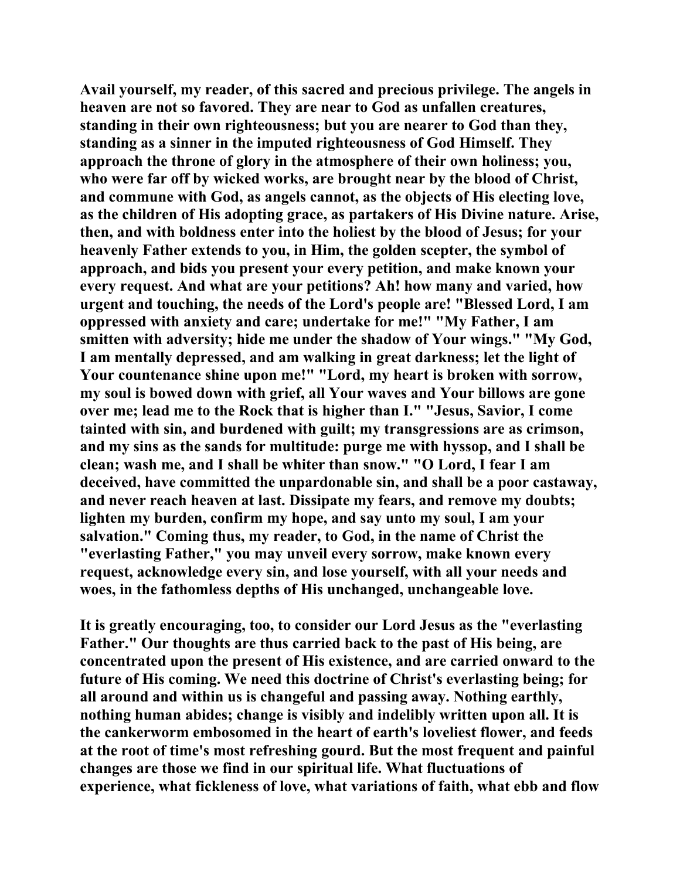Avail yourself, my reader, of this sacred and precious privilege. The angels in heaven are not so favored. They are near to God as unfallen creatures, standing in their own righteousness; but you are nearer to God than they, standing as a sinner in the imputed righteousness of God Himself. They approach the throne of glory in the atmosphere of their own holiness; you, who were far off by wicked works, are brought near by the blood of Christ, and commune with God, as angels cannot, as the objects of His electing love, as the children of His adopting grace, as partakers of His Divine nature. Arise, then, and with boldness enter into the holiest by the blood of Jesus; for your heavenly Father extends to you, in Him, the golden scepter, the symbol of approach, and bids you present your every petition, and make known your every request. And what are your petitions? Ah! how many and varied, how urgent and touching, the needs of the Lord's people are! "Blessed Lord, I am oppressed with anxiety and care; undertake for me!" "My Father, I am smitten with adversity; hide me under the shadow of Your wings." "My God, I am mentally depressed, and am walking in great darkness; let the light of Your countenance shine upon me!" "Lord, my heart is broken with sorrow, my soul is bowed down with grief, all Your waves and Your billows are gone over me; lead me to the Rock that is higher than I." "Jesus, Savior, I come tainted with sin, and burdened with guilt; my transgressions are as crimson, and my sins as the sands for multitude: purge me with hyssop, and I shall be clean; wash me, and I shall be whiter than snow." "O Lord, I fear I am deceived, have committed the unpardonable sin, and shall be a poor castaway, and never reach heaven at last. Dissipate my fears, and remove my doubts; lighten my burden, confirm my hope, and say unto my soul, I am your salvation." Coming thus, my reader, to God, in the name of Christ the "everlasting Father," you may unveil every sorrow, make known every request, acknowledge every sin, and lose yourself, with all your needs and woes, in the fathomless depths of His unchanged, unchangeable love.

It is greatly encouraging, too, to consider our Lord Jesus as the "everlasting Father." Our thoughts are thus carried back to the past of His being, are concentrated upon the present of His existence, and are carried onward to the future of His coming. We need this doctrine of Christ's everlasting being; for all around and within us is changeful and passing away. Nothing earthly, nothing human abides; change is visibly and indelibly written upon all. It is the cankerworm embosomed in the heart of earth's loveliest flower, and feeds at the root of time's most refreshing gourd. But the most frequent and painful changes are those we find in our spiritual life. What fluctuations of experience, what fickleness of love, what variations of faith, what ebb and flow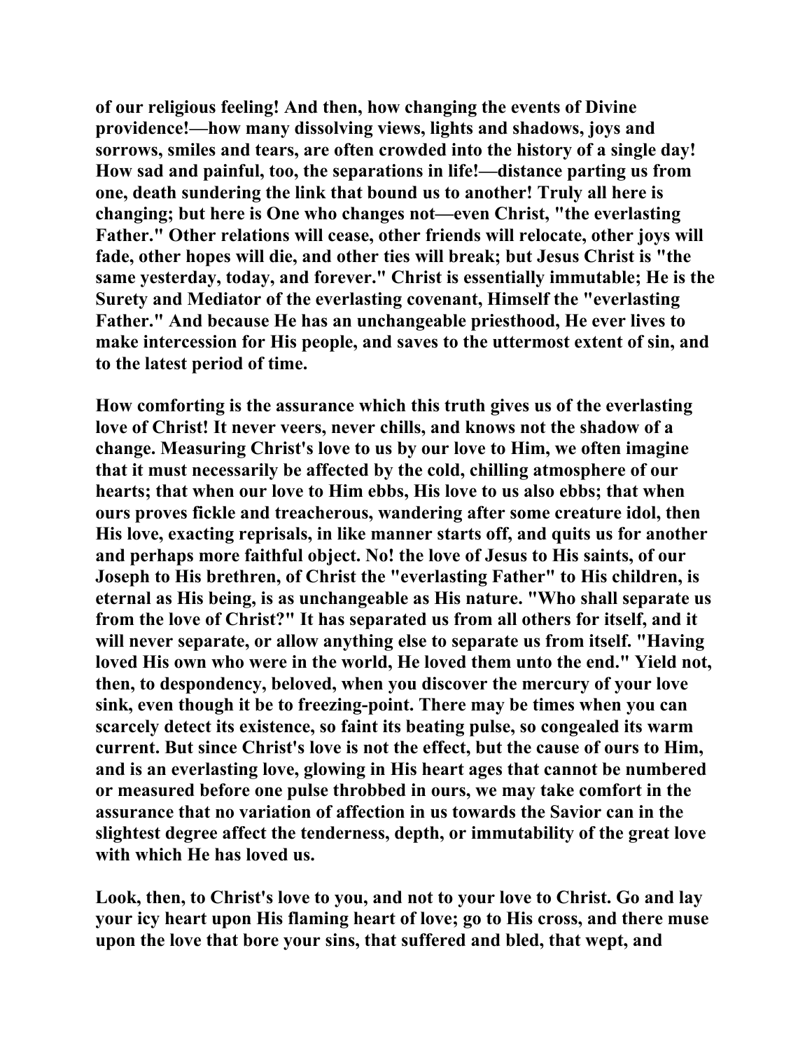**of our religious feeling! And then, how changing the events of Divine providence!—how many dissolving views, lights and shadows, joys and sorrows, smiles and tears, are often crowded into the history of a single day! How sad and painful, too, the separations in life!—distance parting us from one, death sundering the link that bound us to another! Truly all here is changing; but here is One who changes not—even Christ, "the everlasting Father." Other relations will cease, other friends will relocate, other joys will fade, other hopes will die, and other ties will break; but Jesus Christ is "the same yesterday, today, and forever." Christ is essentially immutable; He is the Surety and Mediator of the everlasting covenant, Himself the "everlasting Father." And because He has an unchangeable priesthood, He ever lives to make intercession for His people, and saves to the uttermost extent of sin, and to the latest period of time.**

**How comforting is the assurance which this truth gives us of the everlasting love of Christ! It never veers, never chills, and knows not the shadow of a change. Measuring Christ's love to us by our love to Him, we often imagine that it must necessarily be affected by the cold, chilling atmosphere of our hearts; that when our love to Him ebbs, His love to us also ebbs; that when ours proves fickle and treacherous, wandering after some creature idol, then His love, exacting reprisals, in like manner starts off, and quits us for another and perhaps more faithful object. No! the love of Jesus to His saints, of our Joseph to His brethren, of Christ the "everlasting Father" to His children, is eternal as His being, is as unchangeable as His nature. "Who shall separate us from the love of Christ?" It has separated us from all others for itself, and it will never separate, or allow anything else to separate us from itself. "Having loved His own who were in the world, He loved them unto the end." Yield not, then, to despondency, beloved, when you discover the mercury of your love sink, even though it be to freezing-point. There may be times when you can scarcely detect its existence, so faint its beating pulse, so congealed its warm current. But since Christ's love is not the effect, but the cause of ours to Him, and is an everlasting love, glowing in His heart ages that cannot be numbered or measured before one pulse throbbed in ours, we may take comfort in the assurance that no variation of affection in us towards the Savior can in the slightest degree affect the tenderness, depth, or immutability of the great love with which He has loved us.**

**Look, then, to Christ's love to you, and not to your love to Christ. Go and lay your icy heart upon His flaming heart of love; go to His cross, and there muse upon the love that bore your sins, that suffered and bled, that wept, and**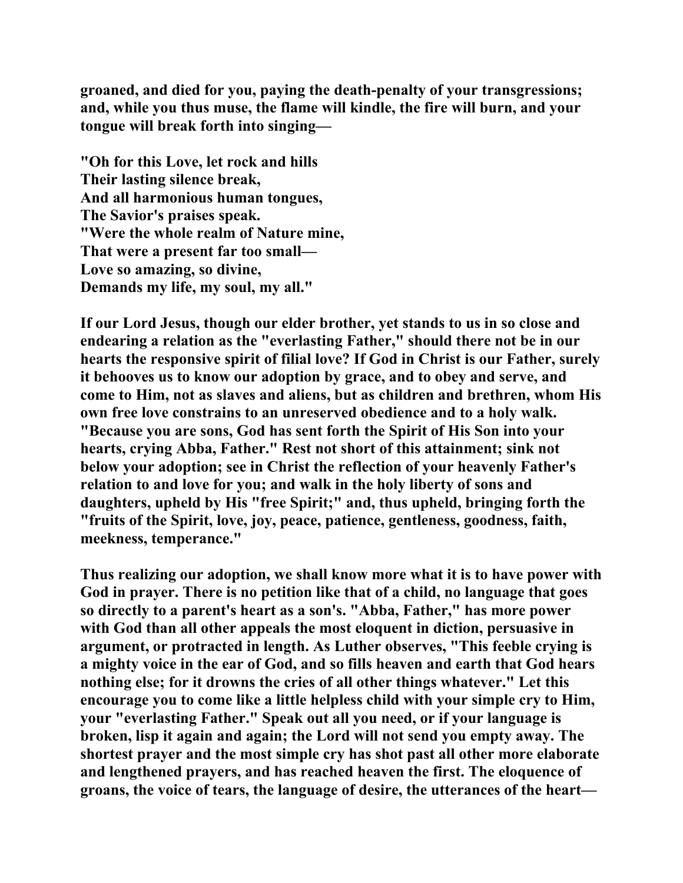**groaned, and died for you, paying the death-penalty of your transgressions; and, while you thus muse, the flame will kindle, the fire will burn, and your tongue will break forth into singing—**

**"Oh for this Love, let rock and hills**
**Their lasting silence break,**
**And all harmonious human tongues,**
**The Savior's praises speak.**
**"Were the whole realm of Nature mine,**
**That were a present far too small—**
**Love so amazing, so divine,**
**Demands my life, my soul, my all."**

**If our Lord Jesus, though our elder brother, yet stands to us in so close and endearing a relation as the "everlasting Father," should there not be in our hearts the responsive spirit of filial love? If God in Christ is our Father, surely it behooves us to know our adoption by grace, and to obey and serve, and come to Him, not as slaves and aliens, but as children and brethren, whom His own free love constrains to an unreserved obedience and to a holy walk. "Because you are sons, God has sent forth the Spirit of His Son into your hearts, crying Abba, Father." Rest not short of this attainment; sink not below your adoption; see in Christ the reflection of your heavenly Father's relation to and love for you; and walk in the holy liberty of sons and daughters, upheld by His "free Spirit;" and, thus upheld, bringing forth the "fruits of the Spirit, love, joy, peace, patience, gentleness, goodness, faith, meekness, temperance."**

**Thus realizing our adoption, we shall know more what it is to have power with God in prayer. There is no petition like that of a child, no language that goes so directly to a parent's heart as a son's. "Abba, Father," has more power with God than all other appeals the most eloquent in diction, persuasive in argument, or protracted in length. As Luther observes, "This feeble crying is a mighty voice in the ear of God, and so fills heaven and earth that God hears nothing else; for it drowns the cries of all other things whatever." Let this encourage you to come like a little helpless child with your simple cry to Him, your "everlasting Father." Speak out all you need, or if your language is broken, lisp it again and again; the Lord will not send you empty away. The shortest prayer and the most simple cry has shot past all other more elaborate and lengthened prayers, and has reached heaven the first. The eloquence of groans, the voice of tears, the language of desire, the utterances of the heart—**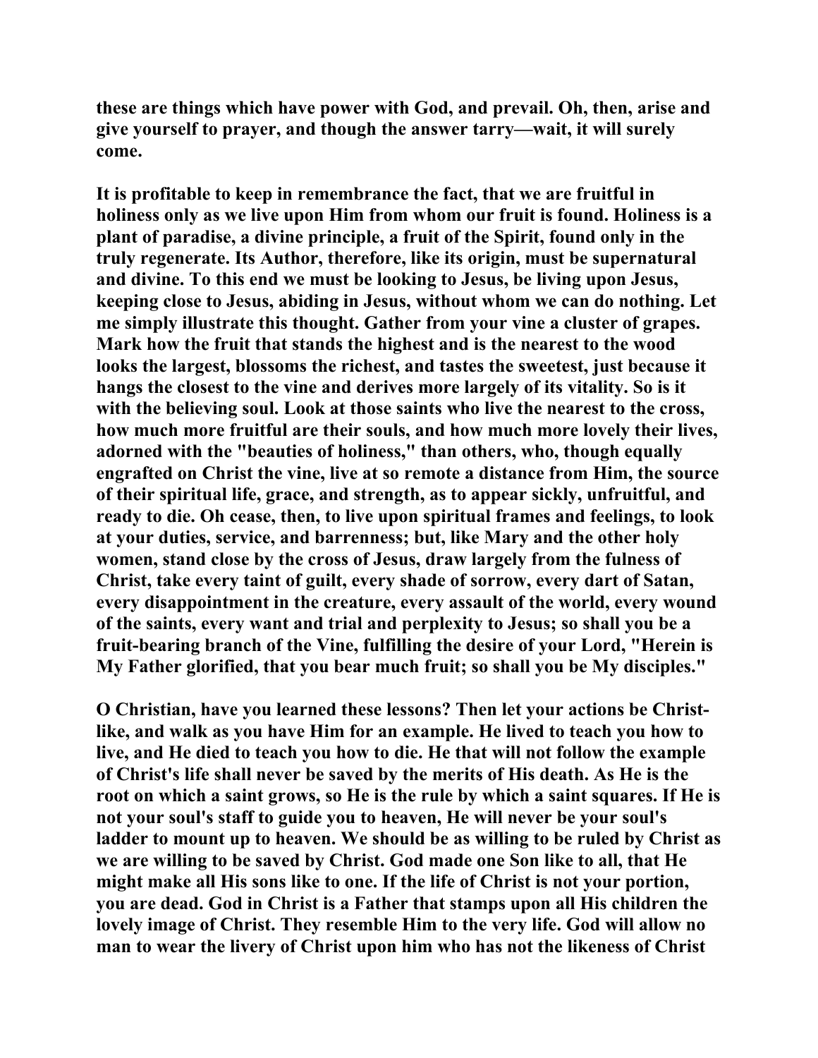these are things which have power with God, and prevail. Oh, then, arise and give yourself to prayer, and though the answer tarry—wait, it will surely come.

It is profitable to keep in remembrance the fact, that we are fruitful in holiness only as we live upon Him from whom our fruit is found. Holiness is a plant of paradise, a divine principle, a fruit of the Spirit, found only in the truly regenerate. Its Author, therefore, like its origin, must be supernatural and divine. To this end we must be looking to Jesus, be living upon Jesus, keeping close to Jesus, abiding in Jesus, without whom we can do nothing. Let me simply illustrate this thought. Gather from your vine a cluster of grapes. Mark how the fruit that stands the highest and is the nearest to the wood looks the largest, blossoms the richest, and tastes the sweetest, just because it hangs the closest to the vine and derives more largely of its vitality. So is it with the believing soul. Look at those saints who live the nearest to the cross, how much more fruitful are their souls, and how much more lovely their lives, adorned with the "beauties of holiness," than others, who, though equally engrafted on Christ the vine, live at so remote a distance from Him, the source of their spiritual life, grace, and strength, as to appear sickly, unfruitful, and ready to die. Oh cease, then, to live upon spiritual frames and feelings, to look at your duties, service, and barrenness; but, like Mary and the other holy women, stand close by the cross of Jesus, draw largely from the fulness of Christ, take every taint of guilt, every shade of sorrow, every dart of Satan, every disappointment in the creature, every assault of the world, every wound of the saints, every want and trial and perplexity to Jesus; so shall you be a fruit-bearing branch of the Vine, fulfilling the desire of your Lord, "Herein is My Father glorified, that you bear much fruit; so shall you be My disciples."

O Christian, have you learned these lessons? Then let your actions be Christ-like, and walk as you have Him for an example. He lived to teach you how to live, and He died to teach you how to die. He that will not follow the example of Christ's life shall never be saved by the merits of His death. As He is the root on which a saint grows, so He is the rule by which a saint squares. If He is not your soul's staff to guide you to heaven, He will never be your soul's ladder to mount up to heaven. We should be as willing to be ruled by Christ as we are willing to be saved by Christ. God made one Son like to all, that He might make all His sons like to one. If the life of Christ is not your portion, you are dead. God in Christ is a Father that stamps upon all His children the lovely image of Christ. They resemble Him to the very life. God will allow no man to wear the livery of Christ upon him who has not the likeness of Christ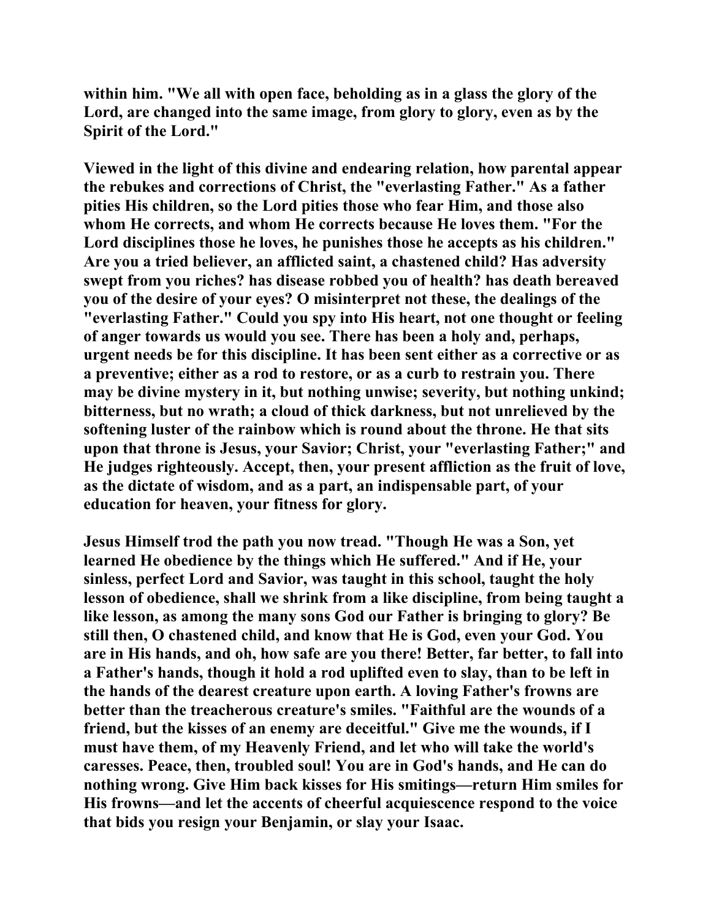**within him. "We all with open face, beholding as in a glass the glory of the Lord, are changed into the same image, from glory to glory, even as by the Spirit of the Lord."**

**Viewed in the light of this divine and endearing relation, how parental appear the rebukes and corrections of Christ, the "everlasting Father." As a father pities His children, so the Lord pities those who fear Him, and those also whom He corrects, and whom He corrects because He loves them. "For the Lord disciplines those he loves, he punishes those he accepts as his children." Are you a tried believer, an afflicted saint, a chastened child? Has adversity swept from you riches? has disease robbed you of health? has death bereaved you of the desire of your eyes? O misinterpret not these, the dealings of the "everlasting Father." Could you spy into His heart, not one thought or feeling of anger towards us would you see. There has been a holy and, perhaps, urgent needs be for this discipline. It has been sent either as a corrective or as a preventive; either as a rod to restore, or as a curb to restrain you. There may be divine mystery in it, but nothing unwise; severity, but nothing unkind; bitterness, but no wrath; a cloud of thick darkness, but not unrelieved by the softening luster of the rainbow which is round about the throne. He that sits upon that throne is Jesus, your Savior; Christ, your "everlasting Father;" and He judges righteously. Accept, then, your present affliction as the fruit of love, as the dictate of wisdom, and as a part, an indispensable part, of your education for heaven, your fitness for glory.**

**Jesus Himself trod the path you now tread. "Though He was a Son, yet learned He obedience by the things which He suffered." And if He, your sinless, perfect Lord and Savior, was taught in this school, taught the holy lesson of obedience, shall we shrink from a like discipline, from being taught a like lesson, as among the many sons God our Father is bringing to glory? Be still then, O chastened child, and know that He is God, even your God. You are in His hands, and oh, how safe are you there! Better, far better, to fall into a Father's hands, though it hold a rod uplifted even to slay, than to be left in the hands of the dearest creature upon earth. A loving Father's frowns are better than the treacherous creature's smiles. "Faithful are the wounds of a friend, but the kisses of an enemy are deceitful." Give me the wounds, if I must have them, of my Heavenly Friend, and let who will take the world's caresses. Peace, then, troubled soul! You are in God's hands, and He can do nothing wrong. Give Him back kisses for His smitings—return Him smiles for His frowns—and let the accents of cheerful acquiescence respond to the voice that bids you resign your Benjamin, or slay your Isaac.**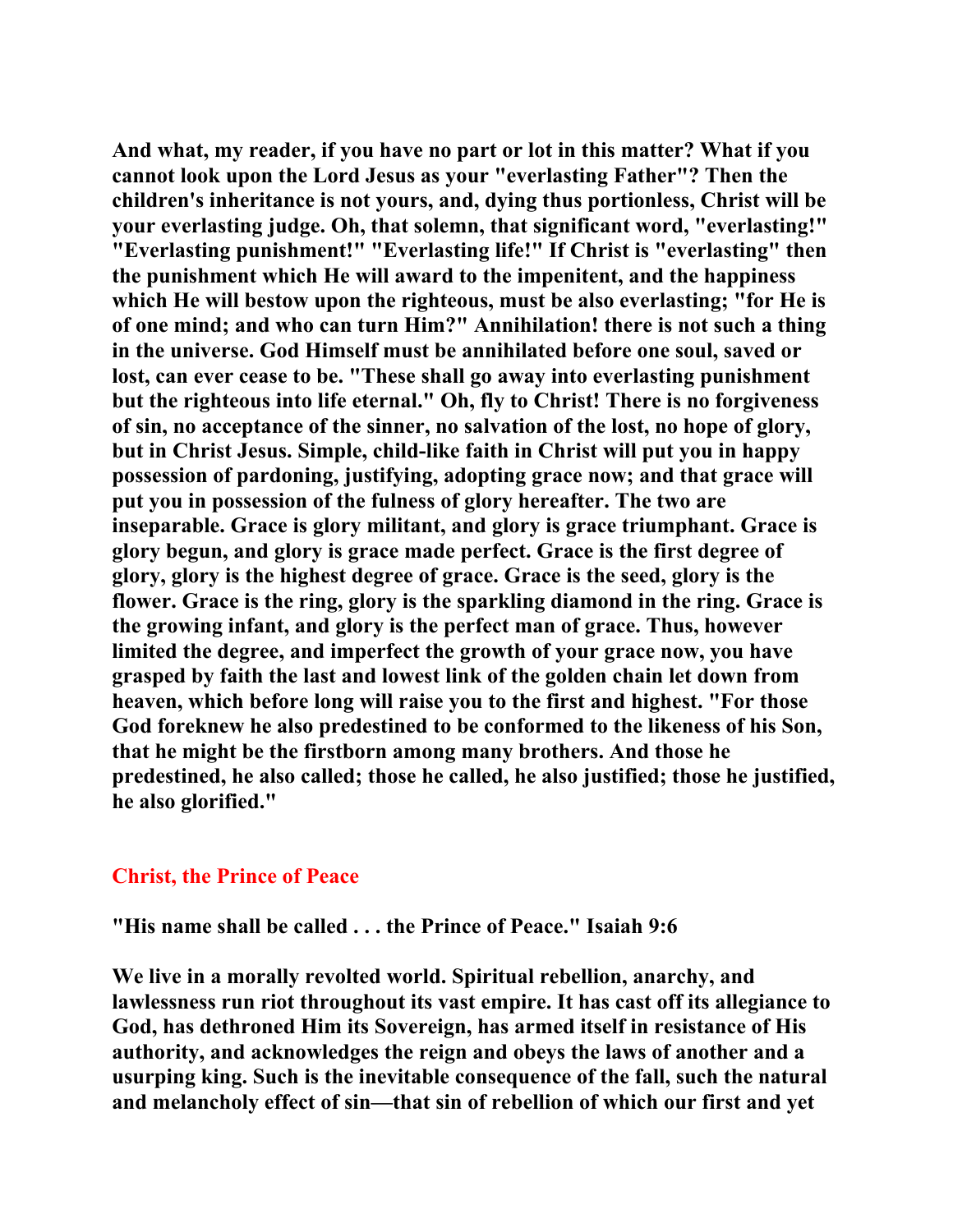**And what, my reader, if you have no part or lot in this matter? What if you cannot look upon the Lord Jesus as your "everlasting Father"? Then the children's inheritance is not yours, and, dying thus portionless, Christ will be your everlasting judge. Oh, that solemn, that significant word, "everlasting!" "Everlasting punishment!" "Everlasting life!" If Christ is "everlasting" then the punishment which He will award to the impenitent, and the happiness which He will bestow upon the righteous, must be also everlasting; "for He is of one mind; and who can turn Him?" Annihilation! there is not such a thing in the universe. God Himself must be annihilated before one soul, saved or lost, can ever cease to be. "These shall go away into everlasting punishment but the righteous into life eternal." Oh, fly to Christ! There is no forgiveness of sin, no acceptance of the sinner, no salvation of the lost, no hope of glory, but in Christ Jesus. Simple, child-like faith in Christ will put you in happy possession of pardoning, justifying, adopting grace now; and that grace will put you in possession of the fulness of glory hereafter. The two are inseparable. Grace is glory militant, and glory is grace triumphant. Grace is glory begun, and glory is grace made perfect. Grace is the first degree of glory, glory is the highest degree of grace. Grace is the seed, glory is the flower. Grace is the ring, glory is the sparkling diamond in the ring. Grace is the growing infant, and glory is the perfect man of grace. Thus, however limited the degree, and imperfect the growth of your grace now, you have grasped by faith the last and lowest link of the golden chain let down from heaven, which before long will raise you to the first and highest. "For those God foreknew he also predestined to be conformed to the likeness of his Son, that he might be the firstborn among many brothers. And those he predestined, he also called; those he called, he also justified; those he justified, he also glorified."**

## Christ, the Prince of Peace

**"His name shall be called . . . the Prince of Peace." Isaiah 9:6**

**We live in a morally revolted world. Spiritual rebellion, anarchy, and lawlessness run riot throughout its vast empire. It has cast off its allegiance to God, has dethroned Him its Sovereign, has armed itself in resistance of His authority, and acknowledges the reign and obeys the laws of another and a usurping king. Such is the inevitable consequence of the fall, such the natural and melancholy effect of sin—that sin of rebellion of which our first and yet**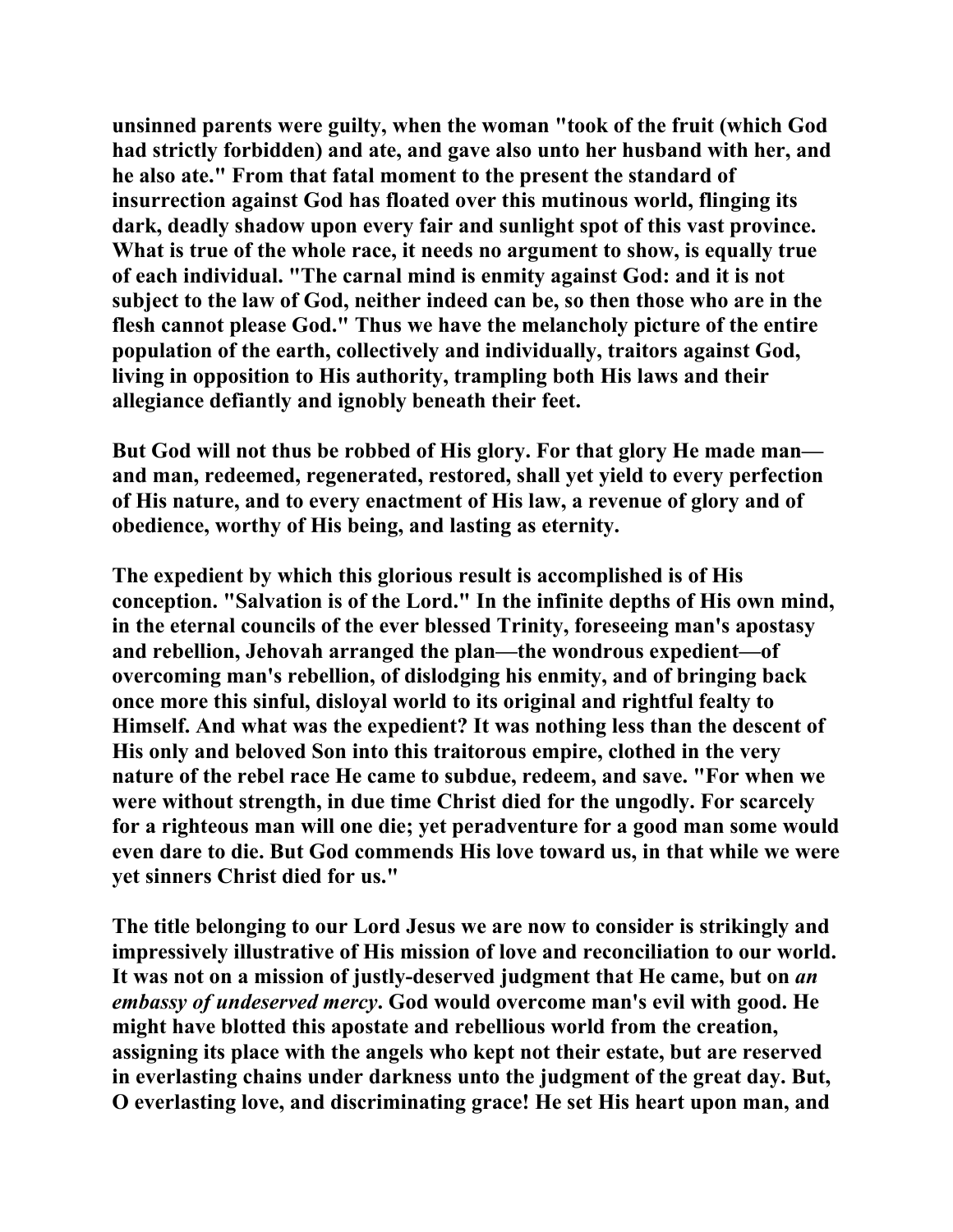unsinned parents were guilty, when the woman "took of the fruit (which God had strictly forbidden) and ate, and gave also unto her husband with her, and he also ate." From that fatal moment to the present the standard of insurrection against God has floated over this mutinous world, flinging its dark, deadly shadow upon every fair and sunlight spot of this vast province. What is true of the whole race, it needs no argument to show, is equally true of each individual. "The carnal mind is enmity against God: and it is not subject to the law of God, neither indeed can be, so then those who are in the flesh cannot please God." Thus we have the melancholy picture of the entire population of the earth, collectively and individually, traitors against God, living in opposition to His authority, trampling both His laws and their allegiance defiantly and ignobly beneath their feet.

But God will not thus be robbed of His glory. For that glory He made man—and man, redeemed, regenerated, restored, shall yet yield to every perfection of His nature, and to every enactment of His law, a revenue of glory and of obedience, worthy of His being, and lasting as eternity.

The expedient by which this glorious result is accomplished is of His conception. "Salvation is of the Lord." In the infinite depths of His own mind, in the eternal councils of the ever blessed Trinity, foreseeing man's apostasy and rebellion, Jehovah arranged the plan—the wondrous expedient—of overcoming man's rebellion, of dislodging his enmity, and of bringing back once more this sinful, disloyal world to its original and rightful fealty to Himself. And what was the expedient? It was nothing less than the descent of His only and beloved Son into this traitorous empire, clothed in the very nature of the rebel race He came to subdue, redeem, and save. "For when we were without strength, in due time Christ died for the ungodly. For scarcely for a righteous man will one die; yet peradventure for a good man some would even dare to die. But God commends His love toward us, in that while we were yet sinners Christ died for us."

The title belonging to our Lord Jesus we are now to consider is strikingly and impressively illustrative of His mission of love and reconciliation to our world. It was not on a mission of justly-deserved judgment that He came, but on *an embassy of undeserved mercy*. God would overcome man's evil with good. He might have blotted this apostate and rebellious world from the creation, assigning its place with the angels who kept not their estate, but are reserved in everlasting chains under darkness unto the judgment of the great day. But, O everlasting love, and discriminating grace! He set His heart upon man, and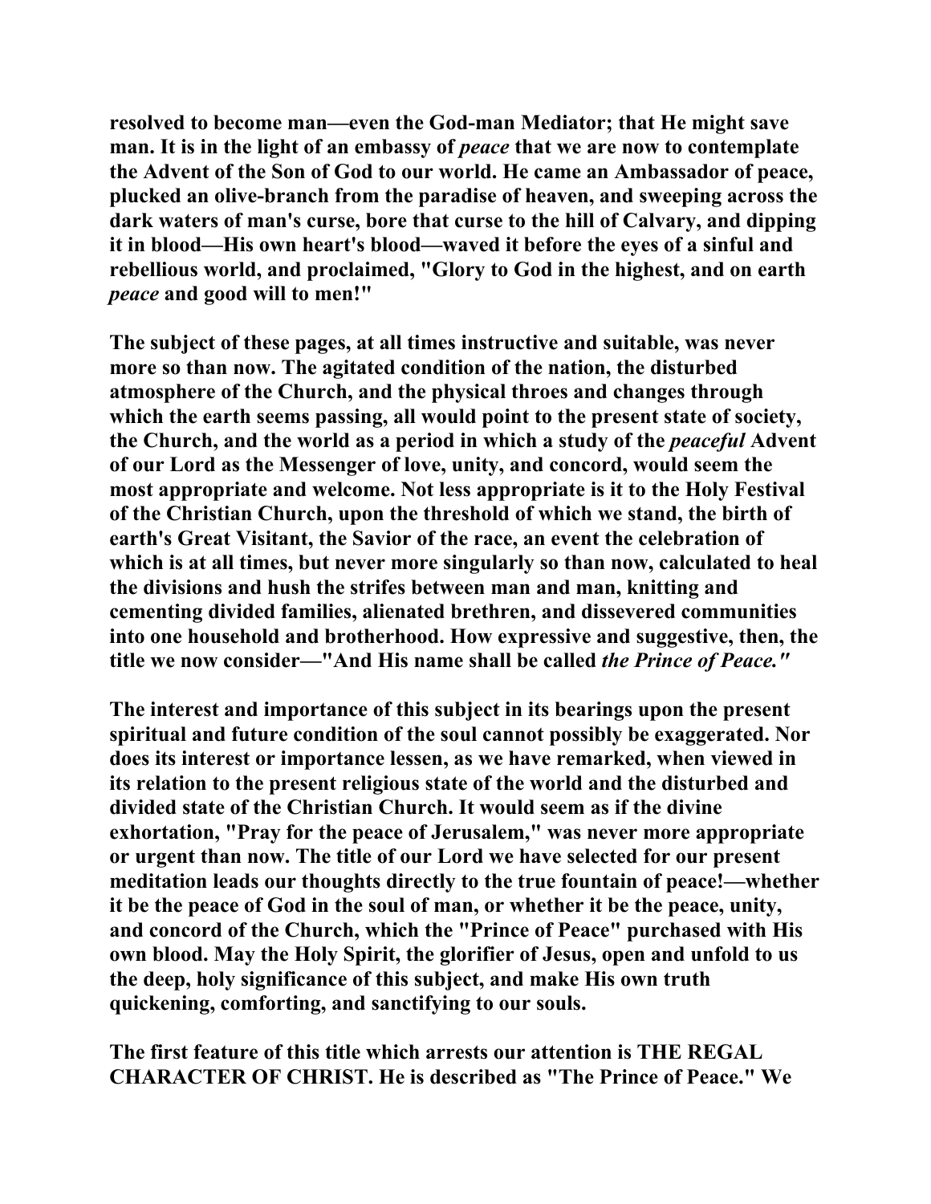resolved to become man—even the God-man Mediator; that He might save man. It is in the light of an embassy of *peace* that we are now to contemplate the Advent of the Son of God to our world. He came an Ambassador of peace, plucked an olive-branch from the paradise of heaven, and sweeping across the dark waters of man's curse, bore that curse to the hill of Calvary, and dipping it in blood—His own heart's blood—waved it before the eyes of a sinful and rebellious world, and proclaimed, "Glory to God in the highest, and on earth *peace* and good will to men!"

The subject of these pages, at all times instructive and suitable, was never more so than now. The agitated condition of the nation, the disturbed atmosphere of the Church, and the physical throes and changes through which the earth seems passing, all would point to the present state of society, the Church, and the world as a period in which a study of the *peaceful* Advent of our Lord as the Messenger of love, unity, and concord, would seem the most appropriate and welcome. Not less appropriate is it to the Holy Festival of the Christian Church, upon the threshold of which we stand, the birth of earth's Great Visitant, the Savior of the race, an event the celebration of which is at all times, but never more singularly so than now, calculated to heal the divisions and hush the strifes between man and man, knitting and cementing divided families, alienated brethren, and dissevered communities into one household and brotherhood. How expressive and suggestive, then, the title we now consider—"And His name shall be called *the Prince of Peace."*

The interest and importance of this subject in its bearings upon the present spiritual and future condition of the soul cannot possibly be exaggerated. Nor does its interest or importance lessen, as we have remarked, when viewed in its relation to the present religious state of the world and the disturbed and divided state of the Christian Church. It would seem as if the divine exhortation, "Pray for the peace of Jerusalem," was never more appropriate or urgent than now. The title of our Lord we have selected for our present meditation leads our thoughts directly to the true fountain of peace!—whether it be the peace of God in the soul of man, or whether it be the peace, unity, and concord of the Church, which the "Prince of Peace" purchased with His own blood. May the Holy Spirit, the glorifier of Jesus, open and unfold to us the deep, holy significance of this subject, and make His own truth quickening, comforting, and sanctifying to our souls.

The first feature of this title which arrests our attention is THE REGAL CHARACTER OF CHRIST. He is described as "The Prince of Peace." We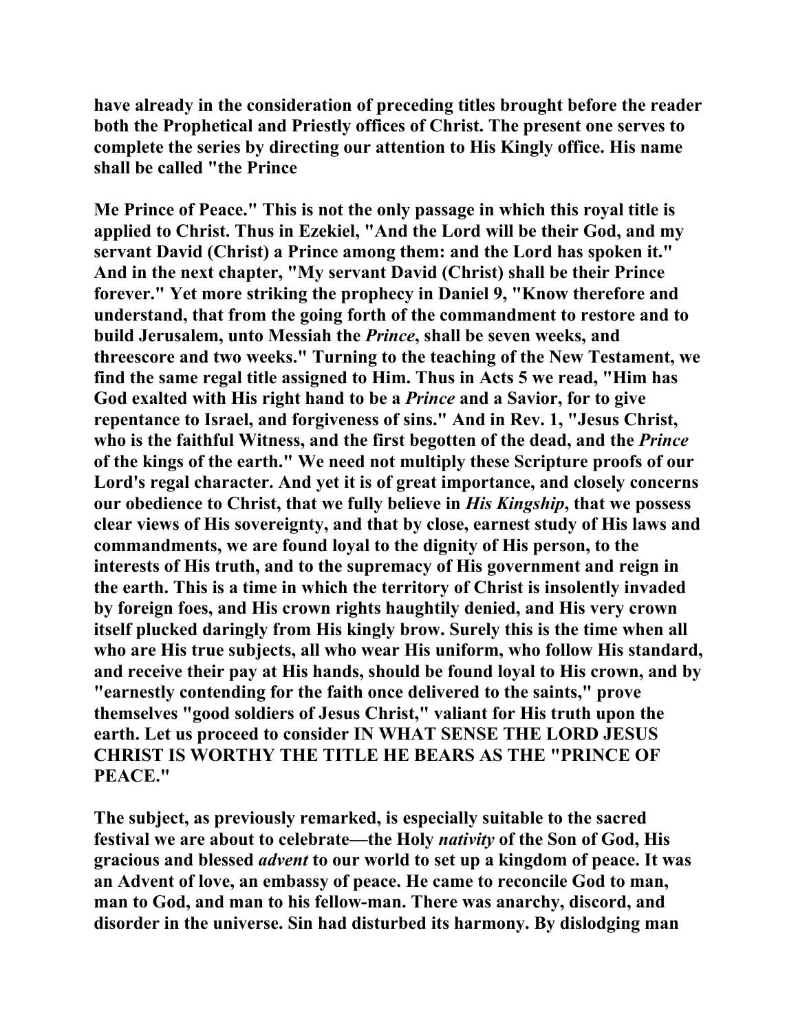**have already in the consideration of preceding titles brought before the reader both the Prophetical and Priestly offices of Christ. The present one serves to complete the series by directing our attention to His Kingly office. His name shall be called "the Prince**

**Me Prince of Peace." This is not the only passage in which this royal title is applied to Christ. Thus in Ezekiel, "And the Lord will be their God, and my servant David (Christ) a Prince among them: and the Lord has spoken it." And in the next chapter, "My servant David (Christ) shall be their Prince forever." Yet more striking the prophecy in Daniel 9, "Know therefore and understand, that from the going forth of the commandment to restore and to build Jerusalem, unto Messiah the *Prince*, shall be seven weeks, and threescore and two weeks." Turning to the teaching of the New Testament, we find the same regal title assigned to Him. Thus in Acts 5 we read, "Him has God exalted with His right hand to be a *Prince* and a Savior, for to give repentance to Israel, and forgiveness of sins." And in Rev. 1, "Jesus Christ, who is the faithful Witness, and the first begotten of the dead, and the *Prince* of the kings of the earth." We need not multiply these Scripture proofs of our Lord's regal character. And yet it is of great importance, and closely concerns our obedience to Christ, that we fully believe in *His Kingship*, that we possess clear views of His sovereignty, and that by close, earnest study of His laws and commandments, we are found loyal to the dignity of His person, to the interests of His truth, and to the supremacy of His government and reign in the earth. This is a time in which the territory of Christ is insolently invaded by foreign foes, and His crown rights haughtily denied, and His very crown itself plucked daringly from His kingly brow. Surely this is the time when all who are His true subjects, all who wear His uniform, who follow His standard, and receive their pay at His hands, should be found loyal to His crown, and by "earnestly contending for the faith once delivered to the saints," prove themselves "good soldiers of Jesus Christ," valiant for His truth upon the earth. Let us proceed to consider IN WHAT SENSE THE LORD JESUS CHRIST IS WORTHY THE TITLE HE BEARS AS THE "PRINCE OF PEACE."**

**The subject, as previously remarked, is especially suitable to the sacred festival we are about to celebrate—the Holy *nativity* of the Son of God, His gracious and blessed *advent* to our world to set up a kingdom of peace. It was an Advent of love, an embassy of peace. He came to reconcile God to man, man to God, and man to his fellow-man. There was anarchy, discord, and disorder in the universe. Sin had disturbed its harmony. By dislodging man**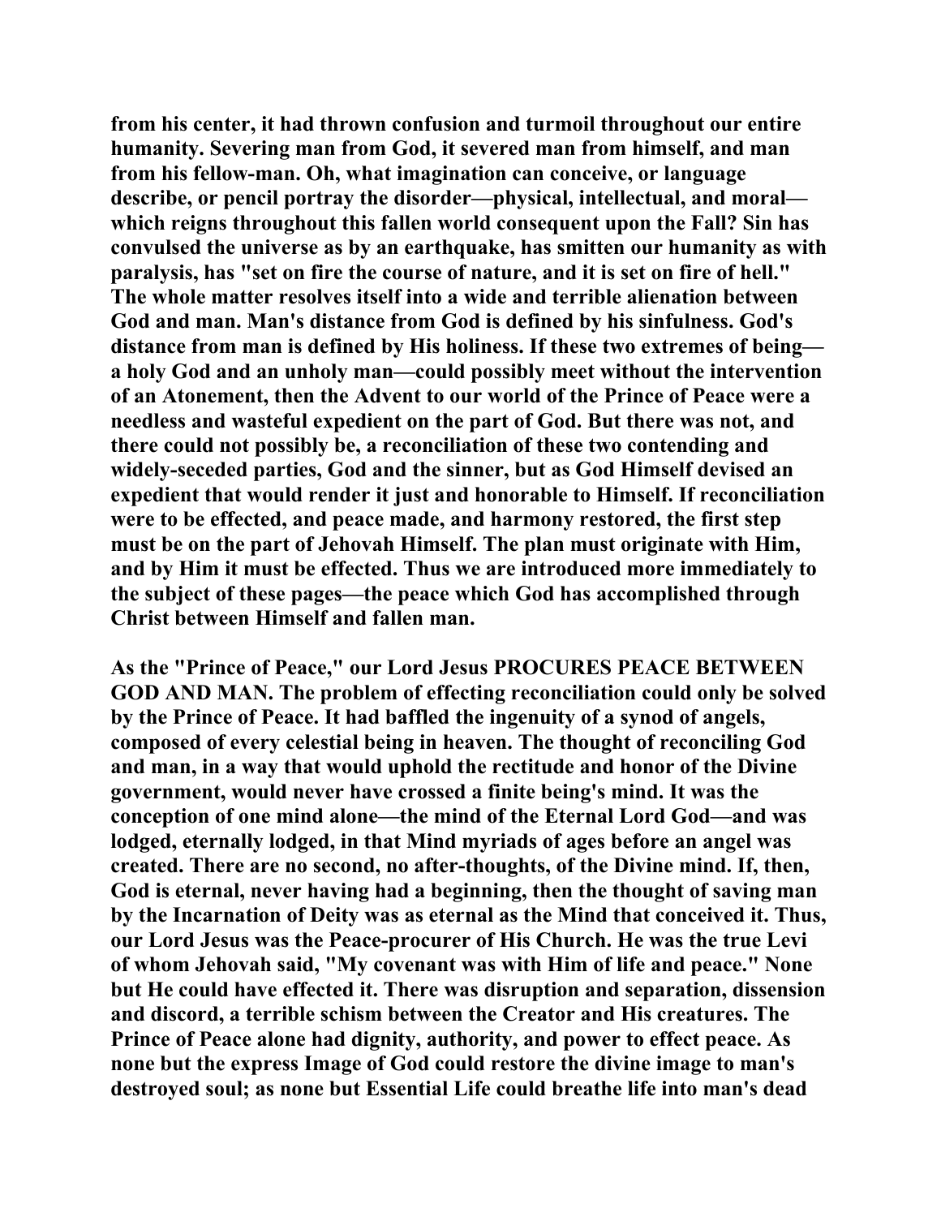from his center, it had thrown confusion and turmoil throughout our entire humanity. Severing man from God, it severed man from himself, and man from his fellow-man. Oh, what imagination can conceive, or language describe, or pencil portray the disorder—physical, intellectual, and moral—which reigns throughout this fallen world consequent upon the Fall? Sin has convulsed the universe as by an earthquake, has smitten our humanity as with paralysis, has "set on fire the course of nature, and it is set on fire of hell." The whole matter resolves itself into a wide and terrible alienation between God and man. Man's distance from God is defined by his sinfulness. God's distance from man is defined by His holiness. If these two extremes of being—a holy God and an unholy man—could possibly meet without the intervention of an Atonement, then the Advent to our world of the Prince of Peace were a needless and wasteful expedient on the part of God. But there was not, and there could not possibly be, a reconciliation of these two contending and widely-seceded parties, God and the sinner, but as God Himself devised an expedient that would render it just and honorable to Himself. If reconciliation were to be effected, and peace made, and harmony restored, the first step must be on the part of Jehovah Himself. The plan must originate with Him, and by Him it must be effected. Thus we are introduced more immediately to the subject of these pages—the peace which God has accomplished through Christ between Himself and fallen man.

As the "Prince of Peace," our Lord Jesus PROCURES PEACE BETWEEN GOD AND MAN. The problem of effecting reconciliation could only be solved by the Prince of Peace. It had baffled the ingenuity of a synod of angels, composed of every celestial being in heaven. The thought of reconciling God and man, in a way that would uphold the rectitude and honor of the Divine government, would never have crossed a finite being's mind. It was the conception of one mind alone—the mind of the Eternal Lord God—and was lodged, eternally lodged, in that Mind myriads of ages before an angel was created. There are no second, no after-thoughts, of the Divine mind. If, then, God is eternal, never having had a beginning, then the thought of saving man by the Incarnation of Deity was as eternal as the Mind that conceived it. Thus, our Lord Jesus was the Peace-procurer of His Church. He was the true Levi of whom Jehovah said, "My covenant was with Him of life and peace." None but He could have effected it. There was disruption and separation, dissension and discord, a terrible schism between the Creator and His creatures. The Prince of Peace alone had dignity, authority, and power to effect peace. As none but the express Image of God could restore the divine image to man's destroyed soul; as none but Essential Life could breathe life into man's dead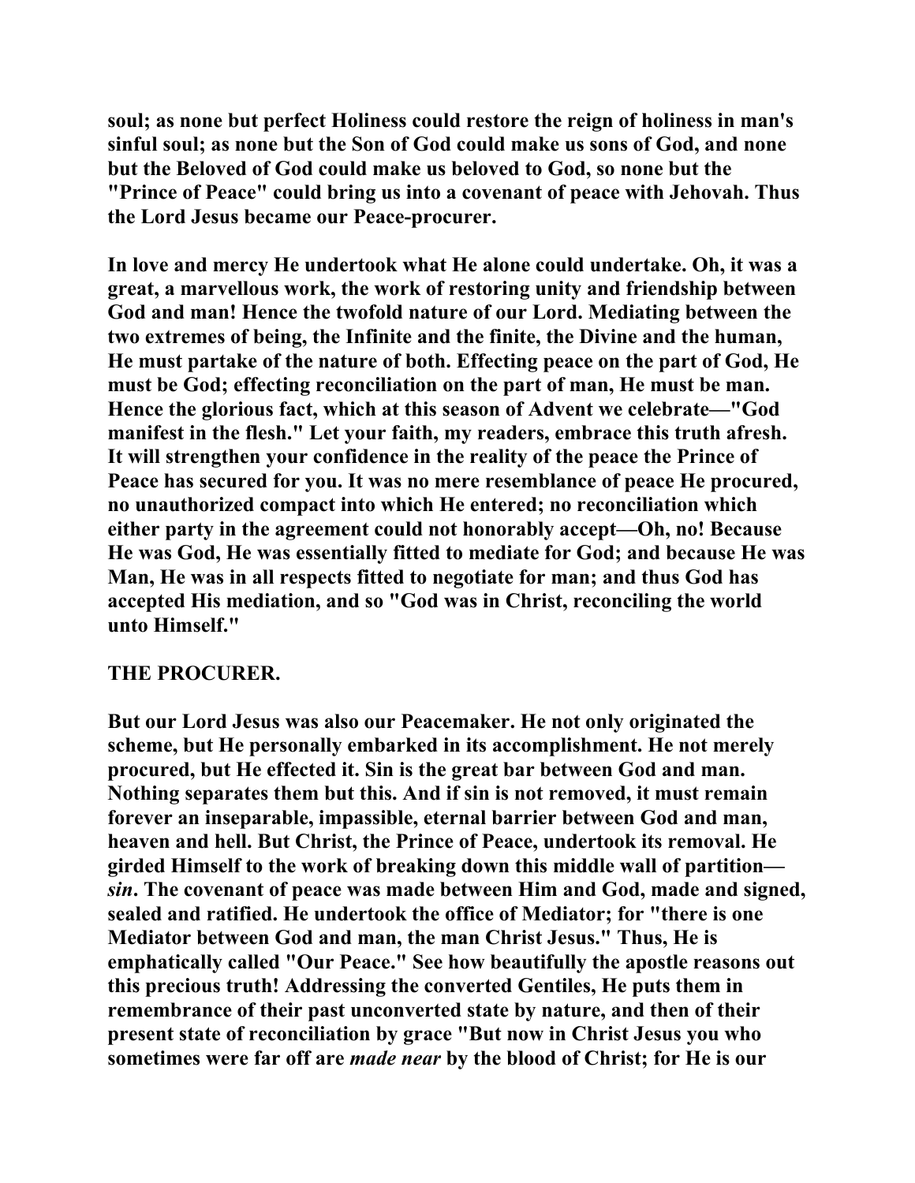**soul; as none but perfect Holiness could restore the reign of holiness in man's sinful soul; as none but the Son of God could make us sons of God, and none but the Beloved of God could make us beloved to God, so none but the "Prince of Peace" could bring us into a covenant of peace with Jehovah. Thus the Lord Jesus became our Peace-procurer.**

**In love and mercy He undertook what He alone could undertake. Oh, it was a great, a marvellous work, the work of restoring unity and friendship between God and man! Hence the twofold nature of our Lord. Mediating between the two extremes of being, the Infinite and the finite, the Divine and the human, He must partake of the nature of both. Effecting peace on the part of God, He must be God; effecting reconciliation on the part of man, He must be man. Hence the glorious fact, which at this season of Advent we celebrate—"God manifest in the flesh." Let your faith, my readers, embrace this truth afresh. It will strengthen your confidence in the reality of the peace the Prince of Peace has secured for you. It was no mere resemblance of peace He procured, no unauthorized compact into which He entered; no reconciliation which either party in the agreement could not honorably accept—Oh, no! Because He was God, He was essentially fitted to mediate for God; and because He was Man, He was in all respects fitted to negotiate for man; and thus God has accepted His mediation, and so "God was in Christ, reconciling the world unto Himself."**

**THE PROCURER.**

**But our Lord Jesus was also our Peacemaker. He not only originated the scheme, but He personally embarked in its accomplishment. He not merely procured, but He effected it. Sin is the great bar between God and man. Nothing separates them but this. And if sin is not removed, it must remain forever an inseparable, impassible, eternal barrier between God and man, heaven and hell. But Christ, the Prince of Peace, undertook its removal. He girded Himself to the work of breaking down this middle wall of partition—*sin*. The covenant of peace was made between Him and God, made and signed, sealed and ratified. He undertook the office of Mediator; for "there is one Mediator between God and man, the man Christ Jesus." Thus, He is emphatically called "Our Peace." See how beautifully the apostle reasons out this precious truth! Addressing the converted Gentiles, He puts them in remembrance of their past unconverted state by nature, and then of their present state of reconciliation by grace "But now in Christ Jesus you who sometimes were far off are *made near* by the blood of Christ; for He is our**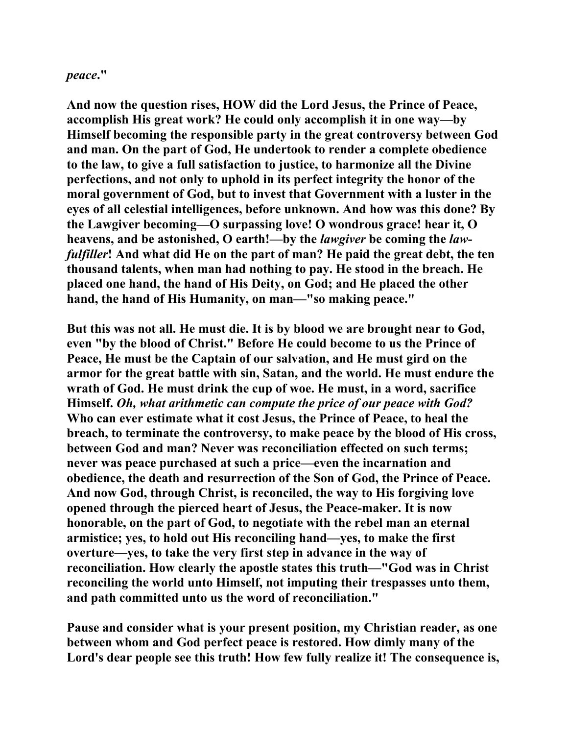*peace*."

And now the question rises, HOW did the Lord Jesus, the Prince of Peace, accomplish His great work? He could only accomplish it in one way—by Himself becoming the responsible party in the great controversy between God and man. On the part of God, He undertook to render a complete obedience to the law, to give a full satisfaction to justice, to harmonize all the Divine perfections, and not only to uphold in its perfect integrity the honor of the moral government of God, but to invest that Government with a luster in the eyes of all celestial intelligences, before unknown. And how was this done? By the Lawgiver becoming—O surpassing love! O wondrous grace! hear it, O heavens, and be astonished, O earth!—by the *lawgiver* be coming the *law-fulfiller*! And what did He on the part of man? He paid the great debt, the ten thousand talents, when man had nothing to pay. He stood in the breach. He placed one hand, the hand of His Deity, on God; and He placed the other hand, the hand of His Humanity, on man—"so making peace."

But this was not all. He must die. It is by blood we are brought near to God, even "by the blood of Christ." Before He could become to us the Prince of Peace, He must be the Captain of our salvation, and He must gird on the armor for the great battle with sin, Satan, and the world. He must endure the wrath of God. He must drink the cup of woe. He must, in a word, sacrifice Himself. *Oh, what arithmetic can compute the price of our peace with God?* Who can ever estimate what it cost Jesus, the Prince of Peace, to heal the breach, to terminate the controversy, to make peace by the blood of His cross, between God and man? Never was reconciliation effected on such terms; never was peace purchased at such a price—even the incarnation and obedience, the death and resurrection of the Son of God, the Prince of Peace. And now God, through Christ, is reconciled, the way to His forgiving love opened through the pierced heart of Jesus, the Peace-maker. It is now honorable, on the part of God, to negotiate with the rebel man an eternal armistice; yes, to hold out His reconciling hand—yes, to make the first overture—yes, to take the very first step in advance in the way of reconciliation. How clearly the apostle states this truth—"God was in Christ reconciling the world unto Himself, not imputing their trespasses unto them, and path committed unto us the word of reconciliation."

Pause and consider what is your present position, my Christian reader, as one between whom and God perfect peace is restored. How dimly many of the Lord's dear people see this truth! How few fully realize it! The consequence is,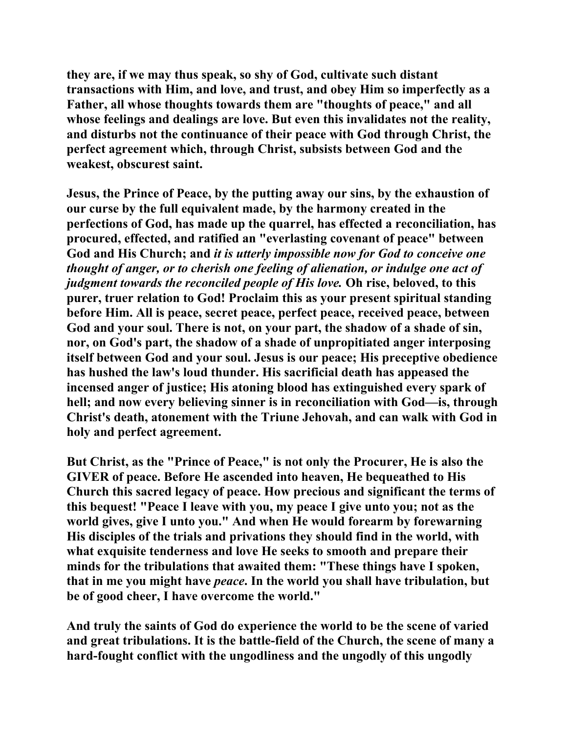they are, if we may thus speak, so shy of God, cultivate such distant transactions with Him, and love, and trust, and obey Him so imperfectly as a Father, all whose thoughts towards them are "thoughts of peace," and all whose feelings and dealings are love. But even this invalidates not the reality, and disturbs not the continuance of their peace with God through Christ, the perfect agreement which, through Christ, subsists between God and the weakest, obscurest saint.

Jesus, the Prince of Peace, by the putting away our sins, by the exhaustion of our curse by the full equivalent made, by the harmony created in the perfections of God, has made up the quarrel, has effected a reconciliation, has procured, effected, and ratified an "everlasting covenant of peace" between God and His Church; and *it is utterly impossible now for God to conceive one thought of anger, or to cherish one feeling of alienation, or indulge one act of judgment towards the reconciled people of His love.* Oh rise, beloved, to this purer, truer relation to God! Proclaim this as your present spiritual standing before Him. All is peace, secret peace, perfect peace, received peace, between God and your soul. There is not, on your part, the shadow of a shade of sin, nor, on God's part, the shadow of a shade of unpropitiated anger interposing itself between God and your soul. Jesus is our peace; His preceptive obedience has hushed the law's loud thunder. His sacrificial death has appeased the incensed anger of justice; His atoning blood has extinguished every spark of hell; and now every believing sinner is in reconciliation with God—is, through Christ's death, atonement with the Triune Jehovah, and can walk with God in holy and perfect agreement.

But Christ, as the "Prince of Peace," is not only the Procurer, He is also the GIVER of peace. Before He ascended into heaven, He bequeathed to His Church this sacred legacy of peace. How precious and significant the terms of this bequest! "Peace I leave with you, my peace I give unto you; not as the world gives, give I unto you." And when He would forearm by forewarning His disciples of the trials and privations they should find in the world, with what exquisite tenderness and love He seeks to smooth and prepare their minds for the tribulations that awaited them: "These things have I spoken, that in me you might have *peace*. In the world you shall have tribulation, but be of good cheer, I have overcome the world."

And truly the saints of God do experience the world to be the scene of varied and great tribulations. It is the battle-field of the Church, the scene of many a hard-fought conflict with the ungodliness and the ungodly of this ungodly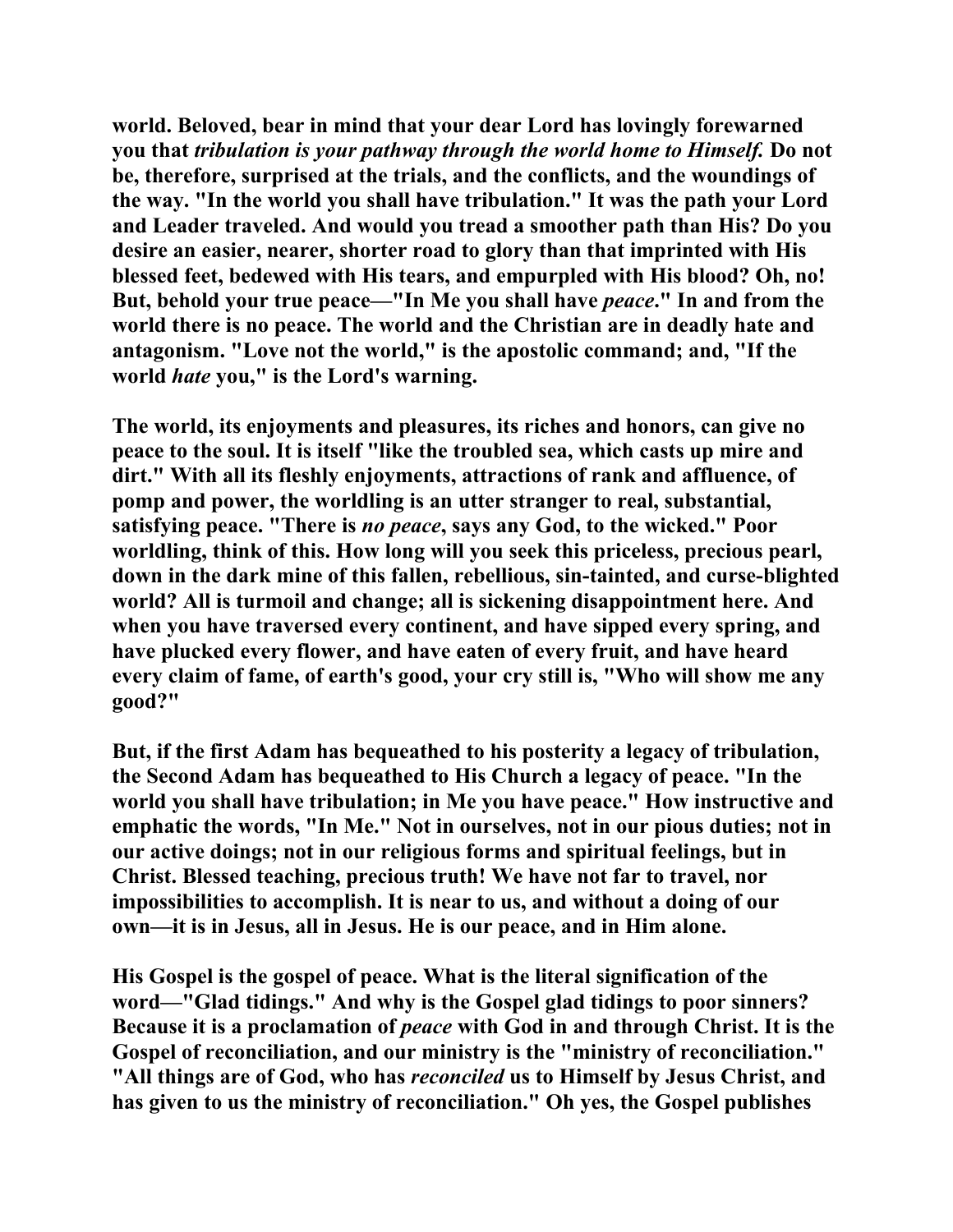world. Beloved, bear in mind that your dear Lord has lovingly forewarned you that *tribulation is your pathway through the world home to Himself.* Do not be, therefore, surprised at the trials, and the conflicts, and the woundings of the way. "In the world you shall have tribulation." It was the path your Lord and Leader traveled. And would you tread a smoother path than His? Do you desire an easier, nearer, shorter road to glory than that imprinted with His blessed feet, bedewed with His tears, and empurpled with His blood? Oh, no! But, behold your true peace—"In Me you shall have *peace*." In and from the world there is no peace. The world and the Christian are in deadly hate and antagonism. "Love not the world," is the apostolic command; and, "If the world *hate* you," is the Lord's warning.

The world, its enjoyments and pleasures, its riches and honors, can give no peace to the soul. It is itself "like the troubled sea, which casts up mire and dirt." With all its fleshly enjoyments, attractions of rank and affluence, of pomp and power, the worldling is an utter stranger to real, substantial, satisfying peace. "There is *no peace*, says any God, to the wicked." Poor worldling, think of this. How long will you seek this priceless, precious pearl, down in the dark mine of this fallen, rebellious, sin-tainted, and curse-blighted world? All is turmoil and change; all is sickening disappointment here. And when you have traversed every continent, and have sipped every spring, and have plucked every flower, and have eaten of every fruit, and have heard every claim of fame, of earth's good, your cry still is, "Who will show me any good?"

But, if the first Adam has bequeathed to his posterity a legacy of tribulation, the Second Adam has bequeathed to His Church a legacy of peace. "In the world you shall have tribulation; in Me you have peace." How instructive and emphatic the words, "In Me." Not in ourselves, not in our pious duties; not in our active doings; not in our religious forms and spiritual feelings, but in Christ. Blessed teaching, precious truth! We have not far to travel, nor impossibilities to accomplish. It is near to us, and without a doing of our own—it is in Jesus, all in Jesus. He is our peace, and in Him alone.

His Gospel is the gospel of peace. What is the literal signification of the word—"Glad tidings." And why is the Gospel glad tidings to poor sinners? Because it is a proclamation of *peace* with God in and through Christ. It is the Gospel of reconciliation, and our ministry is the "ministry of reconciliation." "All things are of God, who has *reconciled* us to Himself by Jesus Christ, and has given to us the ministry of reconciliation." Oh yes, the Gospel publishes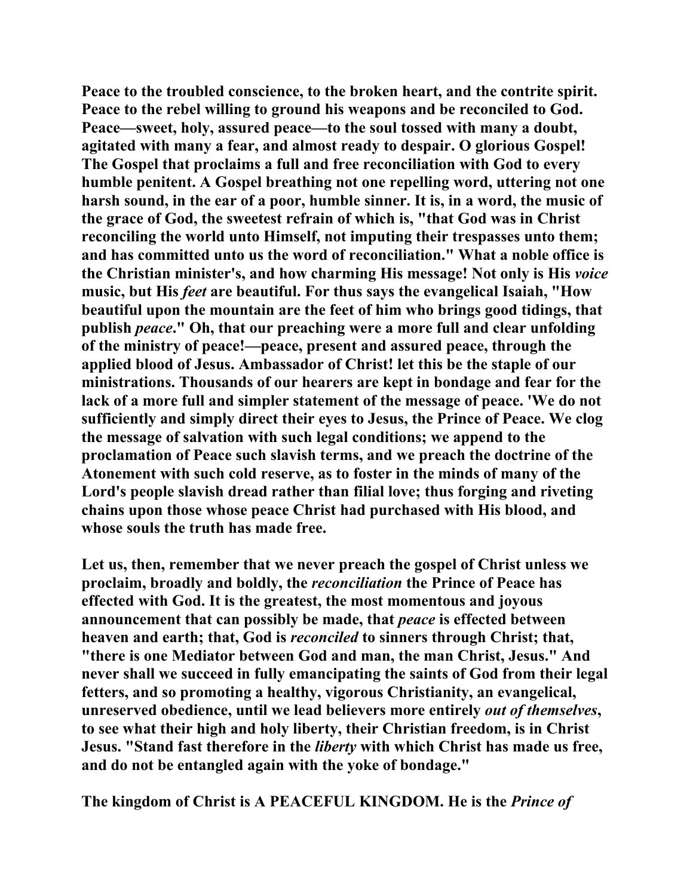**Peace to the troubled conscience, to the broken heart, and the contrite spirit. Peace to the rebel willing to ground his weapons and be reconciled to God. Peace—sweet, holy, assured peace—to the soul tossed with many a doubt, agitated with many a fear, and almost ready to despair. O glorious Gospel! The Gospel that proclaims a full and free reconciliation with God to every humble penitent. A Gospel breathing not one repelling word, uttering not one harsh sound, in the ear of a poor, humble sinner. It is, in a word, the music of the grace of God, the sweetest refrain of which is, "that God was in Christ reconciling the world unto Himself, not imputing their trespasses unto them; and has committed unto us the word of reconciliation." What a noble office is the Christian minister's, and how charming His message! Not only is His *voice* music, but His *feet* are beautiful. For thus says the evangelical Isaiah, "How beautiful upon the mountain are the feet of him who brings good tidings, that publish *peace*." Oh, that our preaching were a more full and clear unfolding of the ministry of peace!—peace, present and assured peace, through the applied blood of Jesus. Ambassador of Christ! let this be the staple of our ministrations. Thousands of our hearers are kept in bondage and fear for the lack of a more full and simpler statement of the message of peace. 'We do not sufficiently and simply direct their eyes to Jesus, the Prince of Peace. We clog the message of salvation with such legal conditions; we append to the proclamation of Peace such slavish terms, and we preach the doctrine of the Atonement with such cold reserve, as to foster in the minds of many of the Lord's people slavish dread rather than filial love; thus forging and riveting chains upon those whose peace Christ had purchased with His blood, and whose souls the truth has made free.**

**Let us, then, remember that we never preach the gospel of Christ unless we proclaim, broadly and boldly, the *reconciliation* the Prince of Peace has effected with God. It is the greatest, the most momentous and joyous announcement that can possibly be made, that *peace* is effected between heaven and earth; that, God is *reconciled* to sinners through Christ; that, "there is one Mediator between God and man, the man Christ, Jesus." And never shall we succeed in fully emancipating the saints of God from their legal fetters, and so promoting a healthy, vigorous Christianity, an evangelical, unreserved obedience, until we lead believers more entirely *out of themselves*, to see what their high and holy liberty, their Christian freedom, is in Christ Jesus. "Stand fast therefore in the *liberty* with which Christ has made us free, and do not be entangled again with the yoke of bondage."**

**The kingdom of Christ is A PEACEFUL KINGDOM. He is the *Prince of***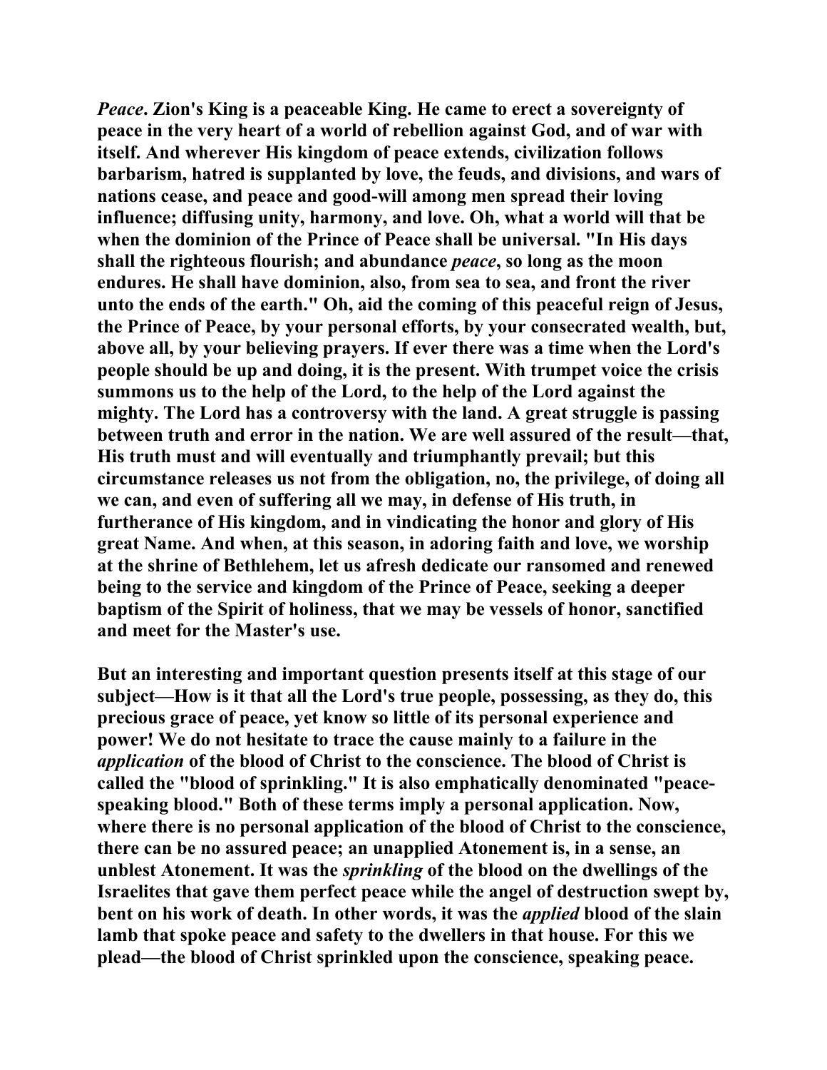*Peace*. Zion's King is a peaceable King. He came to erect a sovereignty of peace in the very heart of a world of rebellion against God, and of war with itself. And wherever His kingdom of peace extends, civilization follows barbarism, hatred is supplanted by love, the feuds, and divisions, and wars of nations cease, and peace and good-will among men spread their loving influence; diffusing unity, harmony, and love. Oh, what a world will that be when the dominion of the Prince of Peace shall be universal. "In His days shall the righteous flourish; and abundance *peace*, so long as the moon endures. He shall have dominion, also, from sea to sea, and front the river unto the ends of the earth." Oh, aid the coming of this peaceful reign of Jesus, the Prince of Peace, by your personal efforts, by your consecrated wealth, but, above all, by your believing prayers. If ever there was a time when the Lord's people should be up and doing, it is the present. With trumpet voice the crisis summons us to the help of the Lord, to the help of the Lord against the mighty. The Lord has a controversy with the land. A great struggle is passing between truth and error in the nation. We are well assured of the result—that, His truth must and will eventually and triumphantly prevail; but this circumstance releases us not from the obligation, no, the privilege, of doing all we can, and even of suffering all we may, in defense of His truth, in furtherance of His kingdom, and in vindicating the honor and glory of His great Name. And when, at this season, in adoring faith and love, we worship at the shrine of Bethlehem, let us afresh dedicate our ransomed and renewed being to the service and kingdom of the Prince of Peace, seeking a deeper baptism of the Spirit of holiness, that we may be vessels of honor, sanctified and meet for the Master's use.

But an interesting and important question presents itself at this stage of our subject—How is it that all the Lord's true people, possessing, as they do, this precious grace of peace, yet know so little of its personal experience and power! We do not hesitate to trace the cause mainly to a failure in the *application* of the blood of Christ to the conscience. The blood of Christ is called the "blood of sprinkling." It is also emphatically denominated "peace-speaking blood." Both of these terms imply a personal application. Now, where there is no personal application of the blood of Christ to the conscience, there can be no assured peace; an unapplied Atonement is, in a sense, an unblest Atonement. It was the *sprinkling* of the blood on the dwellings of the Israelites that gave them perfect peace while the angel of destruction swept by, bent on his work of death. In other words, it was the *applied* blood of the slain lamb that spoke peace and safety to the dwellers in that house. For this we plead—the blood of Christ sprinkled upon the conscience, speaking peace.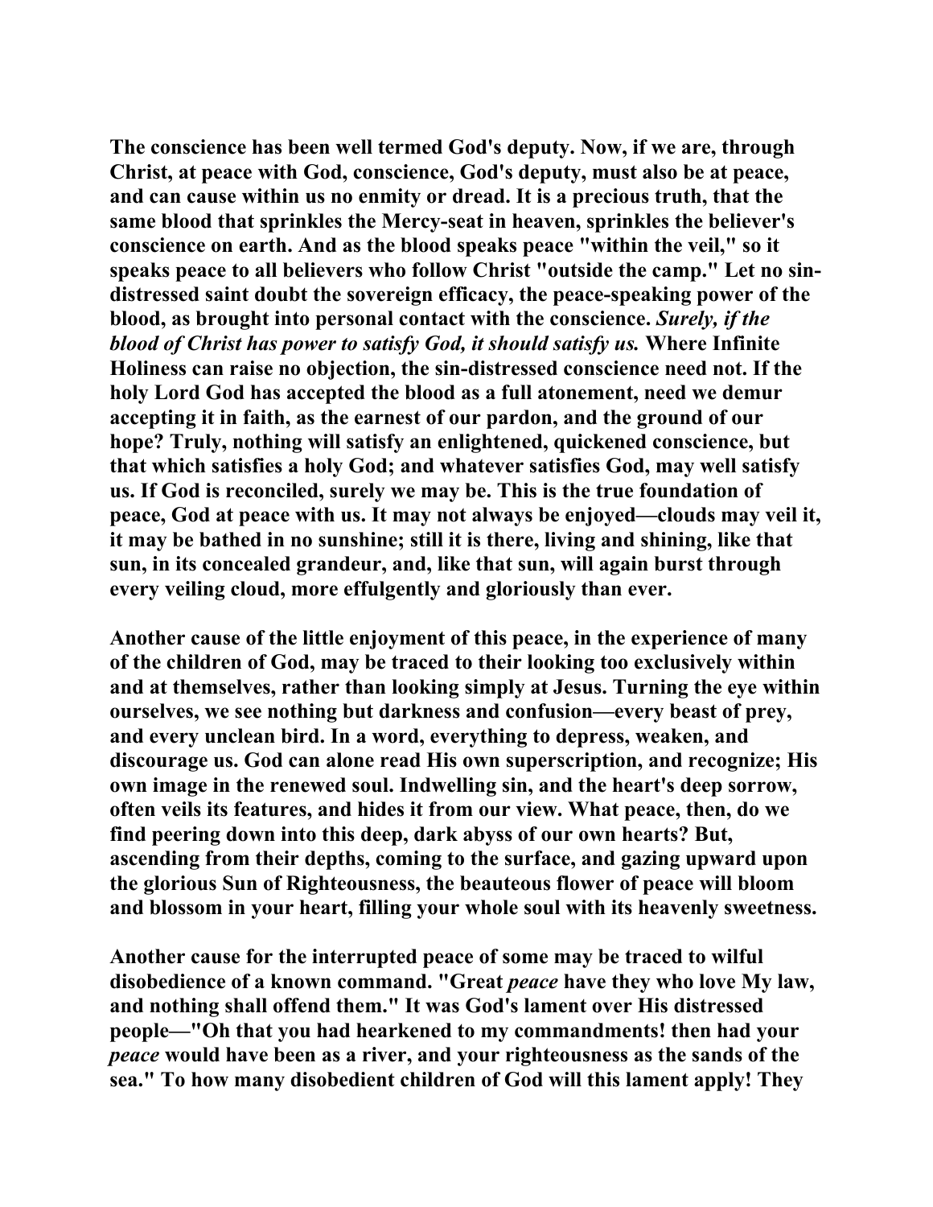The conscience has been well termed God's deputy. Now, if we are, through Christ, at peace with God, conscience, God's deputy, must also be at peace, and can cause within us no enmity or dread. It is a precious truth, that the same blood that sprinkles the Mercy-seat in heaven, sprinkles the believer's conscience on earth. And as the blood speaks peace "within the veil," so it speaks peace to all believers who follow Christ "outside the camp." Let no sin-distressed saint doubt the sovereign efficacy, the peace-speaking power of the blood, as brought into personal contact with the conscience. *Surely, if the blood of Christ has power to satisfy God, it should satisfy us.* Where Infinite Holiness can raise no objection, the sin-distressed conscience need not. If the holy Lord God has accepted the blood as a full atonement, need we demur accepting it in faith, as the earnest of our pardon, and the ground of our hope? Truly, nothing will satisfy an enlightened, quickened conscience, but that which satisfies a holy God; and whatever satisfies God, may well satisfy us. If God is reconciled, surely we may be. This is the true foundation of peace, God at peace with us. It may not always be enjoyed—clouds may veil it, it may be bathed in no sunshine; still it is there, living and shining, like that sun, in its concealed grandeur, and, like that sun, will again burst through every veiling cloud, more effulgently and gloriously than ever.

Another cause of the little enjoyment of this peace, in the experience of many of the children of God, may be traced to their looking too exclusively within and at themselves, rather than looking simply at Jesus. Turning the eye within ourselves, we see nothing but darkness and confusion—every beast of prey, and every unclean bird. In a word, everything to depress, weaken, and discourage us. God can alone read His own superscription, and recognize; His own image in the renewed soul. Indwelling sin, and the heart's deep sorrow, often veils its features, and hides it from our view. What peace, then, do we find peering down into this deep, dark abyss of our own hearts? But, ascending from their depths, coming to the surface, and gazing upward upon the glorious Sun of Righteousness, the beauteous flower of peace will bloom and blossom in your heart, filling your whole soul with its heavenly sweetness.

Another cause for the interrupted peace of some may be traced to wilful disobedience of a known command. "Great *peace* have they who love My law, and nothing shall offend them." It was God's lament over His distressed people—"Oh that you had hearkened to my commandments! then had your *peace* would have been as a river, and your righteousness as the sands of the sea." To how many disobedient children of God will this lament apply! They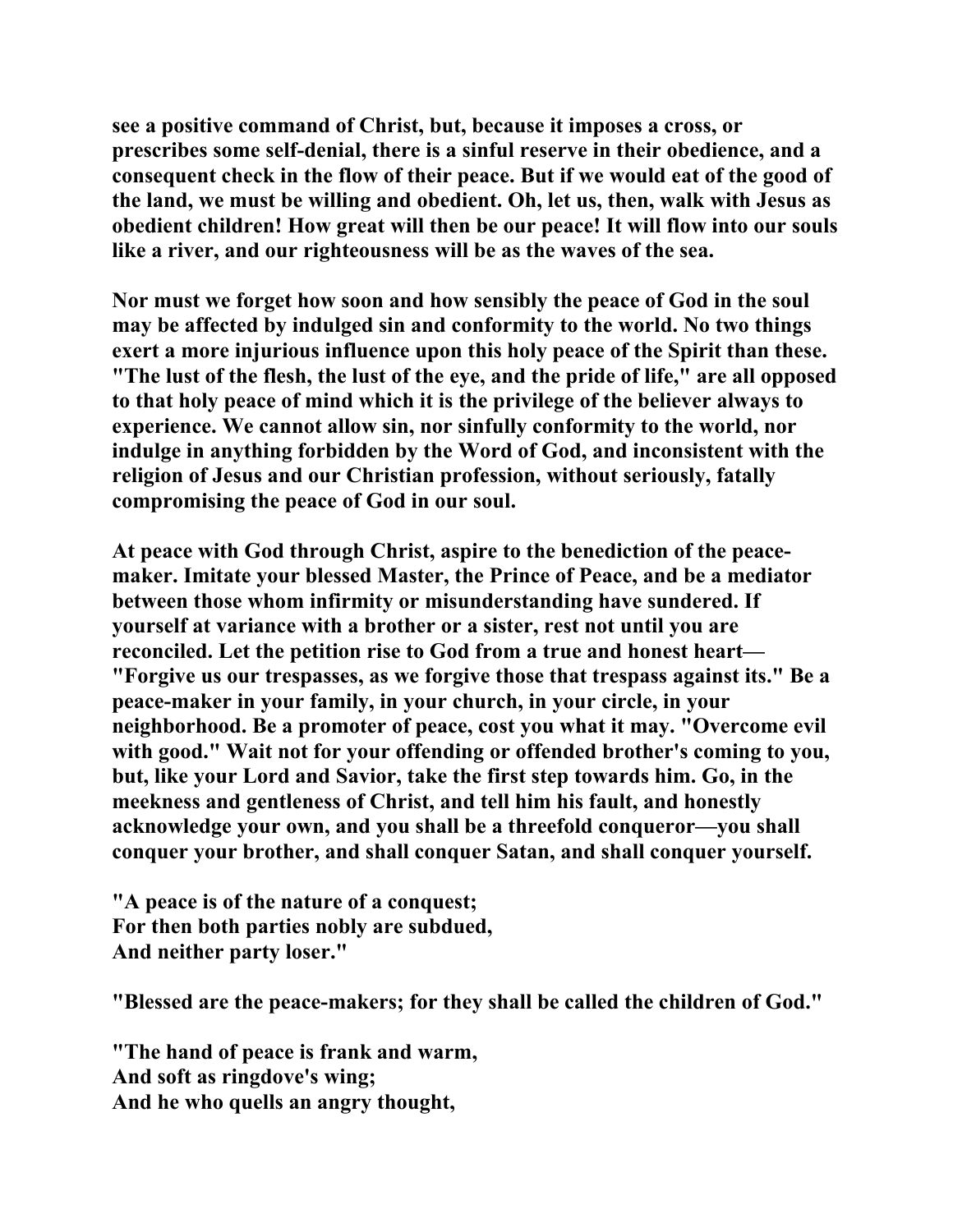see a positive command of Christ, but, because it imposes a cross, or prescribes some self-denial, there is a sinful reserve in their obedience, and a consequent check in the flow of their peace. But if we would eat of the good of the land, we must be willing and obedient. Oh, let us, then, walk with Jesus as obedient children! How great will then be our peace! It will flow into our souls like a river, and our righteousness will be as the waves of the sea.

Nor must we forget how soon and how sensibly the peace of God in the soul may be affected by indulged sin and conformity to the world. No two things exert a more injurious influence upon this holy peace of the Spirit than these. "The lust of the flesh, the lust of the eye, and the pride of life," are all opposed to that holy peace of mind which it is the privilege of the believer always to experience. We cannot allow sin, nor sinfully conformity to the world, nor indulge in anything forbidden by the Word of God, and inconsistent with the religion of Jesus and our Christian profession, without seriously, fatally compromising the peace of God in our soul.

At peace with God through Christ, aspire to the benediction of the peace-maker. Imitate your blessed Master, the Prince of Peace, and be a mediator between those whom infirmity or misunderstanding have sundered. If yourself at variance with a brother or a sister, rest not until you are reconciled. Let the petition rise to God from a true and honest heart—"Forgive us our trespasses, as we forgive those that trespass against its." Be a peace-maker in your family, in your church, in your circle, in your neighborhood. Be a promoter of peace, cost you what it may. "Overcome evil with good." Wait not for your offending or offended brother's coming to you, but, like your Lord and Savior, take the first step towards him. Go, in the meekness and gentleness of Christ, and tell him his fault, and honestly acknowledge your own, and you shall be a threefold conqueror—you shall conquer your brother, and shall conquer Satan, and shall conquer yourself.

"A peace is of the nature of a conquest;  
For then both parties nobly are subdued,  
And neither party loser."

"Blessed are the peace-makers; for they shall be called the children of God."

"The hand of peace is frank and warm,  
And soft as ringdove's wing;  
And he who quells an angry thought,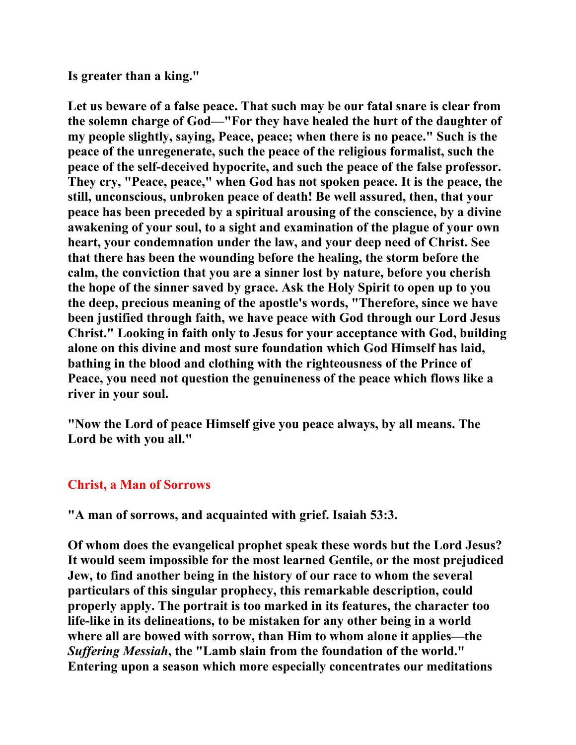**Is greater than a king."**

**Let us beware of a false peace. That such may be our fatal snare is clear from the solemn charge of God—"For they have healed the hurt of the daughter of my people slightly, saying, Peace, peace; when there is no peace." Such is the peace of the unregenerate, such the peace of the religious formalist, such the peace of the self-deceived hypocrite, and such the peace of the false professor. They cry, "Peace, peace," when God has not spoken peace. It is the peace, the still, unconscious, unbroken peace of death! Be well assured, then, that your peace has been preceded by a spiritual arousing of the conscience, by a divine awakening of your soul, to a sight and examination of the plague of your own heart, your condemnation under the law, and your deep need of Christ. See that there has been the wounding before the healing, the storm before the calm, the conviction that you are a sinner lost by nature, before you cherish the hope of the sinner saved by grace. Ask the Holy Spirit to open up to you the deep, precious meaning of the apostle's words, "Therefore, since we have been justified through faith, we have peace with God through our Lord Jesus Christ." Looking in faith only to Jesus for your acceptance with God, building alone on this divine and most sure foundation which God Himself has laid, bathing in the blood and clothing with the righteousness of the Prince of Peace, you need not question the genuineness of the peace which flows like a river in your soul.**

**"Now the Lord of peace Himself give you peace always, by all means. The Lord be with you all."**

## Christ, a Man of Sorrows

**"A man of sorrows, and acquainted with grief. Isaiah 53:3.**

**Of whom does the evangelical prophet speak these words but the Lord Jesus? It would seem impossible for the most learned Gentile, or the most prejudiced Jew, to find another being in the history of our race to whom the several particulars of this singular prophecy, this remarkable description, could properly apply. The portrait is too marked in its features, the character too life-like in its delineations, to be mistaken for any other being in a world where all are bowed with sorrow, than Him to whom alone it applies—the *Suffering Messiah*, the "Lamb slain from the foundation of the world." Entering upon a season which more especially concentrates our meditations**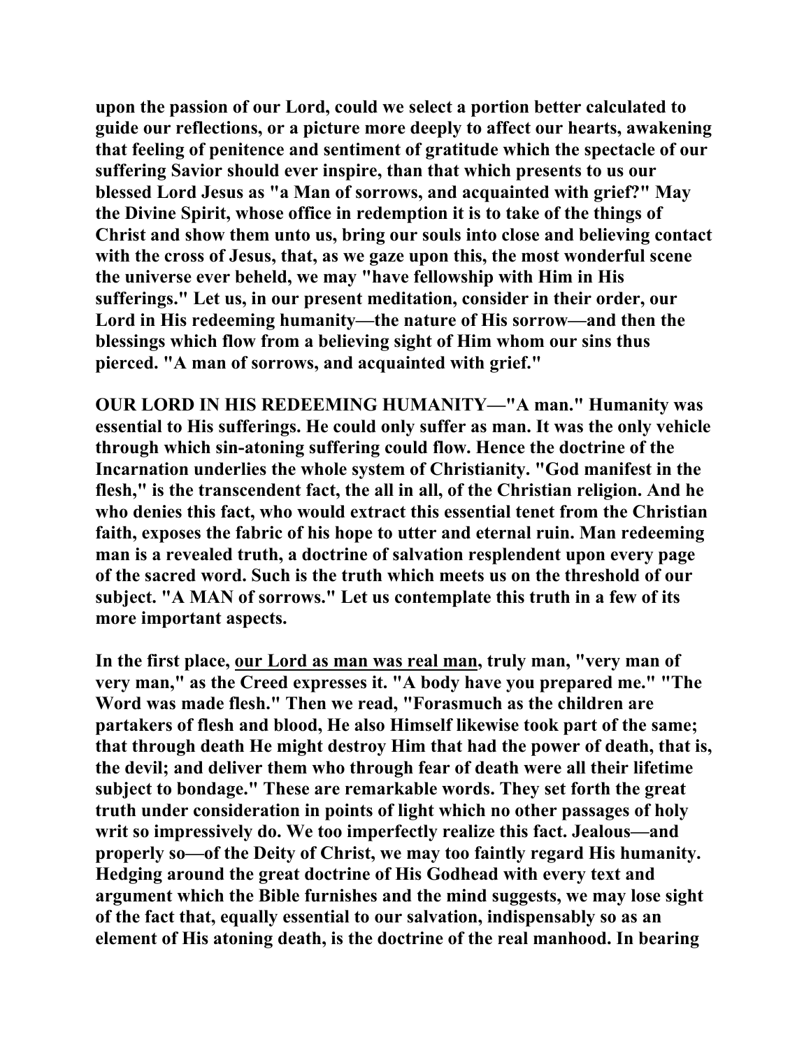**upon the passion of our Lord, could we select a portion better calculated to guide our reflections, or a picture more deeply to affect our hearts, awakening that feeling of penitence and sentiment of gratitude which the spectacle of our suffering Savior should ever inspire, than that which presents to us our blessed Lord Jesus as "a Man of sorrows, and acquainted with grief?" May the Divine Spirit, whose office in redemption it is to take of the things of Christ and show them unto us, bring our souls into close and believing contact with the cross of Jesus, that, as we gaze upon this, the most wonderful scene the universe ever beheld, we may "have fellowship with Him in His sufferings." Let us, in our present meditation, consider in their order, our Lord in His redeeming humanity—the nature of His sorrow—and then the blessings which flow from a believing sight of Him whom our sins thus pierced. "A man of sorrows, and acquainted with grief."**

**OUR LORD IN HIS REDEEMING HUMANITY—"A man." Humanity was essential to His sufferings. He could only suffer as man. It was the only vehicle through which sin-atoning suffering could flow. Hence the doctrine of the Incarnation underlies the whole system of Christianity. "God manifest in the flesh," is the transcendent fact, the all in all, of the Christian religion. And he who denies this fact, who would extract this essential tenet from the Christian faith, exposes the fabric of his hope to utter and eternal ruin. Man redeeming man is a revealed truth, a doctrine of salvation resplendent upon every page of the sacred word. Such is the truth which meets us on the threshold of our subject. "A MAN of sorrows." Let us contemplate this truth in a few of its more important aspects.**

**In the first place, <u>our Lord as man was real man</u>, truly man, "very man of very man," as the Creed expresses it. "A body have you prepared me." "The Word was made flesh." Then we read, "Forasmuch as the children are partakers of flesh and blood, He also Himself likewise took part of the same; that through death He might destroy Him that had the power of death, that is, the devil; and deliver them who through fear of death were all their lifetime subject to bondage." These are remarkable words. They set forth the great truth under consideration in points of light which no other passages of holy writ so impressively do. We too imperfectly realize this fact. Jealous—and properly so—of the Deity of Christ, we may too faintly regard His humanity. Hedging around the great doctrine of His Godhead with every text and argument which the Bible furnishes and the mind suggests, we may lose sight of the fact that, equally essential to our salvation, indispensably so as an element of His atoning death, is the doctrine of the real manhood. In bearing**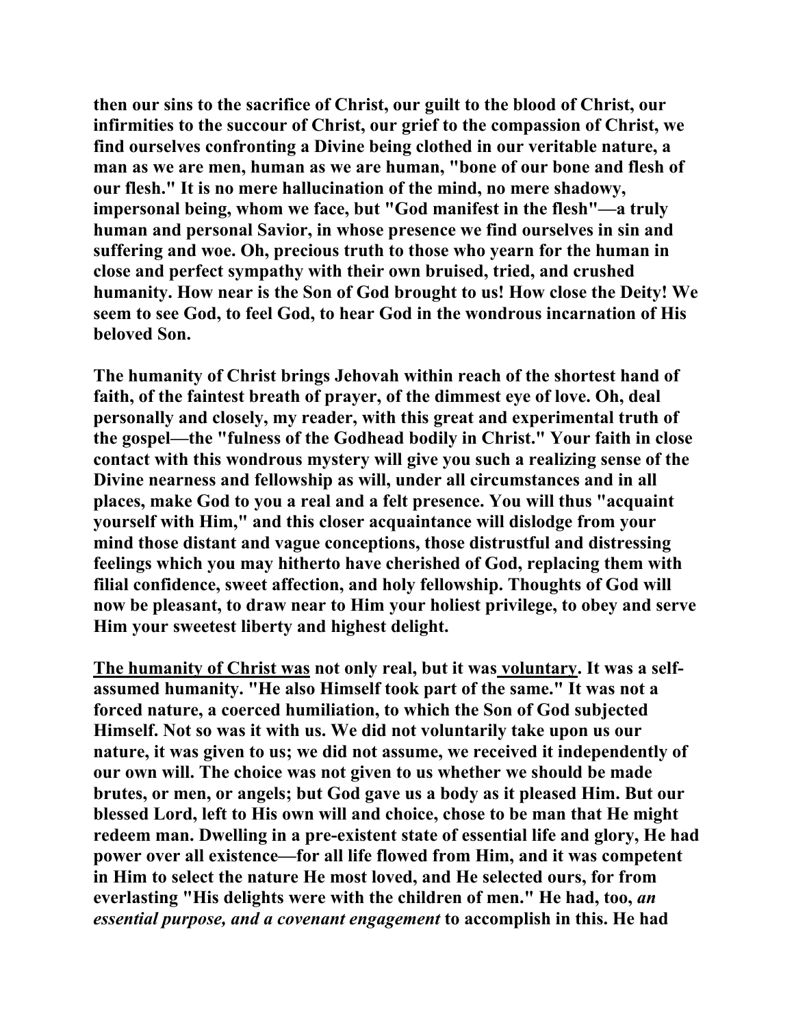**then our sins to the sacrifice of Christ, our guilt to the blood of Christ, our infirmities to the succour of Christ, our grief to the compassion of Christ, we find ourselves confronting a Divine being clothed in our veritable nature, a man as we are men, human as we are human, "bone of our bone and flesh of our flesh." It is no mere hallucination of the mind, no mere shadowy, impersonal being, whom we face, but "God manifest in the flesh"—a truly human and personal Savior, in whose presence we find ourselves in sin and suffering and woe. Oh, precious truth to those who yearn for the human in close and perfect sympathy with their own bruised, tried, and crushed humanity. How near is the Son of God brought to us! How close the Deity! We seem to see God, to feel God, to hear God in the wondrous incarnation of His beloved Son.**

**The humanity of Christ brings Jehovah within reach of the shortest hand of faith, of the faintest breath of prayer, of the dimmest eye of love. Oh, deal personally and closely, my reader, with this great and experimental truth of the gospel—the "fulness of the Godhead bodily in Christ." Your faith in close contact with this wondrous mystery will give you such a realizing sense of the Divine nearness and fellowship as will, under all circumstances and in all places, make God to you a real and a felt presence. You will thus "acquaint yourself with Him," and this closer acquaintance will dislodge from your mind those distant and vague conceptions, those distrustful and distressing feelings which you may hitherto have cherished of God, replacing them with filial confidence, sweet affection, and holy fellowship. Thoughts of God will now be pleasant, to draw near to Him your holiest privilege, to obey and serve Him your sweetest liberty and highest delight.**

**<u>The humanity of Christ was</u> not only real, but it was <u>voluntary</u>. It was a self-assumed humanity. "He also Himself took part of the same." It was not a forced nature, a coerced humiliation, to which the Son of God subjected Himself. Not so was it with us. We did not voluntarily take upon us our nature, it was given to us; we did not assume, we received it independently of our own will. The choice was not given to us whether we should be made brutes, or men, or angels; but God gave us a body as it pleased Him. But our blessed Lord, left to His own will and choice, chose to be man that He might redeem man. Dwelling in a pre-existent state of essential life and glory, He had power over all existence—for all life flowed from Him, and it was competent in Him to select the nature He most loved, and He selected ours, for from everlasting "His delights were with the children of men." He had, too, *an essential purpose, and a covenant engagement* to accomplish in this. He had**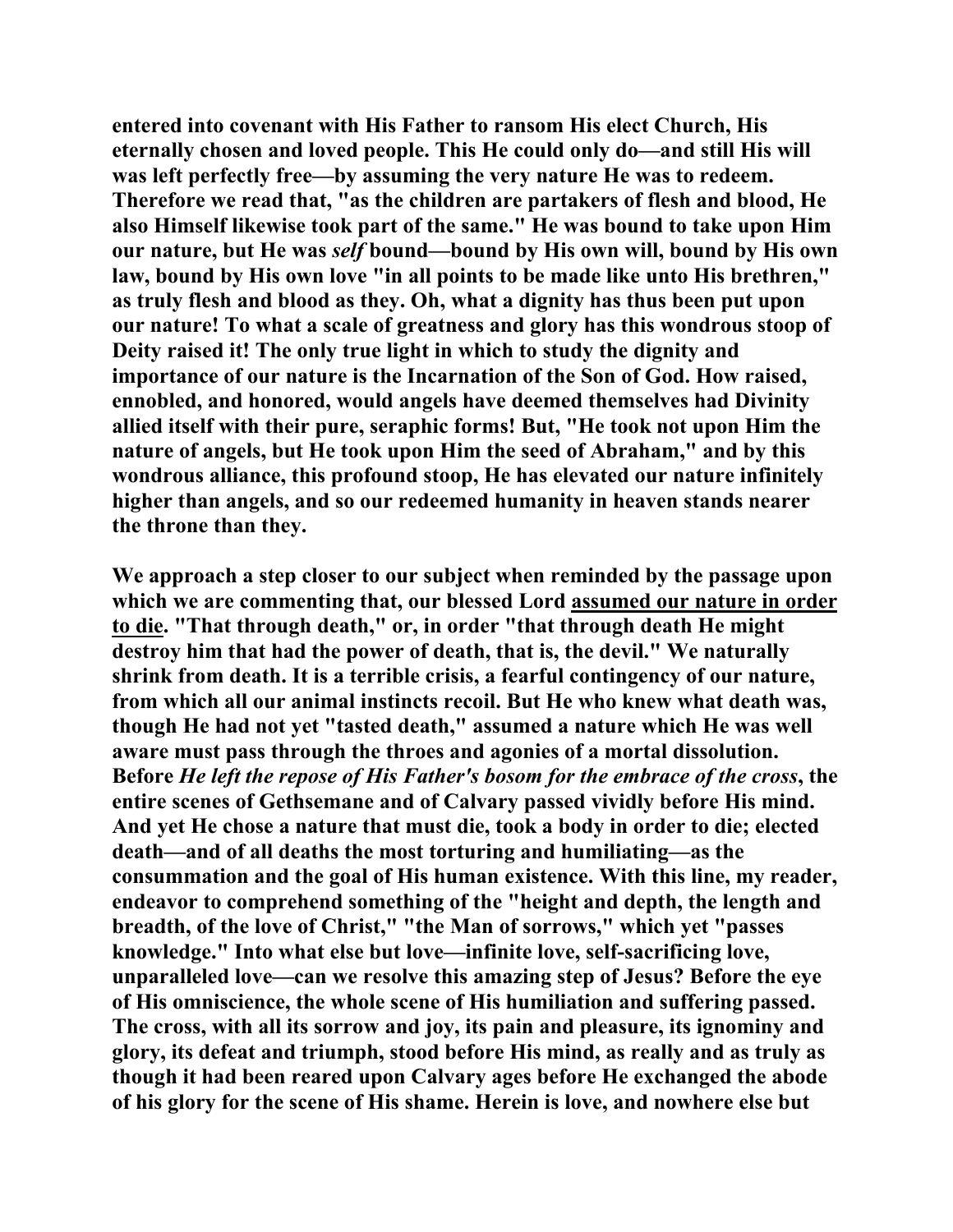**entered into covenant with His Father to ransom His elect Church, His eternally chosen and loved people. This He could only do—and still His will was left perfectly free—by assuming the very nature He was to redeem. Therefore we read that, "as the children are partakers of flesh and blood, He also Himself likewise took part of the same." He was bound to take upon Him our nature, but He was *self* bound—bound by His own will, bound by His own law, bound by His own love "in all points to be made like unto His brethren," as truly flesh and blood as they. Oh, what a dignity has thus been put upon our nature! To what a scale of greatness and glory has this wondrous stoop of Deity raised it! The only true light in which to study the dignity and importance of our nature is the Incarnation of the Son of God. How raised, ennobled, and honored, would angels have deemed themselves had Divinity allied itself with their pure, seraphic forms! But, "He took not upon Him the nature of angels, but He took upon Him the seed of Abraham," and by this wondrous alliance, this profound stoop, He has elevated our nature infinitely higher than angels, and so our redeemed humanity in heaven stands nearer the throne than they.**

**We approach a step closer to our subject when reminded by the passage upon which we are commenting that, our blessed Lord <u>assumed our nature in order to die</u>. "That through death," or, in order "that through death He might destroy him that had the power of death, that is, the devil." We naturally shrink from death. It is a terrible crisis, a fearful contingency of our nature, from which all our animal instincts recoil. But He who knew what death was, though He had not yet "tasted death," assumed a nature which He was well aware must pass through the throes and agonies of a mortal dissolution. Before *He left the repose of His Father's bosom for the embrace of the cross*, the entire scenes of Gethsemane and of Calvary passed vividly before His mind. And yet He chose a nature that must die, took a body in order to die; elected death—and of all deaths the most torturing and humiliating—as the consummation and the goal of His human existence. With this line, my reader, endeavor to comprehend something of the "height and depth, the length and breadth, of the love of Christ," "the Man of sorrows," which yet "passes knowledge." Into what else but love—infinite love, self-sacrificing love, unparalleled love—can we resolve this amazing step of Jesus? Before the eye of His omniscience, the whole scene of His humiliation and suffering passed. The cross, with all its sorrow and joy, its pain and pleasure, its ignominy and glory, its defeat and triumph, stood before His mind, as really and as truly as though it had been reared upon Calvary ages before He exchanged the abode of his glory for the scene of His shame. Herein is love, and nowhere else but**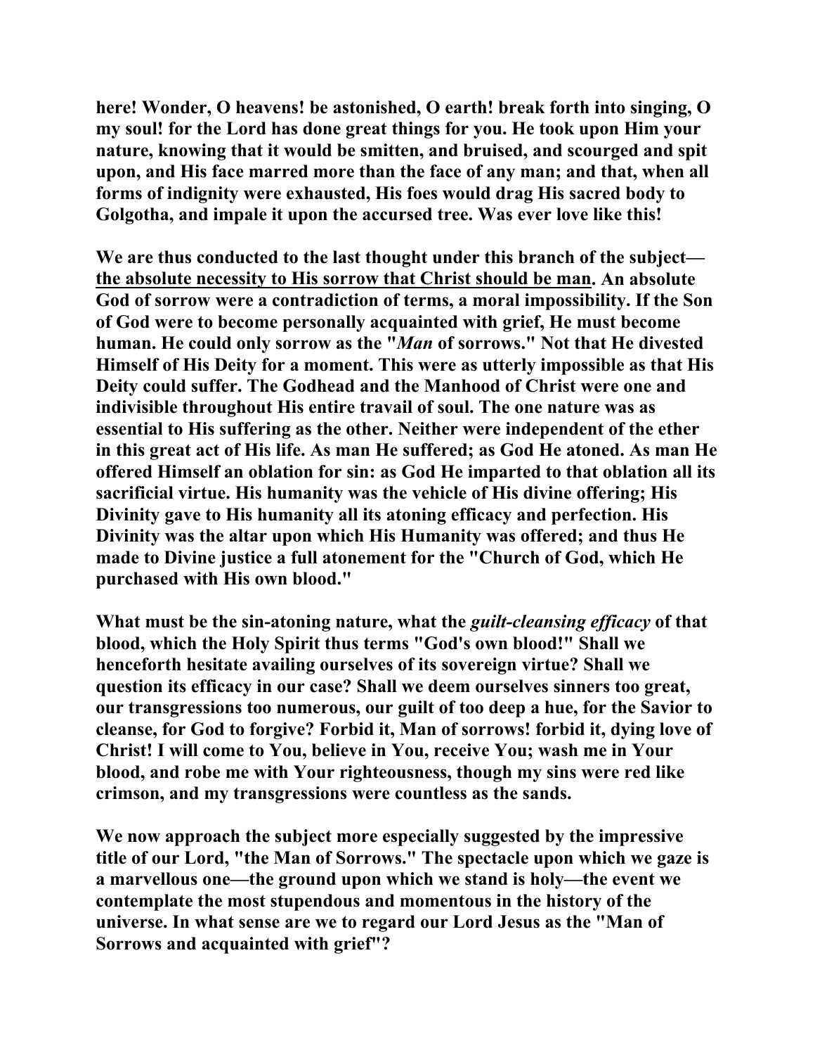here! Wonder, O heavens! be astonished, O earth! break forth into singing, O my soul! for the Lord has done great things for you. He took upon Him your nature, knowing that it would be smitten, and bruised, and scourged and spit upon, and His face marred more than the face of any man; and that, when all forms of indignity were exhausted, His foes would drag His sacred body to Golgotha, and impale it upon the accursed tree. Was ever love like this!

We are thus conducted to the last thought under this branch of the subject—the absolute necessity to His sorrow that Christ should be man. An absolute God of sorrow were a contradiction of terms, a moral impossibility. If the Son of God were to become personally acquainted with grief, He must become human. He could only sorrow as the "*Man* of sorrows." Not that He divested Himself of His Deity for a moment. This were as utterly impossible as that His Deity could suffer. The Godhead and the Manhood of Christ were one and indivisible throughout His entire travail of soul. The one nature was as essential to His suffering as the other. Neither were independent of the ether in this great act of His life. As man He suffered; as God He atoned. As man He offered Himself an oblation for sin: as God He imparted to that oblation all its sacrificial virtue. His humanity was the vehicle of His divine offering; His Divinity gave to His humanity all its atoning efficacy and perfection. His Divinity was the altar upon which His Humanity was offered; and thus He made to Divine justice a full atonement for the "Church of God, which He purchased with His own blood."

What must be the sin-atoning nature, what the *guilt-cleansing efficacy* of that blood, which the Holy Spirit thus terms "God's own blood!" Shall we henceforth hesitate availing ourselves of its sovereign virtue? Shall we question its efficacy in our case? Shall we deem ourselves sinners too great, our transgressions too numerous, our guilt of too deep a hue, for the Savior to cleanse, for God to forgive? Forbid it, Man of sorrows! forbid it, dying love of Christ! I will come to You, believe in You, receive You; wash me in Your blood, and robe me with Your righteousness, though my sins were red like crimson, and my transgressions were countless as the sands.

We now approach the subject more especially suggested by the impressive title of our Lord, "the Man of Sorrows." The spectacle upon which we gaze is a marvellous one—the ground upon which we stand is holy—the event we contemplate the most stupendous and momentous in the history of the universe. In what sense are we to regard our Lord Jesus as the "Man of Sorrows and acquainted with grief"?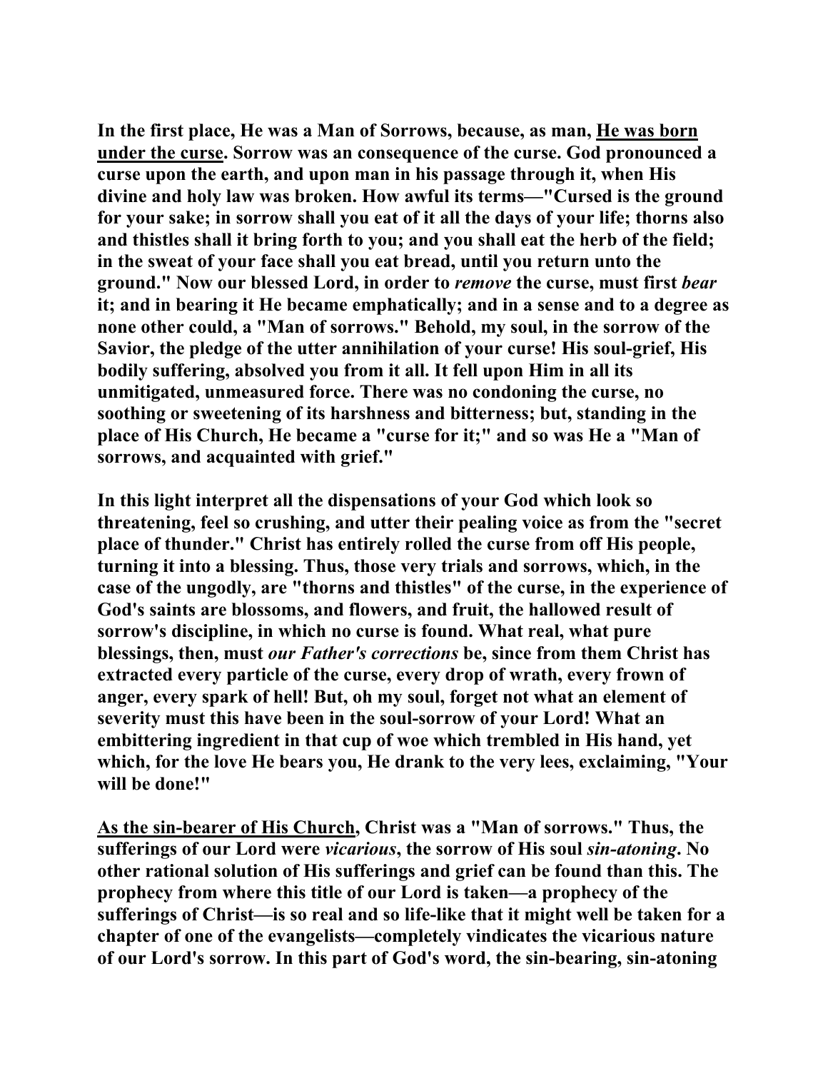**In the first place, He was a Man of Sorrows, because, as man, <u>He was born under the curse</u>. Sorrow was an consequence of the curse. God pronounced a curse upon the earth, and upon man in his passage through it, when His divine and holy law was broken. How awful its terms—"Cursed is the ground for your sake; in sorrow shall you eat of it all the days of your life; thorns also and thistles shall it bring forth to you; and you shall eat the herb of the field; in the sweat of your face shall you eat bread, until you return unto the ground." Now our blessed Lord, in order to *remove* the curse, must first *bear* it; and in bearing it He became emphatically; and in a sense and to a degree as none other could, a "Man of sorrows." Behold, my soul, in the sorrow of the Savior, the pledge of the utter annihilation of your curse! His soul-grief, His bodily suffering, absolved you from it all. It fell upon Him in all its unmitigated, unmeasured force. There was no condoning the curse, no soothing or sweetening of its harshness and bitterness; but, standing in the place of His Church, He became a "curse for it;" and so was He a "Man of sorrows, and acquainted with grief."**

**In this light interpret all the dispensations of your God which look so threatening, feel so crushing, and utter their pealing voice as from the "secret place of thunder." Christ has entirely rolled the curse from off His people, turning it into a blessing. Thus, those very trials and sorrows, which, in the case of the ungodly, are "thorns and thistles" of the curse, in the experience of God's saints are blossoms, and flowers, and fruit, the hallowed result of sorrow's discipline, in which no curse is found. What real, what pure blessings, then, must *our Father's corrections* be, since from them Christ has extracted every particle of the curse, every drop of wrath, every frown of anger, every spark of hell! But, oh my soul, forget not what an element of severity must this have been in the soul-sorrow of your Lord! What an embittering ingredient in that cup of woe which trembled in His hand, yet which, for the love He bears you, He drank to the very lees, exclaiming, "Your will be done!"**

**<u>As the sin-bearer of His Church</u>, Christ was a "Man of sorrows." Thus, the sufferings of our Lord were *vicarious*, the sorrow of His soul *sin-atoning*. No other rational solution of His sufferings and grief can be found than this. The prophecy from where this title of our Lord is taken—a prophecy of the sufferings of Christ—is so real and so life-like that it might well be taken for a chapter of one of the evangelists—completely vindicates the vicarious nature of our Lord's sorrow. In this part of God's word, the sin-bearing, sin-atoning**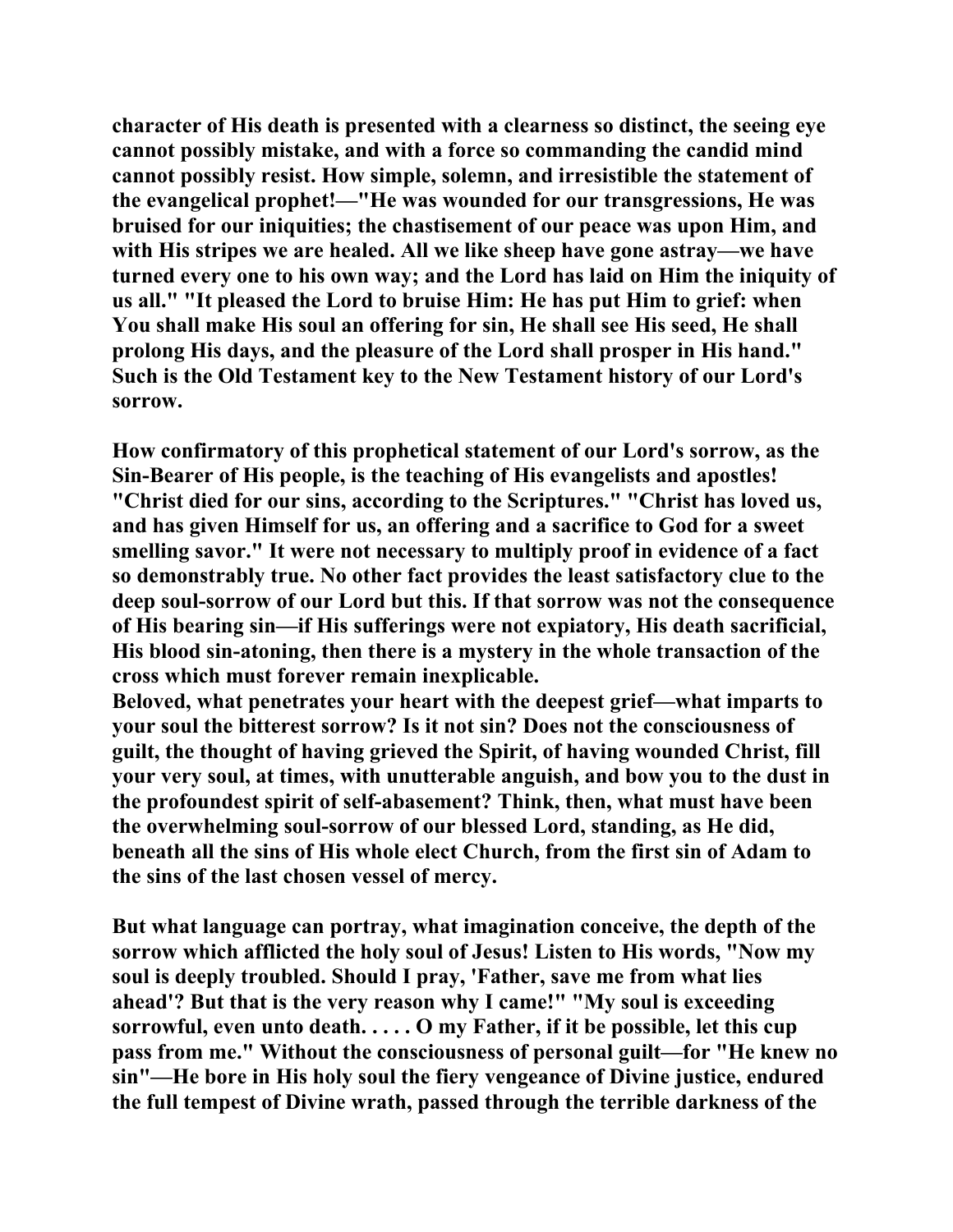**character of His death is presented with a clearness so distinct, the seeing eye cannot possibly mistake, and with a force so commanding the candid mind cannot possibly resist. How simple, solemn, and irresistible the statement of the evangelical prophet!—"He was wounded for our transgressions, He was bruised for our iniquities; the chastisement of our peace was upon Him, and with His stripes we are healed. All we like sheep have gone astray—we have turned every one to his own way; and the Lord has laid on Him the iniquity of us all." "It pleased the Lord to bruise Him: He has put Him to grief: when You shall make His soul an offering for sin, He shall see His seed, He shall prolong His days, and the pleasure of the Lord shall prosper in His hand." Such is the Old Testament key to the New Testament history of our Lord's sorrow.**

**How confirmatory of this prophetical statement of our Lord's sorrow, as the Sin-Bearer of His people, is the teaching of His evangelists and apostles! "Christ died for our sins, according to the Scriptures." "Christ has loved us, and has given Himself for us, an offering and a sacrifice to God for a sweet smelling savor." It were not necessary to multiply proof in evidence of a fact so demonstrably true. No other fact provides the least satisfactory clue to the deep soul-sorrow of our Lord but this. If that sorrow was not the consequence of His bearing sin—if His sufferings were not expiatory, His death sacrificial, His blood sin-atoning, then there is a mystery in the whole transaction of the cross which must forever remain inexplicable.**

**Beloved, what penetrates your heart with the deepest grief—what imparts to your soul the bitterest sorrow? Is it not sin? Does not the consciousness of guilt, the thought of having grieved the Spirit, of having wounded Christ, fill your very soul, at times, with unutterable anguish, and bow you to the dust in the profoundest spirit of self-abasement? Think, then, what must have been the overwhelming soul-sorrow of our blessed Lord, standing, as He did, beneath all the sins of His whole elect Church, from the first sin of Adam to the sins of the last chosen vessel of mercy.**

**But what language can portray, what imagination conceive, the depth of the sorrow which afflicted the holy soul of Jesus! Listen to His words, "Now my soul is deeply troubled. Should I pray, 'Father, save me from what lies ahead'? But that is the very reason why I came!" "My soul is exceeding sorrowful, even unto death. . . . . O my Father, if it be possible, let this cup pass from me." Without the consciousness of personal guilt—for "He knew no sin"—He bore in His holy soul the fiery vengeance of Divine justice, endured the full tempest of Divine wrath, passed through the terrible darkness of the**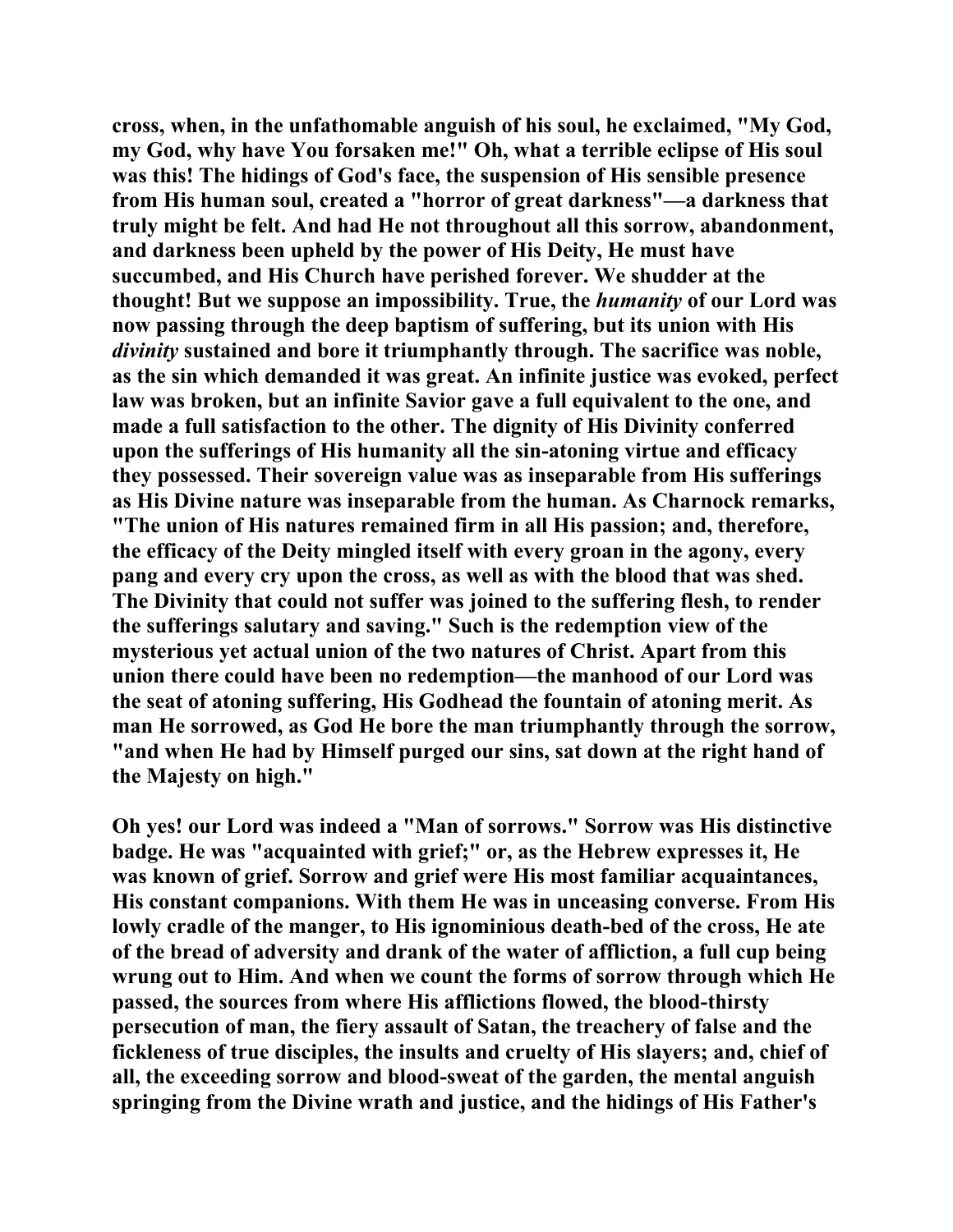cross, when, in the unfathomable anguish of his soul, he exclaimed, "My God, my God, why have You forsaken me!" Oh, what a terrible eclipse of His soul was this! The hidings of God's face, the suspension of His sensible presence from His human soul, created a "horror of great darkness"—a darkness that truly might be felt. And had He not throughout all this sorrow, abandonment, and darkness been upheld by the power of His Deity, He must have succumbed, and His Church have perished forever. We shudder at the thought! But we suppose an impossibility. True, the *humanity* of our Lord was now passing through the deep baptism of suffering, but its union with His *divinity* sustained and bore it triumphantly through. The sacrifice was noble, as the sin which demanded it was great. An infinite justice was evoked, perfect law was broken, but an infinite Savior gave a full equivalent to the one, and made a full satisfaction to the other. The dignity of His Divinity conferred upon the sufferings of His humanity all the sin-atoning virtue and efficacy they possessed. Their sovereign value was as inseparable from His sufferings as His Divine nature was inseparable from the human. As Charnock remarks, "The union of His natures remained firm in all His passion; and, therefore, the efficacy of the Deity mingled itself with every groan in the agony, every pang and every cry upon the cross, as well as with the blood that was shed. The Divinity that could not suffer was joined to the suffering flesh, to render the sufferings salutary and saving." Such is the redemption view of the mysterious yet actual union of the two natures of Christ. Apart from this union there could have been no redemption—the manhood of our Lord was the seat of atoning suffering, His Godhead the fountain of atoning merit. As man He sorrowed, as God He bore the man triumphantly through the sorrow, "and when He had by Himself purged our sins, sat down at the right hand of the Majesty on high."

Oh yes! our Lord was indeed a "Man of sorrows." Sorrow was His distinctive badge. He was "acquainted with grief;" or, as the Hebrew expresses it, He was known of grief. Sorrow and grief were His most familiar acquaintances, His constant companions. With them He was in unceasing converse. From His lowly cradle of the manger, to His ignominious death-bed of the cross, He ate of the bread of adversity and drank of the water of affliction, a full cup being wrung out to Him. And when we count the forms of sorrow through which He passed, the sources from where His afflictions flowed, the blood-thirsty persecution of man, the fiery assault of Satan, the treachery of false and the fickleness of true disciples, the insults and cruelty of His slayers; and, chief of all, the exceeding sorrow and blood-sweat of the garden, the mental anguish springing from the Divine wrath and justice, and the hidings of His Father's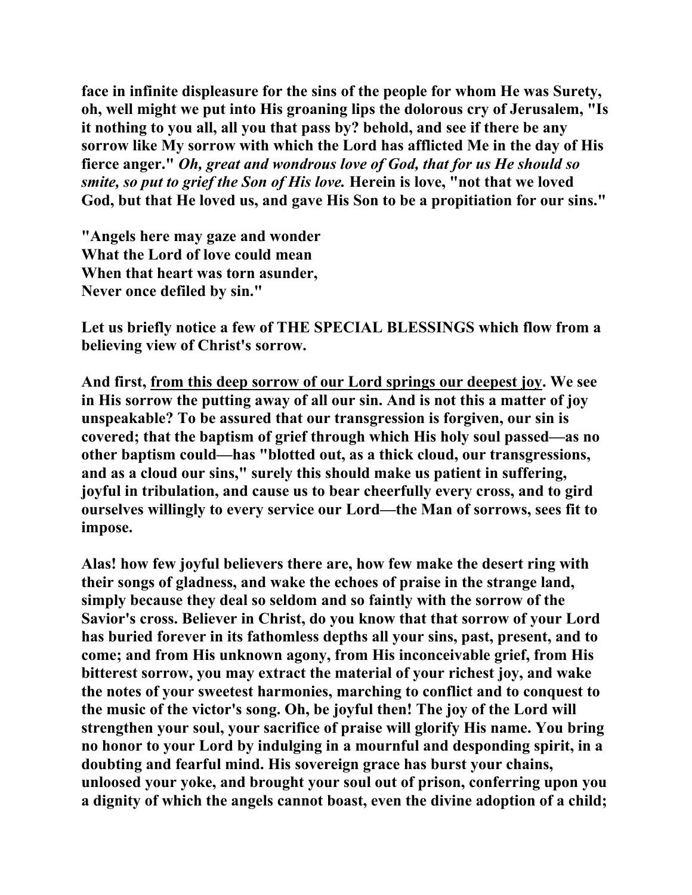**face in infinite displeasure for the sins of the people for whom He was Surety, oh, well might we put into His groaning lips the dolorous cry of Jerusalem, "Is it nothing to you all, all you that pass by? behold, and see if there be any sorrow like My sorrow with which the Lord has afflicted Me in the day of His fierce anger."** ***Oh, great and wondrous love of God, that for us He should so smite, so put to grief the Son of His love.*** **Herein is love, "not that we loved God, but that He loved us, and gave His Son to be a propitiation for our sins."**

**"Angels here may gaze and wonder**
**What the Lord of love could mean**
**When that heart was torn asunder,**
**Never once defiled by sin."**

**Let us briefly notice a few of THE SPECIAL BLESSINGS which flow from a believing view of Christ's sorrow.**

**And first, <u>from this deep sorrow of our Lord springs our deepest joy</u>. We see in His sorrow the putting away of all our sin. And is not this a matter of joy unspeakable? To be assured that our transgression is forgiven, our sin is covered; that the baptism of grief through which His holy soul passed—as no other baptism could—has "blotted out, as a thick cloud, our transgressions, and as a cloud our sins," surely this should make us patient in suffering, joyful in tribulation, and cause us to bear cheerfully every cross, and to gird ourselves willingly to every service our Lord—the Man of sorrows, sees fit to impose.**

**Alas! how few joyful believers there are, how few make the desert ring with their songs of gladness, and wake the echoes of praise in the strange land, simply because they deal so seldom and so faintly with the sorrow of the Savior's cross. Believer in Christ, do you know that that sorrow of your Lord has buried forever in its fathomless depths all your sins, past, present, and to come; and from His unknown agony, from His inconceivable grief, from His bitterest sorrow, you may extract the material of your richest joy, and wake the notes of your sweetest harmonies, marching to conflict and to conquest to the music of the victor's song. Oh, be joyful then! The joy of the Lord will strengthen your soul, your sacrifice of praise will glorify His name. You bring no honor to your Lord by indulging in a mournful and desponding spirit, in a doubting and fearful mind. His sovereign grace has burst your chains, unloosed your yoke, and brought your soul out of prison, conferring upon you a dignity of which the angels cannot boast, even the divine adoption of a child;**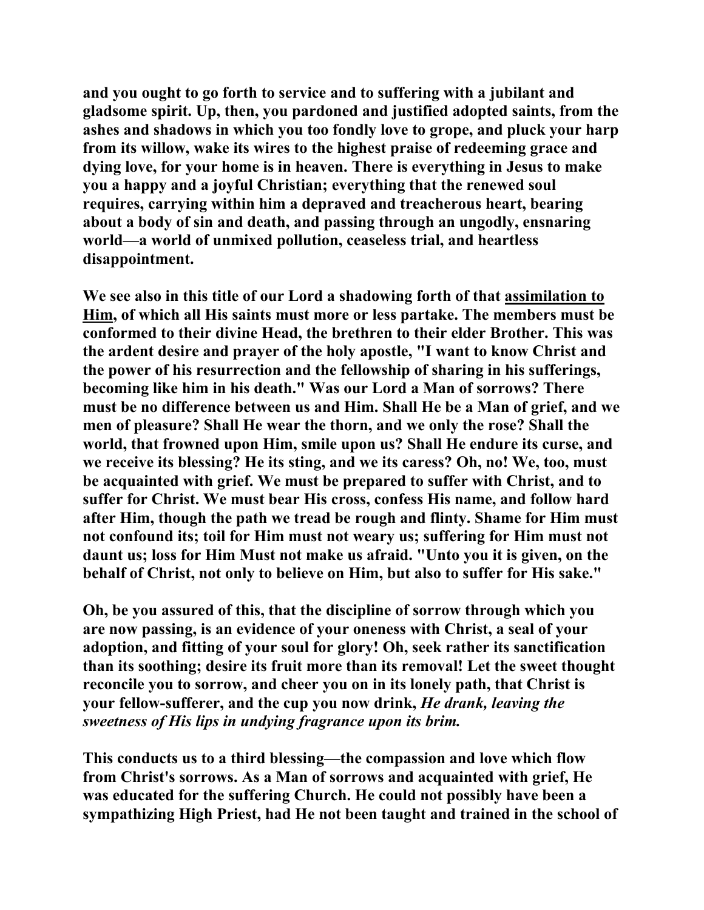**and you ought to go forth to service and to suffering with a jubilant and gladsome spirit. Up, then, you pardoned and justified adopted saints, from the ashes and shadows in which you too fondly love to grope, and pluck your harp from its willow, wake its wires to the highest praise of redeeming grace and dying love, for your home is in heaven. There is everything in Jesus to make you a happy and a joyful Christian; everything that the renewed soul requires, carrying within him a depraved and treacherous heart, bearing about a body of sin and death, and passing through an ungodly, ensnaring world—a world of unmixed pollution, ceaseless trial, and heartless disappointment.**

**We see also in this title of our Lord a shadowing forth of that <u>assimilation to Him</u>, of which all His saints must more or less partake. The members must be conformed to their divine Head, the brethren to their elder Brother. This was the ardent desire and prayer of the holy apostle, "I want to know Christ and the power of his resurrection and the fellowship of sharing in his sufferings, becoming like him in his death." Was our Lord a Man of sorrows? There must be no difference between us and Him. Shall He be a Man of grief, and we men of pleasure? Shall He wear the thorn, and we only the rose? Shall the world, that frowned upon Him, smile upon us? Shall He endure its curse, and we receive its blessing? He its sting, and we its caress? Oh, no! We, too, must be acquainted with grief. We must be prepared to suffer with Christ, and to suffer for Christ. We must bear His cross, confess His name, and follow hard after Him, though the path we tread be rough and flinty. Shame for Him must not confound its; toil for Him must not weary us; suffering for Him must not daunt us; loss for Him Must not make us afraid. "Unto you it is given, on the behalf of Christ, not only to believe on Him, but also to suffer for His sake."**

**Oh, be you assured of this, that the discipline of sorrow through which you are now passing, is an evidence of your oneness with Christ, a seal of your adoption, and fitting of your soul for glory! Oh, seek rather its sanctification than its soothing; desire its fruit more than its removal! Let the sweet thought reconcile you to sorrow, and cheer you on in its lonely path, that Christ is your fellow-sufferer, and the cup you now drink, *He drank, leaving the sweetness of His lips in undying fragrance upon its brim.***

**This conducts us to a third blessing—the compassion and love which flow from Christ's sorrows. As a Man of sorrows and acquainted with grief, He was educated for the suffering Church. He could not possibly have been a sympathizing High Priest, had He not been taught and trained in the school of**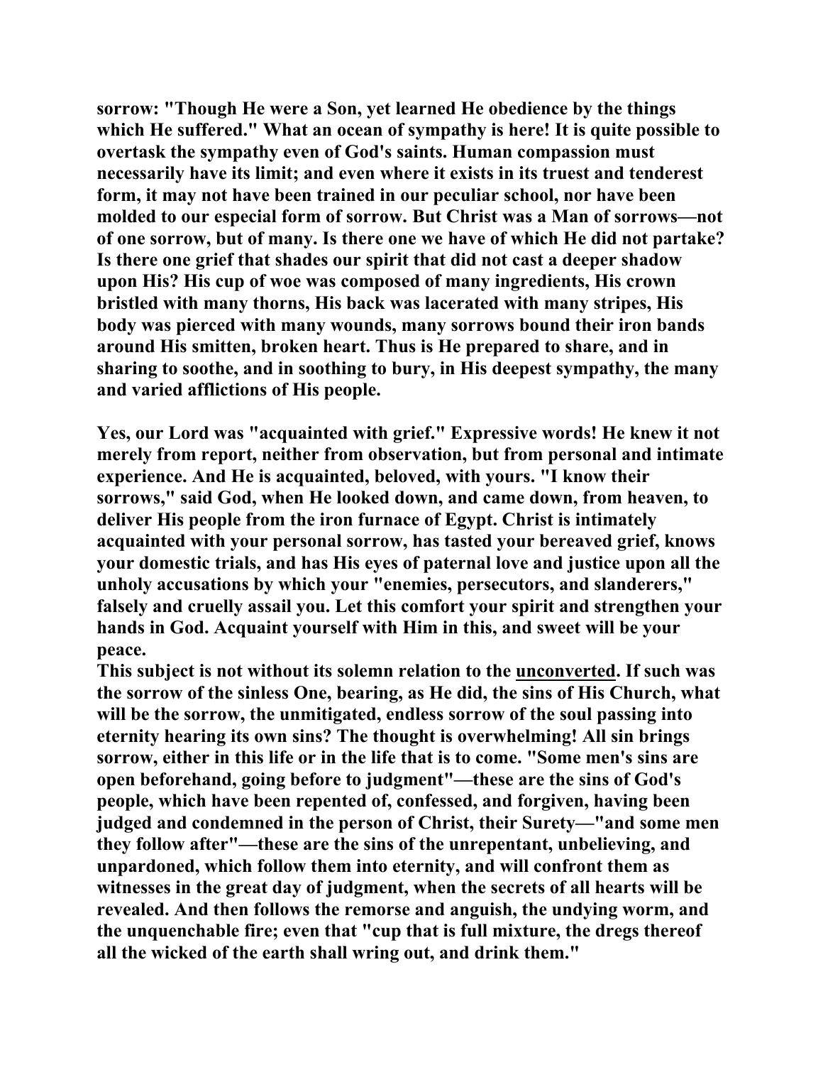**sorrow: "Though He were a Son, yet learned He obedience by the things which He suffered." What an ocean of sympathy is here! It is quite possible to overtask the sympathy even of God's saints. Human compassion must necessarily have its limit; and even where it exists in its truest and tenderest form, it may not have been trained in our peculiar school, nor have been molded to our especial form of sorrow. But Christ was a Man of sorrows—not of one sorrow, but of many. Is there one we have of which He did not partake? Is there one grief that shades our spirit that did not cast a deeper shadow upon His? His cup of woe was composed of many ingredients, His crown bristled with many thorns, His back was lacerated with many stripes, His body was pierced with many wounds, many sorrows bound their iron bands around His smitten, broken heart. Thus is He prepared to share, and in sharing to soothe, and in soothing to bury, in His deepest sympathy, the many and varied afflictions of His people.**

**Yes, our Lord was "acquainted with grief." Expressive words! He knew it not merely from report, neither from observation, but from personal and intimate experience. And He is acquainted, beloved, with yours. "I know their sorrows," said God, when He looked down, and came down, from heaven, to deliver His people from the iron furnace of Egypt. Christ is intimately acquainted with your personal sorrow, has tasted your bereaved grief, knows your domestic trials, and has His eyes of paternal love and justice upon all the unholy accusations by which your "enemies, persecutors, and slanderers," falsely and cruelly assail you. Let this comfort your spirit and strengthen your hands in God. Acquaint yourself with Him in this, and sweet will be your peace.**

**This subject is not without its solemn relation to the <u>unconverted</u>. If such was the sorrow of the sinless One, bearing, as He did, the sins of His Church, what will be the sorrow, the unmitigated, endless sorrow of the soul passing into eternity hearing its own sins? The thought is overwhelming! All sin brings sorrow, either in this life or in the life that is to come. "Some men's sins are open beforehand, going before to judgment"—these are the sins of God's people, which have been repented of, confessed, and forgiven, having been judged and condemned in the person of Christ, their Surety—"and some men they follow after"—these are the sins of the unrepentant, unbelieving, and unpardoned, which follow them into eternity, and will confront them as witnesses in the great day of judgment, when the secrets of all hearts will be revealed. And then follows the remorse and anguish, the undying worm, and the unquenchable fire; even that "cup that is full mixture, the dregs thereof all the wicked of the earth shall wring out, and drink them."**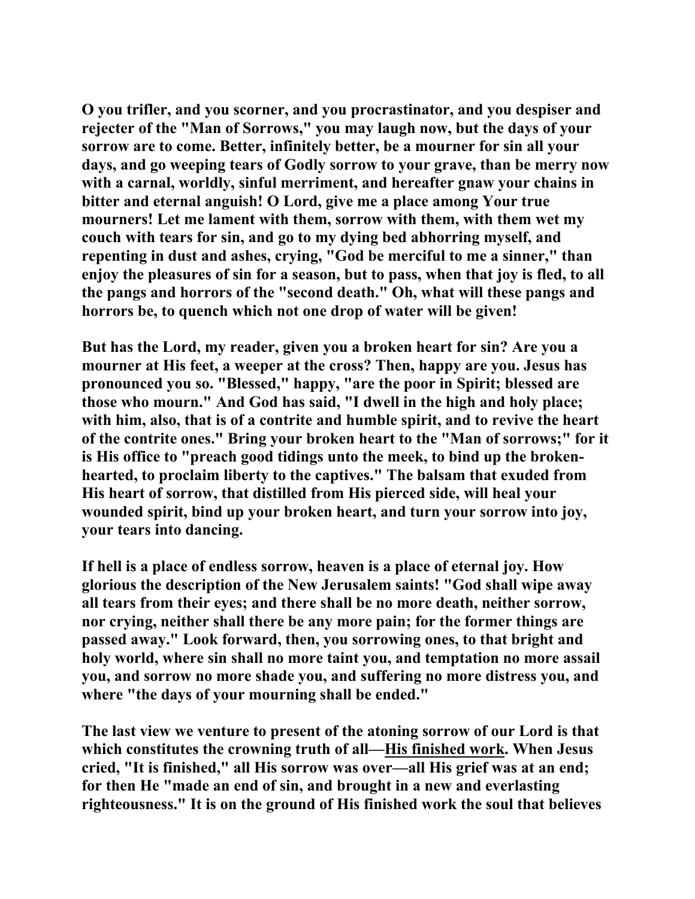**O you trifler, and you scorner, and you procrastinator, and you despiser and rejecter of the "Man of Sorrows," you may laugh now, but the days of your sorrow are to come. Better, infinitely better, be a mourner for sin all your days, and go weeping tears of Godly sorrow to your grave, than be merry now with a carnal, worldly, sinful merriment, and hereafter gnaw your chains in bitter and eternal anguish! O Lord, give me a place among Your true mourners! Let me lament with them, sorrow with them, with them wet my couch with tears for sin, and go to my dying bed abhorring myself, and repenting in dust and ashes, crying, "God be merciful to me a sinner," than enjoy the pleasures of sin for a season, but to pass, when that joy is fled, to all the pangs and horrors of the "second death." Oh, what will these pangs and horrors be, to quench which not one drop of water will be given!**

**But has the Lord, my reader, given you a broken heart for sin? Are you a mourner at His feet, a weeper at the cross? Then, happy are you. Jesus has pronounced you so. "Blessed," happy, "are the poor in Spirit; blessed are those who mourn." And God has said, "I dwell in the high and holy place; with him, also, that is of a contrite and humble spirit, and to revive the heart of the contrite ones." Bring your broken heart to the "Man of sorrows;" for it is His office to "preach good tidings unto the meek, to bind up the broken-hearted, to proclaim liberty to the captives." The balsam that exuded from His heart of sorrow, that distilled from His pierced side, will heal your wounded spirit, bind up your broken heart, and turn your sorrow into joy, your tears into dancing.**

**If hell is a place of endless sorrow, heaven is a place of eternal joy. How glorious the description of the New Jerusalem saints! "God shall wipe away all tears from their eyes; and there shall be no more death, neither sorrow, nor crying, neither shall there be any more pain; for the former things are passed away." Look forward, then, you sorrowing ones, to that bright and holy world, where sin shall no more taint you, and temptation no more assail you, and sorrow no more shade you, and suffering no more distress you, and where "the days of your mourning shall be ended."**

**The last view we venture to present of the atoning sorrow of our Lord is that which constitutes the crowning truth of all—<u>His finished work</u>. When Jesus cried, "It is finished," all His sorrow was over—all His grief was at an end; for then He "made an end of sin, and brought in a new and everlasting righteousness." It is on the ground of His finished work the soul that believes**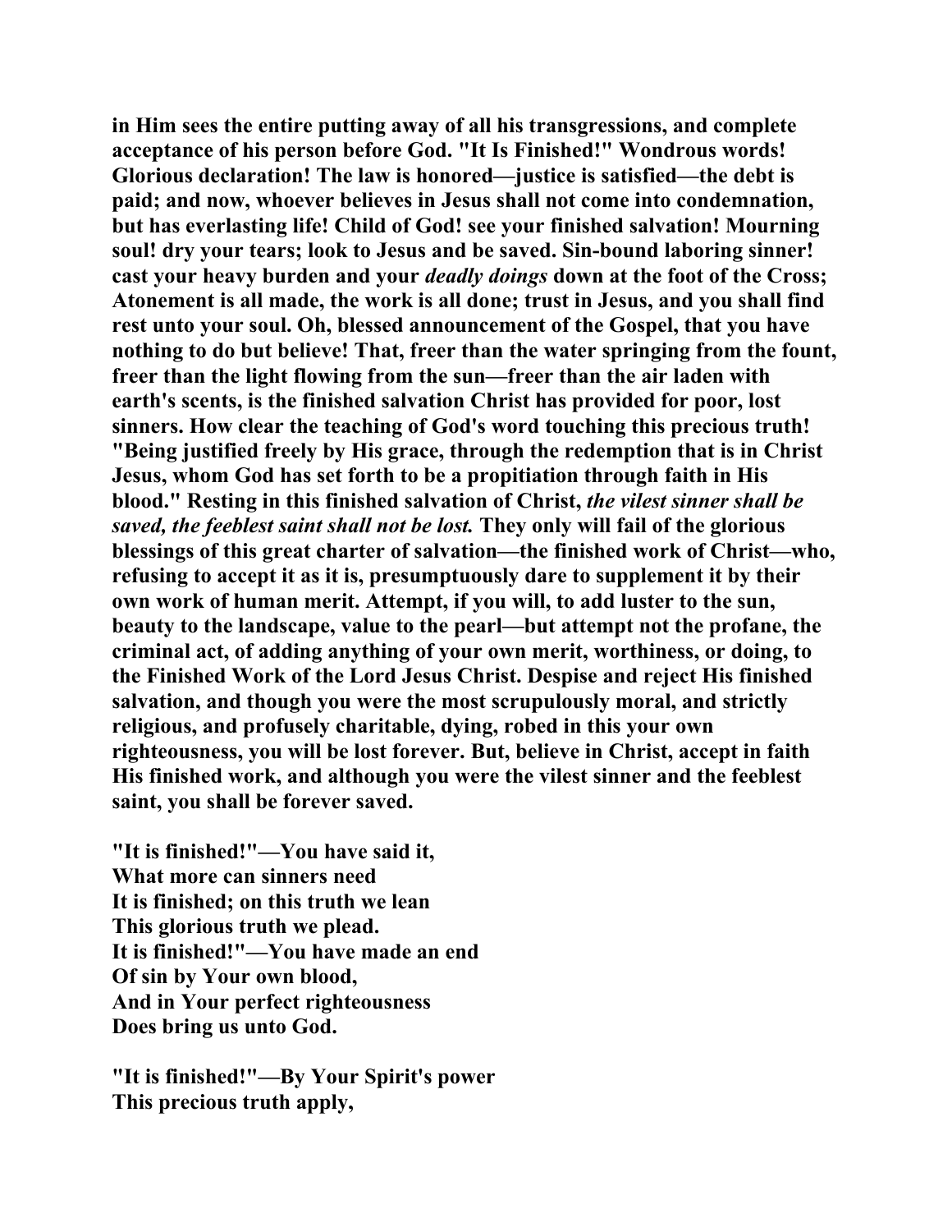**in Him sees the entire putting away of all his transgressions, and complete acceptance of his person before God. "It Is Finished!" Wondrous words! Glorious declaration! The law is honored—justice is satisfied—the debt is paid; and now, whoever believes in Jesus shall not come into condemnation, but has everlasting life! Child of God! see your finished salvation! Mourning soul! dry your tears; look to Jesus and be saved. Sin-bound laboring sinner! cast your heavy burden and your *deadly doings* down at the foot of the Cross; Atonement is all made, the work is all done; trust in Jesus, and you shall find rest unto your soul. Oh, blessed announcement of the Gospel, that you have nothing to do but believe! That, freer than the water springing from the fount, freer than the light flowing from the sun—freer than the air laden with earth's scents, is the finished salvation Christ has provided for poor, lost sinners. How clear the teaching of God's word touching this precious truth! "Being justified freely by His grace, through the redemption that is in Christ Jesus, whom God has set forth to be a propitiation through faith in His blood." Resting in this finished salvation of Christ, *the vilest sinner shall be saved, the feeblest saint shall not be lost.* They only will fail of the glorious blessings of this great charter of salvation—the finished work of Christ—who, refusing to accept it as it is, presumptuously dare to supplement it by their own work of human merit. Attempt, if you will, to add luster to the sun, beauty to the landscape, value to the pearl—but attempt not the profane, the criminal act, of adding anything of your own merit, worthiness, or doing, to the Finished Work of the Lord Jesus Christ. Despise and reject His finished salvation, and though you were the most scrupulously moral, and strictly religious, and profusely charitable, dying, robed in this your own righteousness, you will be lost forever. But, believe in Christ, accept in faith His finished work, and although you were the vilest sinner and the feeblest saint, you shall be forever saved.**

**"It is finished!"—You have said it,**
**What more can sinners need**
**It is finished; on this truth we lean**
**This glorious truth we plead.**
**It is finished!"—You have made an end**
**Of sin by Your own blood,**
**And in Your perfect righteousness**
**Does bring us unto God.**

**"It is finished!"—By Your Spirit's power**
**This precious truth apply,**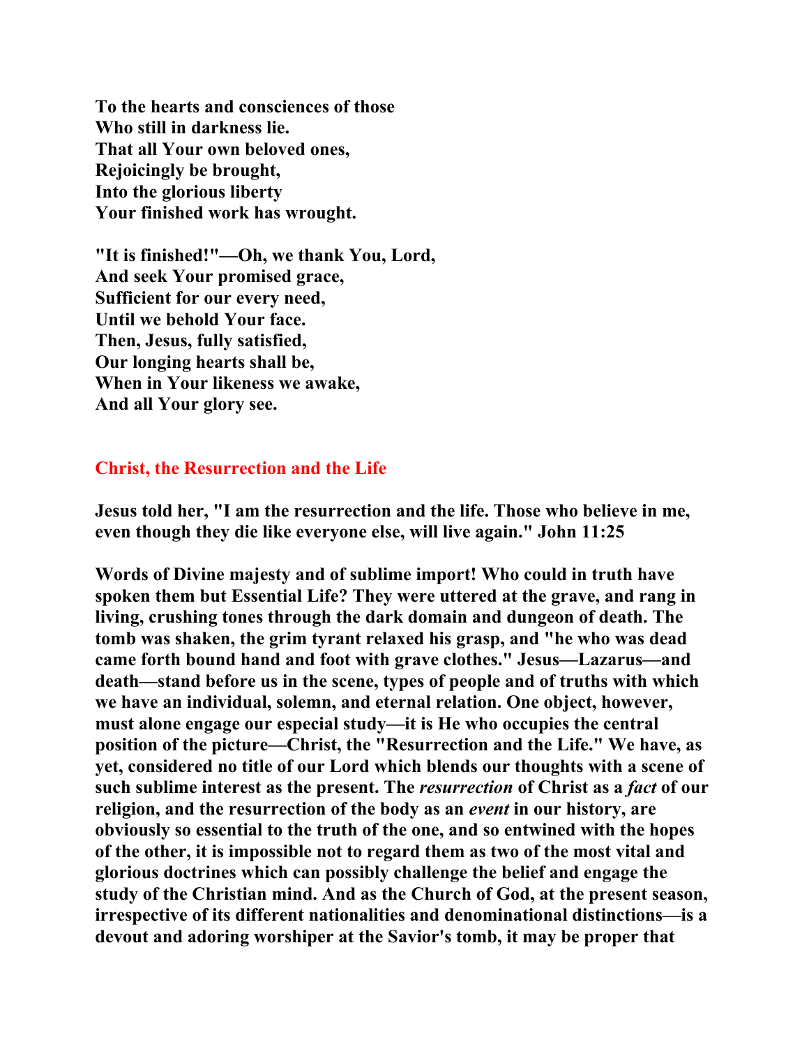**To the hearts and consciences of those**
**Who still in darkness lie.**
**That all Your own beloved ones,**
**Rejoicingly be brought,**
**Into the glorious liberty**
**Your finished work has wrought.**

**"It is finished!"—Oh, we thank You, Lord,**
**And seek Your promised grace,**
**Sufficient for our every need,**
**Until we behold Your face.**
**Then, Jesus, fully satisfied,**
**Our longing hearts shall be,**
**When in Your likeness we awake,**
**And all Your glory see.**

## Christ, the Resurrection and the Life

**Jesus told her, "I am the resurrection and the life. Those who believe in me, even though they die like everyone else, will live again." John 11:25**

**Words of Divine majesty and of sublime import! Who could in truth have spoken them but Essential Life? They were uttered at the grave, and rang in living, crushing tones through the dark domain and dungeon of death. The tomb was shaken, the grim tyrant relaxed his grasp, and "he who was dead came forth bound hand and foot with grave clothes." Jesus—Lazarus—and death—stand before us in the scene, types of people and of truths with which we have an individual, solemn, and eternal relation. One object, however, must alone engage our especial study—it is He who occupies the central position of the picture—Christ, the "Resurrection and the Life." We have, as yet, considered no title of our Lord which blends our thoughts with a scene of such sublime interest as the present. The *resurrection* of Christ as a *fact* of our religion, and the resurrection of the body as an *event* in our history, are obviously so essential to the truth of the one, and so entwined with the hopes of the other, it is impossible not to regard them as two of the most vital and glorious doctrines which can possibly challenge the belief and engage the study of the Christian mind. And as the Church of God, at the present season, irrespective of its different nationalities and denominational distinctions—is a devout and adoring worshiper at the Savior's tomb, it may be proper that**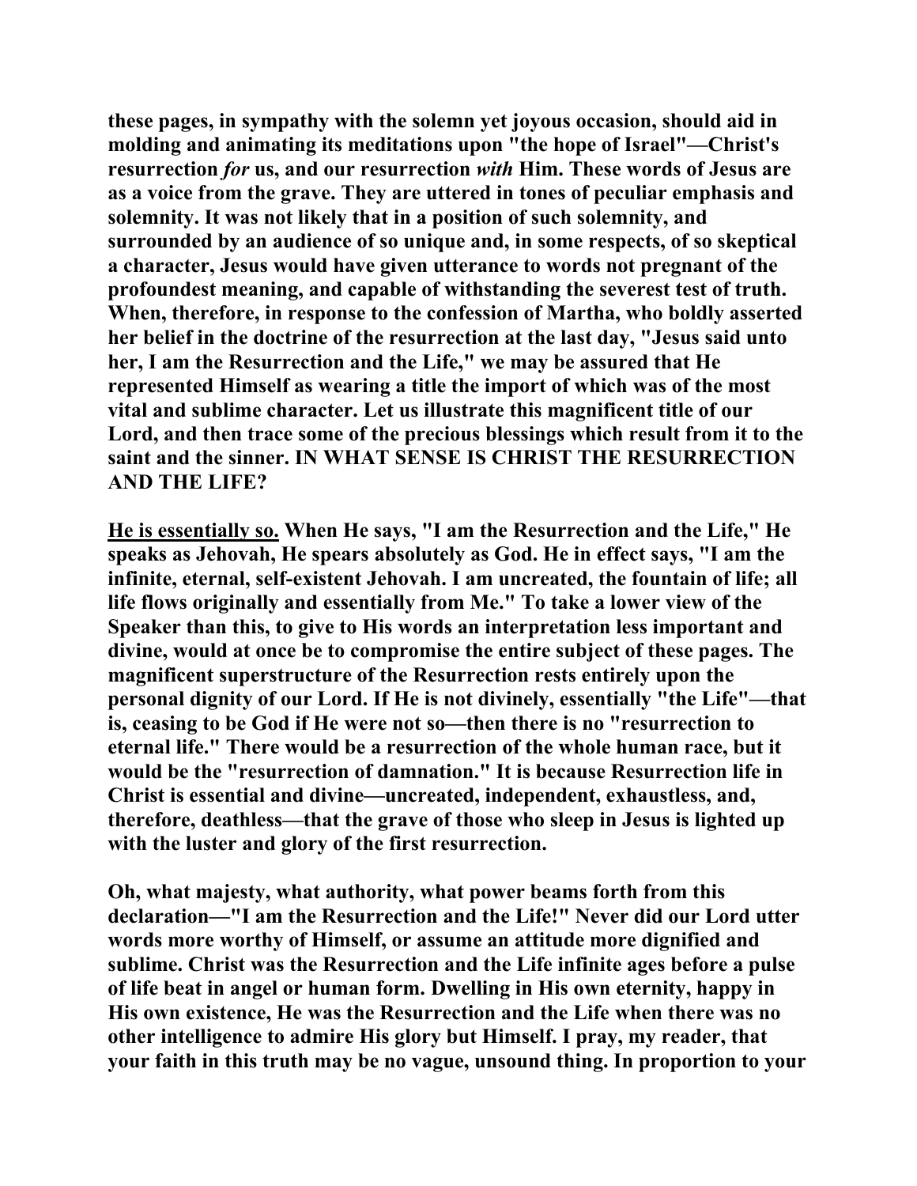**these pages, in sympathy with the solemn yet joyous occasion, should aid in molding and animating its meditations upon "the hope of Israel"—Christ's resurrection *for* us, and our resurrection *with* Him. These words of Jesus are as a voice from the grave. They are uttered in tones of peculiar emphasis and solemnity. It was not likely that in a position of such solemnity, and surrounded by an audience of so unique and, in some respects, of so skeptical a character, Jesus would have given utterance to words not pregnant of the profoundest meaning, and capable of withstanding the severest test of truth. When, therefore, in response to the confession of Martha, who boldly asserted her belief in the doctrine of the resurrection at the last day, "Jesus said unto her, I am the Resurrection and the Life," we may be assured that He represented Himself as wearing a title the import of which was of the most vital and sublime character. Let us illustrate this magnificent title of our Lord, and then trace some of the precious blessings which result from it to the saint and the sinner. IN WHAT SENSE IS CHRIST THE RESURRECTION AND THE LIFE?**

**<u>He is essentially so.</u> When He says, "I am the Resurrection and the Life," He speaks as Jehovah, He spears absolutely as God. He in effect says, "I am the infinite, eternal, self-existent Jehovah. I am uncreated, the fountain of life; all life flows originally and essentially from Me." To take a lower view of the Speaker than this, to give to His words an interpretation less important and divine, would at once be to compromise the entire subject of these pages. The magnificent superstructure of the Resurrection rests entirely upon the personal dignity of our Lord. If He is not divinely, essentially "the Life"—that is, ceasing to be God if He were not so—then there is no "resurrection to eternal life." There would be a resurrection of the whole human race, but it would be the "resurrection of damnation." It is because Resurrection life in Christ is essential and divine—uncreated, independent, exhaustless, and, therefore, deathless—that the grave of those who sleep in Jesus is lighted up with the luster and glory of the first resurrection.**

**Oh, what majesty, what authority, what power beams forth from this declaration—"I am the Resurrection and the Life!" Never did our Lord utter words more worthy of Himself, or assume an attitude more dignified and sublime. Christ was the Resurrection and the Life infinite ages before a pulse of life beat in angel or human form. Dwelling in His own eternity, happy in His own existence, He was the Resurrection and the Life when there was no other intelligence to admire His glory but Himself. I pray, my reader, that your faith in this truth may be no vague, unsound thing. In proportion to your**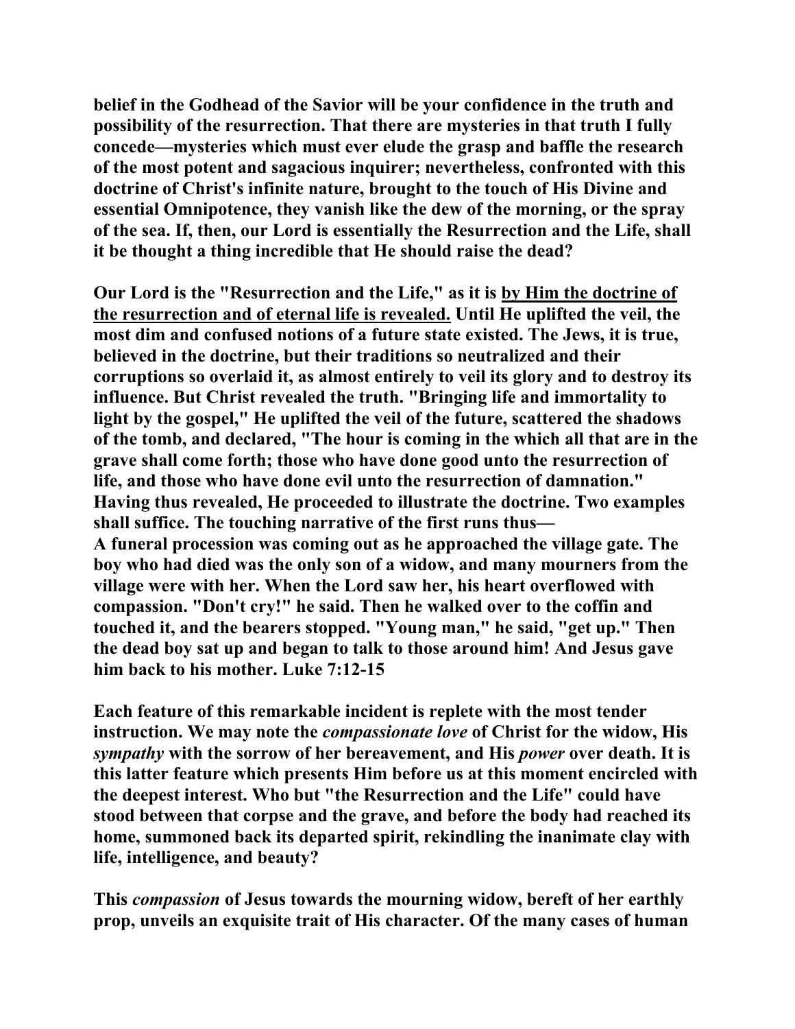**belief in the Godhead of the Savior will be your confidence in the truth and possibility of the resurrection. That there are mysteries in that truth I fully concede—mysteries which must ever elude the grasp and baffle the research of the most potent and sagacious inquirer; nevertheless, confronted with this doctrine of Christ's infinite nature, brought to the touch of His Divine and essential Omnipotence, they vanish like the dew of the morning, or the spray of the sea. If, then, our Lord is essentially the Resurrection and the Life, shall it be thought a thing incredible that He should raise the dead?**

**Our Lord is the "Resurrection and the Life," as it is <u>by Him the doctrine of the resurrection and of eternal life is revealed.</u> Until He uplifted the veil, the most dim and confused notions of a future state existed. The Jews, it is true, believed in the doctrine, but their traditions so neutralized and their corruptions so overlaid it, as almost entirely to veil its glory and to destroy its influence. But Christ revealed the truth. "Bringing life and immortality to light by the gospel," He uplifted the veil of the future, scattered the shadows of the tomb, and declared, "The hour is coming in the which all that are in the grave shall come forth; those who have done good unto the resurrection of life, and those who have done evil unto the resurrection of damnation." Having thus revealed, He proceeded to illustrate the doctrine. Two examples shall suffice. The touching narrative of the first runs thus—**
**A funeral procession was coming out as he approached the village gate. The boy who had died was the only son of a widow, and many mourners from the village were with her. When the Lord saw her, his heart overflowed with compassion. "Don't cry!" he said. Then he walked over to the coffin and touched it, and the bearers stopped. "Young man," he said, "get up." Then the dead boy sat up and began to talk to those around him! And Jesus gave him back to his mother. Luke 7:12-15**

**Each feature of this remarkable incident is replete with the most tender instruction. We may note the *compassionate love* of Christ for the widow, His *sympathy* with the sorrow of her bereavement, and His *power* over death. It is this latter feature which presents Him before us at this moment encircled with the deepest interest. Who but "the Resurrection and the Life" could have stood between that corpse and the grave, and before the body had reached its home, summoned back its departed spirit, rekindling the inanimate clay with life, intelligence, and beauty?**

**This *compassion* of Jesus towards the mourning widow, bereft of her earthly prop, unveils an exquisite trait of His character. Of the many cases of human**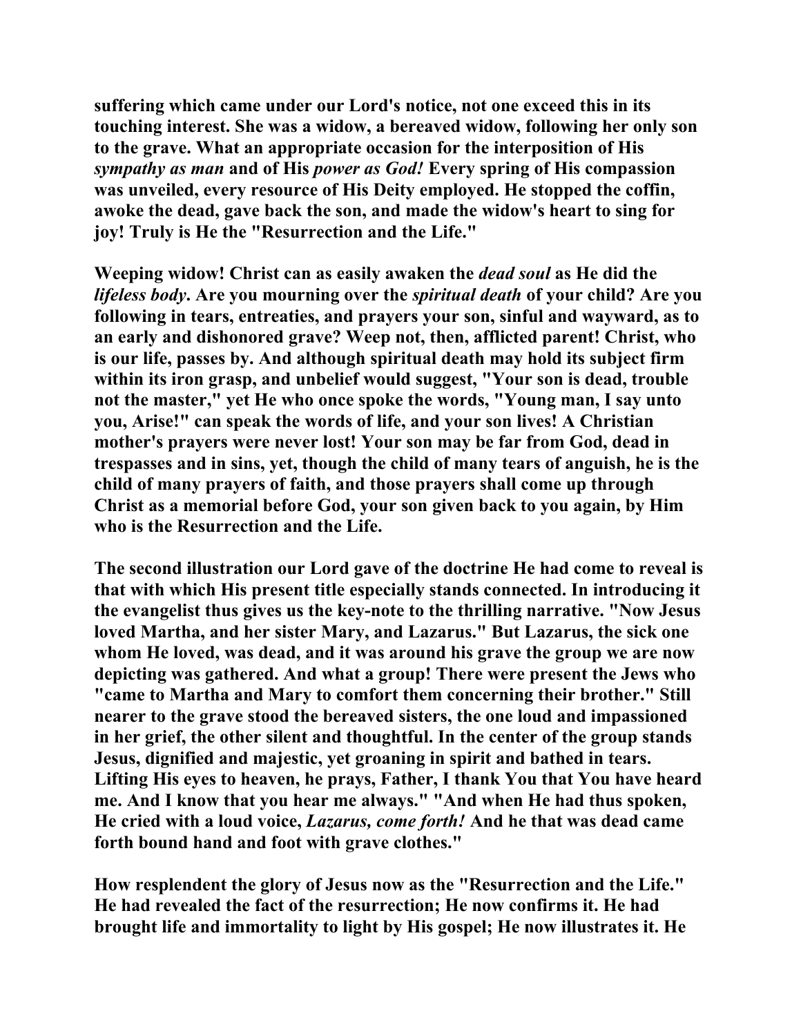suffering which came under our Lord's notice, not one exceed this in its touching interest. She was a widow, a bereaved widow, following her only son to the grave. What an appropriate occasion for the interposition of His *sympathy as man* and of His *power as God!* Every spring of His compassion was unveiled, every resource of His Deity employed. He stopped the coffin, awoke the dead, gave back the son, and made the widow's heart to sing for joy! Truly is He the "Resurrection and the Life."

Weeping widow! Christ can as easily awaken the *dead soul* as He did the *lifeless body*. Are you mourning over the *spiritual death* of your child? Are you following in tears, entreaties, and prayers your son, sinful and wayward, as to an early and dishonored grave? Weep not, then, afflicted parent! Christ, who is our life, passes by. And although spiritual death may hold its subject firm within its iron grasp, and unbelief would suggest, "Your son is dead, trouble not the master," yet He who once spoke the words, "Young man, I say unto you, Arise!" can speak the words of life, and your son lives! A Christian mother's prayers were never lost! Your son may be far from God, dead in trespasses and in sins, yet, though the child of many tears of anguish, he is the child of many prayers of faith, and those prayers shall come up through Christ as a memorial before God, your son given back to you again, by Him who is the Resurrection and the Life.

The second illustration our Lord gave of the doctrine He had come to reveal is that with which His present title especially stands connected. In introducing it the evangelist thus gives us the key-note to the thrilling narrative. "Now Jesus loved Martha, and her sister Mary, and Lazarus." But Lazarus, the sick one whom He loved, was dead, and it was around his grave the group we are now depicting was gathered. And what a group! There were present the Jews who "came to Martha and Mary to comfort them concerning their brother." Still nearer to the grave stood the bereaved sisters, the one loud and impassioned in her grief, the other silent and thoughtful. In the center of the group stands Jesus, dignified and majestic, yet groaning in spirit and bathed in tears. Lifting His eyes to heaven, he prays, Father, I thank You that You have heard me. And I know that you hear me always." "And when He had thus spoken, He cried with a loud voice, *Lazarus, come forth!* And he that was dead came forth bound hand and foot with grave clothes."

How resplendent the glory of Jesus now as the "Resurrection and the Life." He had revealed the fact of the resurrection; He now confirms it. He had brought life and immortality to light by His gospel; He now illustrates it. He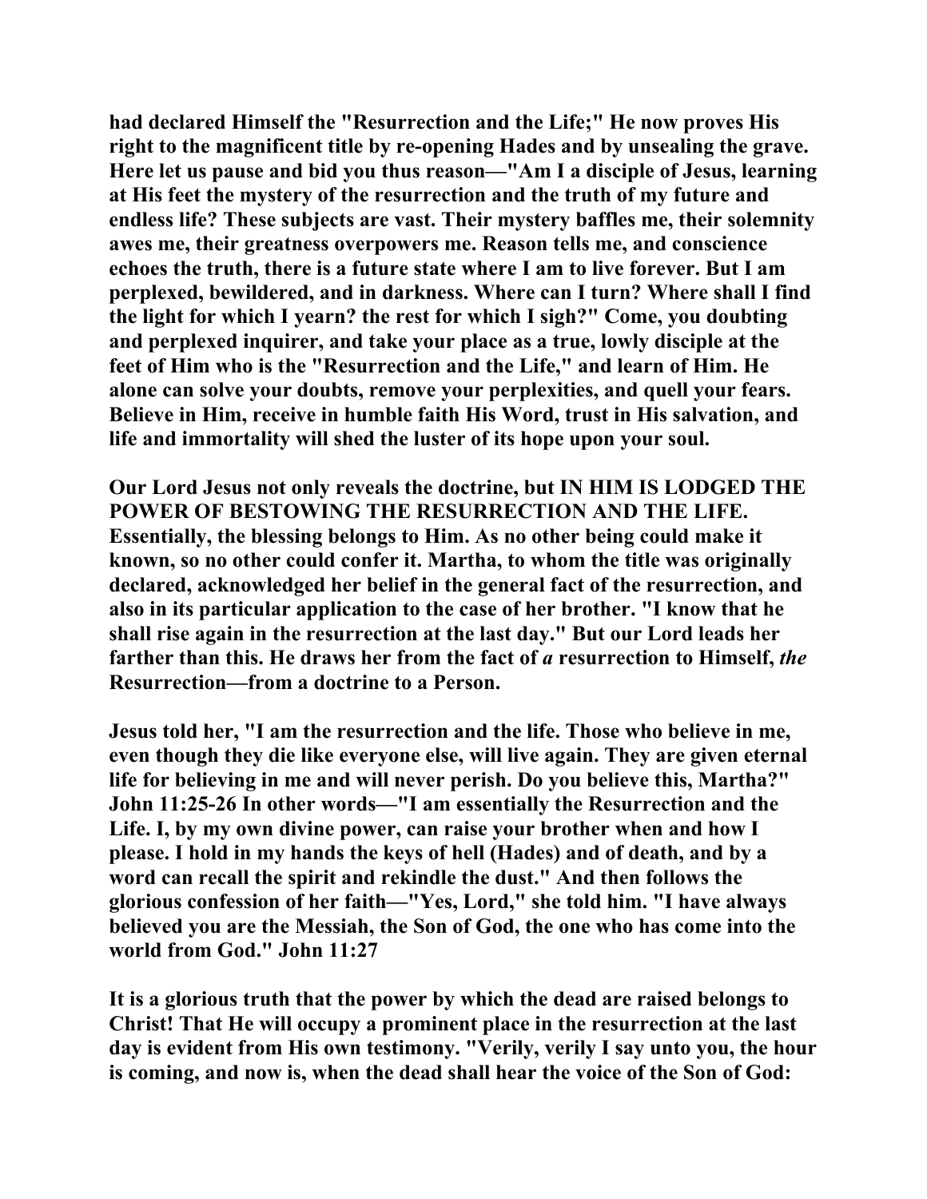had declared Himself the "Resurrection and the Life;" He now proves His right to the magnificent title by re-opening Hades and by unsealing the grave. Here let us pause and bid you thus reason—"Am I a disciple of Jesus, learning at His feet the mystery of the resurrection and the truth of my future and endless life? These subjects are vast. Their mystery baffles me, their solemnity awes me, their greatness overpowers me. Reason tells me, and conscience echoes the truth, there is a future state where I am to live forever. But I am perplexed, bewildered, and in darkness. Where can I turn? Where shall I find the light for which I yearn? the rest for which I sigh?" Come, you doubting and perplexed inquirer, and take your place as a true, lowly disciple at the feet of Him who is the "Resurrection and the Life," and learn of Him. He alone can solve your doubts, remove your perplexities, and quell your fears. Believe in Him, receive in humble faith His Word, trust in His salvation, and life and immortality will shed the luster of its hope upon your soul.

Our Lord Jesus not only reveals the doctrine, but IN HIM IS LODGED THE POWER OF BESTOWING THE RESURRECTION AND THE LIFE. Essentially, the blessing belongs to Him. As no other being could make it known, so no other could confer it. Martha, to whom the title was originally declared, acknowledged her belief in the general fact of the resurrection, and also in its particular application to the case of her brother. "I know that he shall rise again in the resurrection at the last day." But our Lord leads her farther than this. He draws her from the fact of *a* resurrection to Himself, *the* Resurrection—from a doctrine to a Person.

Jesus told her, "I am the resurrection and the life. Those who believe in me, even though they die like everyone else, will live again. They are given eternal life for believing in me and will never perish. Do you believe this, Martha?" John 11:25-26 In other words—"I am essentially the Resurrection and the Life. I, by my own divine power, can raise your brother when and how I please. I hold in my hands the keys of hell (Hades) and of death, and by a word can recall the spirit and rekindle the dust." And then follows the glorious confession of her faith—"Yes, Lord," she told him. "I have always believed you are the Messiah, the Son of God, the one who has come into the world from God." John 11:27

It is a glorious truth that the power by which the dead are raised belongs to Christ! That He will occupy a prominent place in the resurrection at the last day is evident from His own testimony. "Verily, verily I say unto you, the hour is coming, and now is, when the dead shall hear the voice of the Son of God: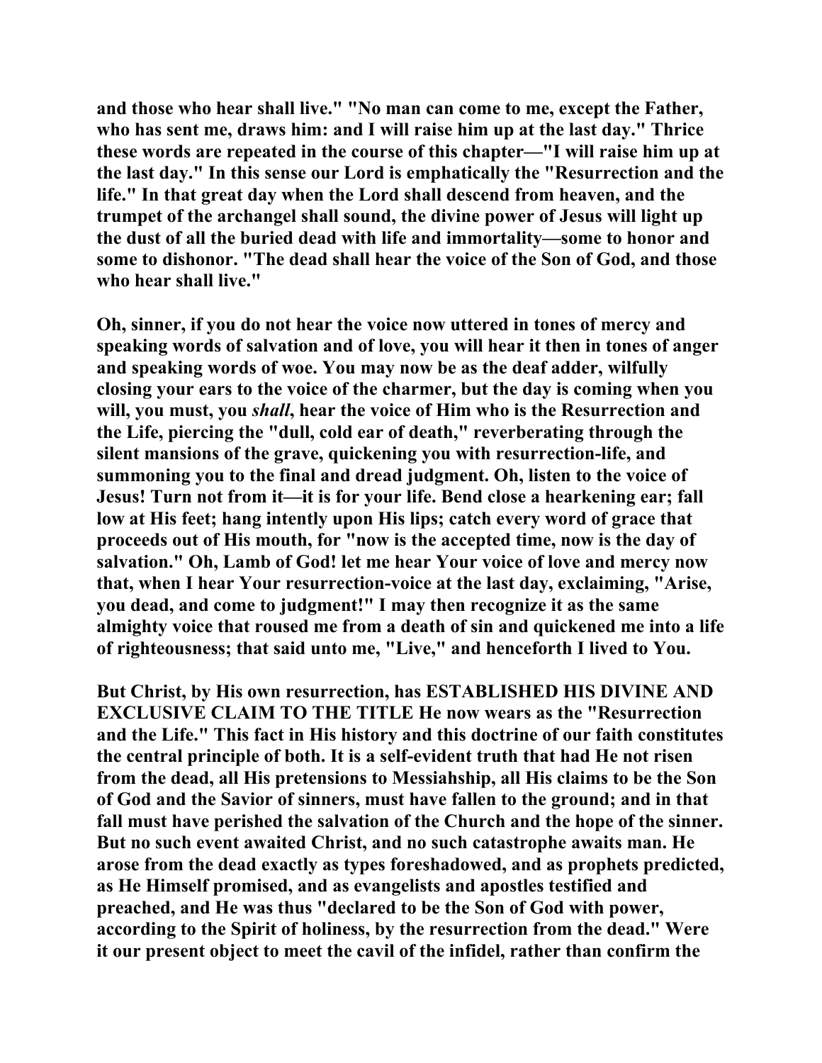**and those who hear shall live." "No man can come to me, except the Father, who has sent me, draws him: and I will raise him up at the last day." Thrice these words are repeated in the course of this chapter—"I will raise him up at the last day." In this sense our Lord is emphatically the "Resurrection and the life." In that great day when the Lord shall descend from heaven, and the trumpet of the archangel shall sound, the divine power of Jesus will light up the dust of all the buried dead with life and immortality—some to honor and some to dishonor. "The dead shall hear the voice of the Son of God, and those who hear shall live."**

**Oh, sinner, if you do not hear the voice now uttered in tones of mercy and speaking words of salvation and of love, you will hear it then in tones of anger and speaking words of woe. You may now be as the deaf adder, wilfully closing your ears to the voice of the charmer, but the day is coming when you will, you must, you *shall*, hear the voice of Him who is the Resurrection and the Life, piercing the "dull, cold ear of death," reverberating through the silent mansions of the grave, quickening you with resurrection-life, and summoning you to the final and dread judgment. Oh, listen to the voice of Jesus! Turn not from it—it is for your life. Bend close a hearkening ear; fall low at His feet; hang intently upon His lips; catch every word of grace that proceeds out of His mouth, for "now is the accepted time, now is the day of salvation." Oh, Lamb of God! let me hear Your voice of love and mercy now that, when I hear Your resurrection-voice at the last day, exclaiming, "Arise, you dead, and come to judgment!" I may then recognize it as the same almighty voice that roused me from a death of sin and quickened me into a life of righteousness; that said unto me, "Live," and henceforth I lived to You.**

**But Christ, by His own resurrection, has ESTABLISHED HIS DIVINE AND EXCLUSIVE CLAIM TO THE TITLE He now wears as the "Resurrection and the Life." This fact in His history and this doctrine of our faith constitutes the central principle of both. It is a self-evident truth that had He not risen from the dead, all His pretensions to Messiahship, all His claims to be the Son of God and the Savior of sinners, must have fallen to the ground; and in that fall must have perished the salvation of the Church and the hope of the sinner. But no such event awaited Christ, and no such catastrophe awaits man. He arose from the dead exactly as types foreshadowed, and as prophets predicted, as He Himself promised, and as evangelists and apostles testified and preached, and He was thus "declared to be the Son of God with power, according to the Spirit of holiness, by the resurrection from the dead." Were it our present object to meet the cavil of the infidel, rather than confirm the**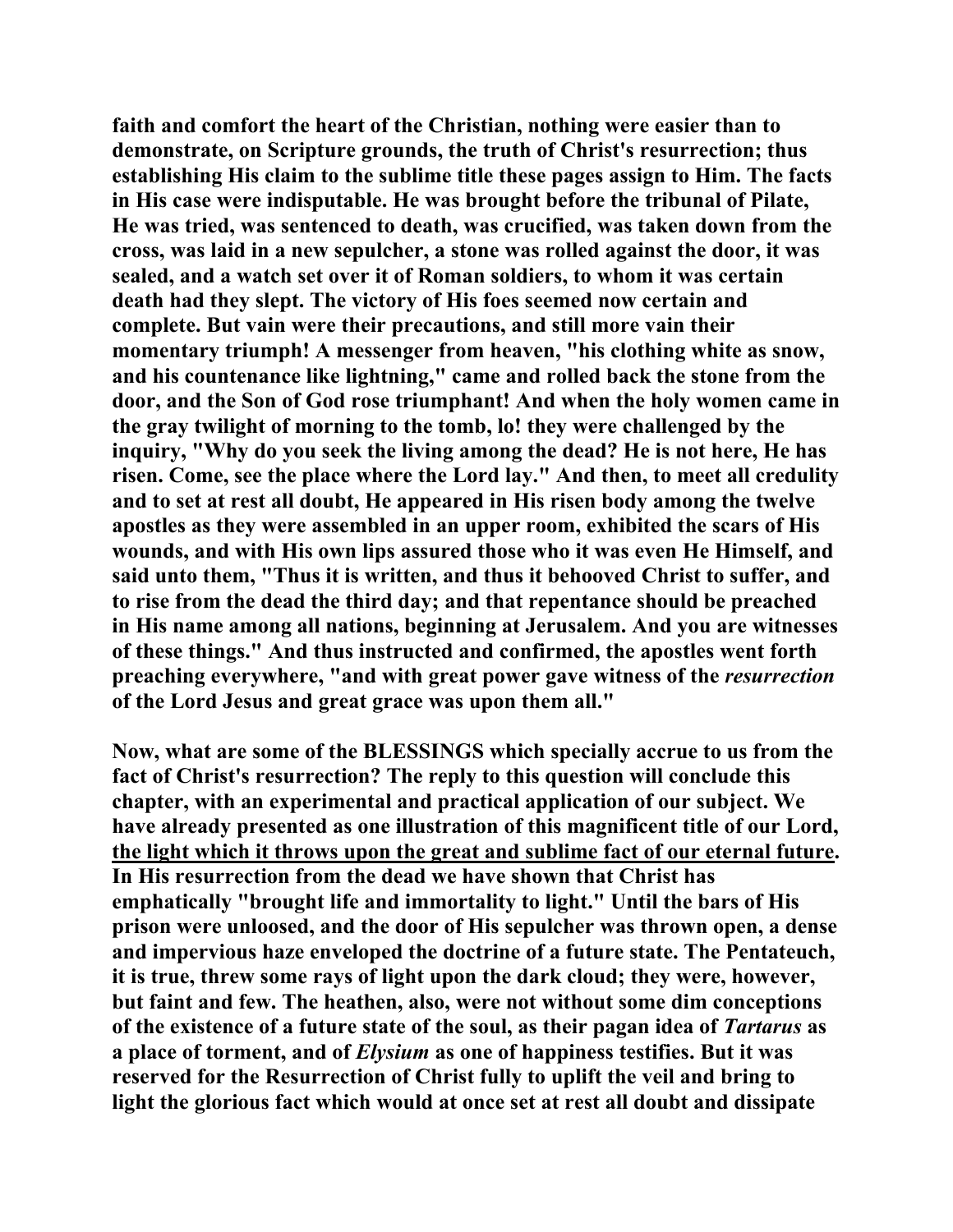**faith and comfort the heart of the Christian, nothing were easier than to demonstrate, on Scripture grounds, the truth of Christ's resurrection; thus establishing His claim to the sublime title these pages assign to Him. The facts in His case were indisputable. He was brought before the tribunal of Pilate, He was tried, was sentenced to death, was crucified, was taken down from the cross, was laid in a new sepulcher, a stone was rolled against the door, it was sealed, and a watch set over it of Roman soldiers, to whom it was certain death had they slept. The victory of His foes seemed now certain and complete. But vain were their precautions, and still more vain their momentary triumph! A messenger from heaven, "his clothing white as snow, and his countenance like lightning," came and rolled back the stone from the door, and the Son of God rose triumphant! And when the holy women came in the gray twilight of morning to the tomb, lo! they were challenged by the inquiry, "Why do you seek the living among the dead? He is not here, He has risen. Come, see the place where the Lord lay." And then, to meet all credulity and to set at rest all doubt, He appeared in His risen body among the twelve apostles as they were assembled in an upper room, exhibited the scars of His wounds, and with His own lips assured those who it was even He Himself, and said unto them, "Thus it is written, and thus it behooved Christ to suffer, and to rise from the dead the third day; and that repentance should be preached in His name among all nations, beginning at Jerusalem. And you are witnesses of these things." And thus instructed and confirmed, the apostles went forth preaching everywhere, "and with great power gave witness of the *resurrection* of the Lord Jesus and great grace was upon them all."**

**Now, what are some of the BLESSINGS which specially accrue to us from the fact of Christ's resurrection? The reply to this question will conclude this chapter, with an experimental and practical application of our subject. We have already presented as one illustration of this magnificent title of our Lord, <u>the light which it throws upon the great and sublime fact of our eternal future</u>. In His resurrection from the dead we have shown that Christ has emphatically "brought life and immortality to light." Until the bars of His prison were unloosed, and the door of His sepulcher was thrown open, a dense and impervious haze enveloped the doctrine of a future state. The Pentateuch, it is true, threw some rays of light upon the dark cloud; they were, however, but faint and few. The heathen, also, were not without some dim conceptions of the existence of a future state of the soul, as their pagan idea of *Tartarus* as a place of torment, and of *Elysium* as one of happiness testifies. But it was reserved for the Resurrection of Christ fully to uplift the veil and bring to light the glorious fact which would at once set at rest all doubt and dissipate**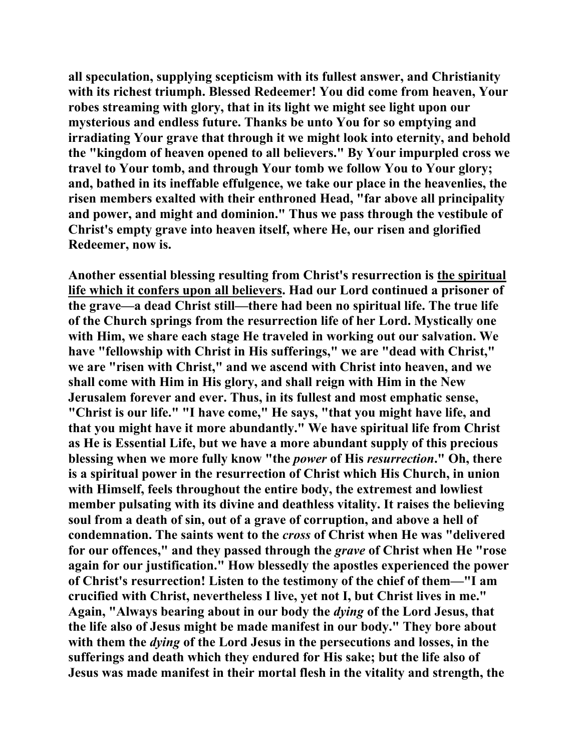**all speculation, supplying scepticism with its fullest answer, and Christianity with its richest triumph. Blessed Redeemer! You did come from heaven, Your robes streaming with glory, that in its light we might see light upon our mysterious and endless future. Thanks be unto You for so emptying and irradiating Your grave that through it we might look into eternity, and behold the "kingdom of heaven opened to all believers." By Your impurpled cross we travel to Your tomb, and through Your tomb we follow You to Your glory; and, bathed in its ineffable effulgence, we take our place in the heavenlies, the risen members exalted with their enthroned Head, "far above all principality and power, and might and dominion." Thus we pass through the vestibule of Christ's empty grave into heaven itself, where He, our risen and glorified Redeemer, now is.**

**Another essential blessing resulting from Christ's resurrection is <u>the spiritual life which it confers upon all believers</u>. Had our Lord continued a prisoner of the grave—a dead Christ still—there had been no spiritual life. The true life of the Church springs from the resurrection life of her Lord. Mystically one with Him, we share each stage He traveled in working out our salvation. We have "fellowship with Christ in His sufferings," we are "dead with Christ," we are "risen with Christ," and we ascend with Christ into heaven, and we shall come with Him in His glory, and shall reign with Him in the New Jerusalem forever and ever. Thus, in its fullest and most emphatic sense, "Christ is our life." "I have come," He says, "that you might have life, and that you might have it more abundantly." We have spiritual life from Christ as He is Essential Life, but we have a more abundant supply of this precious blessing when we more fully know "the *power* of His *resurrection*." Oh, there is a spiritual power in the resurrection of Christ which His Church, in union with Himself, feels throughout the entire body, the extremest and lowliest member pulsating with its divine and deathless vitality. It raises the believing soul from a death of sin, out of a grave of corruption, and above a hell of condemnation. The saints went to the *cross* of Christ when He was "delivered for our offences," and they passed through the *grave* of Christ when He "rose again for our justification." How blessedly the apostles experienced the power of Christ's resurrection! Listen to the testimony of the chief of them—"I am crucified with Christ, nevertheless I live, yet not I, but Christ lives in me." Again, "Always bearing about in our body the *dying* of the Lord Jesus, that the life also of Jesus might be made manifest in our body." They bore about with them the *dying* of the Lord Jesus in the persecutions and losses, in the sufferings and death which they endured for His sake; but the life also of Jesus was made manifest in their mortal flesh in the vitality and strength, the**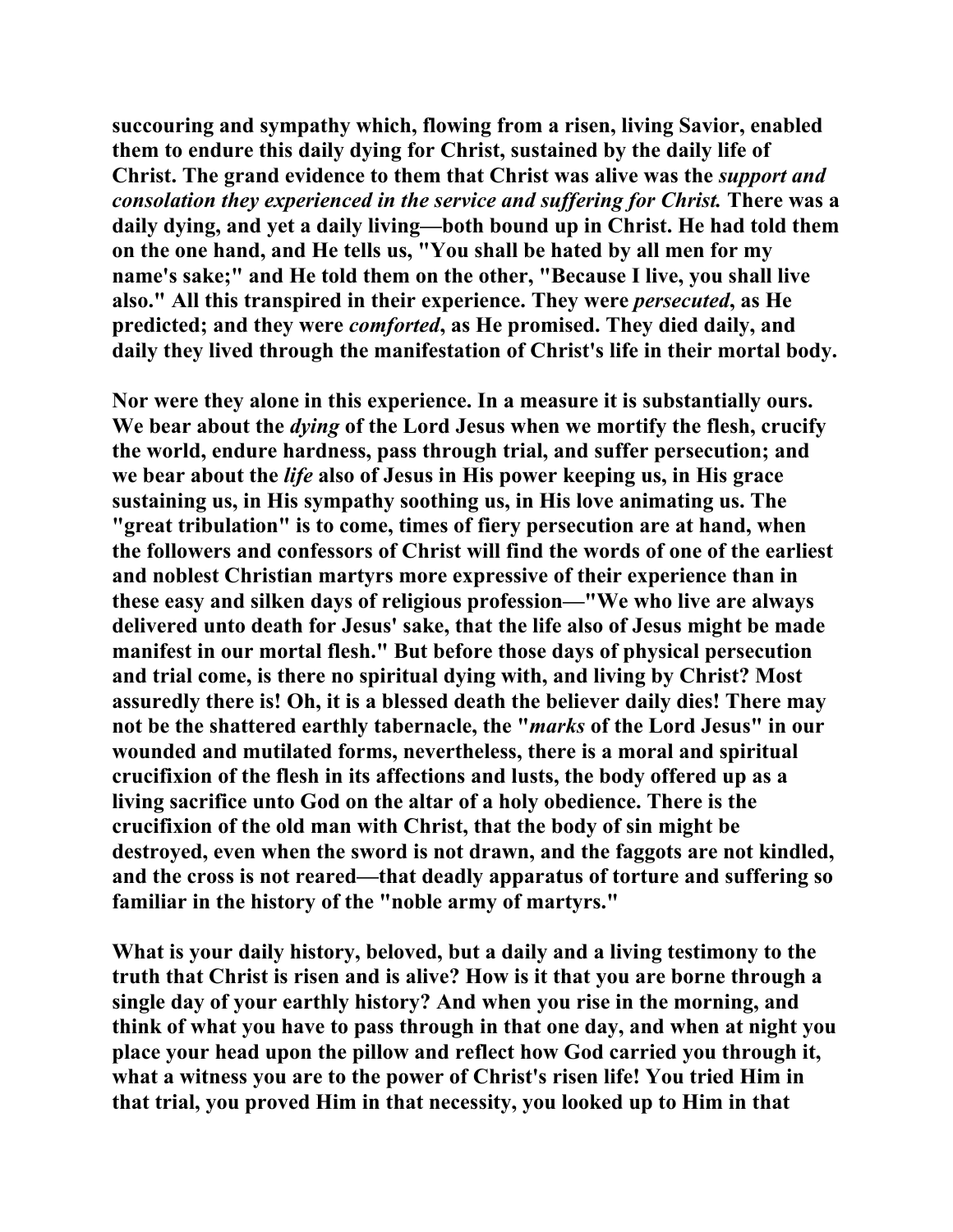succouring and sympathy which, flowing from a risen, living Savior, enabled them to endure this daily dying for Christ, sustained by the daily life of Christ. The grand evidence to them that Christ was alive was the *support and consolation they experienced in the service and suffering for Christ.* There was a daily dying, and yet a daily living—both bound up in Christ. He had told them on the one hand, and He tells us, "You shall be hated by all men for my name's sake;" and He told them on the other, "Because I live, you shall live also." All this transpired in their experience. They were *persecuted*, as He predicted; and they were *comforted*, as He promised. They died daily, and daily they lived through the manifestation of Christ's life in their mortal body.

Nor were they alone in this experience. In a measure it is substantially ours. We bear about the *dying* of the Lord Jesus when we mortify the flesh, crucify the world, endure hardness, pass through trial, and suffer persecution; and we bear about the *life* also of Jesus in His power keeping us, in His grace sustaining us, in His sympathy soothing us, in His love animating us. The "great tribulation" is to come, times of fiery persecution are at hand, when the followers and confessors of Christ will find the words of one of the earliest and noblest Christian martyrs more expressive of their experience than in these easy and silken days of religious profession—"We who live are always delivered unto death for Jesus' sake, that the life also of Jesus might be made manifest in our mortal flesh." But before those days of physical persecution and trial come, is there no spiritual dying with, and living by Christ? Most assuredly there is! Oh, it is a blessed death the believer daily dies! There may not be the shattered earthly tabernacle, the "*marks* of the Lord Jesus" in our wounded and mutilated forms, nevertheless, there is a moral and spiritual crucifixion of the flesh in its affections and lusts, the body offered up as a living sacrifice unto God on the altar of a holy obedience. There is the crucifixion of the old man with Christ, that the body of sin might be destroyed, even when the sword is not drawn, and the faggots are not kindled, and the cross is not reared—that deadly apparatus of torture and suffering so familiar in the history of the "noble army of martyrs."

What is your daily history, beloved, but a daily and a living testimony to the truth that Christ is risen and is alive? How is it that you are borne through a single day of your earthly history? And when you rise in the morning, and think of what you have to pass through in that one day, and when at night you place your head upon the pillow and reflect how God carried you through it, what a witness you are to the power of Christ's risen life! You tried Him in that trial, you proved Him in that necessity, you looked up to Him in that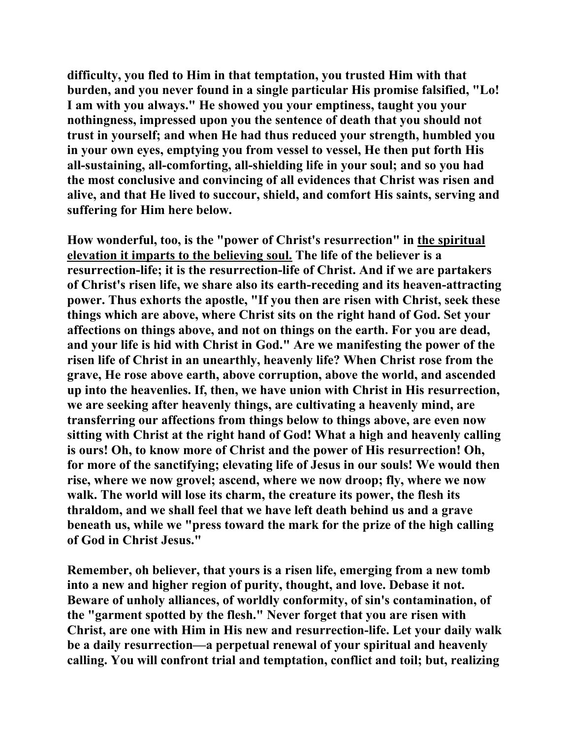**difficulty, you fled to Him in that temptation, you trusted Him with that burden, and you never found in a single particular His promise falsified, "Lo! I am with you always." He showed you your emptiness, taught you your nothingness, impressed upon you the sentence of death that you should not trust in yourself; and when He had thus reduced your strength, humbled you in your own eyes, emptying you from vessel to vessel, He then put forth His all-sustaining, all-comforting, all-shielding life in your soul; and so you had the most conclusive and convincing of all evidences that Christ was risen and alive, and that He lived to succour, shield, and comfort His saints, serving and suffering for Him here below.**

**How wonderful, too, is the "power of Christ's resurrection" in <u>the spiritual elevation it imparts to the believing soul.</u> The life of the believer is a resurrection-life; it is the resurrection-life of Christ. And if we are partakers of Christ's risen life, we share also its earth-receding and its heaven-attracting power. Thus exhorts the apostle, "If you then are risen with Christ, seek these things which are above, where Christ sits on the right hand of God. Set your affections on things above, and not on things on the earth. For you are dead, and your life is hid with Christ in God." Are we manifesting the power of the risen life of Christ in an unearthly, heavenly life? When Christ rose from the grave, He rose above earth, above corruption, above the world, and ascended up into the heavenlies. If, then, we have union with Christ in His resurrection, we are seeking after heavenly things, are cultivating a heavenly mind, are transferring our affections from things below to things above, are even now sitting with Christ at the right hand of God! What a high and heavenly calling is ours! Oh, to know more of Christ and the power of His resurrection! Oh, for more of the sanctifying; elevating life of Jesus in our souls! We would then rise, where we now grovel; ascend, where we now droop; fly, where we now walk. The world will lose its charm, the creature its power, the flesh its thraldom, and we shall feel that we have left death behind us and a grave beneath us, while we "press toward the mark for the prize of the high calling of God in Christ Jesus."**

**Remember, oh believer, that yours is a risen life, emerging from a new tomb into a new and higher region of purity, thought, and love. Debase it not. Beware of unholy alliances, of worldly conformity, of sin's contamination, of the "garment spotted by the flesh." Never forget that you are risen with Christ, are one with Him in His new and resurrection-life. Let your daily walk be a daily resurrection—a perpetual renewal of your spiritual and heavenly calling. You will confront trial and temptation, conflict and toil; but, realizing**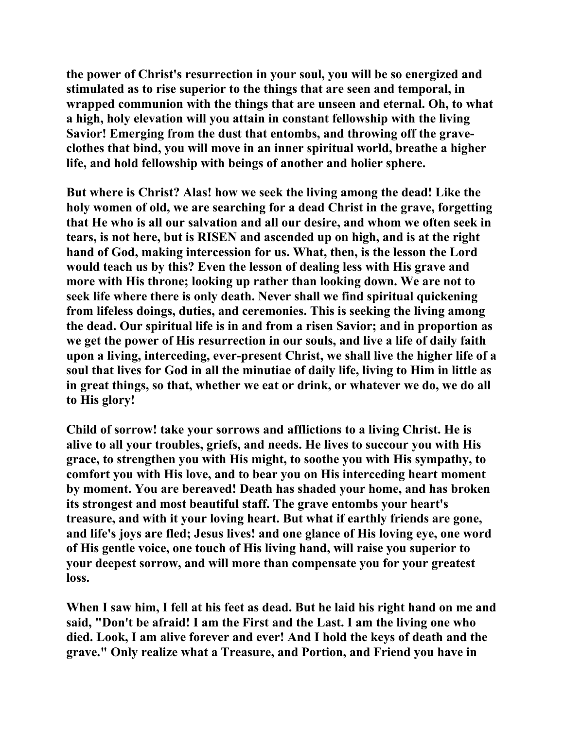**the power of Christ's resurrection in your soul, you will be so energized and stimulated as to rise superior to the things that are seen and temporal, in wrapped communion with the things that are unseen and eternal. Oh, to what a high, holy elevation will you attain in constant fellowship with the living Savior! Emerging from the dust that entombs, and throwing off the grave-clothes that bind, you will move in an inner spiritual world, breathe a higher life, and hold fellowship with beings of another and holier sphere.**

**But where is Christ? Alas! how we seek the living among the dead! Like the holy women of old, we are searching for a dead Christ in the grave, forgetting that He who is all our salvation and all our desire, and whom we often seek in tears, is not here, but is RISEN and ascended up on high, and is at the right hand of God, making intercession for us. What, then, is the lesson the Lord would teach us by this? Even the lesson of dealing less with His grave and more with His throne; looking up rather than looking down. We are not to seek life where there is only death. Never shall we find spiritual quickening from lifeless doings, duties, and ceremonies. This is seeking the living among the dead. Our spiritual life is in and from a risen Savior; and in proportion as we get the power of His resurrection in our souls, and live a life of daily faith upon a living, interceding, ever-present Christ, we shall live the higher life of a soul that lives for God in all the minutiae of daily life, living to Him in little as in great things, so that, whether we eat or drink, or whatever we do, we do all to His glory!**

**Child of sorrow! take your sorrows and afflictions to a living Christ. He is alive to all your troubles, griefs, and needs. He lives to succour you with His grace, to strengthen you with His might, to soothe you with His sympathy, to comfort you with His love, and to bear you on His interceding heart moment by moment. You are bereaved! Death has shaded your home, and has broken its strongest and most beautiful staff. The grave entombs your heart's treasure, and with it your loving heart. But what if earthly friends are gone, and life's joys are fled; Jesus lives! and one glance of His loving eye, one word of His gentle voice, one touch of His living hand, will raise you superior to your deepest sorrow, and will more than compensate you for your greatest loss.**

**When I saw him, I fell at his feet as dead. But he laid his right hand on me and said, "Don't be afraid! I am the First and the Last. I am the living one who died. Look, I am alive forever and ever! And I hold the keys of death and the grave." Only realize what a Treasure, and Portion, and Friend you have in**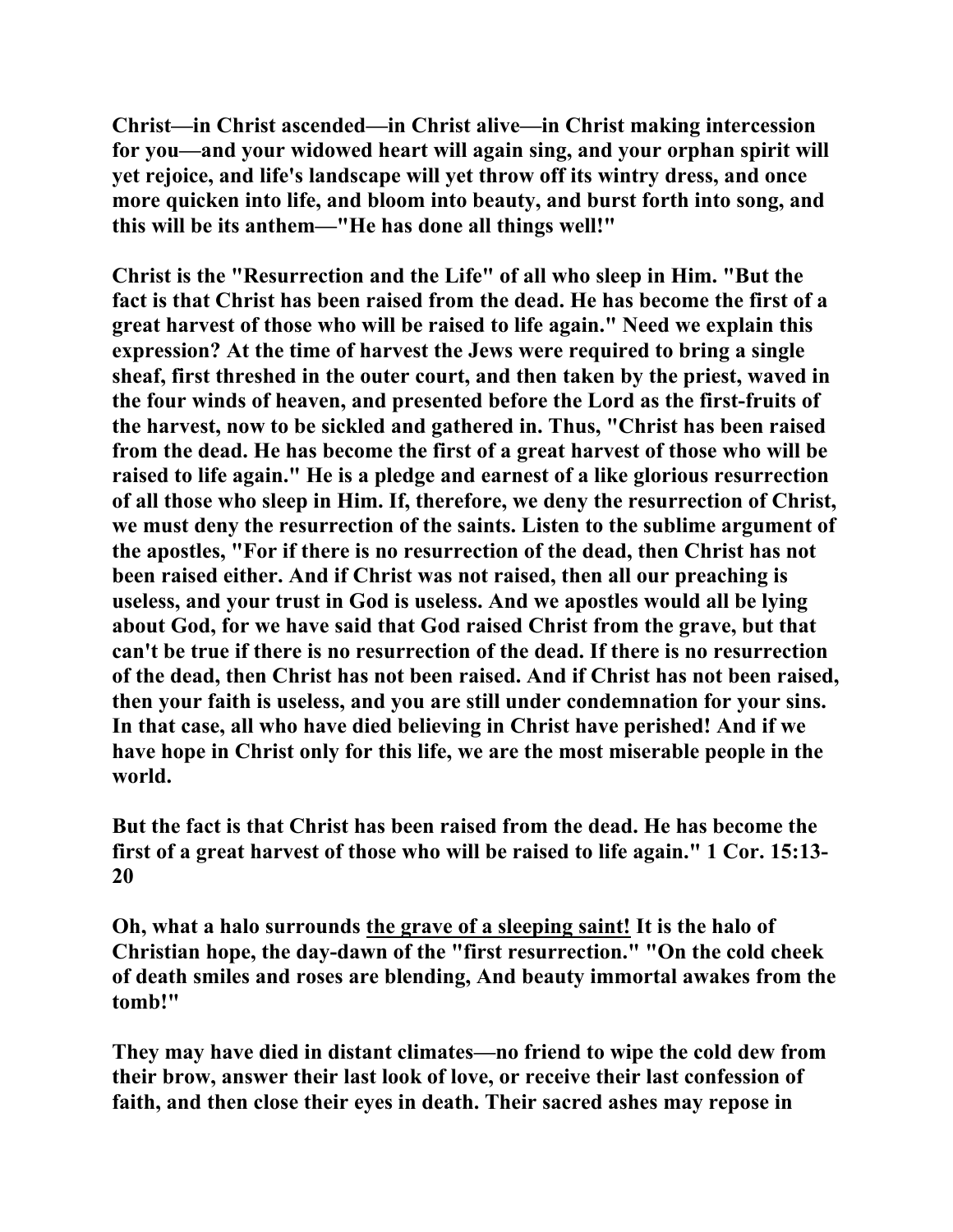**Christ—in Christ ascended—in Christ alive—in Christ making intercession for you—and your widowed heart will again sing, and your orphan spirit will yet rejoice, and life's landscape will yet throw off its wintry dress, and once more quicken into life, and bloom into beauty, and burst forth into song, and this will be its anthem—"He has done all things well!"**

**Christ is the "Resurrection and the Life" of all who sleep in Him. "But the fact is that Christ has been raised from the dead. He has become the first of a great harvest of those who will be raised to life again." Need we explain this expression? At the time of harvest the Jews were required to bring a single sheaf, first threshed in the outer court, and then taken by the priest, waved in the four winds of heaven, and presented before the Lord as the first-fruits of the harvest, now to be sickled and gathered in. Thus, "Christ has been raised from the dead. He has become the first of a great harvest of those who will be raised to life again." He is a pledge and earnest of a like glorious resurrection of all those who sleep in Him. If, therefore, we deny the resurrection of Christ, we must deny the resurrection of the saints. Listen to the sublime argument of the apostles, "For if there is no resurrection of the dead, then Christ has not been raised either. And if Christ was not raised, then all our preaching is useless, and your trust in God is useless. And we apostles would all be lying about God, for we have said that God raised Christ from the grave, but that can't be true if there is no resurrection of the dead. If there is no resurrection of the dead, then Christ has not been raised. And if Christ has not been raised, then your faith is useless, and you are still under condemnation for your sins. In that case, all who have died believing in Christ have perished! And if we have hope in Christ only for this life, we are the most miserable people in the world.**

**But the fact is that Christ has been raised from the dead. He has become the first of a great harvest of those who will be raised to life again." 1 Cor. 15:13-20**

**Oh, what a halo surrounds <u>the grave of a sleeping saint!</u> It is the halo of Christian hope, the day-dawn of the "first resurrection." "On the cold cheek of death smiles and roses are blending, And beauty immortal awakes from the tomb!"**

**They may have died in distant climates—no friend to wipe the cold dew from their brow, answer their last look of love, or receive their last confession of faith, and then close their eyes in death. Their sacred ashes may repose in**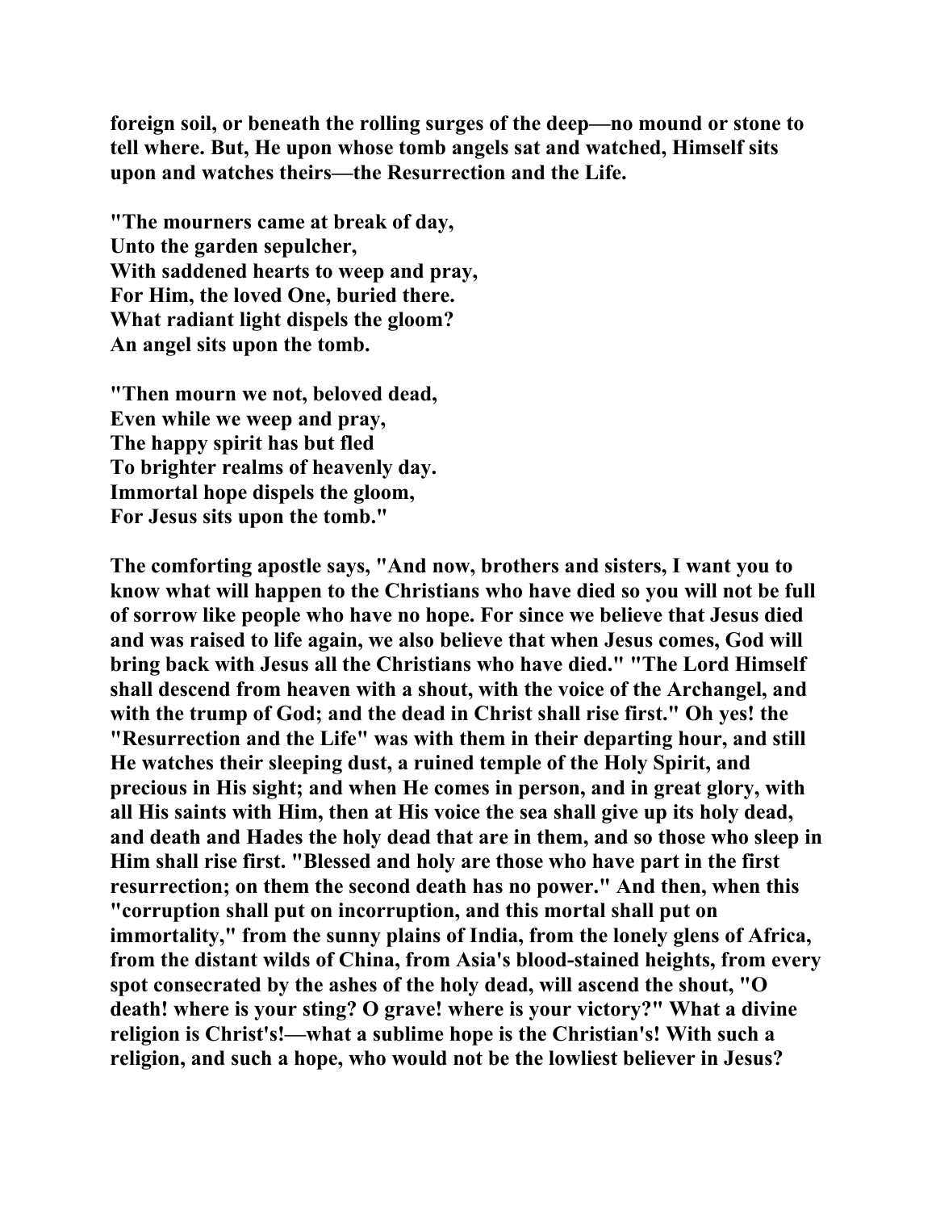**foreign soil, or beneath the rolling surges of the deep—no mound or stone to tell where. But, He upon whose tomb angels sat and watched, Himself sits upon and watches theirs—the Resurrection and the Life.**

**"The mourners came at break of day,**
**Unto the garden sepulcher,**
**With saddened hearts to weep and pray,**
**For Him, the loved One, buried there.**
**What radiant light dispels the gloom?**
**An angel sits upon the tomb.**

**"Then mourn we not, beloved dead,**
**Even while we weep and pray,**
**The happy spirit has but fled**
**To brighter realms of heavenly day.**
**Immortal hope dispels the gloom,**
**For Jesus sits upon the tomb."**

**The comforting apostle says, "And now, brothers and sisters, I want you to know what will happen to the Christians who have died so you will not be full of sorrow like people who have no hope. For since we believe that Jesus died and was raised to life again, we also believe that when Jesus comes, God will bring back with Jesus all the Christians who have died." "The Lord Himself shall descend from heaven with a shout, with the voice of the Archangel, and with the trump of God; and the dead in Christ shall rise first." Oh yes! the "Resurrection and the Life" was with them in their departing hour, and still He watches their sleeping dust, a ruined temple of the Holy Spirit, and precious in His sight; and when He comes in person, and in great glory, with all His saints with Him, then at His voice the sea shall give up its holy dead, and death and Hades the holy dead that are in them, and so those who sleep in Him shall rise first. "Blessed and holy are those who have part in the first resurrection; on them the second death has no power." And then, when this "corruption shall put on incorruption, and this mortal shall put on immortality," from the sunny plains of India, from the lonely glens of Africa, from the distant wilds of China, from Asia's blood-stained heights, from every spot consecrated by the ashes of the holy dead, will ascend the shout, "O death! where is your sting? O grave! where is your victory?" What a divine religion is Christ's!—what a sublime hope is the Christian's! With such a religion, and such a hope, who would not be the lowliest believer in Jesus?**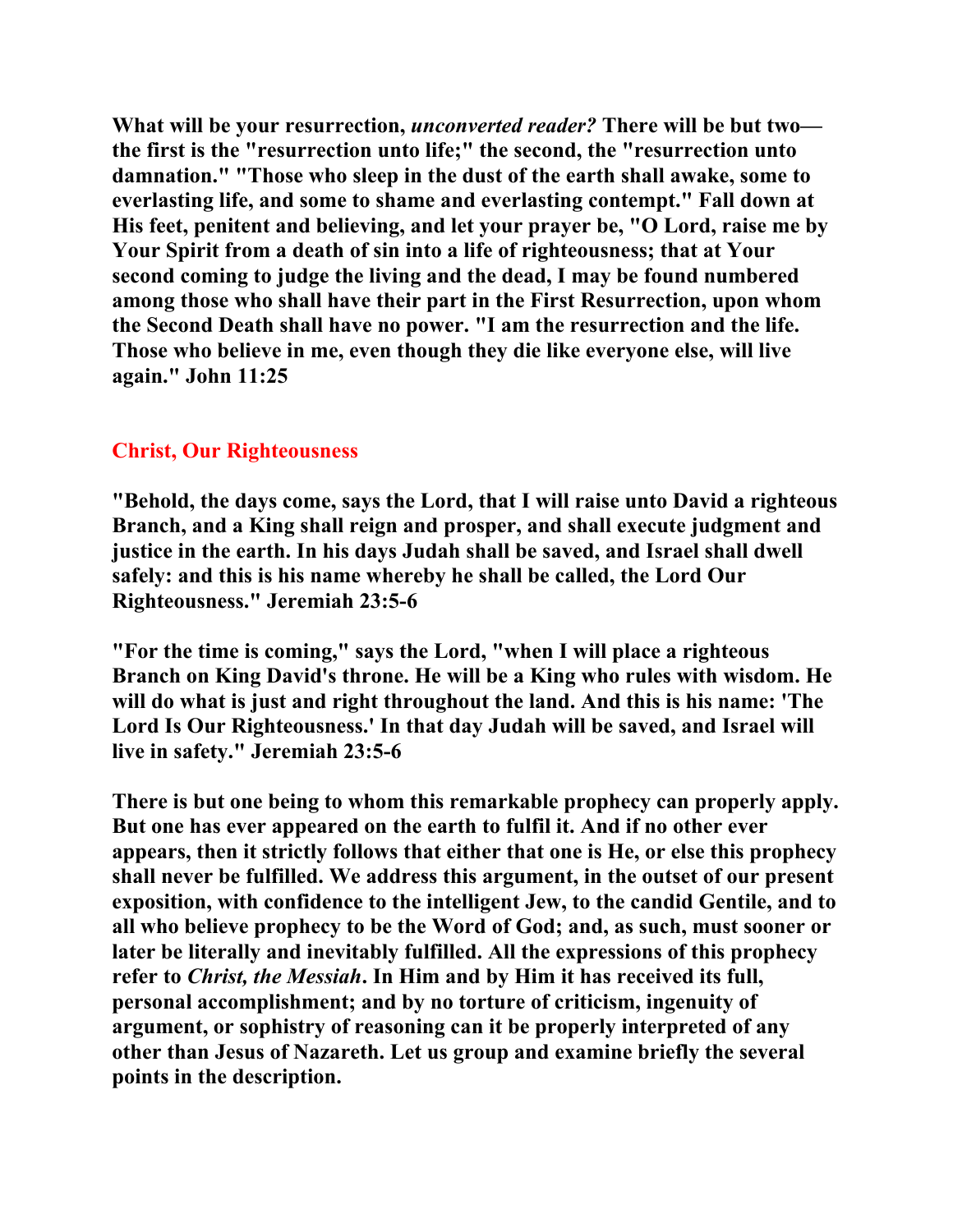**What will be your resurrection, *unconverted reader?* There will be but two—the first is the "resurrection unto life;" the second, the "resurrection unto damnation." "Those who sleep in the dust of the earth shall awake, some to everlasting life, and some to shame and everlasting contempt." Fall down at His feet, penitent and believing, and let your prayer be, "O Lord, raise me by Your Spirit from a death of sin into a life of righteousness; that at Your second coming to judge the living and the dead, I may be found numbered among those who shall have their part in the First Resurrection, upon whom the Second Death shall have no power. "I am the resurrection and the life. Those who believe in me, even though they die like everyone else, will live again." John 11:25**

## Christ, Our Righteousness

**"Behold, the days come, says the Lord, that I will raise unto David a righteous Branch, and a King shall reign and prosper, and shall execute judgment and justice in the earth. In his days Judah shall be saved, and Israel shall dwell safely: and this is his name whereby he shall be called, the Lord Our Righteousness." Jeremiah 23:5-6**

**"For the time is coming," says the Lord, "when I will place a righteous Branch on King David's throne. He will be a King who rules with wisdom. He will do what is just and right throughout the land. And this is his name: 'The Lord Is Our Righteousness.' In that day Judah will be saved, and Israel will live in safety." Jeremiah 23:5-6**

**There is but one being to whom this remarkable prophecy can properly apply. But one has ever appeared on the earth to fulfil it. And if no other ever appears, then it strictly follows that either that one is He, or else this prophecy shall never be fulfilled. We address this argument, in the outset of our present exposition, with confidence to the intelligent Jew, to the candid Gentile, and to all who believe prophecy to be the Word of God; and, as such, must sooner or later be literally and inevitably fulfilled. All the expressions of this prophecy refer to *Christ, the Messiah*. In Him and by Him it has received its full, personal accomplishment; and by no torture of criticism, ingenuity of argument, or sophistry of reasoning can it be properly interpreted of any other than Jesus of Nazareth. Let us group and examine briefly the several points in the description.**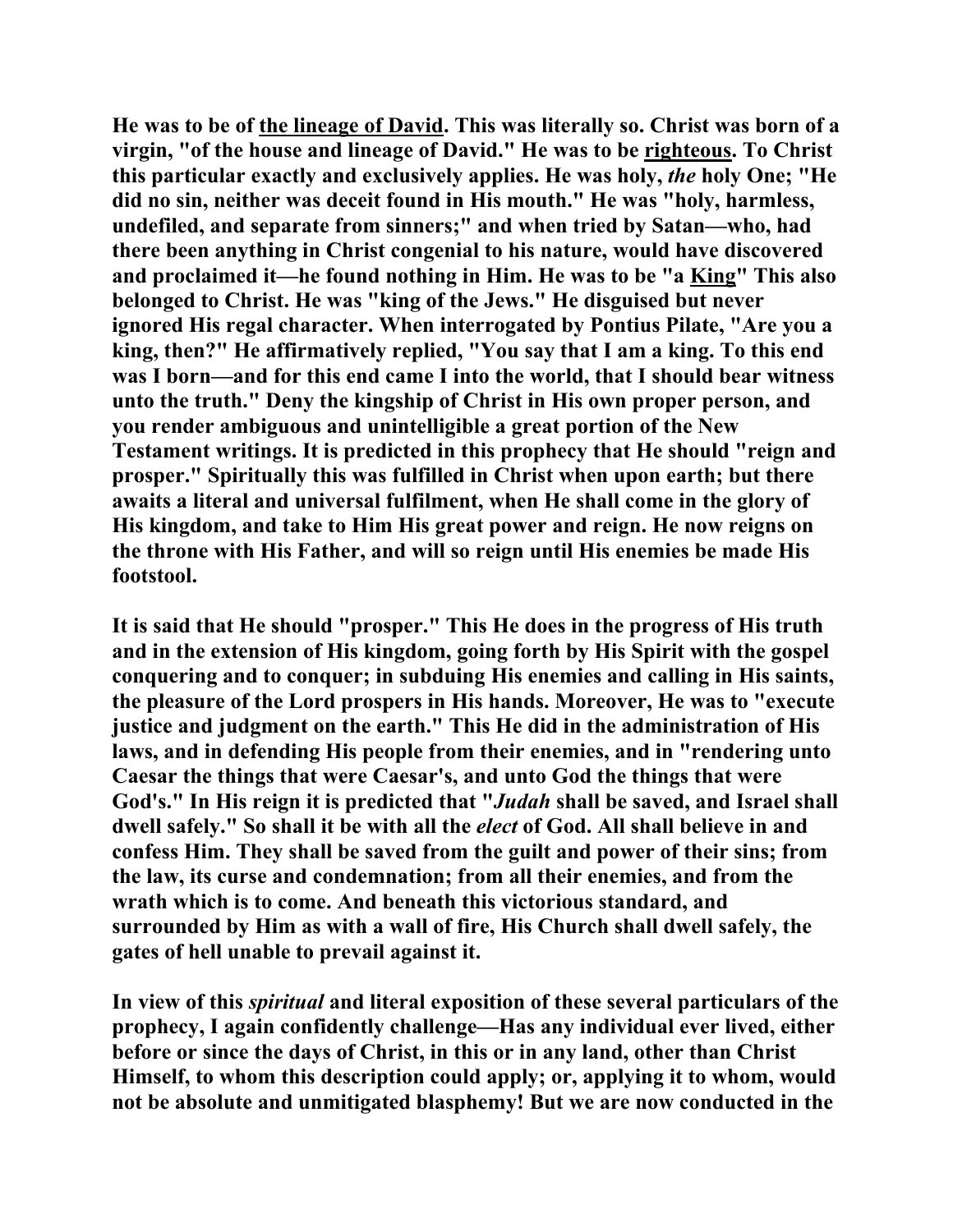**He was to be of <u>the lineage of David</u>. This was literally so. Christ was born of a virgin, "of the house and lineage of David." He was to be <u>righteous</u>. To Christ this particular exactly and exclusively applies. He was holy, *the* holy One; "He did no sin, neither was deceit found in His mouth." He was "holy, harmless, undefiled, and separate from sinners;" and when tried by Satan—who, had there been anything in Christ congenial to his nature, would have discovered and proclaimed it—he found nothing in Him. He was to be "a <u>King</u>" This also belonged to Christ. He was "king of the Jews." He disguised but never ignored His regal character. When interrogated by Pontius Pilate, "Are you a king, then?" He affirmatively replied, "You say that I am a king. To this end was I born—and for this end came I into the world, that I should bear witness unto the truth." Deny the kingship of Christ in His own proper person, and you render ambiguous and unintelligible a great portion of the New Testament writings. It is predicted in this prophecy that He should "reign and prosper." Spiritually this was fulfilled in Christ when upon earth; but there awaits a literal and universal fulfilment, when He shall come in the glory of His kingdom, and take to Him His great power and reign. He now reigns on the throne with His Father, and will so reign until His enemies be made His footstool.**

**It is said that He should "prosper." This He does in the progress of His truth and in the extension of His kingdom, going forth by His Spirit with the gospel conquering and to conquer; in subduing His enemies and calling in His saints, the pleasure of the Lord prospers in His hands. Moreover, He was to "execute justice and judgment on the earth." This He did in the administration of His laws, and in defending His people from their enemies, and in "rendering unto Caesar the things that were Caesar's, and unto God the things that were God's." In His reign it is predicted that "*Judah* shall be saved, and Israel shall dwell safely." So shall it be with all the *elect* of God. All shall believe in and confess Him. They shall be saved from the guilt and power of their sins; from the law, its curse and condemnation; from all their enemies, and from the wrath which is to come. And beneath this victorious standard, and surrounded by Him as with a wall of fire, His Church shall dwell safely, the gates of hell unable to prevail against it.**

**In view of this *spiritual* and literal exposition of these several particulars of the prophecy, I again confidently challenge—Has any individual ever lived, either before or since the days of Christ, in this or in any land, other than Christ Himself, to whom this description could apply; or, applying it to whom, would not be absolute and unmitigated blasphemy! But we are now conducted in the**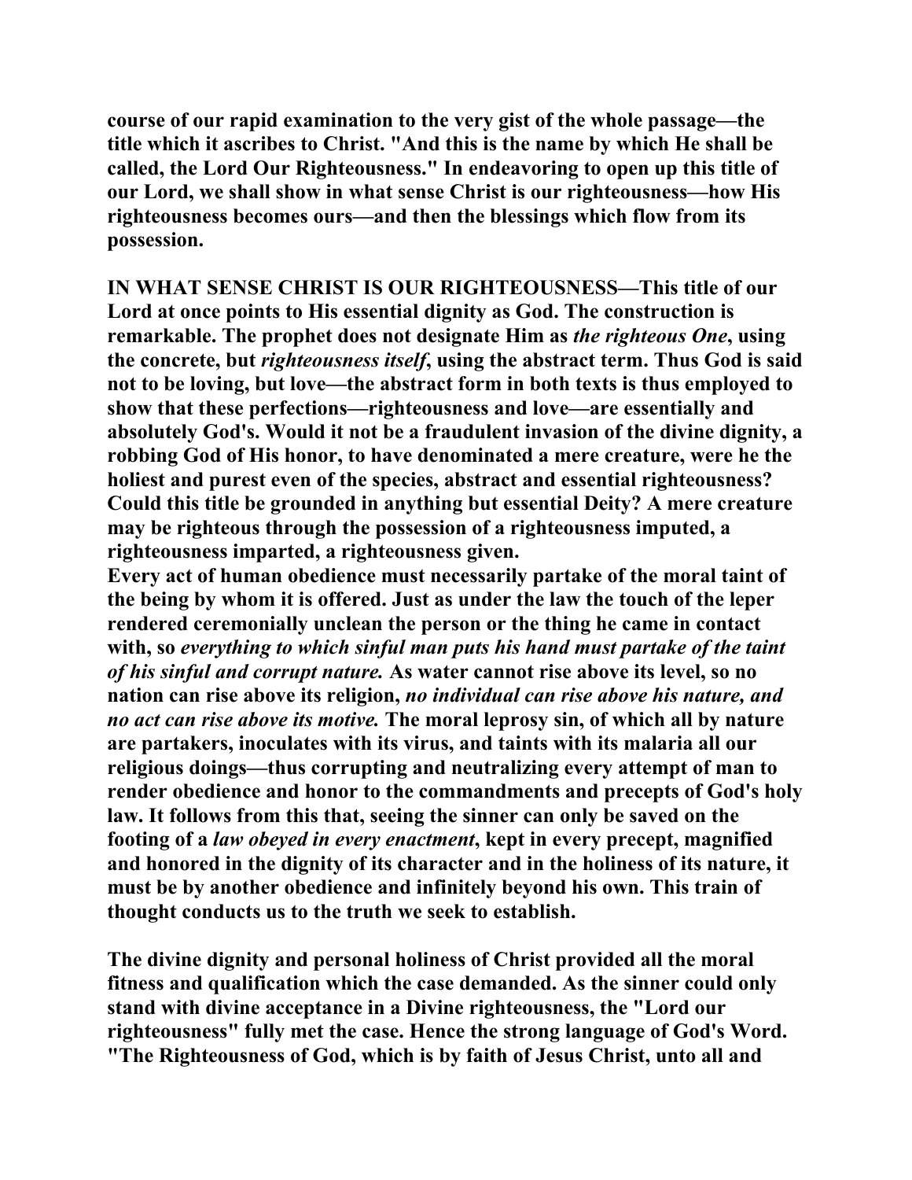**course of our rapid examination to the very gist of the whole passage—the title which it ascribes to Christ. "And this is the name by which He shall be called, the Lord Our Righteousness." In endeavoring to open up this title of our Lord, we shall show in what sense Christ is our righteousness—how His righteousness becomes ours—and then the blessings which flow from its possession.**

**IN WHAT SENSE CHRIST IS OUR RIGHTEOUSNESS—This title of our Lord at once points to His essential dignity as God. The construction is remarkable. The prophet does not designate Him as *the righteous One*, using the concrete, but *righteousness itself*, using the abstract term. Thus God is said not to be loving, but love—the abstract form in both texts is thus employed to show that these perfections—righteousness and love—are essentially and absolutely God's. Would it not be a fraudulent invasion of the divine dignity, a robbing God of His honor, to have denominated a mere creature, were he the holiest and purest even of the species, abstract and essential righteousness? Could this title be grounded in anything but essential Deity? A mere creature may be righteous through the possession of a righteousness imputed, a righteousness imparted, a righteousness given.**

**Every act of human obedience must necessarily partake of the moral taint of the being by whom it is offered. Just as under the law the touch of the leper rendered ceremonially unclean the person or the thing he came in contact with, so *everything to which sinful man puts his hand must partake of the taint of his sinful and corrupt nature.* As water cannot rise above its level, so no nation can rise above its religion, *no individual can rise above his nature, and no act can rise above its motive.* The moral leprosy sin, of which all by nature are partakers, inoculates with its virus, and taints with its malaria all our religious doings—thus corrupting and neutralizing every attempt of man to render obedience and honor to the commandments and precepts of God's holy law. It follows from this that, seeing the sinner can only be saved on the footing of a *law obeyed in every enactment*, kept in every precept, magnified and honored in the dignity of its character and in the holiness of its nature, it must be by another obedience and infinitely beyond his own. This train of thought conducts us to the truth we seek to establish.**

**The divine dignity and personal holiness of Christ provided all the moral fitness and qualification which the case demanded. As the sinner could only stand with divine acceptance in a Divine righteousness, the "Lord our righteousness" fully met the case. Hence the strong language of God's Word. "The Righteousness of God, which is by faith of Jesus Christ, unto all and**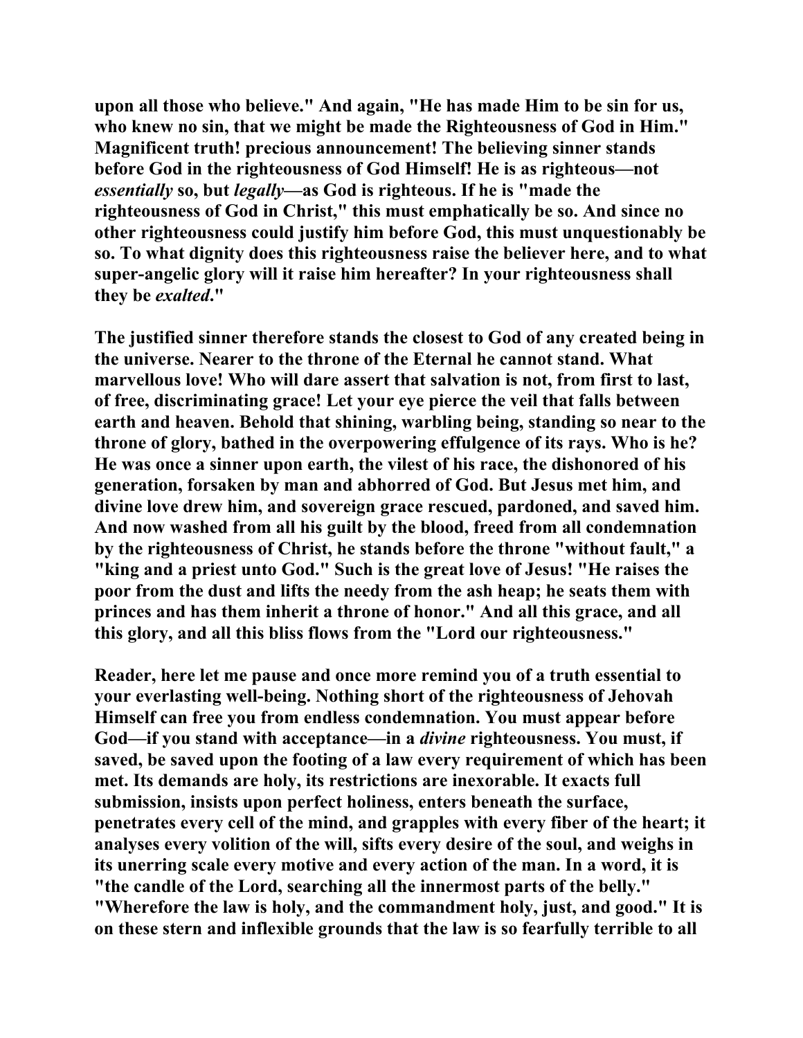**upon all those who believe." And again, "He has made Him to be sin for us, who knew no sin, that we might be made the Righteousness of God in Him." Magnificent truth! precious announcement! The believing sinner stands before God in the righteousness of God Himself! He is as righteous—not *essentially* so, but *legally*—as God is righteous. If he is "made the righteousness of God in Christ," this must emphatically be so. And since no other righteousness could justify him before God, this must unquestionably be so. To what dignity does this righteousness raise the believer here, and to what super-angelic glory will it raise him hereafter? In your righteousness shall they be *exalted*."**

**The justified sinner therefore stands the closest to God of any created being in the universe. Nearer to the throne of the Eternal he cannot stand. What marvellous love! Who will dare assert that salvation is not, from first to last, of free, discriminating grace! Let your eye pierce the veil that falls between earth and heaven. Behold that shining, warbling being, standing so near to the throne of glory, bathed in the overpowering effulgence of its rays. Who is he? He was once a sinner upon earth, the vilest of his race, the dishonored of his generation, forsaken by man and abhorred of God. But Jesus met him, and divine love drew him, and sovereign grace rescued, pardoned, and saved him. And now washed from all his guilt by the blood, freed from all condemnation by the righteousness of Christ, he stands before the throne "without fault," a "king and a priest unto God." Such is the great love of Jesus! "He raises the poor from the dust and lifts the needy from the ash heap; he seats them with princes and has them inherit a throne of honor." And all this grace, and all this glory, and all this bliss flows from the "Lord our righteousness."**

**Reader, here let me pause and once more remind you of a truth essential to your everlasting well-being. Nothing short of the righteousness of Jehovah Himself can free you from endless condemnation. You must appear before God—if you stand with acceptance—in a *divine* righteousness. You must, if saved, be saved upon the footing of a law every requirement of which has been met. Its demands are holy, its restrictions are inexorable. It exacts full submission, insists upon perfect holiness, enters beneath the surface, penetrates every cell of the mind, and grapples with every fiber of the heart; it analyses every volition of the will, sifts every desire of the soul, and weighs in its unerring scale every motive and every action of the man. In a word, it is "the candle of the Lord, searching all the innermost parts of the belly." "Wherefore the law is holy, and the commandment holy, just, and good." It is on these stern and inflexible grounds that the law is so fearfully terrible to all**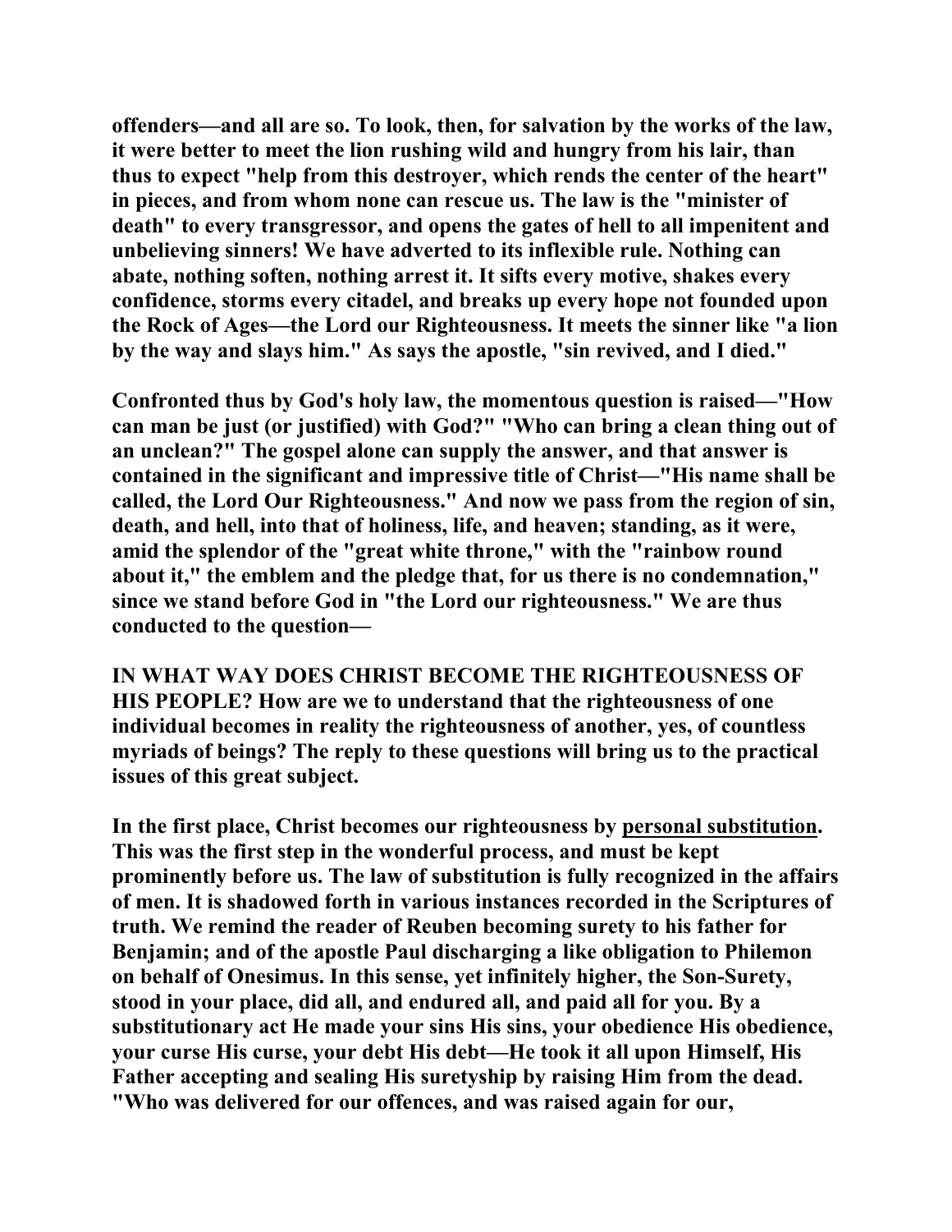**offenders—and all are so. To look, then, for salvation by the works of the law, it were better to meet the lion rushing wild and hungry from his lair, than thus to expect "help from this destroyer, which rends the center of the heart" in pieces, and from whom none can rescue us. The law is the "minister of death" to every transgressor, and opens the gates of hell to all impenitent and unbelieving sinners! We have adverted to its inflexible rule. Nothing can abate, nothing soften, nothing arrest it. It sifts every motive, shakes every confidence, storms every citadel, and breaks up every hope not founded upon the Rock of Ages—the Lord our Righteousness. It meets the sinner like "a lion by the way and slays him." As says the apostle, "sin revived, and I died."**

**Confronted thus by God's holy law, the momentous question is raised—"How can man be just (or justified) with God?" "Who can bring a clean thing out of an unclean?" The gospel alone can supply the answer, and that answer is contained in the significant and impressive title of Christ—"His name shall be called, the Lord Our Righteousness." And now we pass from the region of sin, death, and hell, into that of holiness, life, and heaven; standing, as it were, amid the splendor of the "great white throne," with the "rainbow round about it," the emblem and the pledge that, for us there is no condemnation," since we stand before God in "the Lord our righteousness." We are thus conducted to the question—**

**IN WHAT WAY DOES CHRIST BECOME THE RIGHTEOUSNESS OF HIS PEOPLE? How are we to understand that the righteousness of one individual becomes in reality the righteousness of another, yes, of countless myriads of beings? The reply to these questions will bring us to the practical issues of this great subject.**

**In the first place, Christ becomes our righteousness by <u>personal substitution</u>. This was the first step in the wonderful process, and must be kept prominently before us. The law of substitution is fully recognized in the affairs of men. It is shadowed forth in various instances recorded in the Scriptures of truth. We remind the reader of Reuben becoming surety to his father for Benjamin; and of the apostle Paul discharging a like obligation to Philemon on behalf of Onesimus. In this sense, yet infinitely higher, the Son-Surety, stood in your place, did all, and endured all, and paid all for you. By a substitutionary act He made your sins His sins, your obedience His obedience, your curse His curse, your debt His debt—He took it all upon Himself, His Father accepting and sealing His suretyship by raising Him from the dead. "Who was delivered for our offences, and was raised again for our,**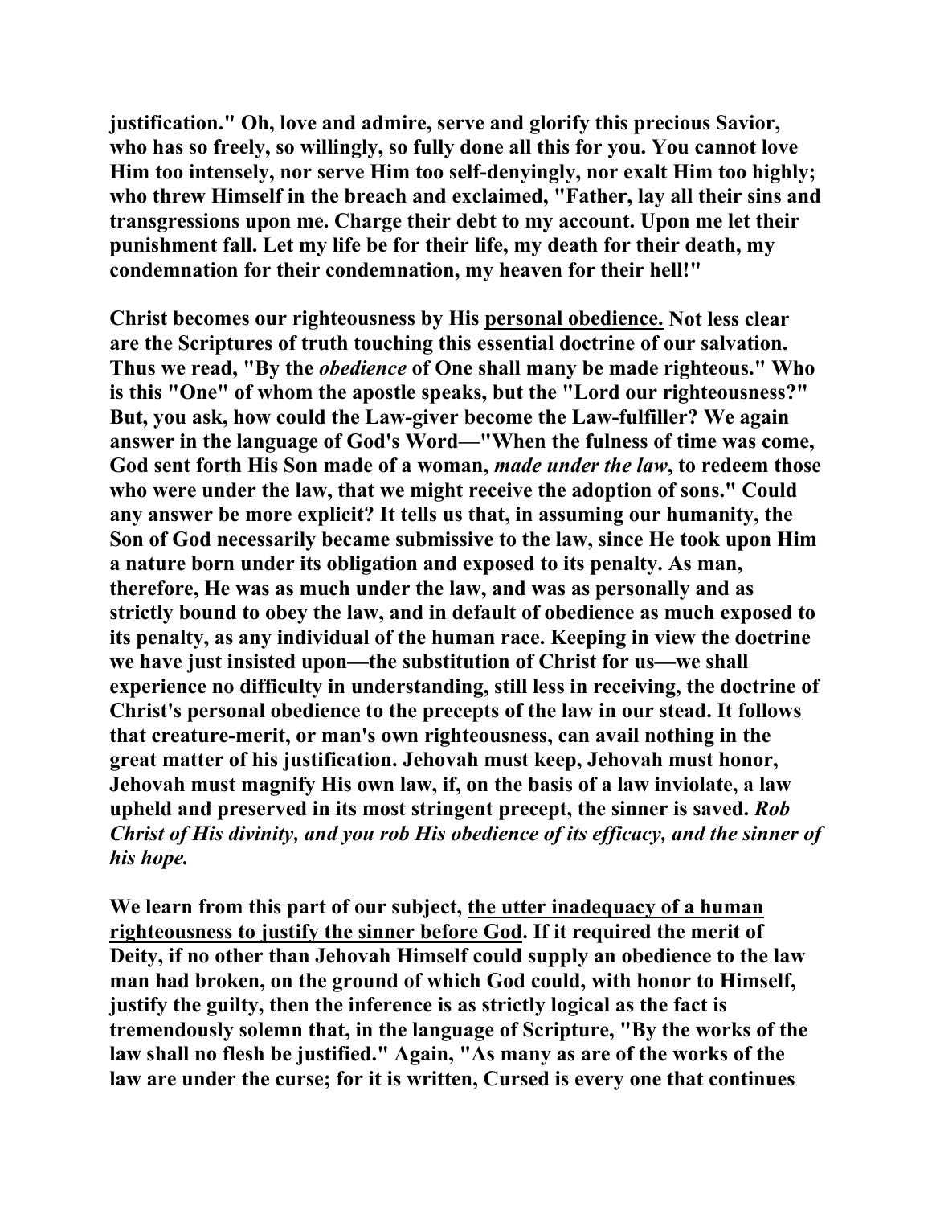**justification." Oh, love and admire, serve and glorify this precious Savior, who has so freely, so willingly, so fully done all this for you. You cannot love Him too intensely, nor serve Him too self-denyingly, nor exalt Him too highly; who threw Himself in the breach and exclaimed, "Father, lay all their sins and transgressions upon me. Charge their debt to my account. Upon me let their punishment fall. Let my life be for their life, my death for their death, my condemnation for their condemnation, my heaven for their hell!"**

**Christ becomes our righteousness by His <u>personal obedience.</u> Not less clear are the Scriptures of truth touching this essential doctrine of our salvation. Thus we read, "By the *obedience* of One shall many be made righteous." Who is this "One" of whom the apostle speaks, but the "Lord our righteousness?" But, you ask, how could the Law-giver become the Law-fulfiller? We again answer in the language of God's Word—"When the fulness of time was come, God sent forth His Son made of a woman, *made under the law*, to redeem those who were under the law, that we might receive the adoption of sons." Could any answer be more explicit? It tells us that, in assuming our humanity, the Son of God necessarily became submissive to the law, since He took upon Him a nature born under its obligation and exposed to its penalty. As man, therefore, He was as much under the law, and was as personally and as strictly bound to obey the law, and in default of obedience as much exposed to its penalty, as any individual of the human race. Keeping in view the doctrine we have just insisted upon—the substitution of Christ for us—we shall experience no difficulty in understanding, still less in receiving, the doctrine of Christ's personal obedience to the precepts of the law in our stead. It follows that creature-merit, or man's own righteousness, can avail nothing in the great matter of his justification. Jehovah must keep, Jehovah must honor, Jehovah must magnify His own law, if, on the basis of a law inviolate, a law upheld and preserved in its most stringent precept, the sinner is saved. *Rob Christ of His divinity, and you rob His obedience of its efficacy, and the sinner of his hope.***

**We learn from this part of our subject, <u>the utter inadequacy of a human righteousness to justify the sinner before God</u>. If it required the merit of Deity, if no other than Jehovah Himself could supply an obedience to the law man had broken, on the ground of which God could, with honor to Himself, justify the guilty, then the inference is as strictly logical as the fact is tremendously solemn that, in the language of Scripture, "By the works of the law shall no flesh be justified." Again, "As many as are of the works of the law are under the curse; for it is written, Cursed is every one that continues**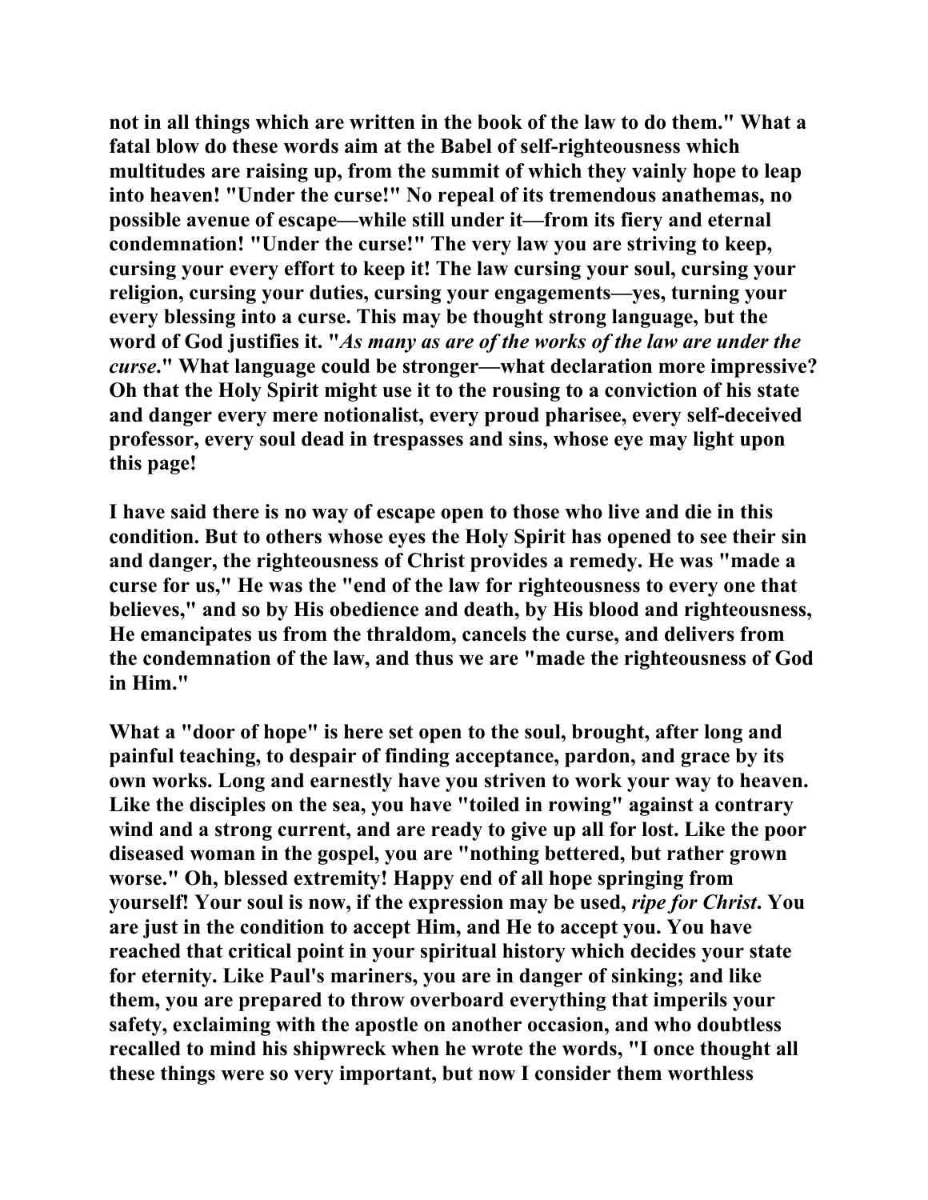**not in all things which are written in the book of the law to do them." What a fatal blow do these words aim at the Babel of self-righteousness which multitudes are raising up, from the summit of which they vainly hope to leap into heaven! "Under the curse!" No repeal of its tremendous anathemas, no possible avenue of escape—while still under it—from its fiery and eternal condemnation! "Under the curse!" The very law you are striving to keep, cursing your every effort to keep it! The law cursing your soul, cursing your religion, cursing your duties, cursing your engagements—yes, turning your every blessing into a curse. This may be thought strong language, but the word of God justifies it. "*As many as are of the works of the law are under the curse*." What language could be stronger—what declaration more impressive? Oh that the Holy Spirit might use it to the rousing to a conviction of his state and danger every mere notionalist, every proud pharisee, every self-deceived professor, every soul dead in trespasses and sins, whose eye may light upon this page!**

**I have said there is no way of escape open to those who live and die in this condition. But to others whose eyes the Holy Spirit has opened to see their sin and danger, the righteousness of Christ provides a remedy. He was "made a curse for us," He was the "end of the law for righteousness to every one that believes," and so by His obedience and death, by His blood and righteousness, He emancipates us from the thraldom, cancels the curse, and delivers from the condemnation of the law, and thus we are "made the righteousness of God in Him."**

**What a "door of hope" is here set open to the soul, brought, after long and painful teaching, to despair of finding acceptance, pardon, and grace by its own works. Long and earnestly have you striven to work your way to heaven. Like the disciples on the sea, you have "toiled in rowing" against a contrary wind and a strong current, and are ready to give up all for lost. Like the poor diseased woman in the gospel, you are "nothing bettered, but rather grown worse." Oh, blessed extremity! Happy end of all hope springing from yourself! Your soul is now, if the expression may be used, *ripe for Christ*. You are just in the condition to accept Him, and He to accept you. You have reached that critical point in your spiritual history which decides your state for eternity. Like Paul's mariners, you are in danger of sinking; and like them, you are prepared to throw overboard everything that imperils your safety, exclaiming with the apostle on another occasion, and who doubtless recalled to mind his shipwreck when he wrote the words, "I once thought all these things were so very important, but now I consider them worthless**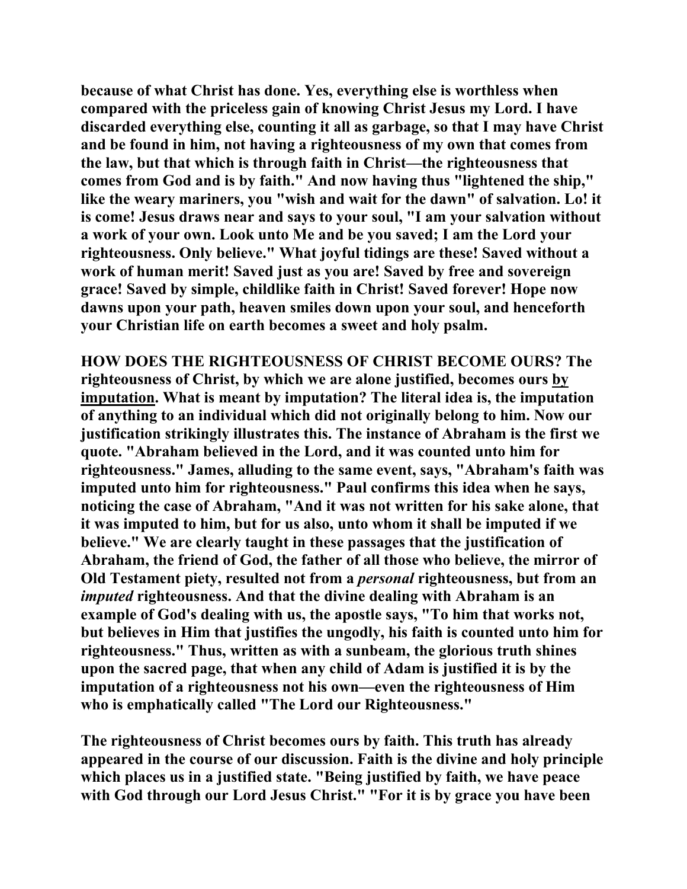**because of what Christ has done. Yes, everything else is worthless when compared with the priceless gain of knowing Christ Jesus my Lord. I have discarded everything else, counting it all as garbage, so that I may have Christ and be found in him, not having a righteousness of my own that comes from the law, but that which is through faith in Christ—the righteousness that comes from God and is by faith." And now having thus "lightened the ship," like the weary mariners, you "wish and wait for the dawn" of salvation. Lo! it is come! Jesus draws near and says to your soul, "I am your salvation without a work of your own. Look unto Me and be you saved; I am the Lord your righteousness. Only believe." What joyful tidings are these! Saved without a work of human merit! Saved just as you are! Saved by free and sovereign grace! Saved by simple, childlike faith in Christ! Saved forever! Hope now dawns upon your path, heaven smiles down upon your soul, and henceforth your Christian life on earth becomes a sweet and holy psalm.**

**HOW DOES THE RIGHTEOUSNESS OF CHRIST BECOME OURS? The righteousness of Christ, by which we are alone justified, becomes ours <u>by imputation</u>. What is meant by imputation? The literal idea is, the imputation of anything to an individual which did not originally belong to him. Now our justification strikingly illustrates this. The instance of Abraham is the first we quote. "Abraham believed in the Lord, and it was counted unto him for righteousness." James, alluding to the same event, says, "Abraham's faith was imputed unto him for righteousness." Paul confirms this idea when he says, noticing the case of Abraham, "And it was not written for his sake alone, that it was imputed to him, but for us also, unto whom it shall be imputed if we believe." We are clearly taught in these passages that the justification of Abraham, the friend of God, the father of all those who believe, the mirror of Old Testament piety, resulted not from a *personal* righteousness, but from an *imputed* righteousness. And that the divine dealing with Abraham is an example of God's dealing with us, the apostle says, "To him that works not, but believes in Him that justifies the ungodly, his faith is counted unto him for righteousness." Thus, written as with a sunbeam, the glorious truth shines upon the sacred page, that when any child of Adam is justified it is by the imputation of a righteousness not his own—even the righteousness of Him who is emphatically called "The Lord our Righteousness."**

**The righteousness of Christ becomes ours by faith. This truth has already appeared in the course of our discussion. Faith is the divine and holy principle which places us in a justified state. "Being justified by faith, we have peace with God through our Lord Jesus Christ." "For it is by grace you have been**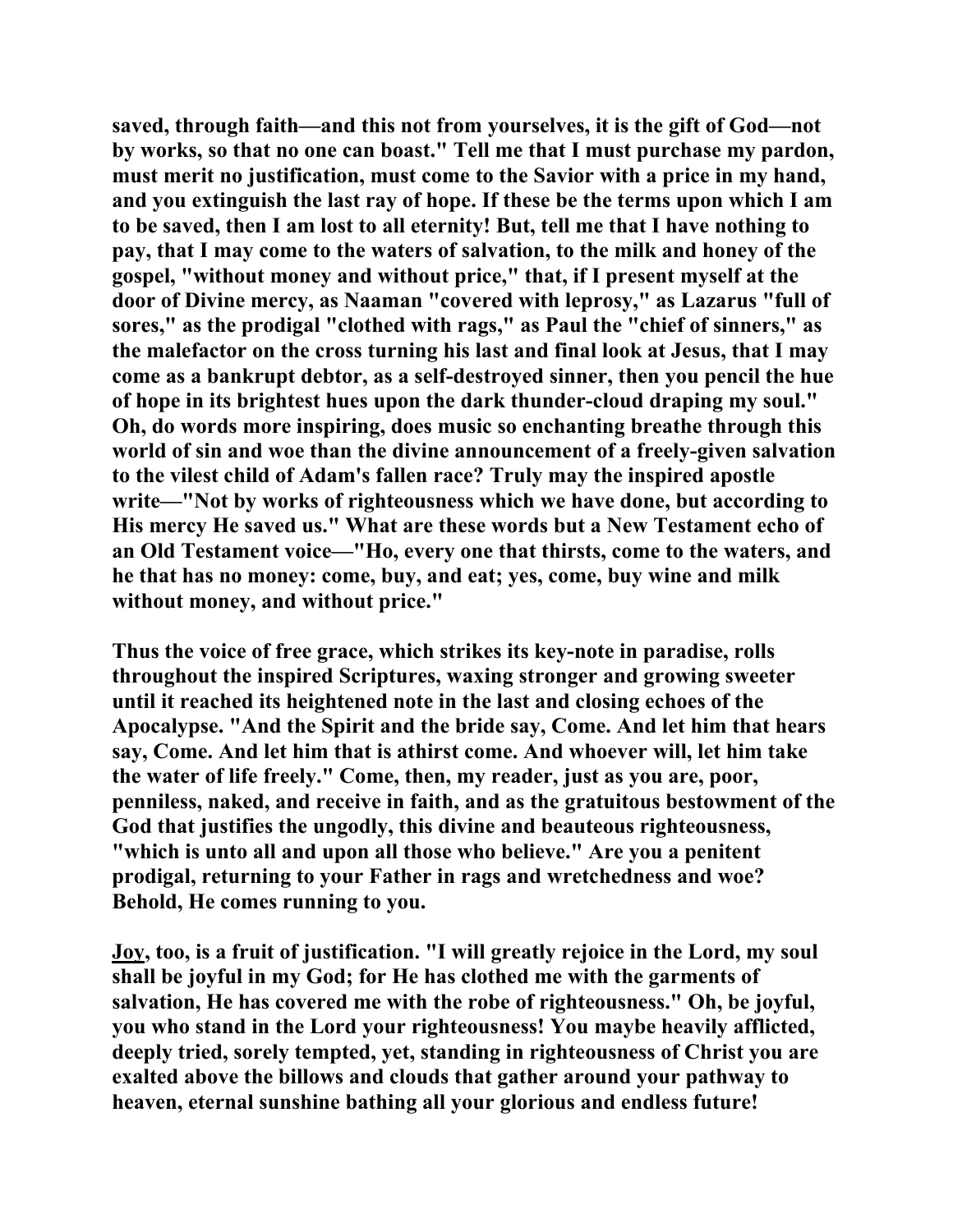**saved, through faith—and this not from yourselves, it is the gift of God—not by works, so that no one can boast." Tell me that I must purchase my pardon, must merit no justification, must come to the Savior with a price in my hand, and you extinguish the last ray of hope. If these be the terms upon which I am to be saved, then I am lost to all eternity! But, tell me that I have nothing to pay, that I may come to the waters of salvation, to the milk and honey of the gospel, "without money and without price," that, if I present myself at the door of Divine mercy, as Naaman "covered with leprosy," as Lazarus "full of sores," as the prodigal "clothed with rags," as Paul the "chief of sinners," as the malefactor on the cross turning his last and final look at Jesus, that I may come as a bankrupt debtor, as a self-destroyed sinner, then you pencil the hue of hope in its brightest hues upon the dark thunder-cloud draping my soul." Oh, do words more inspiring, does music so enchanting breathe through this world of sin and woe than the divine announcement of a freely-given salvation to the vilest child of Adam's fallen race? Truly may the inspired apostle write—"Not by works of righteousness which we have done, but according to His mercy He saved us." What are these words but a New Testament echo of an Old Testament voice—"Ho, every one that thirsts, come to the waters, and he that has no money: come, buy, and eat; yes, come, buy wine and milk without money, and without price."**

**Thus the voice of free grace, which strikes its key-note in paradise, rolls throughout the inspired Scriptures, waxing stronger and growing sweeter until it reached its heightened note in the last and closing echoes of the Apocalypse. "And the Spirit and the bride say, Come. And let him that hears say, Come. And let him that is athirst come. And whoever will, let him take the water of life freely." Come, then, my reader, just as you are, poor, penniless, naked, and receive in faith, and as the gratuitous bestowment of the God that justifies the ungodly, this divine and beauteous righteousness, "which is unto all and upon all those who believe." Are you a penitent prodigal, returning to your Father in rags and wretchedness and woe? Behold, He comes running to you.**

**<u>Joy</u>, too, is a fruit of justification. "I will greatly rejoice in the Lord, my soul shall be joyful in my God; for He has clothed me with the garments of salvation, He has covered me with the robe of righteousness." Oh, be joyful, you who stand in the Lord your righteousness! You maybe heavily afflicted, deeply tried, sorely tempted, yet, standing in righteousness of Christ you are exalted above the billows and clouds that gather around your pathway to heaven, eternal sunshine bathing all your glorious and endless future!**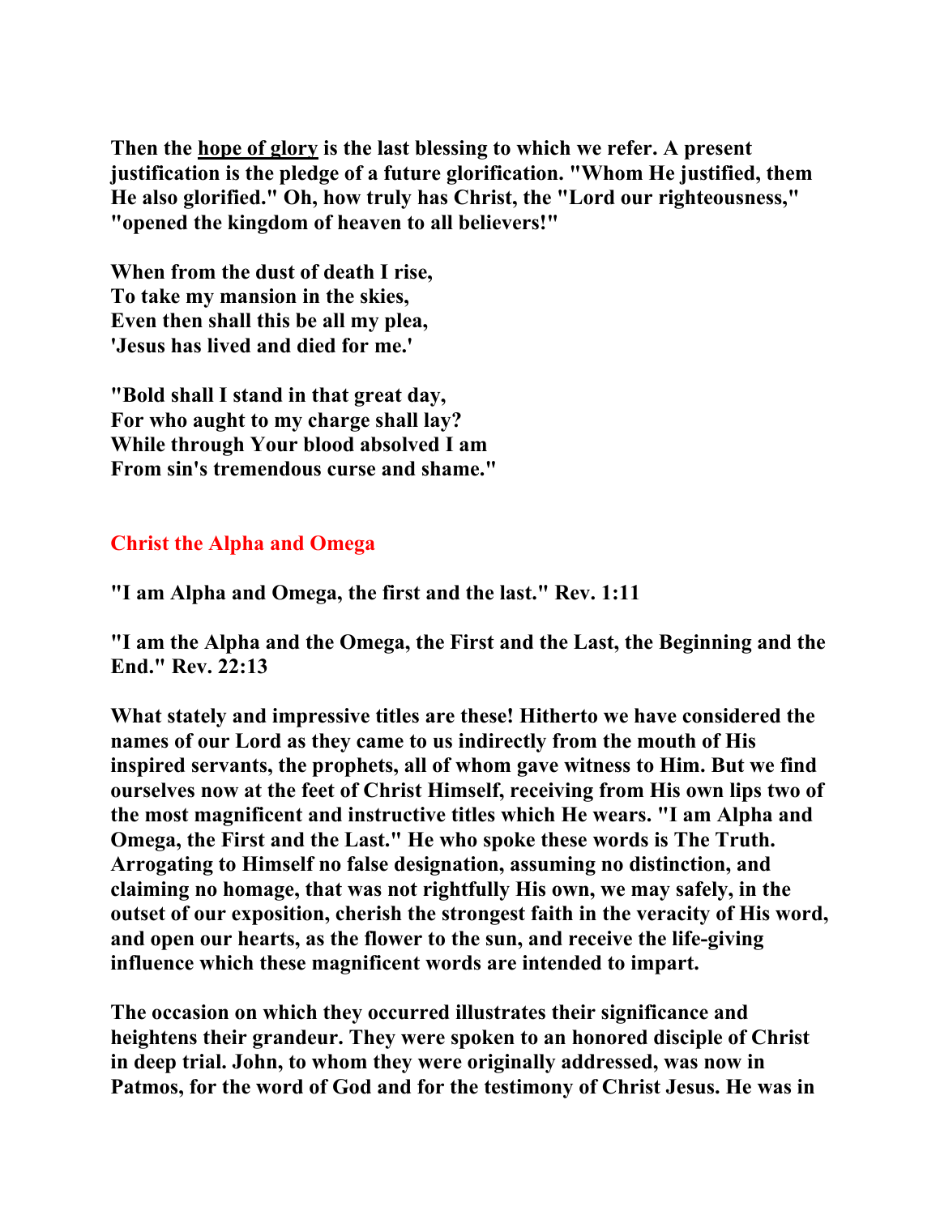**Then the <u>hope of glory</u> is the last blessing to which we refer. A present justification is the pledge of a future glorification. "Whom He justified, them He also glorified." Oh, how truly has Christ, the "Lord our righteousness," "opened the kingdom of heaven to all believers!"**

**When from the dust of death I rise,**
**To take my mansion in the skies,**
**Even then shall this be all my plea,**
**'Jesus has lived and died for me.'**

**"Bold shall I stand in that great day,**
**For who aught to my charge shall lay?**
**While through Your blood absolved I am**
**From sin's tremendous curse and shame."**

## Christ the Alpha and Omega

**"I am Alpha and Omega, the first and the last." Rev. 1:11**

**"I am the Alpha and the Omega, the First and the Last, the Beginning and the End." Rev. 22:13**

**What stately and impressive titles are these! Hitherto we have considered the names of our Lord as they came to us indirectly from the mouth of His inspired servants, the prophets, all of whom gave witness to Him. But we find ourselves now at the feet of Christ Himself, receiving from His own lips two of the most magnificent and instructive titles which He wears. "I am Alpha and Omega, the First and the Last." He who spoke these words is The Truth. Arrogating to Himself no false designation, assuming no distinction, and claiming no homage, that was not rightfully His own, we may safely, in the outset of our exposition, cherish the strongest faith in the veracity of His word, and open our hearts, as the flower to the sun, and receive the life-giving influence which these magnificent words are intended to impart.**

**The occasion on which they occurred illustrates their significance and heightens their grandeur. They were spoken to an honored disciple of Christ in deep trial. John, to whom they were originally addressed, was now in Patmos, for the word of God and for the testimony of Christ Jesus. He was in**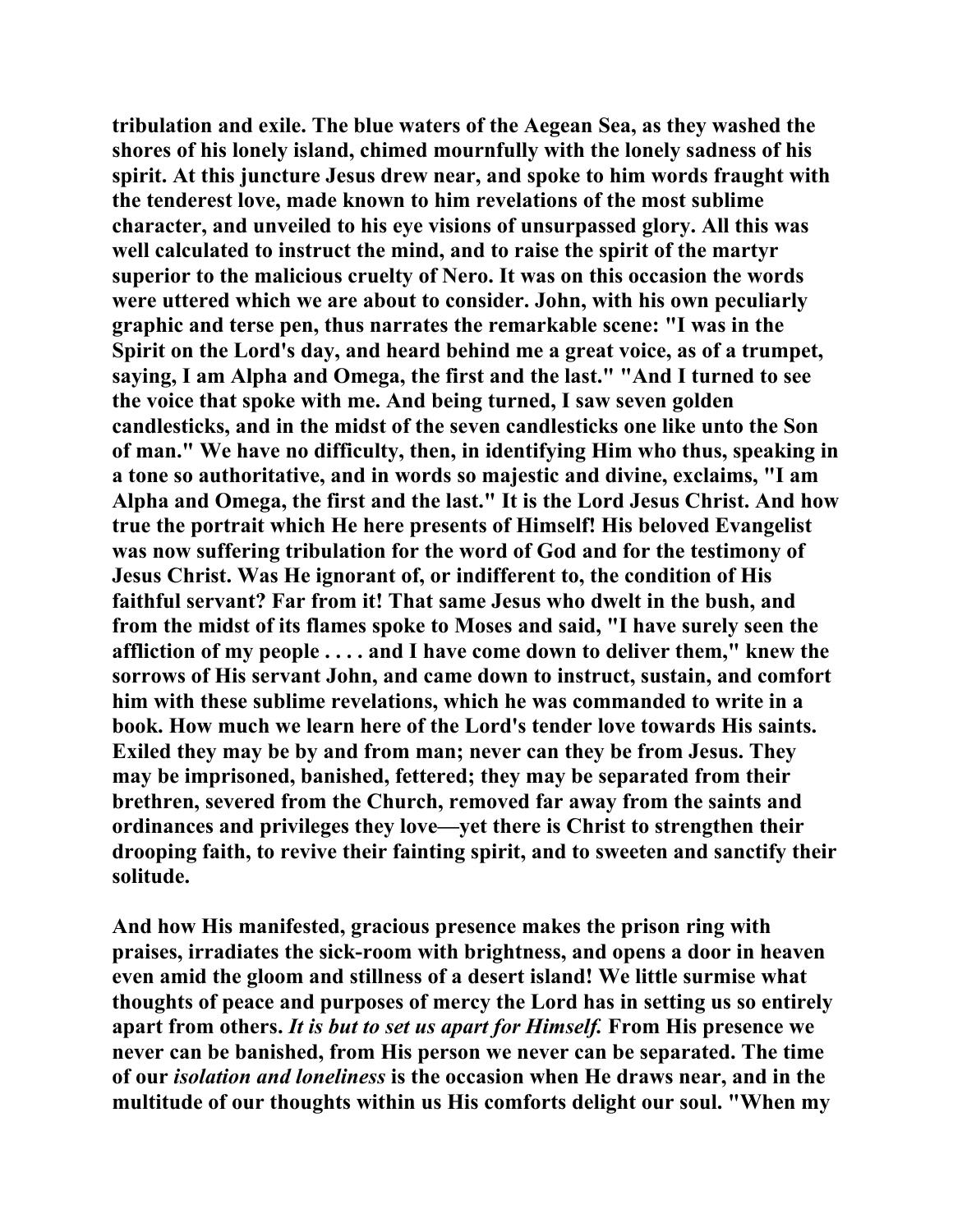**tribulation and exile. The blue waters of the Aegean Sea, as they washed the shores of his lonely island, chimed mournfully with the lonely sadness of his spirit. At this juncture Jesus drew near, and spoke to him words fraught with the tenderest love, made known to him revelations of the most sublime character, and unveiled to his eye visions of unsurpassed glory. All this was well calculated to instruct the mind, and to raise the spirit of the martyr superior to the malicious cruelty of Nero. It was on this occasion the words were uttered which we are about to consider. John, with his own peculiarly graphic and terse pen, thus narrates the remarkable scene: "I was in the Spirit on the Lord's day, and heard behind me a great voice, as of a trumpet, saying, I am Alpha and Omega, the first and the last." "And I turned to see the voice that spoke with me. And being turned, I saw seven golden candlesticks, and in the midst of the seven candlesticks one like unto the Son of man." We have no difficulty, then, in identifying Him who thus, speaking in a tone so authoritative, and in words so majestic and divine, exclaims, "I am Alpha and Omega, the first and the last." It is the Lord Jesus Christ. And how true the portrait which He here presents of Himself! His beloved Evangelist was now suffering tribulation for the word of God and for the testimony of Jesus Christ. Was He ignorant of, or indifferent to, the condition of His faithful servant? Far from it! That same Jesus who dwelt in the bush, and from the midst of its flames spoke to Moses and said, "I have surely seen the affliction of my people . . . . and I have come down to deliver them," knew the sorrows of His servant John, and came down to instruct, sustain, and comfort him with these sublime revelations, which he was commanded to write in a book. How much we learn here of the Lord's tender love towards His saints. Exiled they may be by and from man; never can they be from Jesus. They may be imprisoned, banished, fettered; they may be separated from their brethren, severed from the Church, removed far away from the saints and ordinances and privileges they love—yet there is Christ to strengthen their drooping faith, to revive their fainting spirit, and to sweeten and sanctify their solitude.**

**And how His manifested, gracious presence makes the prison ring with praises, irradiates the sick-room with brightness, and opens a door in heaven even amid the gloom and stillness of a desert island! We little surmise what thoughts of peace and purposes of mercy the Lord has in setting us so entirely apart from others. *It is but to set us apart for Himself.* From His presence we never can be banished, from His person we never can be separated. The time of our *isolation and loneliness* is the occasion when He draws near, and in the multitude of our thoughts within us His comforts delight our soul. "When my**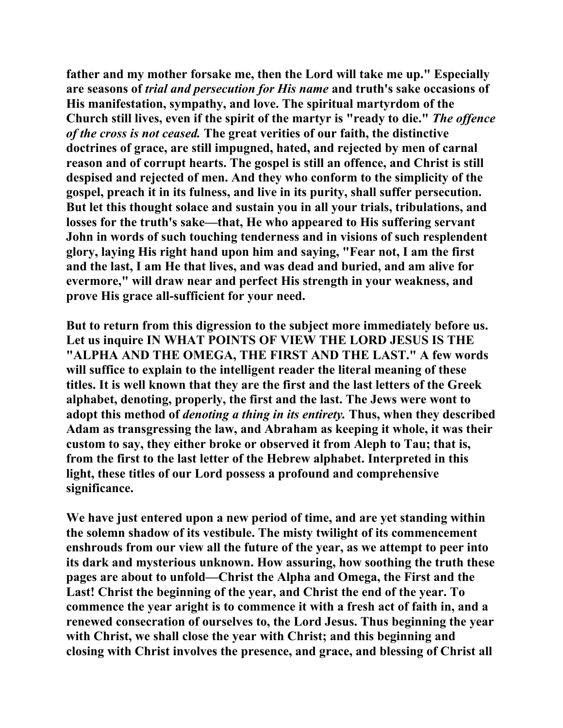father and my mother forsake me, then the Lord will take me up." Especially are seasons of *trial and persecution for His name* and truth's sake occasions of His manifestation, sympathy, and love. The spiritual martyrdom of the Church still lives, even if the spirit of the martyr is "ready to die." *The offence of the cross is not ceased.* The great verities of our faith, the distinctive doctrines of grace, are still impugned, hated, and rejected by men of carnal reason and of corrupt hearts. The gospel is still an offence, and Christ is still despised and rejected of men. And they who conform to the simplicity of the gospel, preach it in its fulness, and live in its purity, shall suffer persecution. But let this thought solace and sustain you in all your trials, tribulations, and losses for the truth's sake—that, He who appeared to His suffering servant John in words of such touching tenderness and in visions of such resplendent glory, laying His right hand upon him and saying, "Fear not, I am the first and the last, I am He that lives, and was dead and buried, and am alive for evermore," will draw near and perfect His strength in your weakness, and prove His grace all-sufficient for your need.

But to return from this digression to the subject more immediately before us. Let us inquire IN WHAT POINTS OF VIEW THE LORD JESUS IS THE "ALPHA AND THE OMEGA, THE FIRST AND THE LAST." A few words will suffice to explain to the intelligent reader the literal meaning of these titles. It is well known that they are the first and the last letters of the Greek alphabet, denoting, properly, the first and the last. The Jews were wont to adopt this method of *denoting a thing in its entirety.* Thus, when they described Adam as transgressing the law, and Abraham as keeping it whole, it was their custom to say, they either broke or observed it from Aleph to Tau; that is, from the first to the last letter of the Hebrew alphabet. Interpreted in this light, these titles of our Lord possess a profound and comprehensive significance.

We have just entered upon a new period of time, and are yet standing within the solemn shadow of its vestibule. The misty twilight of its commencement enshrouds from our view all the future of the year, as we attempt to peer into its dark and mysterious unknown. How assuring, how soothing the truth these pages are about to unfold—Christ the Alpha and Omega, the First and the Last! Christ the beginning of the year, and Christ the end of the year. To commence the year aright is to commence it with a fresh act of faith in, and a renewed consecration of ourselves to, the Lord Jesus. Thus beginning the year with Christ, we shall close the year with Christ; and this beginning and closing with Christ involves the presence, and grace, and blessing of Christ all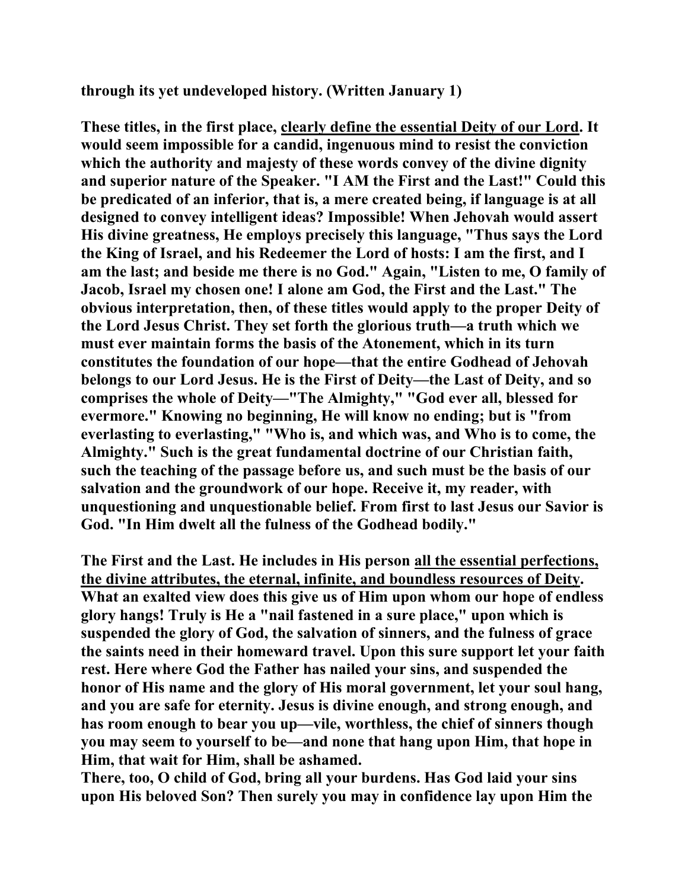**through its yet undeveloped history. (Written January 1)**

**These titles, in the first place, <u>clearly define the essential Deity of our Lord</u>. It would seem impossible for a candid, ingenuous mind to resist the conviction which the authority and majesty of these words convey of the divine dignity and superior nature of the Speaker. "I AM the First and the Last!" Could this be predicated of an inferior, that is, a mere created being, if language is at all designed to convey intelligent ideas? Impossible! When Jehovah would assert His divine greatness, He employs precisely this language, "Thus says the Lord the King of Israel, and his Redeemer the Lord of hosts: I am the first, and I am the last; and beside me there is no God." Again, "Listen to me, O family of Jacob, Israel my chosen one! I alone am God, the First and the Last." The obvious interpretation, then, of these titles would apply to the proper Deity of the Lord Jesus Christ. They set forth the glorious truth—a truth which we must ever maintain forms the basis of the Atonement, which in its turn constitutes the foundation of our hope—that the entire Godhead of Jehovah belongs to our Lord Jesus. He is the First of Deity—the Last of Deity, and so comprises the whole of Deity—"The Almighty," "God ever all, blessed for evermore." Knowing no beginning, He will know no ending; but is "from everlasting to everlasting," "Who is, and which was, and Who is to come, the Almighty." Such is the great fundamental doctrine of our Christian faith, such the teaching of the passage before us, and such must be the basis of our salvation and the groundwork of our hope. Receive it, my reader, with unquestioning and unquestionable belief. From first to last Jesus our Savior is God. "In Him dwelt all the fulness of the Godhead bodily."**

**The First and the Last. He includes in His person <u>all the essential perfections, the divine attributes, the eternal, infinite, and boundless resources of Deity</u>. What an exalted view does this give us of Him upon whom our hope of endless glory hangs! Truly is He a "nail fastened in a sure place," upon which is suspended the glory of God, the salvation of sinners, and the fulness of grace the saints need in their homeward travel. Upon this sure support let your faith rest. Here where God the Father has nailed your sins, and suspended the honor of His name and the glory of His moral government, let your soul hang, and you are safe for eternity. Jesus is divine enough, and strong enough, and has room enough to bear you up—vile, worthless, the chief of sinners though you may seem to yourself to be—and none that hang upon Him, that hope in Him, that wait for Him, shall be ashamed.**

**There, too, O child of God, bring all your burdens. Has God laid your sins upon His beloved Son? Then surely you may in confidence lay upon Him the**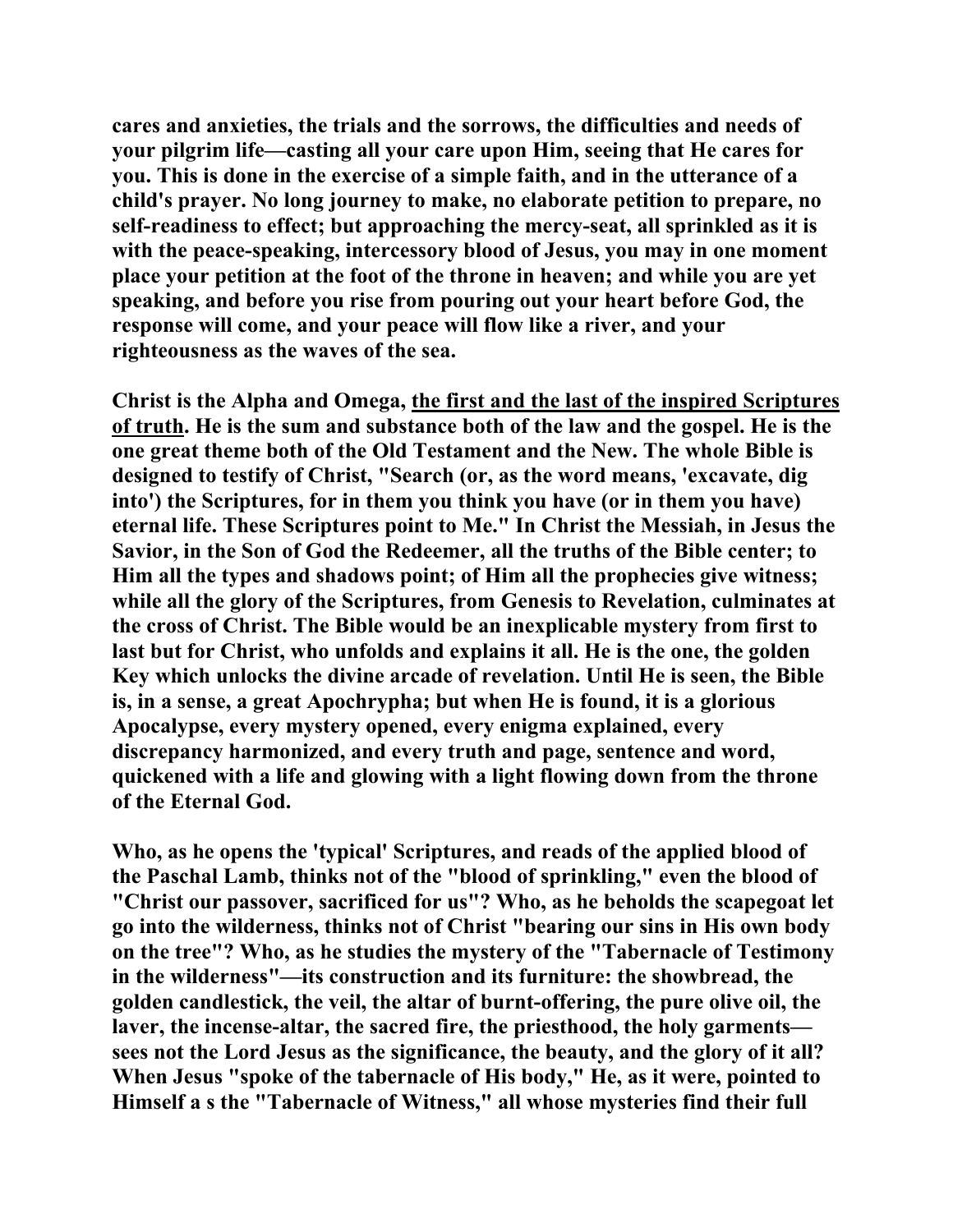**cares and anxieties, the trials and the sorrows, the difficulties and needs of your pilgrim life—casting all your care upon Him, seeing that He cares for you. This is done in the exercise of a simple faith, and in the utterance of a child's prayer. No long journey to make, no elaborate petition to prepare, no self-readiness to effect; but approaching the mercy-seat, all sprinkled as it is with the peace-speaking, intercessory blood of Jesus, you may in one moment place your petition at the foot of the throne in heaven; and while you are yet speaking, and before you rise from pouring out your heart before God, the response will come, and your peace will flow like a river, and your righteousness as the waves of the sea.**

**Christ is the Alpha and Omega, <u>the first and the last of the inspired Scriptures of truth</u>. He is the sum and substance both of the law and the gospel. He is the one great theme both of the Old Testament and the New. The whole Bible is designed to testify of Christ, "Search (or, as the word means, 'excavate, dig into') the Scriptures, for in them you think you have (or in them you have) eternal life. These Scriptures point to Me." In Christ the Messiah, in Jesus the Savior, in the Son of God the Redeemer, all the truths of the Bible center; to Him all the types and shadows point; of Him all the prophecies give witness; while all the glory of the Scriptures, from Genesis to Revelation, culminates at the cross of Christ. The Bible would be an inexplicable mystery from first to last but for Christ, who unfolds and explains it all. He is the one, the golden Key which unlocks the divine arcade of revelation. Until He is seen, the Bible is, in a sense, a great Apochrypha; but when He is found, it is a glorious Apocalypse, every mystery opened, every enigma explained, every discrepancy harmonized, and every truth and page, sentence and word, quickened with a life and glowing with a light flowing down from the throne of the Eternal God.**

**Who, as he opens the 'typical' Scriptures, and reads of the applied blood of the Paschal Lamb, thinks not of the "blood of sprinkling," even the blood of "Christ our passover, sacrificed for us"? Who, as he beholds the scapegoat let go into the wilderness, thinks not of Christ "bearing our sins in His own body on the tree"? Who, as he studies the mystery of the "Tabernacle of Testimony in the wilderness"—its construction and its furniture: the showbread, the golden candlestick, the veil, the altar of burnt-offering, the pure olive oil, the laver, the incense-altar, the sacred fire, the priesthood, the holy garments—sees not the Lord Jesus as the significance, the beauty, and the glory of it all? When Jesus "spoke of the tabernacle of His body," He, as it were, pointed to Himself a s the "Tabernacle of Witness," all whose mysteries find their full**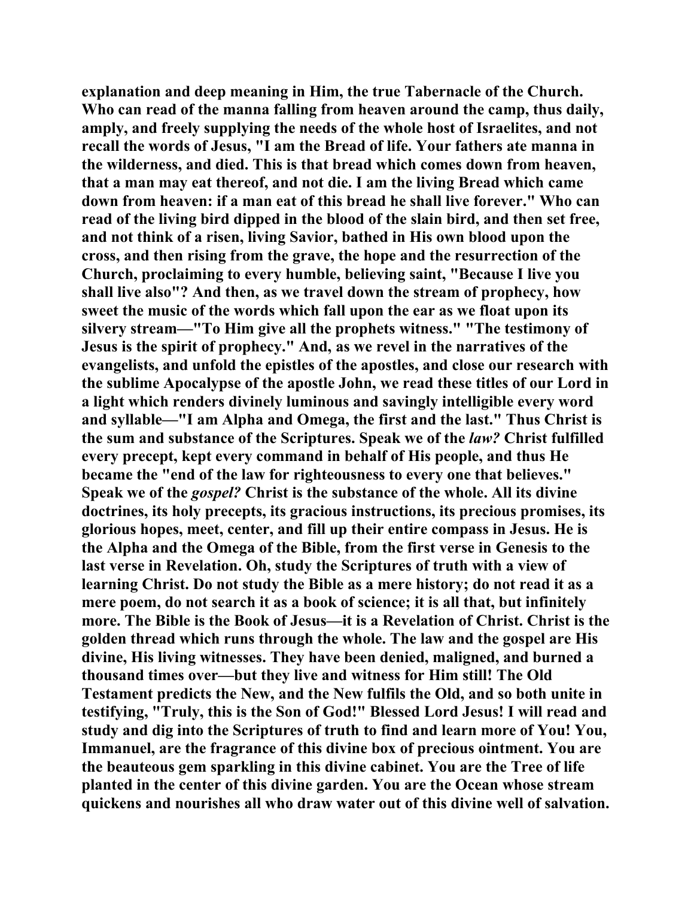explanation and deep meaning in Him, the true Tabernacle of the Church. Who can read of the manna falling from heaven around the camp, thus daily, amply, and freely supplying the needs of the whole host of Israelites, and not recall the words of Jesus, "I am the Bread of life. Your fathers ate manna in the wilderness, and died. This is that bread which comes down from heaven, that a man may eat thereof, and not die. I am the living Bread which came down from heaven: if a man eat of this bread he shall live forever." Who can read of the living bird dipped in the blood of the slain bird, and then set free, and not think of a risen, living Savior, bathed in His own blood upon the cross, and then rising from the grave, the hope and the resurrection of the Church, proclaiming to every humble, believing saint, "Because I live you shall live also"? And then, as we travel down the stream of prophecy, how sweet the music of the words which fall upon the ear as we float upon its silvery stream—"To Him give all the prophets witness." "The testimony of Jesus is the spirit of prophecy." And, as we revel in the narratives of the evangelists, and unfold the epistles of the apostles, and close our research with the sublime Apocalypse of the apostle John, we read these titles of our Lord in a light which renders divinely luminous and savingly intelligible every word and syllable—"I am Alpha and Omega, the first and the last." Thus Christ is the sum and substance of the Scriptures. Speak we of the *law?* Christ fulfilled every precept, kept every command in behalf of His people, and thus He became the "end of the law for righteousness to every one that believes." Speak we of the *gospel?* Christ is the substance of the whole. All its divine doctrines, its holy precepts, its gracious instructions, its precious promises, its glorious hopes, meet, center, and fill up their entire compass in Jesus. He is the Alpha and the Omega of the Bible, from the first verse in Genesis to the last verse in Revelation. Oh, study the Scriptures of truth with a view of learning Christ. Do not study the Bible as a mere history; do not read it as a mere poem, do not search it as a book of science; it is all that, but infinitely more. The Bible is the Book of Jesus—it is a Revelation of Christ. Christ is the golden thread which runs through the whole. The law and the gospel are His divine, His living witnesses. They have been denied, maligned, and burned a thousand times over—but they live and witness for Him still! The Old Testament predicts the New, and the New fulfils the Old, and so both unite in testifying, "Truly, this is the Son of God!" Blessed Lord Jesus! I will read and study and dig into the Scriptures of truth to find and learn more of You! You, Immanuel, are the fragrance of this divine box of precious ointment. You are the beauteous gem sparkling in this divine cabinet. You are the Tree of life planted in the center of this divine garden. You are the Ocean whose stream quickens and nourishes all who draw water out of this divine well of salvation.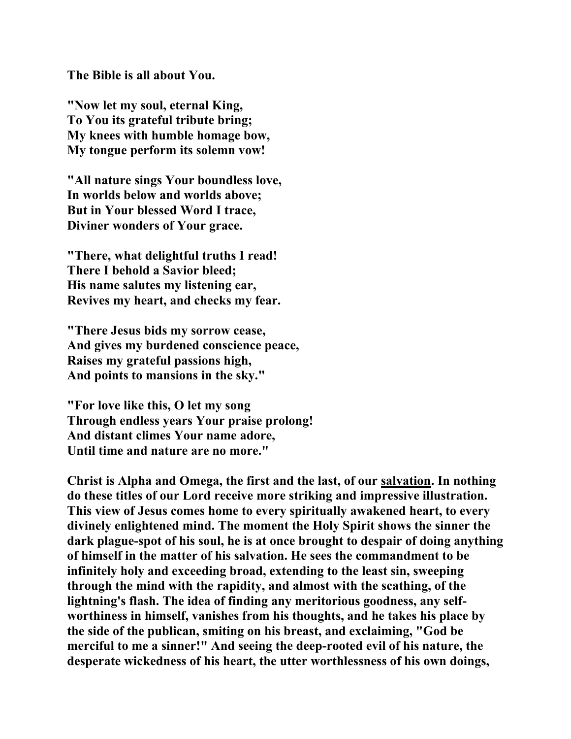**The Bible is all about You.**

**"Now let my soul, eternal King,**
**To You its grateful tribute bring;**
**My knees with humble homage bow,**
**My tongue perform its solemn vow!**

**"All nature sings Your boundless love,**
**In worlds below and worlds above;**
**But in Your blessed Word I trace,**
**Diviner wonders of Your grace.**

**"There, what delightful truths I read!**
**There I behold a Savior bleed;**
**His name salutes my listening ear,**
**Revives my heart, and checks my fear.**

**"There Jesus bids my sorrow cease,**
**And gives my burdened conscience peace,**
**Raises my grateful passions high,**
**And points to mansions in the sky."**

**"For love like this, O let my song**
**Through endless years Your praise prolong!**
**And distant climes Your name adore,**
**Until time and nature are no more."**

**Christ is Alpha and Omega, the first and the last, of our <u>salvation</u>. In nothing do these titles of our Lord receive more striking and impressive illustration. This view of Jesus comes home to every spiritually awakened heart, to every divinely enlightened mind. The moment the Holy Spirit shows the sinner the dark plague-spot of his soul, he is at once brought to despair of doing anything of himself in the matter of his salvation. He sees the commandment to be infinitely holy and exceeding broad, extending to the least sin, sweeping through the mind with the rapidity, and almost with the scathing, of the lightning's flash. The idea of finding any meritorious goodness, any self-worthiness in himself, vanishes from his thoughts, and he takes his place by the side of the publican, smiting on his breast, and exclaiming, "God be merciful to me a sinner!" And seeing the deep-rooted evil of his nature, the desperate wickedness of his heart, the utter worthlessness of his own doings,**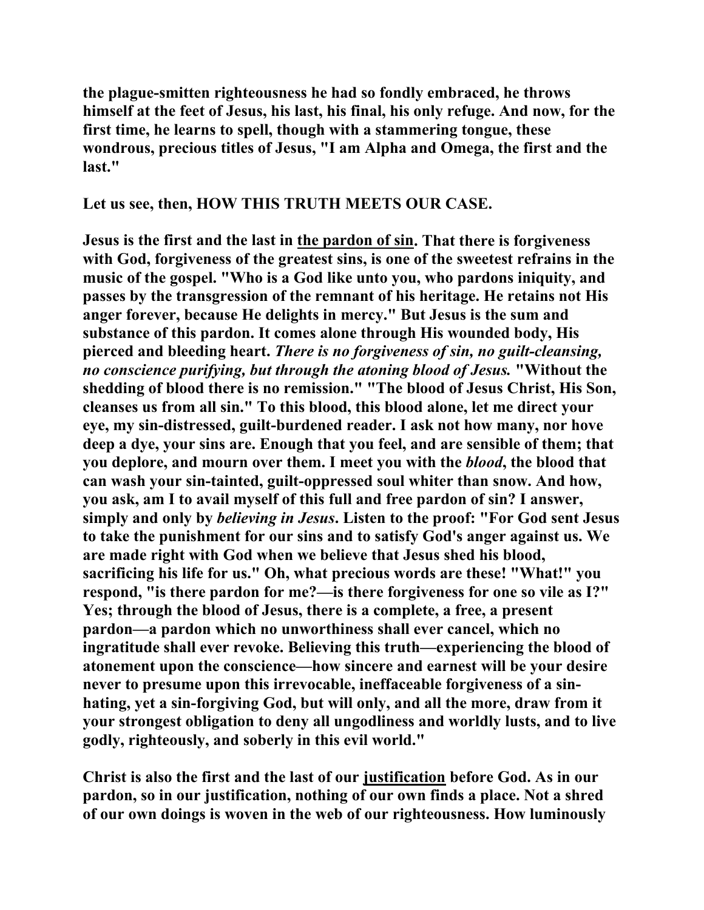**the plague-smitten righteousness he had so fondly embraced, he throws himself at the feet of Jesus, his last, his final, his only refuge. And now, for the first time, he learns to spell, though with a stammering tongue, these wondrous, precious titles of Jesus, "I am Alpha and Omega, the first and the last."**

**Let us see, then, HOW THIS TRUTH MEETS OUR CASE.**

**Jesus is the first and the last in <u>the pardon of sin</u>. That there is forgiveness with God, forgiveness of the greatest sins, is one of the sweetest refrains in the music of the gospel. "Who is a God like unto you, who pardons iniquity, and passes by the transgression of the remnant of his heritage. He retains not His anger forever, because He delights in mercy." But Jesus is the sum and substance of this pardon. It comes alone through His wounded body, His pierced and bleeding heart. *There is no forgiveness of sin, no guilt-cleansing, no conscience purifying, but through the atoning blood of Jesus.* "Without the shedding of blood there is no remission." "The blood of Jesus Christ, His Son, cleanses us from all sin." To this blood, this blood alone, let me direct your eye, my sin-distressed, guilt-burdened reader. I ask not how many, nor hove deep a dye, your sins are. Enough that you feel, and are sensible of them; that you deplore, and mourn over them. I meet you with the *blood*, the blood that can wash your sin-tainted, guilt-oppressed soul whiter than snow. And how, you ask, am I to avail myself of this full and free pardon of sin? I answer, simply and only by *believing in Jesus*. Listen to the proof: "For God sent Jesus to take the punishment for our sins and to satisfy God's anger against us. We are made right with God when we believe that Jesus shed his blood, sacrificing his life for us." Oh, what precious words are these! "What!" you respond, "is there pardon for me?—is there forgiveness for one so vile as I?" Yes; through the blood of Jesus, there is a complete, a free, a present pardon—a pardon which no unworthiness shall ever cancel, which no ingratitude shall ever revoke. Believing this truth—experiencing the blood of atonement upon the conscience—how sincere and earnest will be your desire never to presume upon this irrevocable, ineffaceable forgiveness of a sin-hating, yet a sin-forgiving God, but will only, and all the more, draw from it your strongest obligation to deny all ungodliness and worldly lusts, and to live godly, righteously, and soberly in this evil world."**

**Christ is also the first and the last of our <u>justification</u> before God. As in our pardon, so in our justification, nothing of our own finds a place. Not a shred of our own doings is woven in the web of our righteousness. How luminously**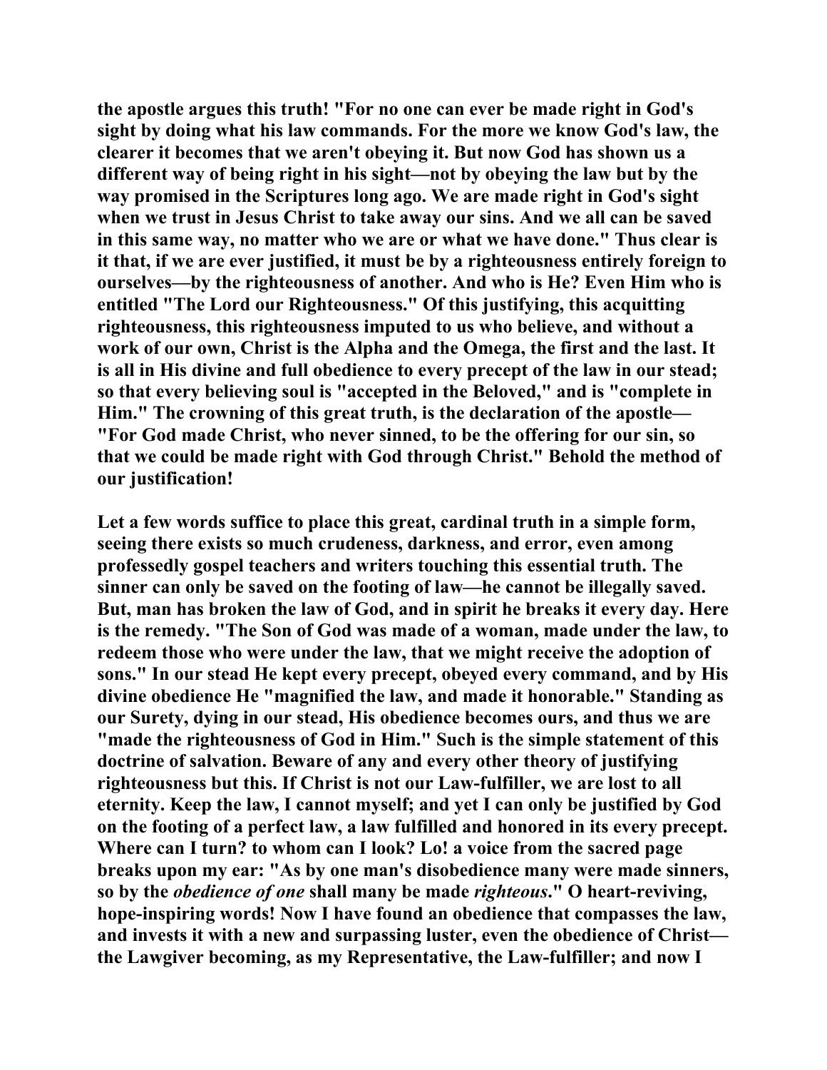**the apostle argues this truth! "For no one can ever be made right in God's sight by doing what his law commands. For the more we know God's law, the clearer it becomes that we aren't obeying it. But now God has shown us a different way of being right in his sight—not by obeying the law but by the way promised in the Scriptures long ago. We are made right in God's sight when we trust in Jesus Christ to take away our sins. And we all can be saved in this same way, no matter who we are or what we have done." Thus clear is it that, if we are ever justified, it must be by a righteousness entirely foreign to ourselves—by the righteousness of another. And who is He? Even Him who is entitled "The Lord our Righteousness." Of this justifying, this acquitting righteousness, this righteousness imputed to us who believe, and without a work of our own, Christ is the Alpha and the Omega, the first and the last. It is all in His divine and full obedience to every precept of the law in our stead; so that every believing soul is "accepted in the Beloved," and is "complete in Him." The crowning of this great truth, is the declaration of the apostle—"For God made Christ, who never sinned, to be the offering for our sin, so that we could be made right with God through Christ." Behold the method of our justification!**

**Let a few words suffice to place this great, cardinal truth in a simple form, seeing there exists so much crudeness, darkness, and error, even among professedly gospel teachers and writers touching this essential truth. The sinner can only be saved on the footing of law—he cannot be illegally saved. But, man has broken the law of God, and in spirit he breaks it every day. Here is the remedy. "The Son of God was made of a woman, made under the law, to redeem those who were under the law, that we might receive the adoption of sons." In our stead He kept every precept, obeyed every command, and by His divine obedience He "magnified the law, and made it honorable." Standing as our Surety, dying in our stead, His obedience becomes ours, and thus we are "made the righteousness of God in Him." Such is the simple statement of this doctrine of salvation. Beware of any and every other theory of justifying righteousness but this. If Christ is not our Law-fulfiller, we are lost to all eternity. Keep the law, I cannot myself; and yet I can only be justified by God on the footing of a perfect law, a law fulfilled and honored in its every precept. Where can I turn? to whom can I look? Lo! a voice from the sacred page breaks upon my ear: "As by one man's disobedience many were made sinners, so by the *obedience of one* shall many be made *righteous*." O heart-reviving, hope-inspiring words! Now I have found an obedience that compasses the law, and invests it with a new and surpassing luster, even the obedience of Christ—the Lawgiver becoming, as my Representative, the Law-fulfiller; and now I**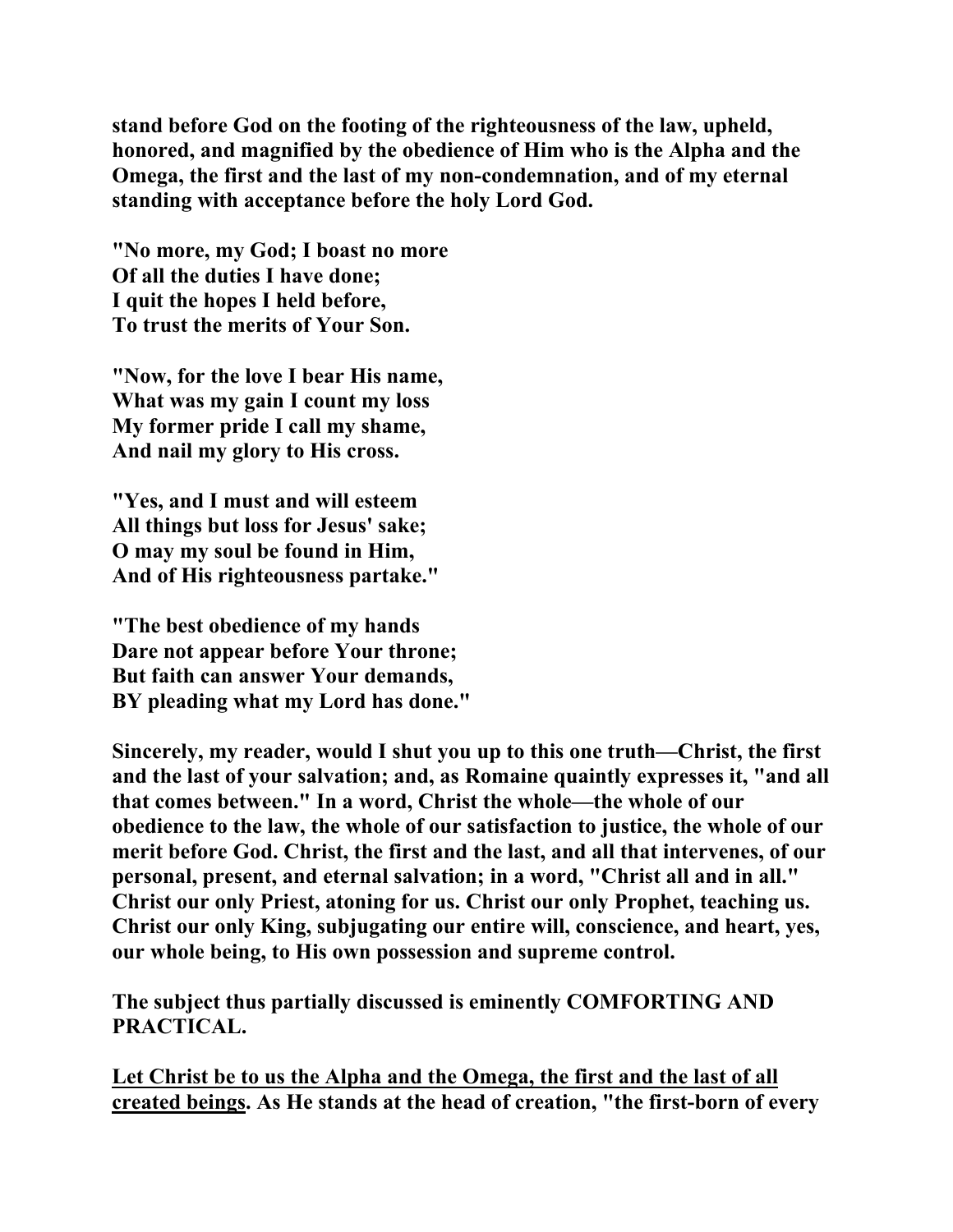**stand before God on the footing of the righteousness of the law, upheld, honored, and magnified by the obedience of Him who is the Alpha and the Omega, the first and the last of my non-condemnation, and of my eternal standing with acceptance before the holy Lord God.**

**"No more, my God; I boast no more**
**Of all the duties I have done;**
**I quit the hopes I held before,**
**To trust the merits of Your Son.**

**"Now, for the love I bear His name,**
**What was my gain I count my loss**
**My former pride I call my shame,**
**And nail my glory to His cross.**

**"Yes, and I must and will esteem**
**All things but loss for Jesus' sake;**
**O may my soul be found in Him,**
**And of His righteousness partake."**

**"The best obedience of my hands**
**Dare not appear before Your throne;**
**But faith can answer Your demands,**
**BY pleading what my Lord has done."**

**Sincerely, my reader, would I shut you up to this one truth—Christ, the first and the last of your salvation; and, as Romaine quaintly expresses it, "and all that comes between." In a word, Christ the whole—the whole of our obedience to the law, the whole of our satisfaction to justice, the whole of our merit before God. Christ, the first and the last, and all that intervenes, of our personal, present, and eternal salvation; in a word, "Christ all and in all." Christ our only Priest, atoning for us. Christ our only Prophet, teaching us. Christ our only King, subjugating our entire will, conscience, and heart, yes, our whole being, to His own possession and supreme control.**

**The subject thus partially discussed is eminently COMFORTING AND PRACTICAL.**

**<u>Let Christ be to us the Alpha and the Omega, the first and the last of all created beings</u>. As He stands at the head of creation, "the first-born of every**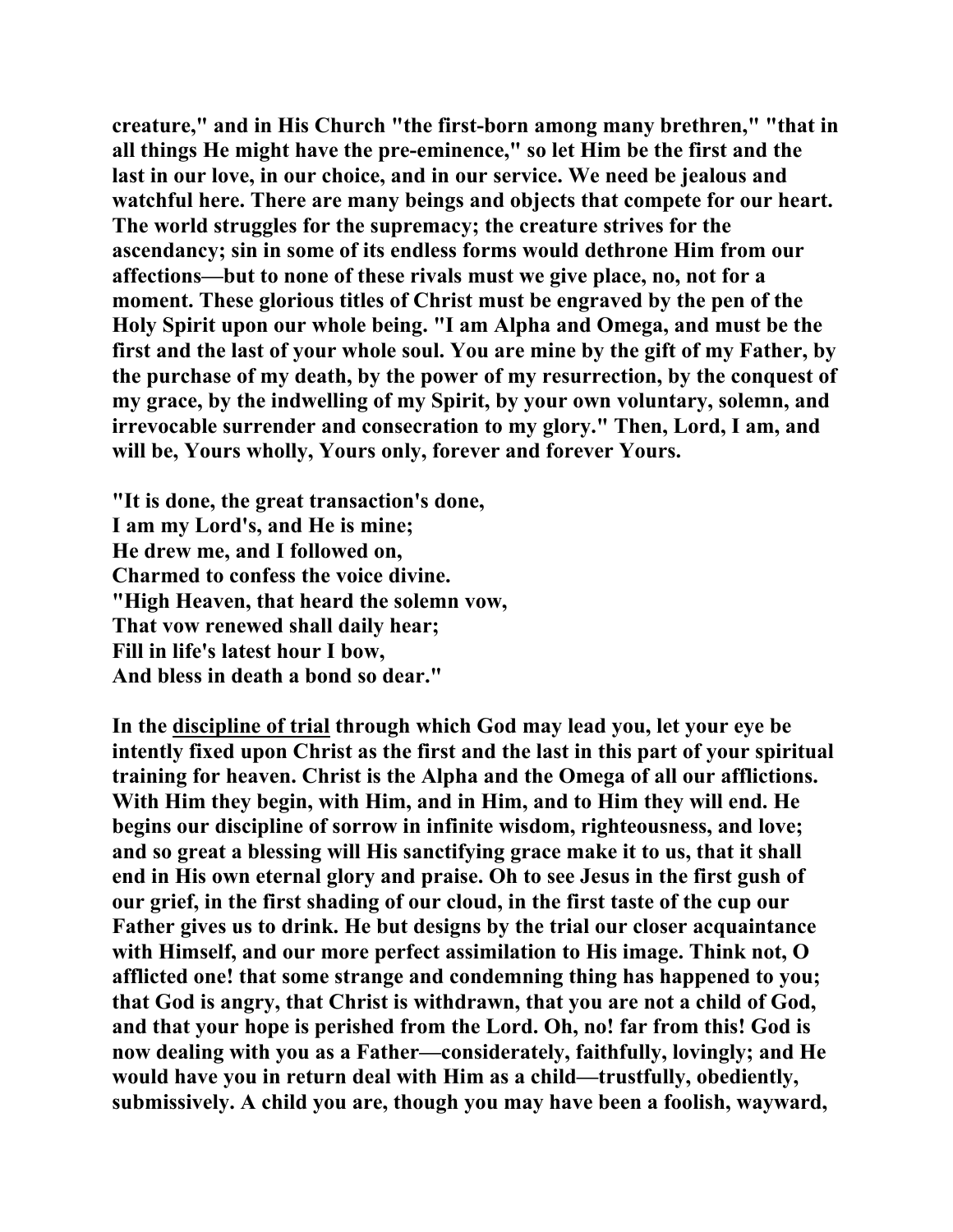**creature," and in His Church "the first-born among many brethren," "that in all things He might have the pre-eminence," so let Him be the first and the last in our love, in our choice, and in our service. We need be jealous and watchful here. There are many beings and objects that compete for our heart. The world struggles for the supremacy; the creature strives for the ascendancy; sin in some of its endless forms would dethrone Him from our affections—but to none of these rivals must we give place, no, not for a moment. These glorious titles of Christ must be engraved by the pen of the Holy Spirit upon our whole being. "I am Alpha and Omega, and must be the first and the last of your whole soul. You are mine by the gift of my Father, by the purchase of my death, by the power of my resurrection, by the conquest of my grace, by the indwelling of my Spirit, by your own voluntary, solemn, and irrevocable surrender and consecration to my glory." Then, Lord, I am, and will be, Yours wholly, Yours only, forever and forever Yours.**

**"It is done, the great transaction's done,**
**I am my Lord's, and He is mine;**
**He drew me, and I followed on,**
**Charmed to confess the voice divine.**
**"High Heaven, that heard the solemn vow,**
**That vow renewed shall daily hear;**
**Fill in life's latest hour I bow,**
**And bless in death a bond so dear."**

**In the <u>discipline of trial</u> through which God may lead you, let your eye be intently fixed upon Christ as the first and the last in this part of your spiritual training for heaven. Christ is the Alpha and the Omega of all our afflictions. With Him they begin, with Him, and in Him, and to Him they will end. He begins our discipline of sorrow in infinite wisdom, righteousness, and love; and so great a blessing will His sanctifying grace make it to us, that it shall end in His own eternal glory and praise. Oh to see Jesus in the first gush of our grief, in the first shading of our cloud, in the first taste of the cup our Father gives us to drink. He but designs by the trial our closer acquaintance with Himself, and our more perfect assimilation to His image. Think not, O afflicted one! that some strange and condemning thing has happened to you; that God is angry, that Christ is withdrawn, that you are not a child of God, and that your hope is perished from the Lord. Oh, no! far from this! God is now dealing with you as a Father—considerately, faithfully, lovingly; and He would have you in return deal with Him as a child—trustfully, obediently, submissively. A child you are, though you may have been a foolish, wayward,**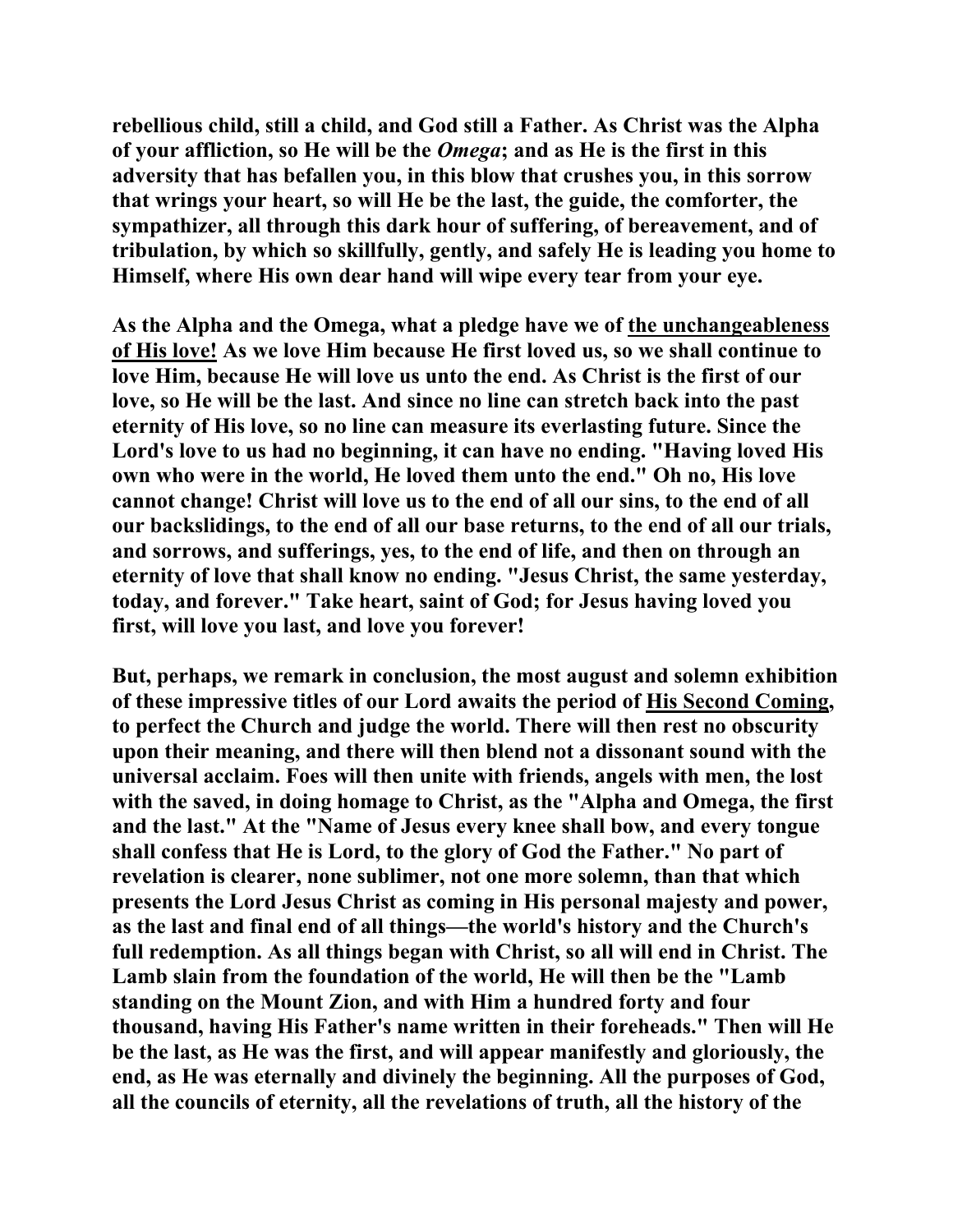**rebellious child, still a child, and God still a Father. As Christ was the Alpha of your affliction, so He will be the *Omega*; and as He is the first in this adversity that has befallen you, in this blow that crushes you, in this sorrow that wrings your heart, so will He be the last, the guide, the comforter, the sympathizer, all through this dark hour of suffering, of bereavement, and of tribulation, by which so skillfully, gently, and safely He is leading you home to Himself, where His own dear hand will wipe every tear from your eye.**

**As the Alpha and the Omega, what a pledge have we of <u>the unchangeableness of His love!</u> As we love Him because He first loved us, so we shall continue to love Him, because He will love us unto the end. As Christ is the first of our love, so He will be the last. And since no line can stretch back into the past eternity of His love, so no line can measure its everlasting future. Since the Lord's love to us had no beginning, it can have no ending. "Having loved His own who were in the world, He loved them unto the end." Oh no, His love cannot change! Christ will love us to the end of all our sins, to the end of all our backslidings, to the end of all our base returns, to the end of all our trials, and sorrows, and sufferings, yes, to the end of life, and then on through an eternity of love that shall know no ending. "Jesus Christ, the same yesterday, today, and forever." Take heart, saint of God; for Jesus having loved you first, will love you last, and love you forever!**

**But, perhaps, we remark in conclusion, the most august and solemn exhibition of these impressive titles of our Lord awaits the period of <u>His Second Coming</u>, to perfect the Church and judge the world. There will then rest no obscurity upon their meaning, and there will then blend not a dissonant sound with the universal acclaim. Foes will then unite with friends, angels with men, the lost with the saved, in doing homage to Christ, as the "Alpha and Omega, the first and the last." At the "Name of Jesus every knee shall bow, and every tongue shall confess that He is Lord, to the glory of God the Father." No part of revelation is clearer, none sublimer, not one more solemn, than that which presents the Lord Jesus Christ as coming in His personal majesty and power, as the last and final end of all things—the world's history and the Church's full redemption. As all things began with Christ, so all will end in Christ. The Lamb slain from the foundation of the world, He will then be the "Lamb standing on the Mount Zion, and with Him a hundred forty and four thousand, having His Father's name written in their foreheads." Then will He be the last, as He was the first, and will appear manifestly and gloriously, the end, as He was eternally and divinely the beginning. All the purposes of God, all the councils of eternity, all the revelations of truth, all the history of the**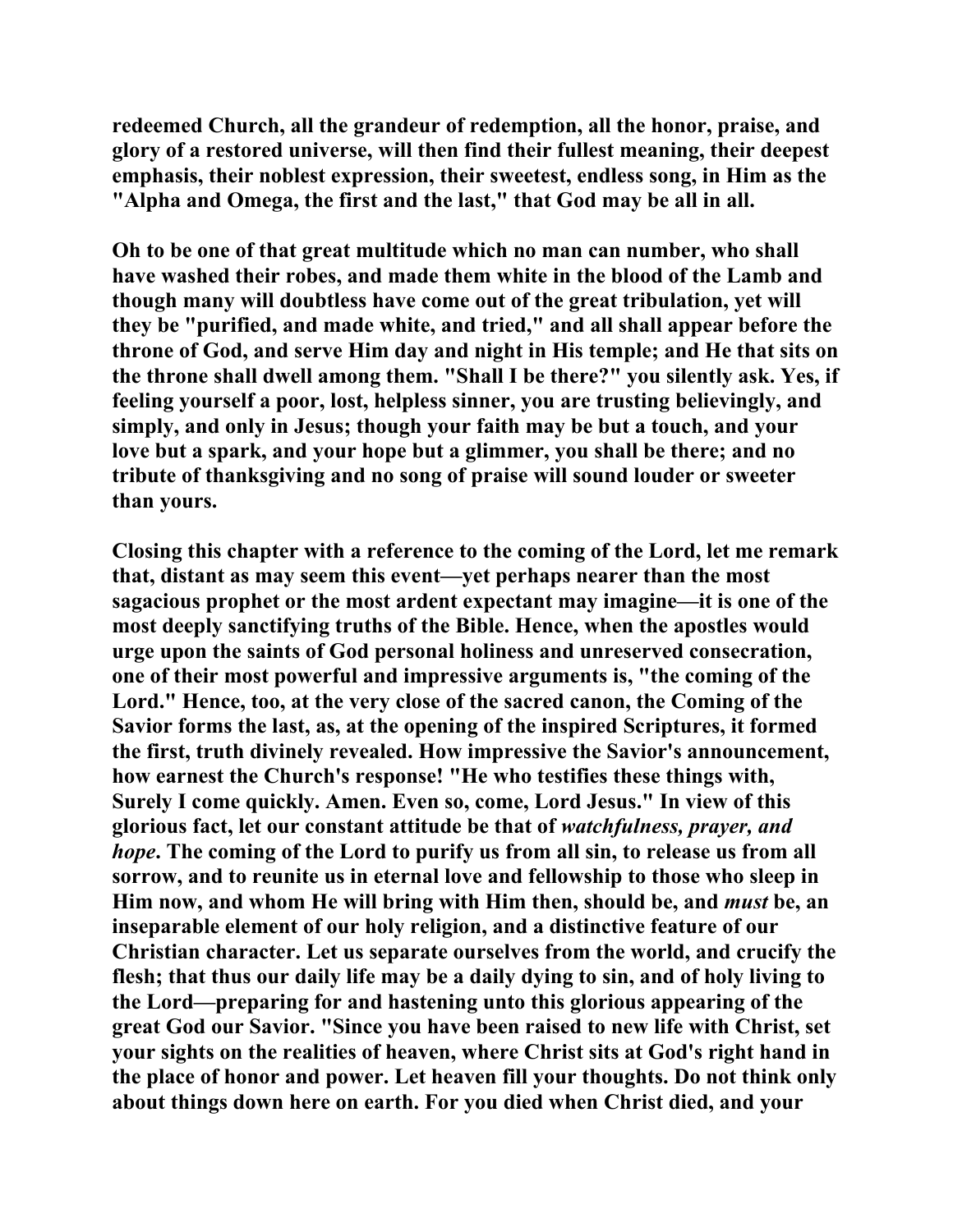**redeemed Church, all the grandeur of redemption, all the honor, praise, and glory of a restored universe, will then find their fullest meaning, their deepest emphasis, their noblest expression, their sweetest, endless song, in Him as the "Alpha and Omega, the first and the last," that God may be all in all.**

**Oh to be one of that great multitude which no man can number, who shall have washed their robes, and made them white in the blood of the Lamb and though many will doubtless have come out of the great tribulation, yet will they be "purified, and made white, and tried," and all shall appear before the throne of God, and serve Him day and night in His temple; and He that sits on the throne shall dwell among them. "Shall I be there?" you silently ask. Yes, if feeling yourself a poor, lost, helpless sinner, you are trusting believingly, and simply, and only in Jesus; though your faith may be but a touch, and your love but a spark, and your hope but a glimmer, you shall be there; and no tribute of thanksgiving and no song of praise will sound louder or sweeter than yours.**

**Closing this chapter with a reference to the coming of the Lord, let me remark that, distant as may seem this event—yet perhaps nearer than the most sagacious prophet or the most ardent expectant may imagine—it is one of the most deeply sanctifying truths of the Bible. Hence, when the apostles would urge upon the saints of God personal holiness and unreserved consecration, one of their most powerful and impressive arguments is, "the coming of the Lord." Hence, too, at the very close of the sacred canon, the Coming of the Savior forms the last, as, at the opening of the inspired Scriptures, it formed the first, truth divinely revealed. How impressive the Savior's announcement, how earnest the Church's response! "He who testifies these things with, Surely I come quickly. Amen. Even so, come, Lord Jesus." In view of this glorious fact, let our constant attitude be that of *watchfulness, prayer, and hope*. The coming of the Lord to purify us from all sin, to release us from all sorrow, and to reunite us in eternal love and fellowship to those who sleep in Him now, and whom He will bring with Him then, should be, and *must* be, an inseparable element of our holy religion, and a distinctive feature of our Christian character. Let us separate ourselves from the world, and crucify the flesh; that thus our daily life may be a daily dying to sin, and of holy living to the Lord—preparing for and hastening unto this glorious appearing of the great God our Savior. "Since you have been raised to new life with Christ, set your sights on the realities of heaven, where Christ sits at God's right hand in the place of honor and power. Let heaven fill your thoughts. Do not think only about things down here on earth. For you died when Christ died, and your**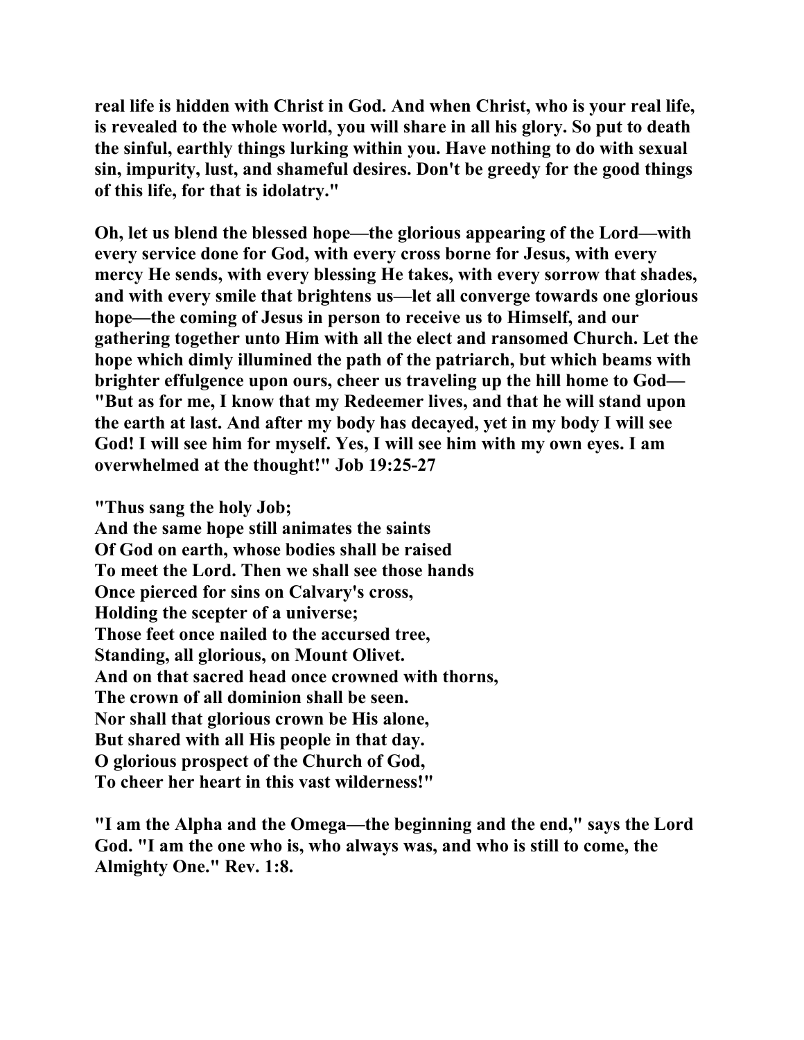**real life is hidden with Christ in God. And when Christ, who is your real life, is revealed to the whole world, you will share in all his glory. So put to death the sinful, earthly things lurking within you. Have nothing to do with sexual sin, impurity, lust, and shameful desires. Don't be greedy for the good things of this life, for that is idolatry."**

**Oh, let us blend the blessed hope—the glorious appearing of the Lord—with every service done for God, with every cross borne for Jesus, with every mercy He sends, with every blessing He takes, with every sorrow that shades, and with every smile that brightens us—let all converge towards one glorious hope—the coming of Jesus in person to receive us to Himself, and our gathering together unto Him with all the elect and ransomed Church. Let the hope which dimly illumined the path of the patriarch, but which beams with brighter effulgence upon ours, cheer us traveling up the hill home to God— "But as for me, I know that my Redeemer lives, and that he will stand upon the earth at last. And after my body has decayed, yet in my body I will see God! I will see him for myself. Yes, I will see him with my own eyes. I am overwhelmed at the thought!" Job 19:25-27**

**"Thus sang the holy Job;**  
**And the same hope still animates the saints**  
**Of God on earth, whose bodies shall be raised**  
**To meet the Lord. Then we shall see those hands**  
**Once pierced for sins on Calvary's cross,**  
**Holding the scepter of a universe;**  
**Those feet once nailed to the accursed tree,**  
**Standing, all glorious, on Mount Olivet.**  
**And on that sacred head once crowned with thorns,**  
**The crown of all dominion shall be seen.**  
**Nor shall that glorious crown be His alone,**  
**But shared with all His people in that day.**  
**O glorious prospect of the Church of God,**  
**To cheer her heart in this vast wilderness!"**

**"I am the Alpha and the Omega—the beginning and the end," says the Lord God. "I am the one who is, who always was, and who is still to come, the Almighty One." Rev. 1:8.**